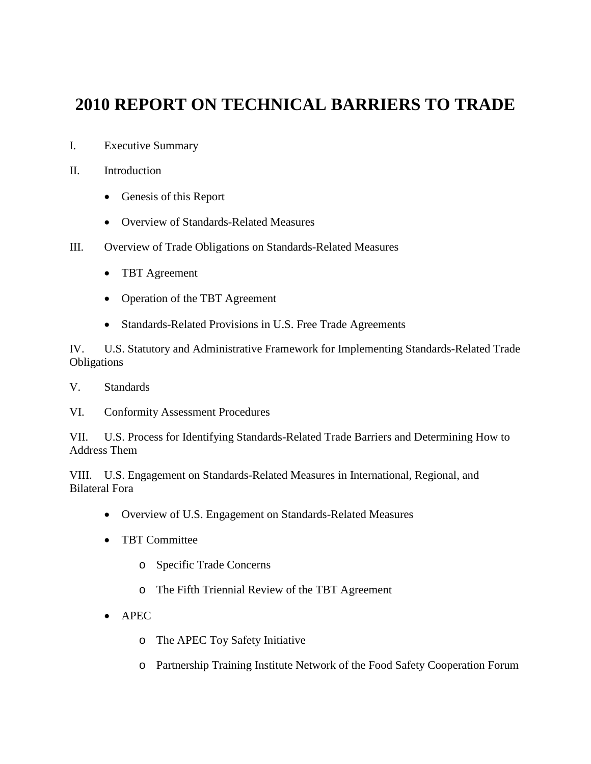# 2010 REPORT ON TECHNICAL BARRIERS TO TRADE

I. Executive Summary

II. Introduction

- Genesis of this Report
- Overview of Standards-Related Measures

III. Overview of Trade Obligations on Standards-Related Measures

- TBT Agreement
- Operation of the TBT Agreement
- Standards-Related Provisions in U.S. Free Trade Agreements

IV. U.S. Statutory and Administrative Framework for Implementing Standards-Related Trade Obligations

V. Standards

VI. Conformity Assessment Procedures

VII. U.S. Process for Identifying Standards-Related Trade Barriers and Determining How to Address Them

VIII. U.S. Engagement on Standards-Related Measures in International, Regional, and Bilateral Fora

- Overview of U.S. Engagement on Standards-Related Measures
- TBT Committee
    - Specific Trade Concerns
    - The Fifth Triennial Review of the TBT Agreement
- APEC
    - The APEC Toy Safety Initiative
    - Partnership Training Institute Network of the Food Safety Cooperation Forum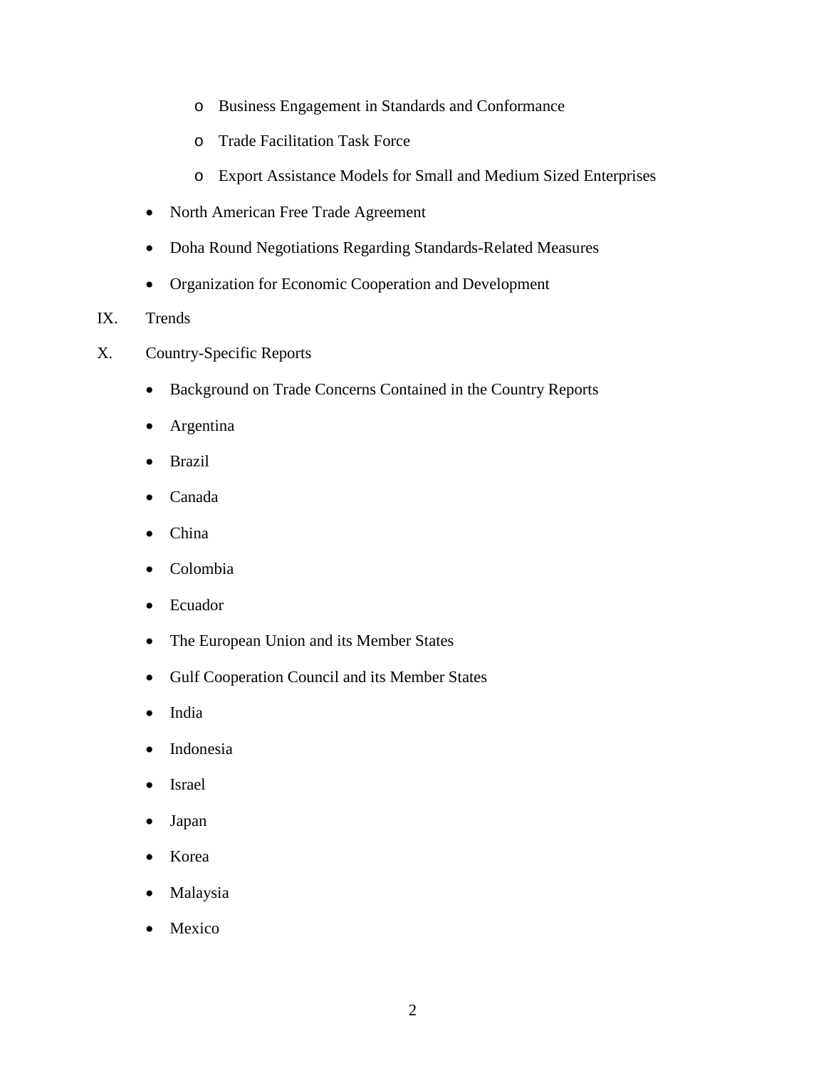- Business Engagement in Standards and Conformance
    - Trade Facilitation Task Force
    - Export Assistance Models for Small and Medium Sized Enterprises
- North American Free Trade Agreement
- Doha Round Negotiations Regarding Standards-Related Measures
- Organization for Economic Cooperation and Development

IX. Trends

X. Country-Specific Reports

- Background on Trade Concerns Contained in the Country Reports
- Argentina
- Brazil
- Canada
- China
- Colombia
- Ecuador
- The European Union and its Member States
- Gulf Cooperation Council and its Member States
- India
- Indonesia
- Israel
- Japan
- Korea
- Malaysia
- Mexico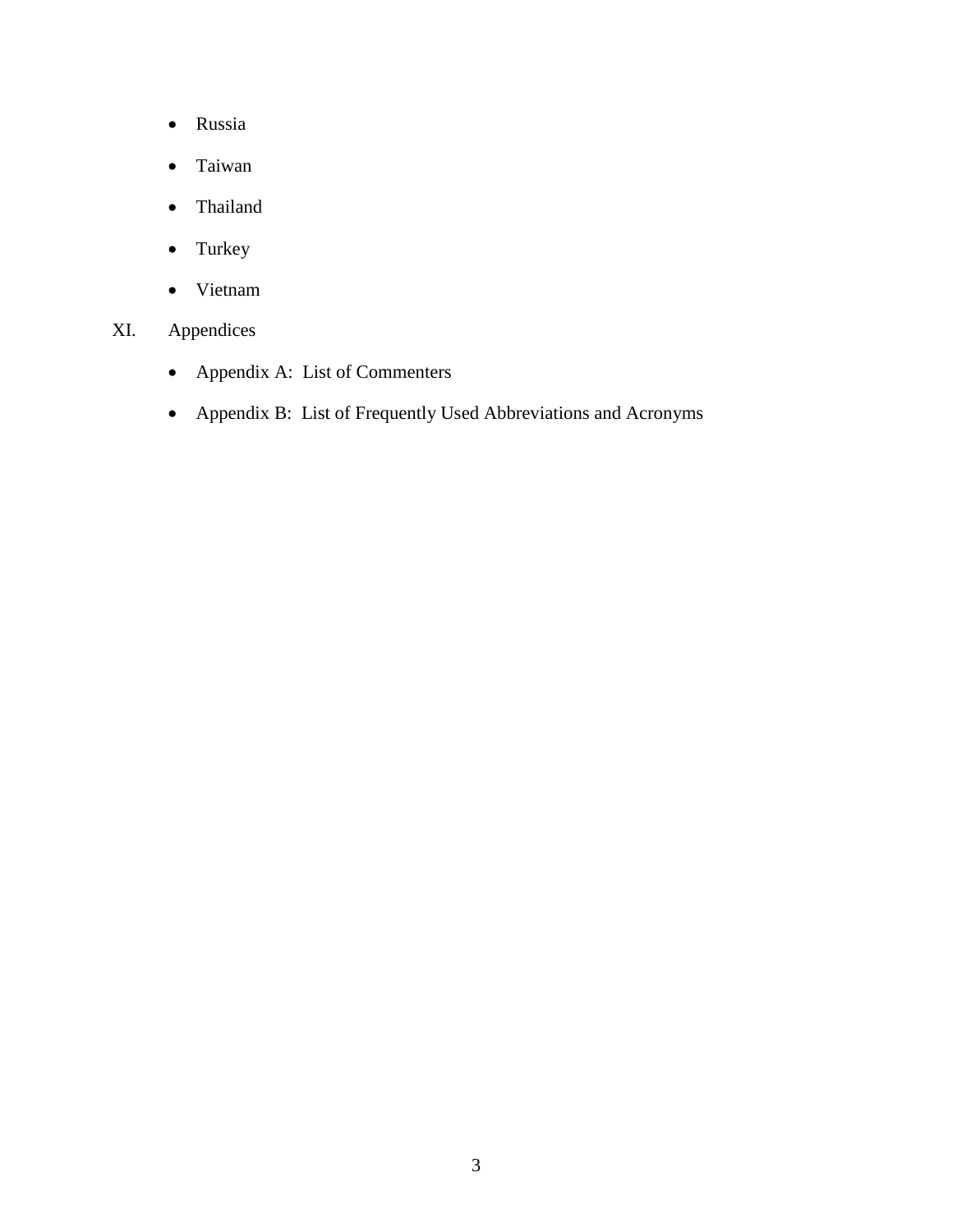- Russia
- Taiwan
- Thailand
- Turkey
- Vietnam

XI. Appendices

- Appendix A: List of Commenters
- Appendix B: List of Frequently Used Abbreviations and Acronyms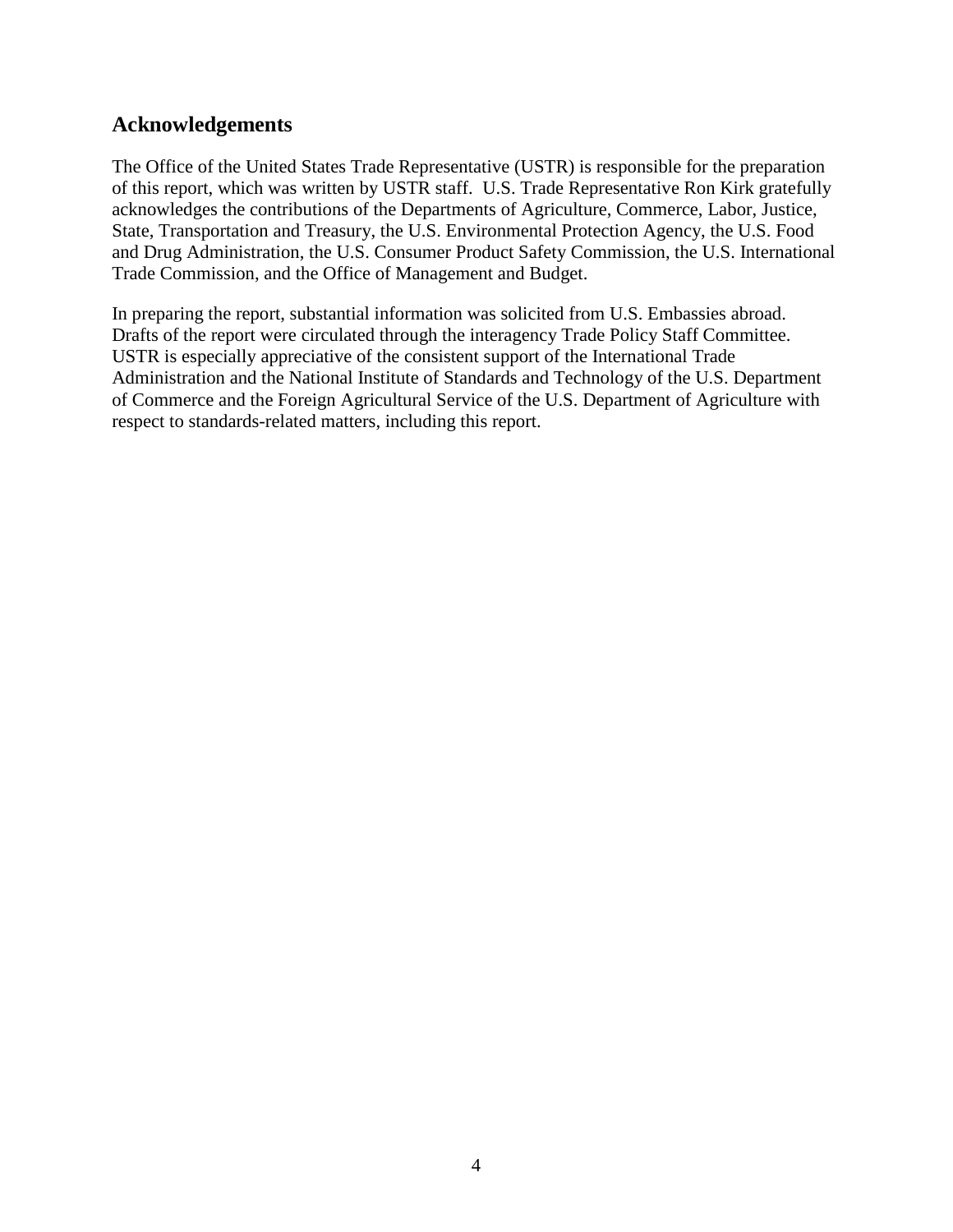## Acknowledgements

The Office of the United States Trade Representative (USTR) is responsible for the preparation of this report, which was written by USTR staff. U.S. Trade Representative Ron Kirk gratefully acknowledges the contributions of the Departments of Agriculture, Commerce, Labor, Justice, State, Transportation and Treasury, the U.S. Environmental Protection Agency, the U.S. Food and Drug Administration, the U.S. Consumer Product Safety Commission, the U.S. International Trade Commission, and the Office of Management and Budget.

In preparing the report, substantial information was solicited from U.S. Embassies abroad. Drafts of the report were circulated through the interagency Trade Policy Staff Committee. USTR is especially appreciative of the consistent support of the International Trade Administration and the National Institute of Standards and Technology of the U.S. Department of Commerce and the Foreign Agricultural Service of the U.S. Department of Agriculture with respect to standards-related matters, including this report.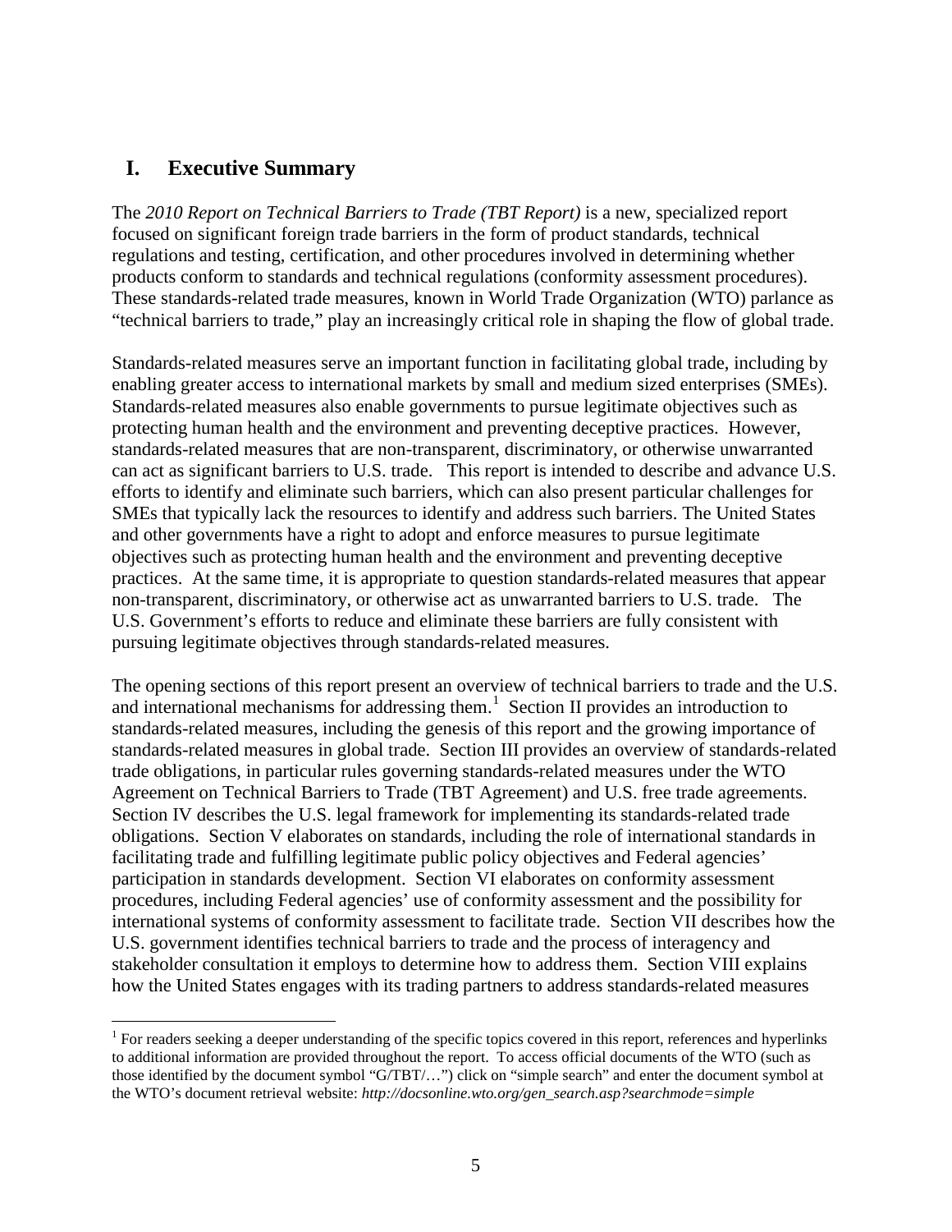# I. Executive Summary

The *2010 Report on Technical Barriers to Trade (TBT Report)* is a new, specialized report focused on significant foreign trade barriers in the form of product standards, technical regulations and testing, certification, and other procedures involved in determining whether products conform to standards and technical regulations (conformity assessment procedures). These standards-related trade measures, known in World Trade Organization (WTO) parlance as "technical barriers to trade," play an increasingly critical role in shaping the flow of global trade.

Standards-related measures serve an important function in facilitating global trade, including by enabling greater access to international markets by small and medium sized enterprises (SMEs). Standards-related measures also enable governments to pursue legitimate objectives such as protecting human health and the environment and preventing deceptive practices. However, standards-related measures that are non-transparent, discriminatory, or otherwise unwarranted can act as significant barriers to U.S. trade. This report is intended to describe and advance U.S. efforts to identify and eliminate such barriers, which can also present particular challenges for SMEs that typically lack the resources to identify and address such barriers. The United States and other governments have a right to adopt and enforce measures to pursue legitimate objectives such as protecting human health and the environment and preventing deceptive practices. At the same time, it is appropriate to question standards-related measures that appear non-transparent, discriminatory, or otherwise act as unwarranted barriers to U.S. trade. The U.S. Government's efforts to reduce and eliminate these barriers are fully consistent with pursuing legitimate objectives through standards-related measures.

The opening sections of this report present an overview of technical barriers to trade and the U.S. and international mechanisms for addressing them.[1] Section II provides an introduction to standards-related measures, including the genesis of this report and the growing importance of standards-related measures in global trade. Section III provides an overview of standards-related trade obligations, in particular rules governing standards-related measures under the WTO Agreement on Technical Barriers to Trade (TBT Agreement) and U.S. free trade agreements. Section IV describes the U.S. legal framework for implementing its standards-related trade obligations. Section V elaborates on standards, including the role of international standards in facilitating trade and fulfilling legitimate public policy objectives and Federal agencies' participation in standards development. Section VI elaborates on conformity assessment procedures, including Federal agencies' use of conformity assessment and the possibility for international systems of conformity assessment to facilitate trade. Section VII describes how the U.S. government identifies technical barriers to trade and the process of interagency and stakeholder consultation it employs to determine how to address them. Section VIII explains how the United States engages with its trading partners to address standards-related measures

[1] For readers seeking a deeper understanding of the specific topics covered in this report, references and hyperlinks to additional information are provided throughout the report. To access official documents of the WTO (such as those identified by the document symbol "G/TBT/…") click on "simple search" and enter the document symbol at the WTO's document retrieval website: *http://docsonline.wto.org/gen_search.asp?searchmode=simple*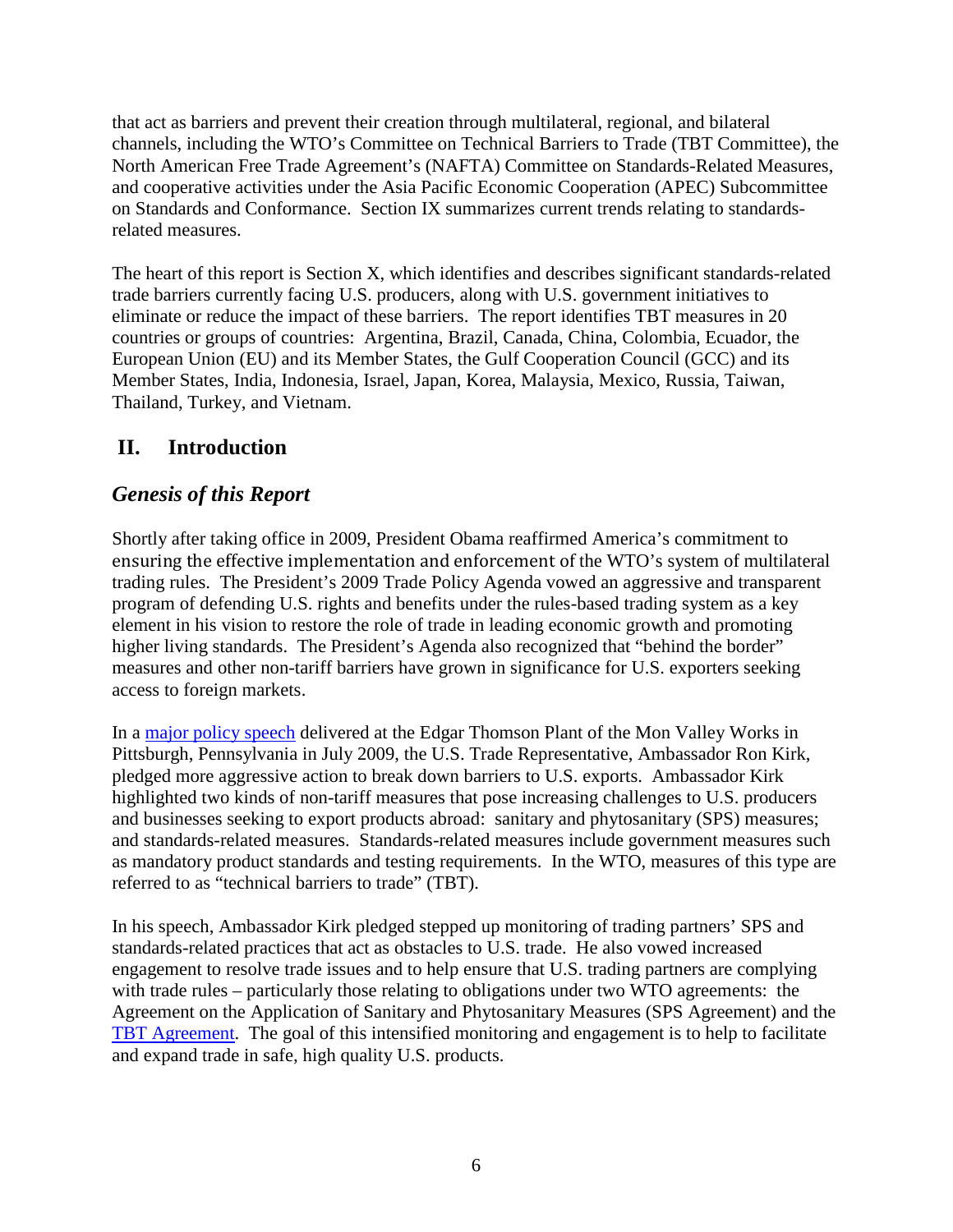that act as barriers and prevent their creation through multilateral, regional, and bilateral channels, including the WTO's Committee on Technical Barriers to Trade (TBT Committee), the North American Free Trade Agreement's (NAFTA) Committee on Standards-Related Measures, and cooperative activities under the Asia Pacific Economic Cooperation (APEC) Subcommittee on Standards and Conformance. Section IX summarizes current trends relating to standards-related measures.

The heart of this report is Section X, which identifies and describes significant standards-related trade barriers currently facing U.S. producers, along with U.S. government initiatives to eliminate or reduce the impact of these barriers. The report identifies TBT measures in 20 countries or groups of countries: Argentina, Brazil, Canada, China, Colombia, Ecuador, the European Union (EU) and its Member States, the Gulf Cooperation Council (GCC) and its Member States, India, Indonesia, Israel, Japan, Korea, Malaysia, Mexico, Russia, Taiwan, Thailand, Turkey, and Vietnam.

## II. Introduction

### *Genesis of this Report*

Shortly after taking office in 2009, President Obama reaffirmed America's commitment to ensuring the effective implementation and enforcement of the WTO's system of multilateral trading rules. The President's 2009 Trade Policy Agenda vowed an aggressive and transparent program of defending U.S. rights and benefits under the rules-based trading system as a key element in his vision to restore the role of trade in leading economic growth and promoting higher living standards. The President's Agenda also recognized that "behind the border" measures and other non-tariff barriers have grown in significance for U.S. exporters seeking access to foreign markets.

In a major policy speech delivered at the Edgar Thomson Plant of the Mon Valley Works in Pittsburgh, Pennsylvania in July 2009, the U.S. Trade Representative, Ambassador Ron Kirk, pledged more aggressive action to break down barriers to U.S. exports. Ambassador Kirk highlighted two kinds of non-tariff measures that pose increasing challenges to U.S. producers and businesses seeking to export products abroad: sanitary and phytosanitary (SPS) measures; and standards-related measures. Standards-related measures include government measures such as mandatory product standards and testing requirements. In the WTO, measures of this type are referred to as "technical barriers to trade" (TBT).

In his speech, Ambassador Kirk pledged stepped up monitoring of trading partners' SPS and standards-related practices that act as obstacles to U.S. trade. He also vowed increased engagement to resolve trade issues and to help ensure that U.S. trading partners are complying with trade rules – particularly those relating to obligations under two WTO agreements: the Agreement on the Application of Sanitary and Phytosanitary Measures (SPS Agreement) and the TBT Agreement. The goal of this intensified monitoring and engagement is to help to facilitate and expand trade in safe, high quality U.S. products.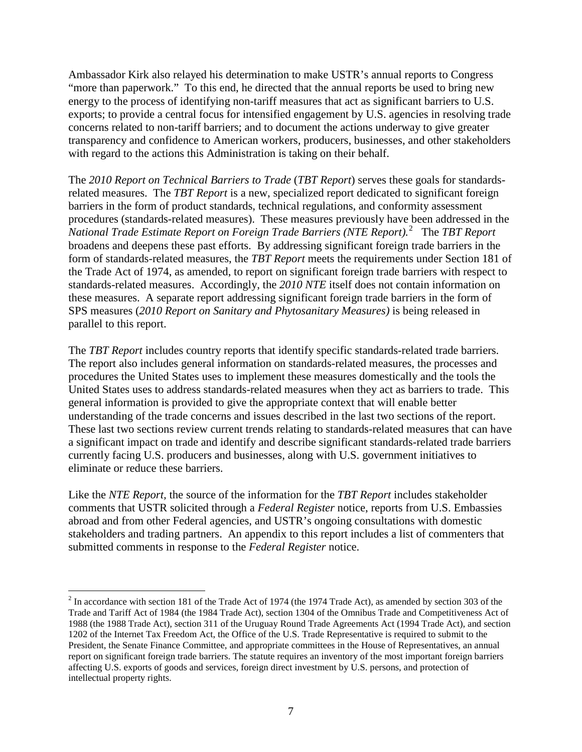Ambassador Kirk also relayed his determination to make USTR's annual reports to Congress "more than paperwork." To this end, he directed that the annual reports be used to bring new energy to the process of identifying non-tariff measures that act as significant barriers to U.S. exports; to provide a central focus for intensified engagement by U.S. agencies in resolving trade concerns related to non-tariff barriers; and to document the actions underway to give greater transparency and confidence to American workers, producers, businesses, and other stakeholders with regard to the actions this Administration is taking on their behalf.

The *2010 Report on Technical Barriers to Trade* (*TBT Report*) serves these goals for standards-related measures. The *TBT Report* is a new, specialized report dedicated to significant foreign barriers in the form of product standards, technical regulations, and conformity assessment procedures (standards-related measures). These measures previously have been addressed in the *National Trade Estimate Report on Foreign Trade Barriers (NTE Report).*[2] The *TBT Report* broadens and deepens these past efforts. By addressing significant foreign trade barriers in the form of standards-related measures, the *TBT Report* meets the requirements under Section 181 of the Trade Act of 1974, as amended, to report on significant foreign trade barriers with respect to standards-related measures. Accordingly, the *2010 NTE* itself does not contain information on these measures. A separate report addressing significant foreign trade barriers in the form of SPS measures (*2010 Report on Sanitary and Phytosanitary Measures)* is being released in parallel to this report.

The *TBT Report* includes country reports that identify specific standards-related trade barriers. The report also includes general information on standards-related measures, the processes and procedures the United States uses to implement these measures domestically and the tools the United States uses to address standards-related measures when they act as barriers to trade. This general information is provided to give the appropriate context that will enable better understanding of the trade concerns and issues described in the last two sections of the report. These last two sections review current trends relating to standards-related measures that can have a significant impact on trade and identify and describe significant standards-related trade barriers currently facing U.S. producers and businesses, along with U.S. government initiatives to eliminate or reduce these barriers.

Like the *NTE Report*, the source of the information for the *TBT Report* includes stakeholder comments that USTR solicited through a *Federal Register* notice, reports from U.S. Embassies abroad and from other Federal agencies, and USTR's ongoing consultations with domestic stakeholders and trading partners. An appendix to this report includes a list of commenters that submitted comments in response to the *Federal Register* notice.

---

[2] In accordance with section 181 of the Trade Act of 1974 (the 1974 Trade Act), as amended by section 303 of the Trade and Tariff Act of 1984 (the 1984 Trade Act), section 1304 of the Omnibus Trade and Competitiveness Act of 1988 (the 1988 Trade Act), section 311 of the Uruguay Round Trade Agreements Act (1994 Trade Act), and section 1202 of the Internet Tax Freedom Act, the Office of the U.S. Trade Representative is required to submit to the President, the Senate Finance Committee, and appropriate committees in the House of Representatives, an annual report on significant foreign trade barriers. The statute requires an inventory of the most important foreign barriers affecting U.S. exports of goods and services, foreign direct investment by U.S. persons, and protection of intellectual property rights.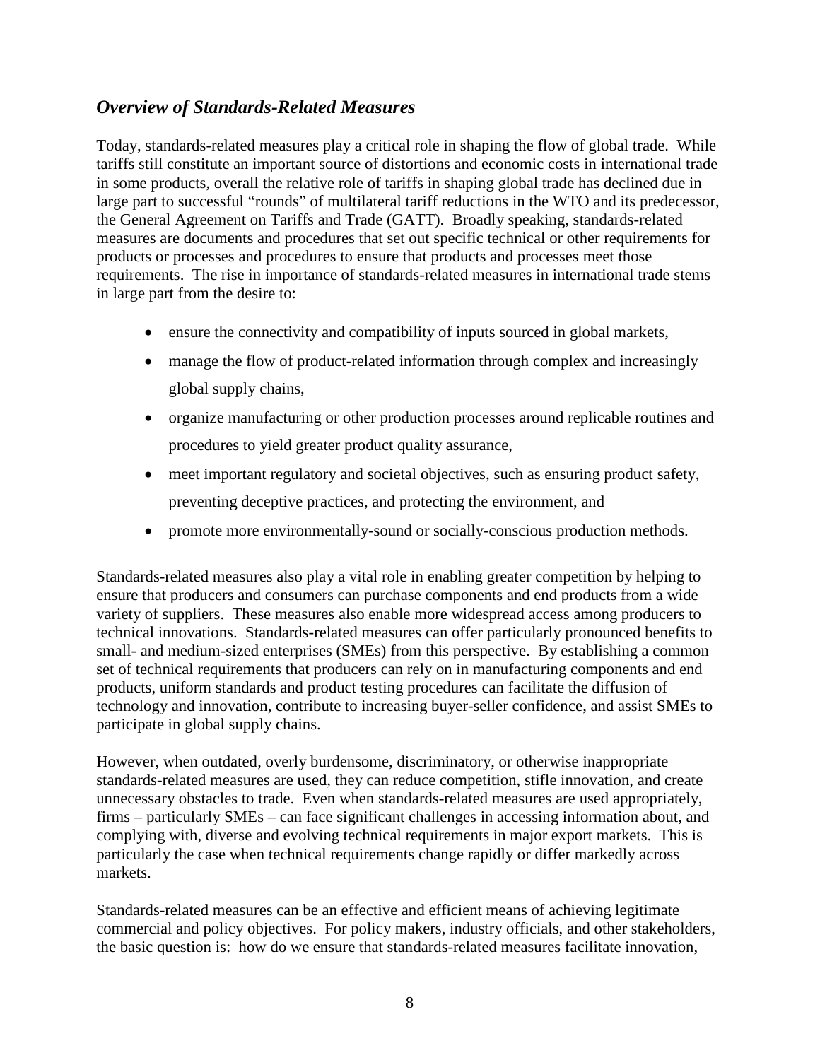## *Overview of Standards-Related Measures*

Today, standards-related measures play a critical role in shaping the flow of global trade. While tariffs still constitute an important source of distortions and economic costs in international trade in some products, overall the relative role of tariffs in shaping global trade has declined due in large part to successful "rounds" of multilateral tariff reductions in the WTO and its predecessor, the General Agreement on Tariffs and Trade (GATT). Broadly speaking, standards-related measures are documents and procedures that set out specific technical or other requirements for products or processes and procedures to ensure that products and processes meet those requirements. The rise in importance of standards-related measures in international trade stems in large part from the desire to:

- ensure the connectivity and compatibility of inputs sourced in global markets,
- manage the flow of product-related information through complex and increasingly global supply chains,
- organize manufacturing or other production processes around replicable routines and procedures to yield greater product quality assurance,
- meet important regulatory and societal objectives, such as ensuring product safety, preventing deceptive practices, and protecting the environment, and
- promote more environmentally-sound or socially-conscious production methods.

Standards-related measures also play a vital role in enabling greater competition by helping to ensure that producers and consumers can purchase components and end products from a wide variety of suppliers. These measures also enable more widespread access among producers to technical innovations. Standards-related measures can offer particularly pronounced benefits to small- and medium-sized enterprises (SMEs) from this perspective. By establishing a common set of technical requirements that producers can rely on in manufacturing components and end products, uniform standards and product testing procedures can facilitate the diffusion of technology and innovation, contribute to increasing buyer-seller confidence, and assist SMEs to participate in global supply chains.

However, when outdated, overly burdensome, discriminatory, or otherwise inappropriate standards-related measures are used, they can reduce competition, stifle innovation, and create unnecessary obstacles to trade. Even when standards-related measures are used appropriately, firms – particularly SMEs – can face significant challenges in accessing information about, and complying with, diverse and evolving technical requirements in major export markets. This is particularly the case when technical requirements change rapidly or differ markedly across markets.

Standards-related measures can be an effective and efficient means of achieving legitimate commercial and policy objectives. For policy makers, industry officials, and other stakeholders, the basic question is: how do we ensure that standards-related measures facilitate innovation,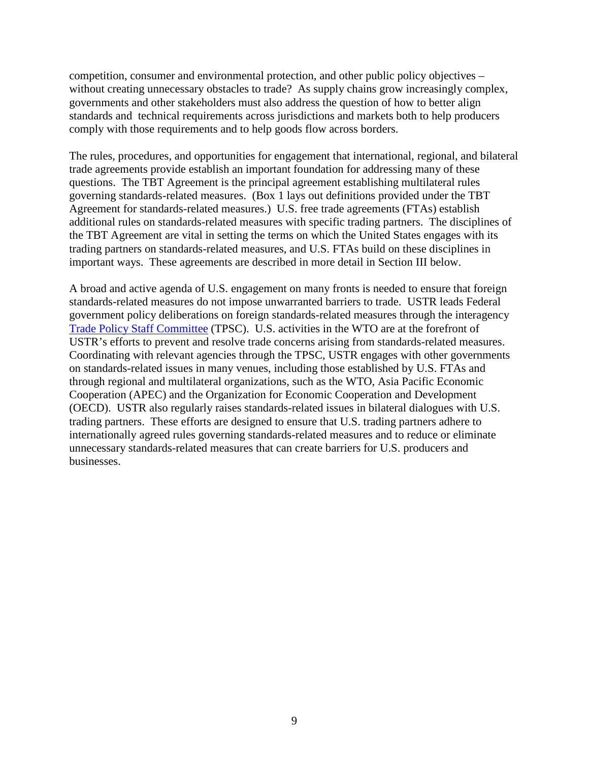competition, consumer and environmental protection, and other public policy objectives – without creating unnecessary obstacles to trade? As supply chains grow increasingly complex, governments and other stakeholders must also address the question of how to better align standards and technical requirements across jurisdictions and markets both to help producers comply with those requirements and to help goods flow across borders.

The rules, procedures, and opportunities for engagement that international, regional, and bilateral trade agreements provide establish an important foundation for addressing many of these questions. The TBT Agreement is the principal agreement establishing multilateral rules governing standards-related measures. (Box 1 lays out definitions provided under the TBT Agreement for standards-related measures.) U.S. free trade agreements (FTAs) establish additional rules on standards-related measures with specific trading partners. The disciplines of the TBT Agreement are vital in setting the terms on which the United States engages with its trading partners on standards-related measures, and U.S. FTAs build on these disciplines in important ways. These agreements are described in more detail in Section III below.

A broad and active agenda of U.S. engagement on many fronts is needed to ensure that foreign standards-related measures do not impose unwarranted barriers to trade. USTR leads Federal government policy deliberations on foreign standards-related measures through the interagency Trade Policy Staff Committee (TPSC). U.S. activities in the WTO are at the forefront of USTR's efforts to prevent and resolve trade concerns arising from standards-related measures. Coordinating with relevant agencies through the TPSC, USTR engages with other governments on standards-related issues in many venues, including those established by U.S. FTAs and through regional and multilateral organizations, such as the WTO, Asia Pacific Economic Cooperation (APEC) and the Organization for Economic Cooperation and Development (OECD). USTR also regularly raises standards-related issues in bilateral dialogues with U.S. trading partners. These efforts are designed to ensure that U.S. trading partners adhere to internationally agreed rules governing standards-related measures and to reduce or eliminate unnecessary standards-related measures that can create barriers for U.S. producers and businesses.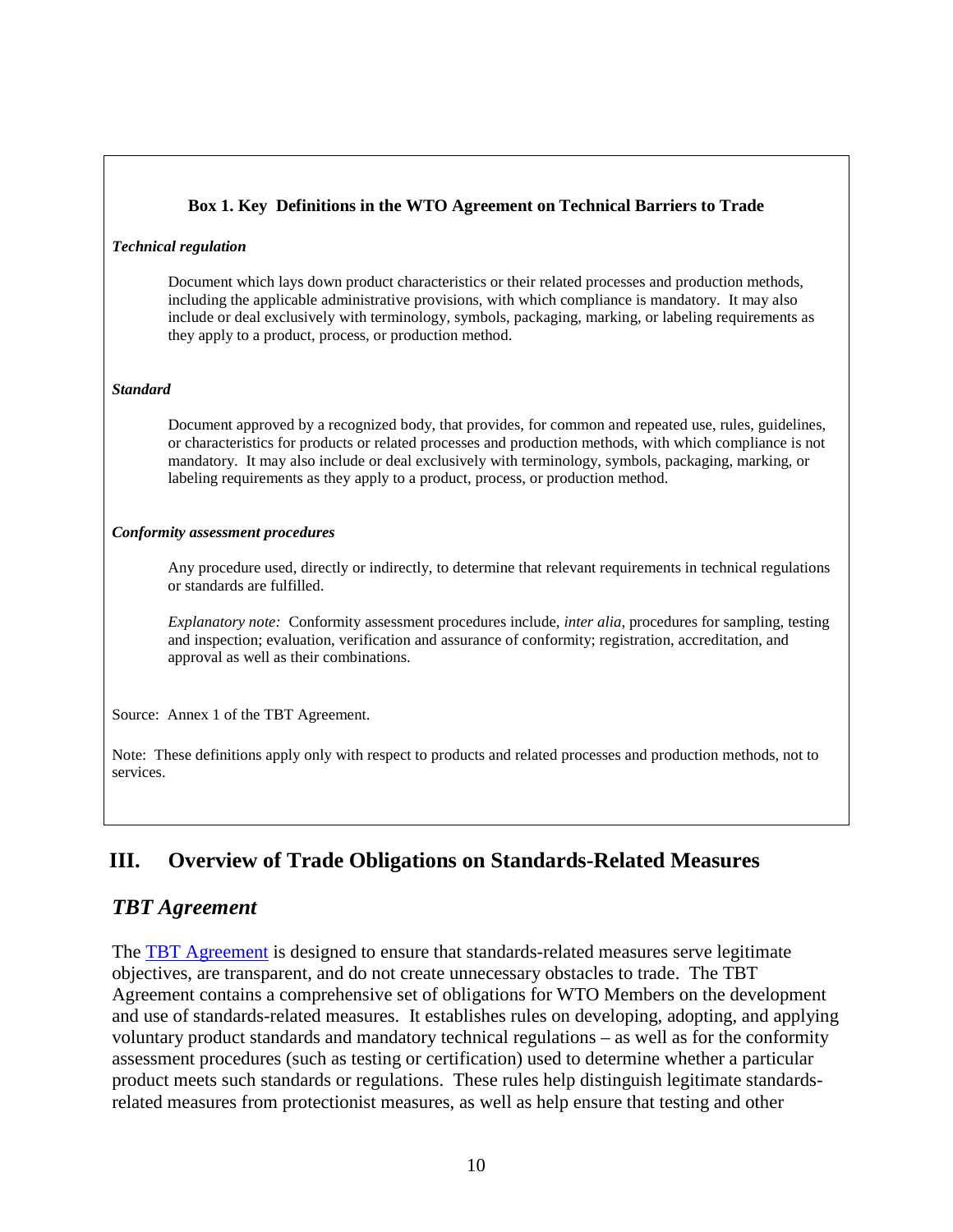**Box 1. Key Definitions in the WTO Agreement on Technical Barriers to Trade**

***Technical regulation***

> Document which lays down product characteristics or their related processes and production methods, including the applicable administrative provisions, with which compliance is mandatory. It may also include or deal exclusively with terminology, symbols, packaging, marking, or labeling requirements as they apply to a product, process, or production method.

***Standard***

> Document approved by a recognized body, that provides, for common and repeated use, rules, guidelines, or characteristics for products or related processes and production methods, with which compliance is not mandatory. It may also include or deal exclusively with terminology, symbols, packaging, marking, or labeling requirements as they apply to a product, process, or production method.

***Conformity assessment procedures***

> Any procedure used, directly or indirectly, to determine that relevant requirements in technical regulations or standards are fulfilled.
>
> *Explanatory note:* Conformity assessment procedures include, *inter alia*, procedures for sampling, testing and inspection; evaluation, verification and assurance of conformity; registration, accreditation, and approval as well as their combinations.

Source: Annex 1 of the TBT Agreement.

Note: These definitions apply only with respect to products and related processes and production methods, not to services.

# III. Overview of Trade Obligations on Standards-Related Measures

## *TBT Agreement*

The TBT Agreement is designed to ensure that standards-related measures serve legitimate objectives, are transparent, and do not create unnecessary obstacles to trade. The TBT Agreement contains a comprehensive set of obligations for WTO Members on the development and use of standards-related measures. It establishes rules on developing, adopting, and applying voluntary product standards and mandatory technical regulations – as well as for the conformity assessment procedures (such as testing or certification) used to determine whether a particular product meets such standards or regulations. These rules help distinguish legitimate standards-related measures from protectionist measures, as well as help ensure that testing and other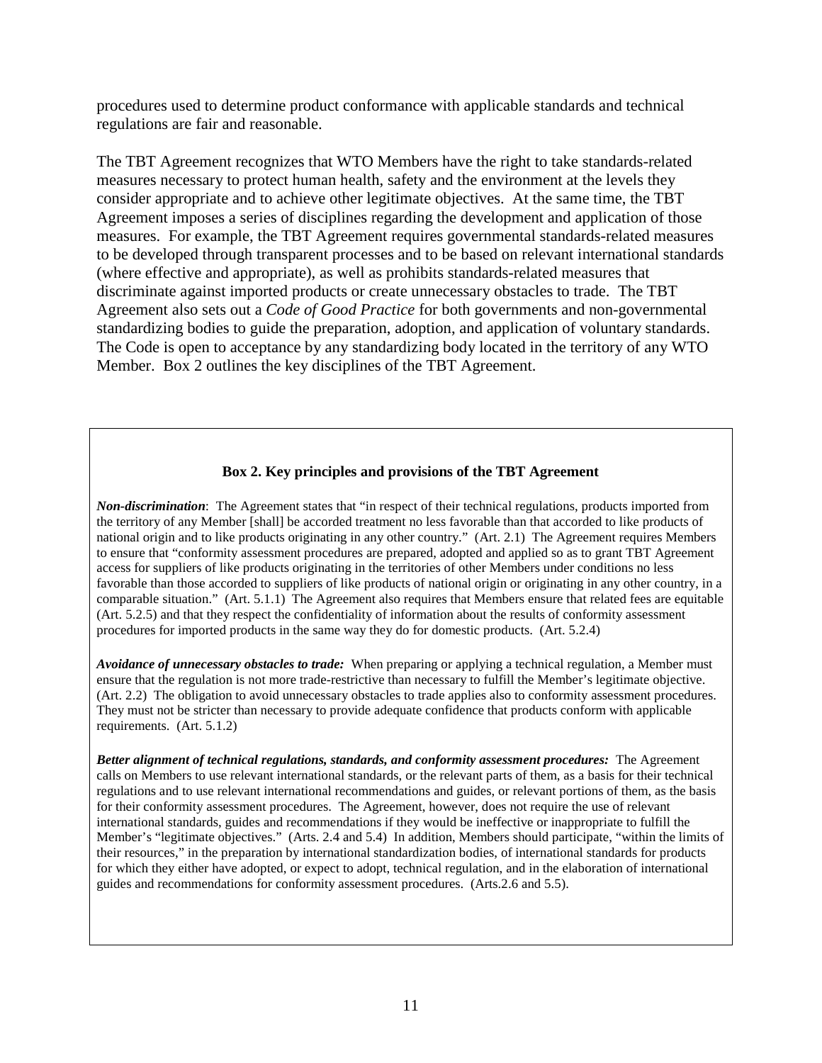procedures used to determine product conformance with applicable standards and technical regulations are fair and reasonable.

The TBT Agreement recognizes that WTO Members have the right to take standards-related measures necessary to protect human health, safety and the environment at the levels they consider appropriate and to achieve other legitimate objectives. At the same time, the TBT Agreement imposes a series of disciplines regarding the development and application of those measures. For example, the TBT Agreement requires governmental standards-related measures to be developed through transparent processes and to be based on relevant international standards (where effective and appropriate), as well as prohibits standards-related measures that discriminate against imported products or create unnecessary obstacles to trade. The TBT Agreement also sets out a *Code of Good Practice* for both governments and non-governmental standardizing bodies to guide the preparation, adoption, and application of voluntary standards. The Code is open to acceptance by any standardizing body located in the territory of any WTO Member. Box 2 outlines the key disciplines of the TBT Agreement.

**Box 2. Key principles and provisions of the TBT Agreement**

***Non-discrimination***: The Agreement states that "in respect of their technical regulations, products imported from the territory of any Member [shall] be accorded treatment no less favorable than that accorded to like products of national origin and to like products originating in any other country." (Art. 2.1) The Agreement requires Members to ensure that "conformity assessment procedures are prepared, adopted and applied so as to grant TBT Agreement access for suppliers of like products originating in the territories of other Members under conditions no less favorable than those accorded to suppliers of like products of national origin or originating in any other country, in a comparable situation." (Art. 5.1.1) The Agreement also requires that Members ensure that related fees are equitable (Art. 5.2.5) and that they respect the confidentiality of information about the results of conformity assessment procedures for imported products in the same way they do for domestic products. (Art. 5.2.4)

***Avoidance of unnecessary obstacles to trade:*** When preparing or applying a technical regulation, a Member must ensure that the regulation is not more trade-restrictive than necessary to fulfill the Member's legitimate objective. (Art. 2.2) The obligation to avoid unnecessary obstacles to trade applies also to conformity assessment procedures. They must not be stricter than necessary to provide adequate confidence that products conform with applicable requirements. (Art. 5.1.2)

***Better alignment of technical regulations, standards, and conformity assessment procedures:*** The Agreement calls on Members to use relevant international standards, or the relevant parts of them, as a basis for their technical regulations and to use relevant international recommendations and guides, or relevant portions of them, as the basis for their conformity assessment procedures. The Agreement, however, does not require the use of relevant international standards, guides and recommendations if they would be ineffective or inappropriate to fulfill the Member's "legitimate objectives." (Arts. 2.4 and 5.4) In addition, Members should participate, "within the limits of their resources," in the preparation by international standardization bodies, of international standards for products for which they either have adopted, or expect to adopt, technical regulation, and in the elaboration of international guides and recommendations for conformity assessment procedures. (Arts.2.6 and 5.5).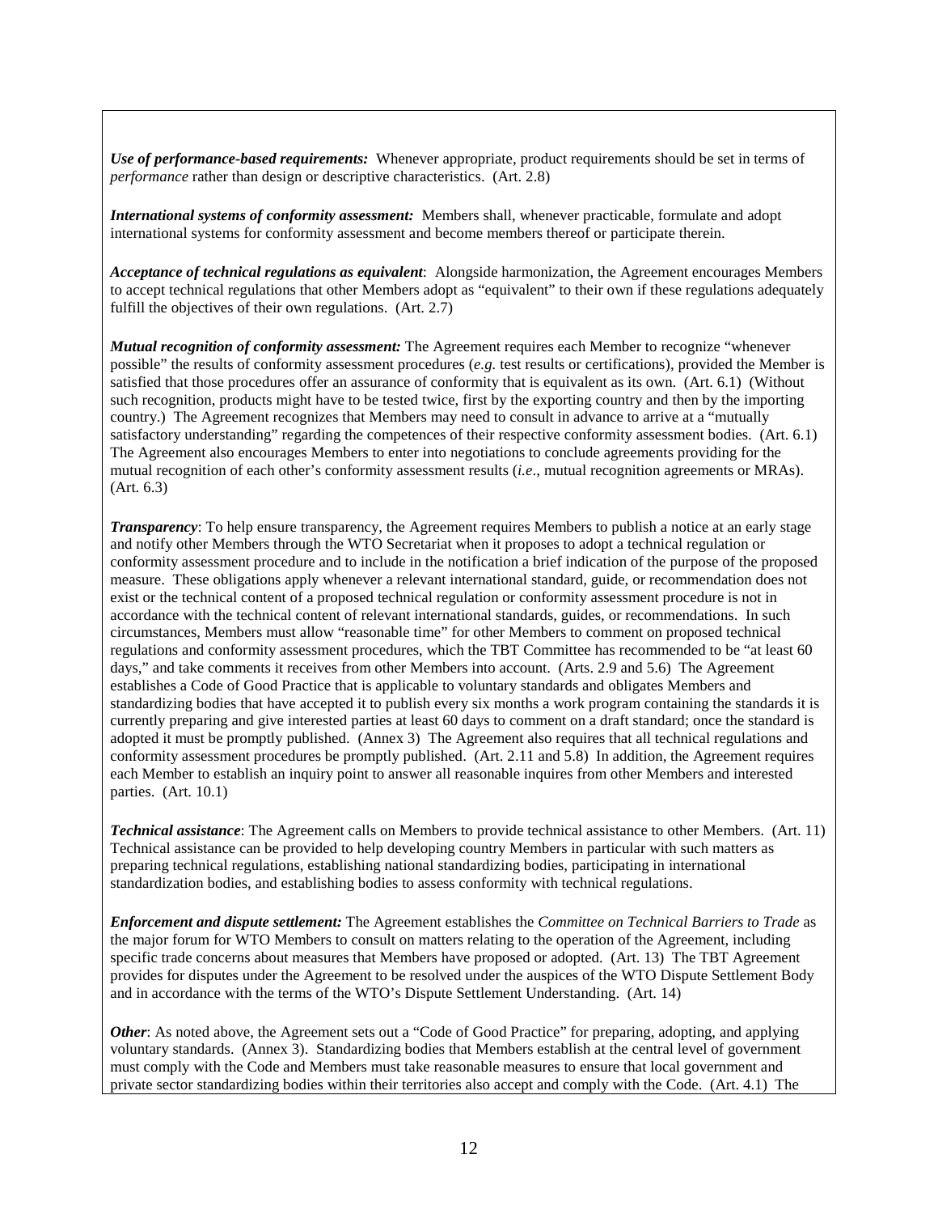***Use of performance-based requirements:*** Whenever appropriate, product requirements should be set in terms of *performance* rather than design or descriptive characteristics. (Art. 2.8)

***International systems of conformity assessment:*** Members shall, whenever practicable, formulate and adopt international systems for conformity assessment and become members thereof or participate therein.

***Acceptance of technical regulations as equivalent***: Alongside harmonization, the Agreement encourages Members to accept technical regulations that other Members adopt as "equivalent" to their own if these regulations adequately fulfill the objectives of their own regulations. (Art. 2.7)

***Mutual recognition of conformity assessment:*** The Agreement requires each Member to recognize "whenever possible" the results of conformity assessment procedures (*e.g.* test results or certifications), provided the Member is satisfied that those procedures offer an assurance of conformity that is equivalent as its own. (Art. 6.1) (Without such recognition, products might have to be tested twice, first by the exporting country and then by the importing country.) The Agreement recognizes that Members may need to consult in advance to arrive at a "mutually satisfactory understanding" regarding the competences of their respective conformity assessment bodies. (Art. 6.1) The Agreement also encourages Members to enter into negotiations to conclude agreements providing for the mutual recognition of each other's conformity assessment results (*i.e*., mutual recognition agreements or MRAs). (Art. 6.3)

***Transparency***: To help ensure transparency, the Agreement requires Members to publish a notice at an early stage and notify other Members through the WTO Secretariat when it proposes to adopt a technical regulation or conformity assessment procedure and to include in the notification a brief indication of the purpose of the proposed measure. These obligations apply whenever a relevant international standard, guide, or recommendation does not exist or the technical content of a proposed technical regulation or conformity assessment procedure is not in accordance with the technical content of relevant international standards, guides, or recommendations. In such circumstances, Members must allow "reasonable time" for other Members to comment on proposed technical regulations and conformity assessment procedures, which the TBT Committee has recommended to be "at least 60 days," and take comments it receives from other Members into account. (Arts. 2.9 and 5.6) The Agreement establishes a Code of Good Practice that is applicable to voluntary standards and obligates Members and standardizing bodies that have accepted it to publish every six months a work program containing the standards it is currently preparing and give interested parties at least 60 days to comment on a draft standard; once the standard is adopted it must be promptly published. (Annex 3) The Agreement also requires that all technical regulations and conformity assessment procedures be promptly published. (Art. 2.11 and 5.8) In addition, the Agreement requires each Member to establish an inquiry point to answer all reasonable inquires from other Members and interested parties. (Art. 10.1)

***Technical assistance***: The Agreement calls on Members to provide technical assistance to other Members. (Art. 11) Technical assistance can be provided to help developing country Members in particular with such matters as preparing technical regulations, establishing national standardizing bodies, participating in international standardization bodies, and establishing bodies to assess conformity with technical regulations.

***Enforcement and dispute settlement:*** The Agreement establishes the *Committee on Technical Barriers to Trade* as the major forum for WTO Members to consult on matters relating to the operation of the Agreement, including specific trade concerns about measures that Members have proposed or adopted. (Art. 13) The TBT Agreement provides for disputes under the Agreement to be resolved under the auspices of the WTO Dispute Settlement Body and in accordance with the terms of the WTO's Dispute Settlement Understanding. (Art. 14)

***Other***: As noted above, the Agreement sets out a "Code of Good Practice" for preparing, adopting, and applying voluntary standards. (Annex 3). Standardizing bodies that Members establish at the central level of government must comply with the Code and Members must take reasonable measures to ensure that local government and private sector standardizing bodies within their territories also accept and comply with the Code. (Art. 4.1) The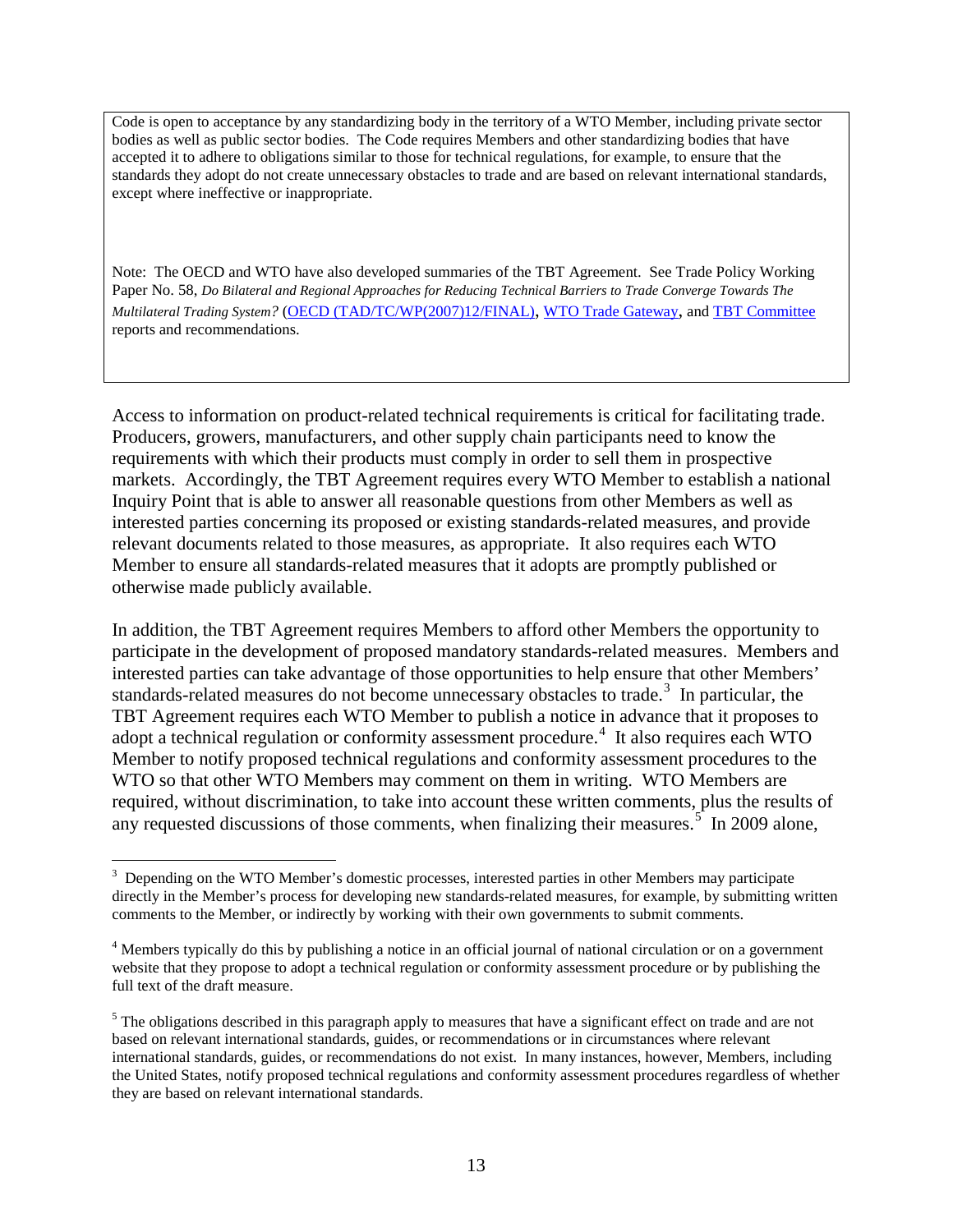Code is open to acceptance by any standardizing body in the territory of a WTO Member, including private sector bodies as well as public sector bodies. The Code requires Members and other standardizing bodies that have accepted it to adhere to obligations similar to those for technical regulations, for example, to ensure that the standards they adopt do not create unnecessary obstacles to trade and are based on relevant international standards, except where ineffective or inappropriate.

Note: The OECD and WTO have also developed summaries of the TBT Agreement. See Trade Policy Working Paper No. 58, *Do Bilateral and Regional Approaches for Reducing Technical Barriers to Trade Converge Towards The Multilateral Trading System?* (OECD (TAD/TC/WP(2007)12/FINAL), WTO Trade Gateway, and TBT Committee reports and recommendations.

Access to information on product-related technical requirements is critical for facilitating trade. Producers, growers, manufacturers, and other supply chain participants need to know the requirements with which their products must comply in order to sell them in prospective markets. Accordingly, the TBT Agreement requires every WTO Member to establish a national Inquiry Point that is able to answer all reasonable questions from other Members as well as interested parties concerning its proposed or existing standards-related measures, and provide relevant documents related to those measures, as appropriate. It also requires each WTO Member to ensure all standards-related measures that it adopts are promptly published or otherwise made publicly available.

In addition, the TBT Agreement requires Members to afford other Members the opportunity to participate in the development of proposed mandatory standards-related measures. Members and interested parties can take advantage of those opportunities to help ensure that other Members' standards-related measures do not become unnecessary obstacles to trade.[3] In particular, the TBT Agreement requires each WTO Member to publish a notice in advance that it proposes to adopt a technical regulation or conformity assessment procedure.[4] It also requires each WTO Member to notify proposed technical regulations and conformity assessment procedures to the WTO so that other WTO Members may comment on them in writing. WTO Members are required, without discrimination, to take into account these written comments, plus the results of any requested discussions of those comments, when finalizing their measures.[5] In 2009 alone,

[3] Depending on the WTO Member's domestic processes, interested parties in other Members may participate directly in the Member's process for developing new standards-related measures, for example, by submitting written comments to the Member, or indirectly by working with their own governments to submit comments.

[4] Members typically do this by publishing a notice in an official journal of national circulation or on a government website that they propose to adopt a technical regulation or conformity assessment procedure or by publishing the full text of the draft measure.

[5] The obligations described in this paragraph apply to measures that have a significant effect on trade and are not based on relevant international standards, guides, or recommendations or in circumstances where relevant international standards, guides, or recommendations do not exist. In many instances, however, Members, including the United States, notify proposed technical regulations and conformity assessment procedures regardless of whether they are based on relevant international standards.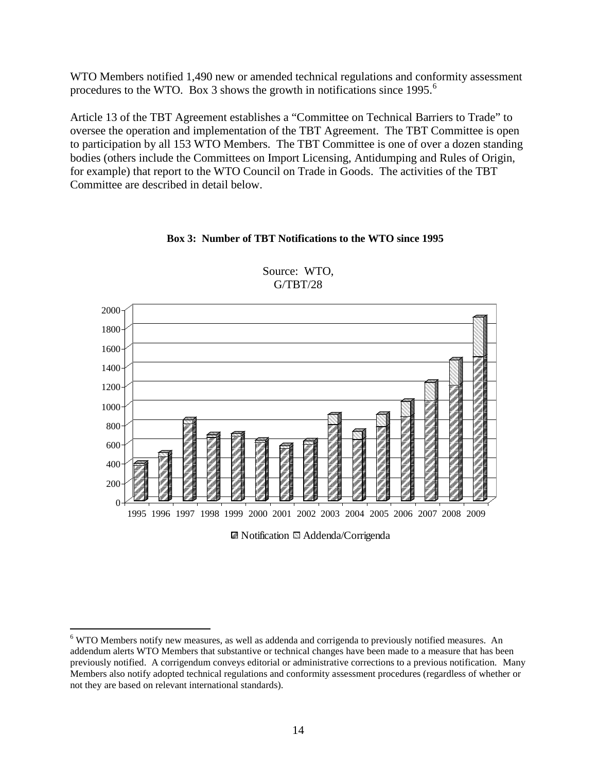WTO Members notified 1,490 new or amended technical regulations and conformity assessment procedures to the WTO. Box 3 shows the growth in notifications since 1995.[6]

Article 13 of the TBT Agreement establishes a "Committee on Technical Barriers to Trade" to oversee the operation and implementation of the TBT Agreement. The TBT Committee is open to participation by all 153 WTO Members. The TBT Committee is one of over a dozen standing bodies (others include the Committees on Import Licensing, Antidumping and Rules of Origin, for example) that report to the WTO Council on Trade in Goods. The activities of the TBT Committee are described in detail below.

**Box 3: Number of TBT Notifications to the WTO since 1995**

Source: WTO, G/TBT/28

Notification / Addenda/Corrigenda

[6] WTO Members notify new measures, as well as addenda and corrigenda to previously notified measures. An addendum alerts WTO Members that substantive or technical changes have been made to a measure that has been previously notified. A corrigendum conveys editorial or administrative corrections to a previous notification. Many Members also notify adopted technical regulations and conformity assessment procedures (regardless of whether or not they are based on relevant international standards).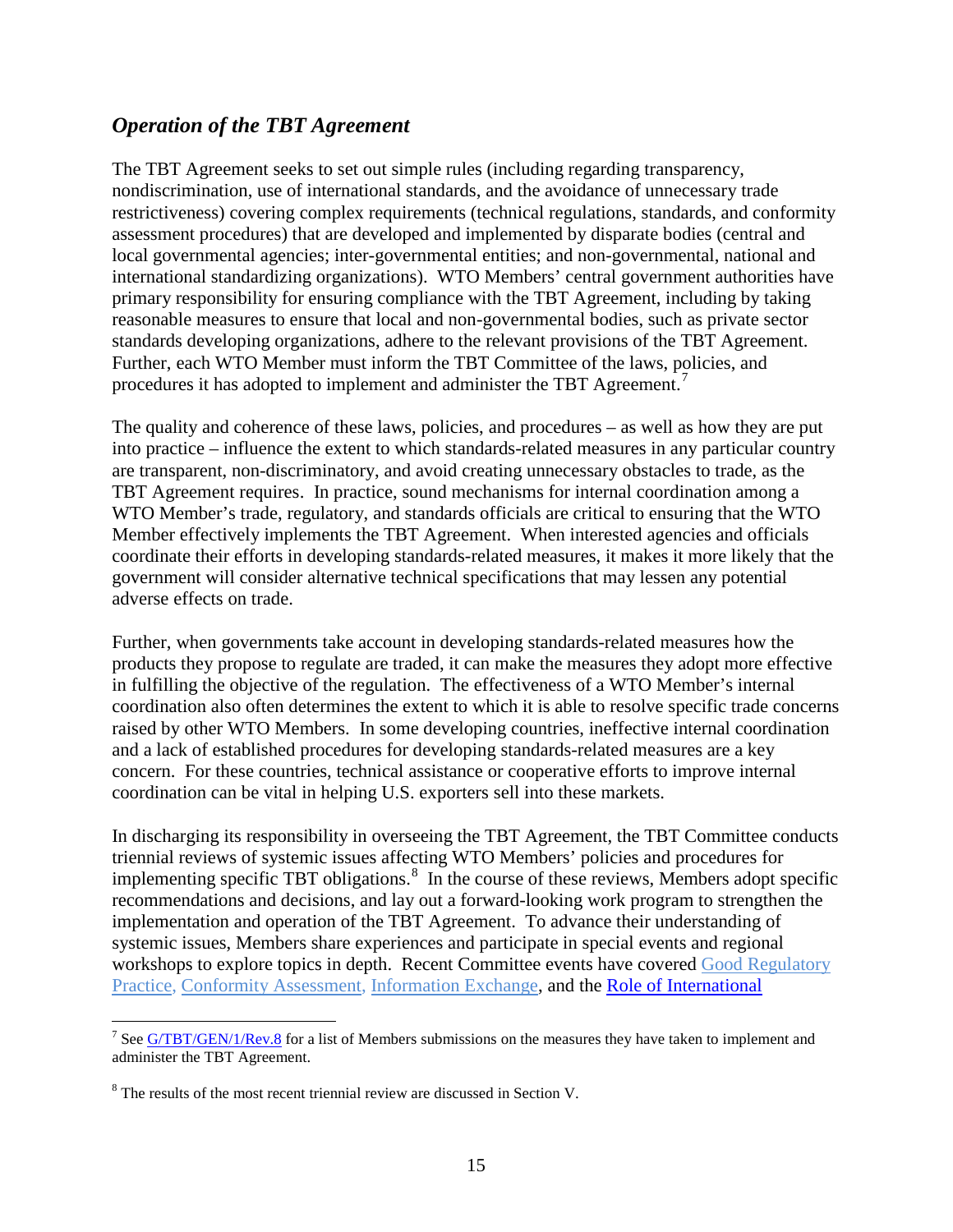## *Operation of the TBT Agreement*

The TBT Agreement seeks to set out simple rules (including regarding transparency, nondiscrimination, use of international standards, and the avoidance of unnecessary trade restrictiveness) covering complex requirements (technical regulations, standards, and conformity assessment procedures) that are developed and implemented by disparate bodies (central and local governmental agencies; inter-governmental entities; and non-governmental, national and international standardizing organizations). WTO Members' central government authorities have primary responsibility for ensuring compliance with the TBT Agreement, including by taking reasonable measures to ensure that local and non-governmental bodies, such as private sector standards developing organizations, adhere to the relevant provisions of the TBT Agreement. Further, each WTO Member must inform the TBT Committee of the laws, policies, and procedures it has adopted to implement and administer the TBT Agreement.[7]

The quality and coherence of these laws, policies, and procedures – as well as how they are put into practice – influence the extent to which standards-related measures in any particular country are transparent, non-discriminatory, and avoid creating unnecessary obstacles to trade, as the TBT Agreement requires. In practice, sound mechanisms for internal coordination among a WTO Member's trade, regulatory, and standards officials are critical to ensuring that the WTO Member effectively implements the TBT Agreement. When interested agencies and officials coordinate their efforts in developing standards-related measures, it makes it more likely that the government will consider alternative technical specifications that may lessen any potential adverse effects on trade.

Further, when governments take account in developing standards-related measures how the products they propose to regulate are traded, it can make the measures they adopt more effective in fulfilling the objective of the regulation. The effectiveness of a WTO Member's internal coordination also often determines the extent to which it is able to resolve specific trade concerns raised by other WTO Members. In some developing countries, ineffective internal coordination and a lack of established procedures for developing standards-related measures are a key concern. For these countries, technical assistance or cooperative efforts to improve internal coordination can be vital in helping U.S. exporters sell into these markets.

In discharging its responsibility in overseeing the TBT Agreement, the TBT Committee conducts triennial reviews of systemic issues affecting WTO Members' policies and procedures for implementing specific TBT obligations.[8] In the course of these reviews, Members adopt specific recommendations and decisions, and lay out a forward-looking work program to strengthen the implementation and operation of the TBT Agreement. To advance their understanding of systemic issues, Members share experiences and participate in special events and regional workshops to explore topics in depth. Recent Committee events have covered Good Regulatory Practice, Conformity Assessment, Information Exchange, and the Role of International

---

[7] See G/TBT/GEN/1/Rev.8 for a list of Members submissions on the measures they have taken to implement and administer the TBT Agreement.

[8] The results of the most recent triennial review are discussed in Section V.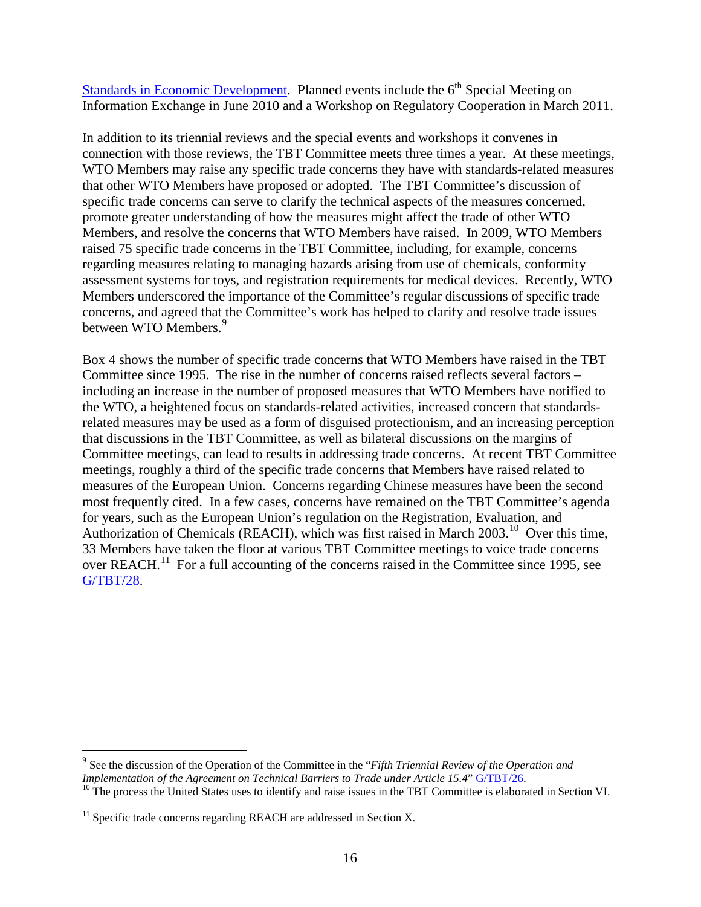Standards in Economic Development. Planned events include the 6th Special Meeting on Information Exchange in June 2010 and a Workshop on Regulatory Cooperation in March 2011.

In addition to its triennial reviews and the special events and workshops it convenes in connection with those reviews, the TBT Committee meets three times a year. At these meetings, WTO Members may raise any specific trade concerns they have with standards-related measures that other WTO Members have proposed or adopted. The TBT Committee's discussion of specific trade concerns can serve to clarify the technical aspects of the measures concerned, promote greater understanding of how the measures might affect the trade of other WTO Members, and resolve the concerns that WTO Members have raised. In 2009, WTO Members raised 75 specific trade concerns in the TBT Committee, including, for example, concerns regarding measures relating to managing hazards arising from use of chemicals, conformity assessment systems for toys, and registration requirements for medical devices. Recently, WTO Members underscored the importance of the Committee's regular discussions of specific trade concerns, and agreed that the Committee's work has helped to clarify and resolve trade issues between WTO Members.[9]

Box 4 shows the number of specific trade concerns that WTO Members have raised in the TBT Committee since 1995. The rise in the number of concerns raised reflects several factors – including an increase in the number of proposed measures that WTO Members have notified to the WTO, a heightened focus on standards-related activities, increased concern that standards-related measures may be used as a form of disguised protectionism, and an increasing perception that discussions in the TBT Committee, as well as bilateral discussions on the margins of Committee meetings, can lead to results in addressing trade concerns. At recent TBT Committee meetings, roughly a third of the specific trade concerns that Members have raised related to measures of the European Union. Concerns regarding Chinese measures have been the second most frequently cited. In a few cases, concerns have remained on the TBT Committee's agenda for years, such as the European Union's regulation on the Registration, Evaluation, and Authorization of Chemicals (REACH), which was first raised in March 2003.[10] Over this time, 33 Members have taken the floor at various TBT Committee meetings to voice trade concerns over REACH.[11] For a full accounting of the concerns raised in the Committee since 1995, see G/TBT/28.

---

[9] See the discussion of the Operation of the Committee in the "*Fifth Triennial Review of the Operation and Implementation of the Agreement on Technical Barriers to Trade under Article 15.4*" G/TBT/26.

[10] The process the United States uses to identify and raise issues in the TBT Committee is elaborated in Section VI.

[11] Specific trade concerns regarding REACH are addressed in Section X.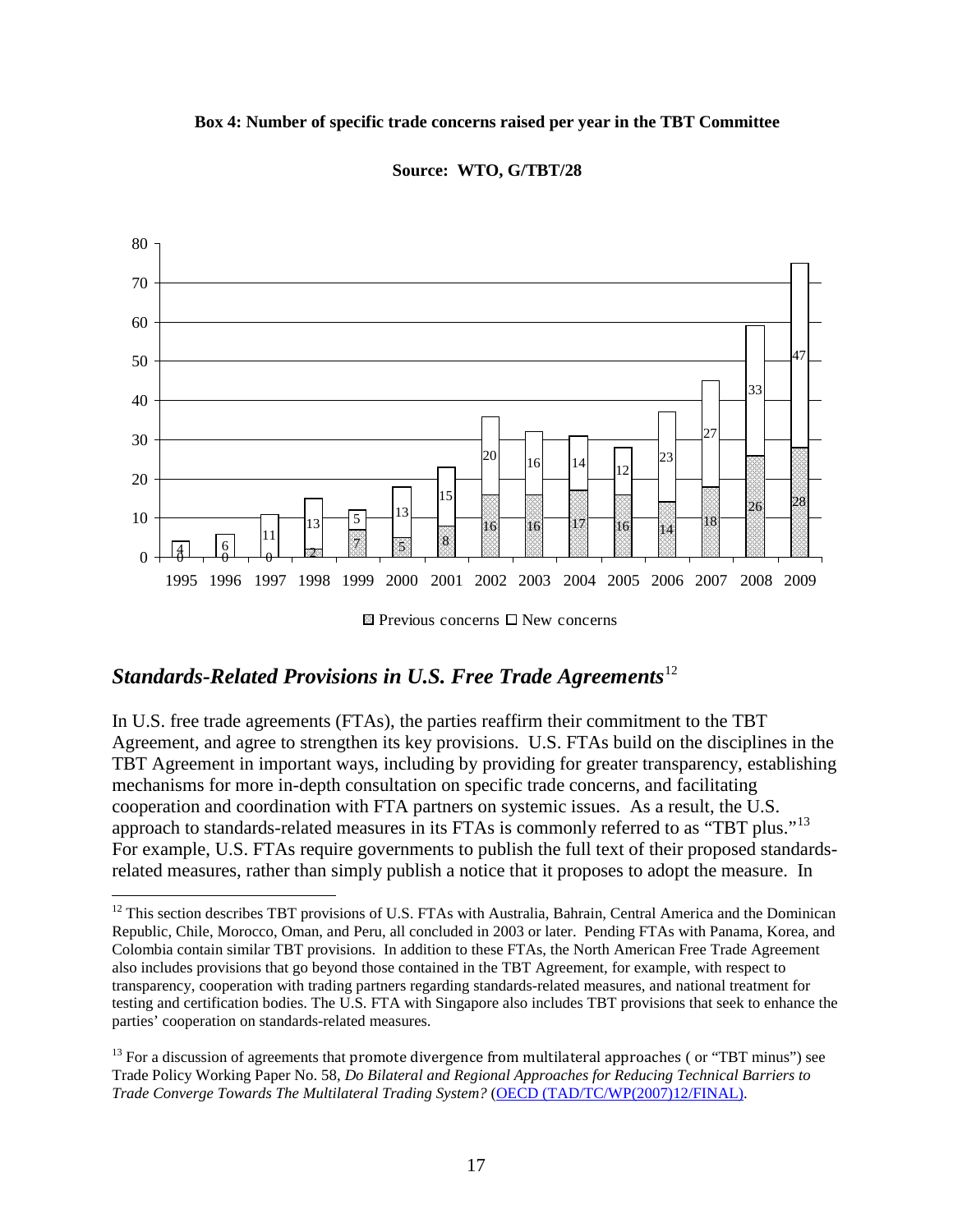**Box 4: Number of specific trade concerns raised per year in the TBT Committee**

**Source: WTO, G/TBT/28**

| Year | Previous concerns | New concerns |
|---|---|---|
| 1995 | 0 | 4 |
| 1996 | 0 | 6 |
| 1997 | 0 | 11 |
| 1998 | 2 | 13 |
| 1999 | 7 | 5 |
| 2000 | 5 | 13 |
| 2001 | 8 | 15 |
| 2002 | 16 | 20 |
| 2003 | 16 | 16 |
| 2004 | 17 | 14 |
| 2005 | 16 | 12 |
| 2006 | 14 | 23 |
| 2007 | 18 | 27 |
| 2008 | 26 | 33 |
| 2009 | 28 | 47 |

## *Standards-Related Provisions in U.S. Free Trade Agreements*[12]

In U.S. free trade agreements (FTAs), the parties reaffirm their commitment to the TBT Agreement, and agree to strengthen its key provisions. U.S. FTAs build on the disciplines in the TBT Agreement in important ways, including by providing for greater transparency, establishing mechanisms for more in-depth consultation on specific trade concerns, and facilitating cooperation and coordination with FTA partners on systemic issues. As a result, the U.S. approach to standards-related measures in its FTAs is commonly referred to as "TBT plus."[13] For example, U.S. FTAs require governments to publish the full text of their proposed standards-related measures, rather than simply publish a notice that it proposes to adopt the measure. In

---

[12] This section describes TBT provisions of U.S. FTAs with Australia, Bahrain, Central America and the Dominican Republic, Chile, Morocco, Oman, and Peru, all concluded in 2003 or later. Pending FTAs with Panama, Korea, and Colombia contain similar TBT provisions. In addition to these FTAs, the North American Free Trade Agreement also includes provisions that go beyond those contained in the TBT Agreement, for example, with respect to transparency, cooperation with trading partners regarding standards-related measures, and national treatment for testing and certification bodies. The U.S. FTA with Singapore also includes TBT provisions that seek to enhance the parties' cooperation on standards-related measures.

[13] For a discussion of agreements that promote divergence from multilateral approaches ( or "TBT minus") see Trade Policy Working Paper No. 58, *Do Bilateral and Regional Approaches for Reducing Technical Barriers to Trade Converge Towards The Multilateral Trading System?* (OECD (TAD/TC/WP(2007)12/FINAL).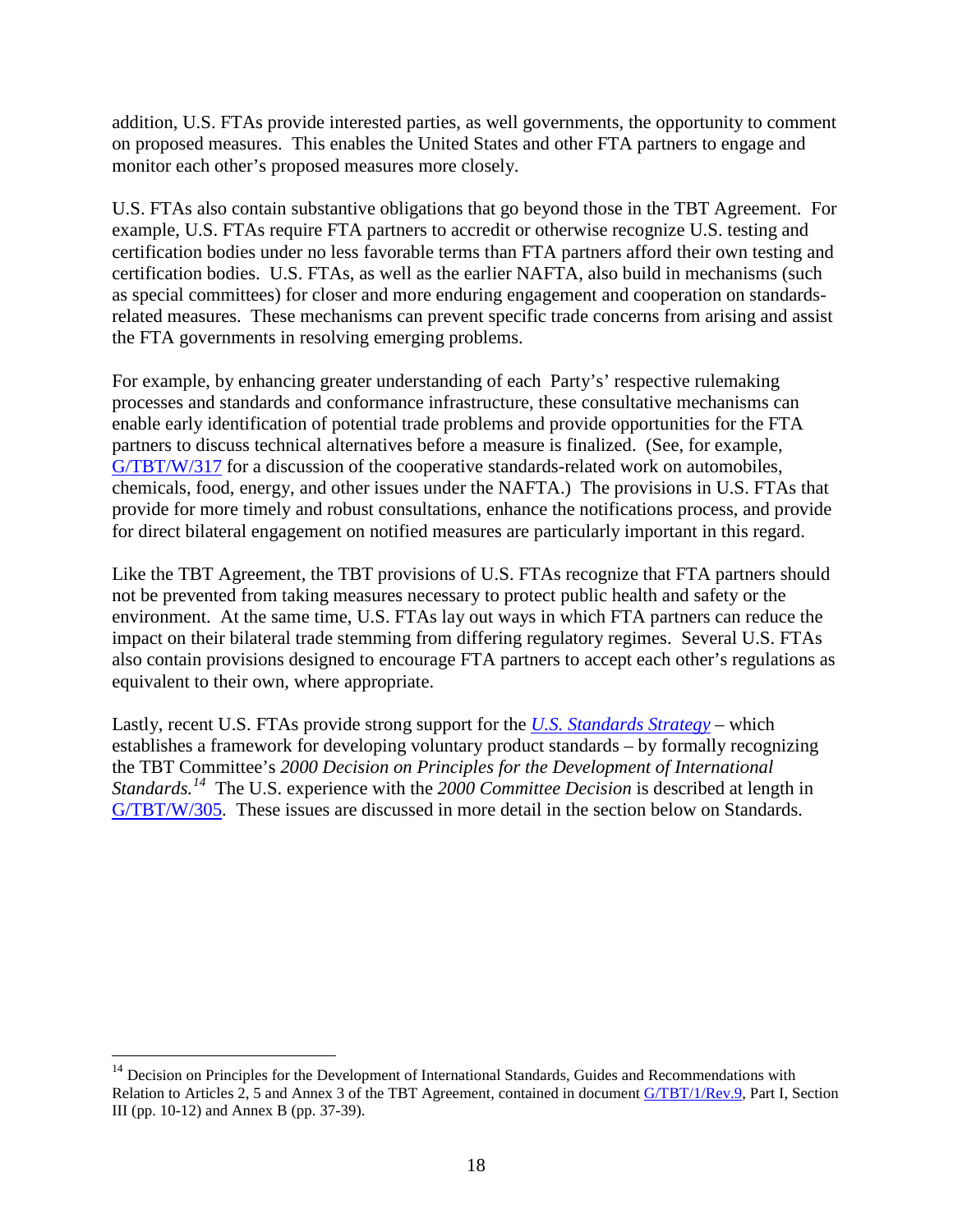addition, U.S. FTAs provide interested parties, as well governments, the opportunity to comment on proposed measures. This enables the United States and other FTA partners to engage and monitor each other's proposed measures more closely.

U.S. FTAs also contain substantive obligations that go beyond those in the TBT Agreement. For example, U.S. FTAs require FTA partners to accredit or otherwise recognize U.S. testing and certification bodies under no less favorable terms than FTA partners afford their own testing and certification bodies. U.S. FTAs, as well as the earlier NAFTA, also build in mechanisms (such as special committees) for closer and more enduring engagement and cooperation on standards-related measures. These mechanisms can prevent specific trade concerns from arising and assist the FTA governments in resolving emerging problems.

For example, by enhancing greater understanding of each Party's' respective rulemaking processes and standards and conformance infrastructure, these consultative mechanisms can enable early identification of potential trade problems and provide opportunities for the FTA partners to discuss technical alternatives before a measure is finalized. (See, for example, G/TBT/W/317 for a discussion of the cooperative standards-related work on automobiles, chemicals, food, energy, and other issues under the NAFTA.) The provisions in U.S. FTAs that provide for more timely and robust consultations, enhance the notifications process, and provide for direct bilateral engagement on notified measures are particularly important in this regard.

Like the TBT Agreement, the TBT provisions of U.S. FTAs recognize that FTA partners should not be prevented from taking measures necessary to protect public health and safety or the environment. At the same time, U.S. FTAs lay out ways in which FTA partners can reduce the impact on their bilateral trade stemming from differing regulatory regimes. Several U.S. FTAs also contain provisions designed to encourage FTA partners to accept each other's regulations as equivalent to their own, where appropriate.

Lastly, recent U.S. FTAs provide strong support for the *U.S. Standards Strategy* – which establishes a framework for developing voluntary product standards – by formally recognizing the TBT Committee's *2000 Decision on Principles for the Development of International Standards.*[14] The U.S. experience with the *2000 Committee Decision* is described at length in G/TBT/W/305. These issues are discussed in more detail in the section below on Standards.

---

[14] Decision on Principles for the Development of International Standards, Guides and Recommendations with Relation to Articles 2, 5 and Annex 3 of the TBT Agreement, contained in document G/TBT/1/Rev.9, Part I, Section III (pp. 10-12) and Annex B (pp. 37-39).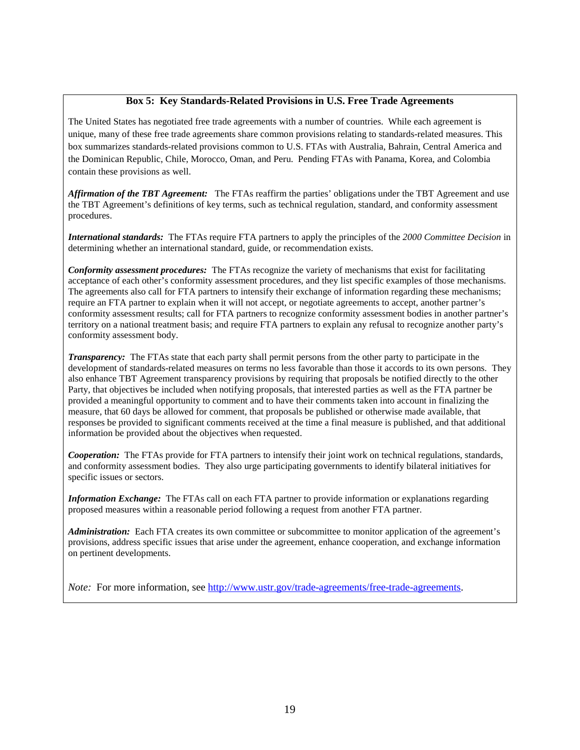### Box 5: Key Standards-Related Provisions in U.S. Free Trade Agreements

The United States has negotiated free trade agreements with a number of countries. While each agreement is unique, many of these free trade agreements share common provisions relating to standards-related measures. This box summarizes standards-related provisions common to U.S. FTAs with Australia, Bahrain, Central America and the Dominican Republic, Chile, Morocco, Oman, and Peru. Pending FTAs with Panama, Korea, and Colombia contain these provisions as well.

***Affirmation of the TBT Agreement:*** The FTAs reaffirm the parties' obligations under the TBT Agreement and use the TBT Agreement's definitions of key terms, such as technical regulation, standard, and conformity assessment procedures.

***International standards:*** The FTAs require FTA partners to apply the principles of the *2000 Committee Decision* in determining whether an international standard, guide, or recommendation exists.

***Conformity assessment procedures:*** The FTAs recognize the variety of mechanisms that exist for facilitating acceptance of each other's conformity assessment procedures, and they list specific examples of those mechanisms. The agreements also call for FTA partners to intensify their exchange of information regarding these mechanisms; require an FTA partner to explain when it will not accept, or negotiate agreements to accept, another partner's conformity assessment results; call for FTA partners to recognize conformity assessment bodies in another partner's territory on a national treatment basis; and require FTA partners to explain any refusal to recognize another party's conformity assessment body.

***Transparency:*** The FTAs state that each party shall permit persons from the other party to participate in the development of standards-related measures on terms no less favorable than those it accords to its own persons. They also enhance TBT Agreement transparency provisions by requiring that proposals be notified directly to the other Party, that objectives be included when notifying proposals, that interested parties as well as the FTA partner be provided a meaningful opportunity to comment and to have their comments taken into account in finalizing the measure, that 60 days be allowed for comment, that proposals be published or otherwise made available, that responses be provided to significant comments received at the time a final measure is published, and that additional information be provided about the objectives when requested.

***Cooperation:*** The FTAs provide for FTA partners to intensify their joint work on technical regulations, standards, and conformity assessment bodies. They also urge participating governments to identify bilateral initiatives for specific issues or sectors.

***Information Exchange:*** The FTAs call on each FTA partner to provide information or explanations regarding proposed measures within a reasonable period following a request from another FTA partner.

***Administration:*** Each FTA creates its own committee or subcommittee to monitor application of the agreement's provisions, address specific issues that arise under the agreement, enhance cooperation, and exchange information on pertinent developments.

*Note:* For more information, see http://www.ustr.gov/trade-agreements/free-trade-agreements.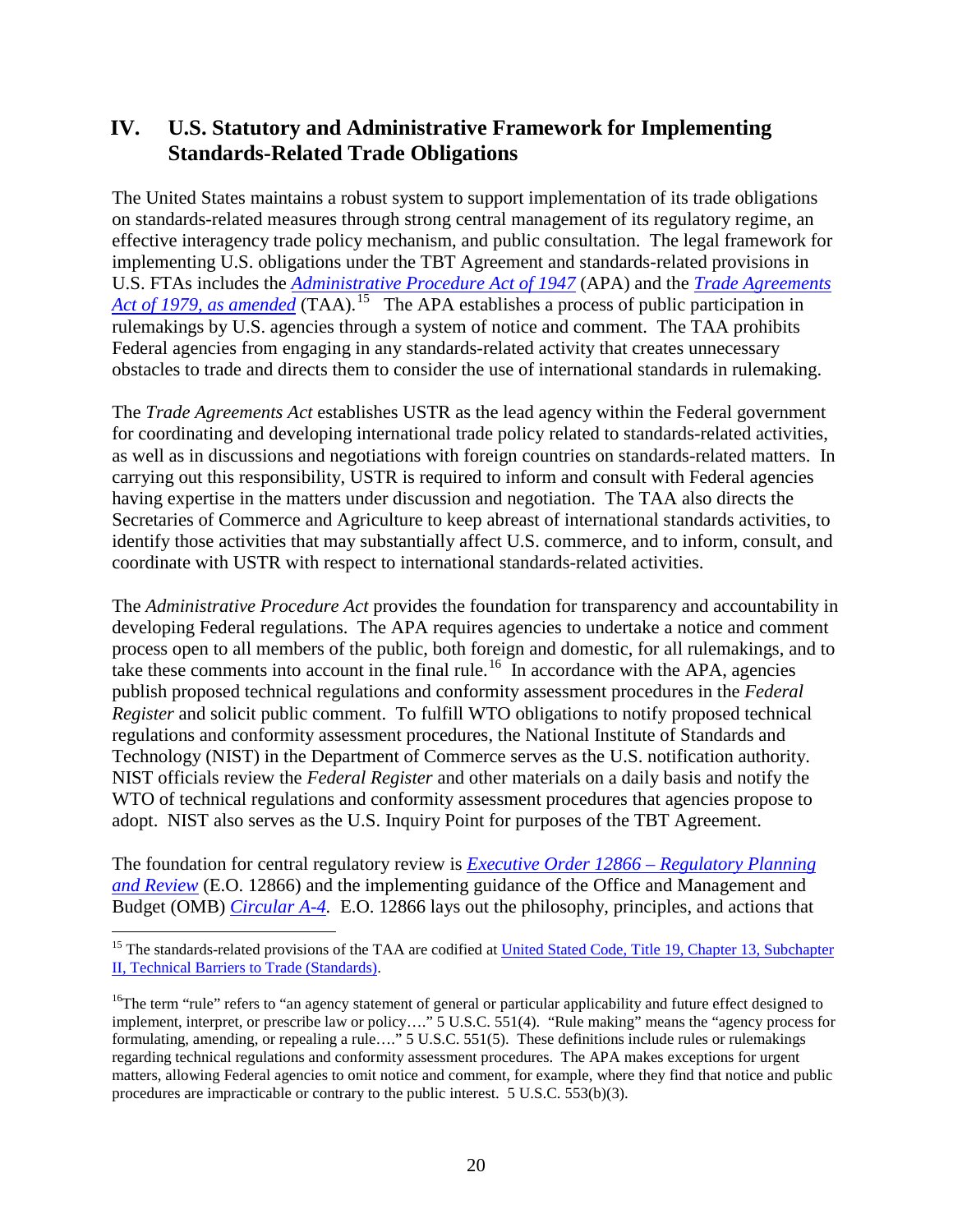## IV. U.S. Statutory and Administrative Framework for Implementing Standards-Related Trade Obligations

The United States maintains a robust system to support implementation of its trade obligations on standards-related measures through strong central management of its regulatory regime, an effective interagency trade policy mechanism, and public consultation. The legal framework for implementing U.S. obligations under the TBT Agreement and standards-related provisions in U.S. FTAs includes the *Administrative Procedure Act of 1947* (APA) and the *Trade Agreements Act of 1979, as amended* (TAA).[15] The APA establishes a process of public participation in rulemakings by U.S. agencies through a system of notice and comment. The TAA prohibits Federal agencies from engaging in any standards-related activity that creates unnecessary obstacles to trade and directs them to consider the use of international standards in rulemaking.

The *Trade Agreements Act* establishes USTR as the lead agency within the Federal government for coordinating and developing international trade policy related to standards-related activities, as well as in discussions and negotiations with foreign countries on standards-related matters. In carrying out this responsibility, USTR is required to inform and consult with Federal agencies having expertise in the matters under discussion and negotiation. The TAA also directs the Secretaries of Commerce and Agriculture to keep abreast of international standards activities, to identify those activities that may substantially affect U.S. commerce, and to inform, consult, and coordinate with USTR with respect to international standards-related activities.

The *Administrative Procedure Act* provides the foundation for transparency and accountability in developing Federal regulations. The APA requires agencies to undertake a notice and comment process open to all members of the public, both foreign and domestic, for all rulemakings, and to take these comments into account in the final rule.[16] In accordance with the APA, agencies publish proposed technical regulations and conformity assessment procedures in the *Federal Register* and solicit public comment. To fulfill WTO obligations to notify proposed technical regulations and conformity assessment procedures, the National Institute of Standards and Technology (NIST) in the Department of Commerce serves as the U.S. notification authority. NIST officials review the *Federal Register* and other materials on a daily basis and notify the WTO of technical regulations and conformity assessment procedures that agencies propose to adopt. NIST also serves as the U.S. Inquiry Point for purposes of the TBT Agreement.

The foundation for central regulatory review is *Executive Order 12866 – Regulatory Planning and Review* (E.O. 12866) and the implementing guidance of the Office and Management and Budget (OMB) *Circular A-4*. E.O. 12866 lays out the philosophy, principles, and actions that

---

[15] The standards-related provisions of the TAA are codified at United Stated Code, Title 19, Chapter 13, Subchapter II, Technical Barriers to Trade (Standards).

[16] The term "rule" refers to "an agency statement of general or particular applicability and future effect designed to implement, interpret, or prescribe law or policy…." 5 U.S.C. 551(4). "Rule making" means the "agency process for formulating, amending, or repealing a rule…." 5 U.S.C. 551(5). These definitions include rules or rulemakings regarding technical regulations and conformity assessment procedures. The APA makes exceptions for urgent matters, allowing Federal agencies to omit notice and comment, for example, where they find that notice and public procedures are impracticable or contrary to the public interest. 5 U.S.C. 553(b)(3).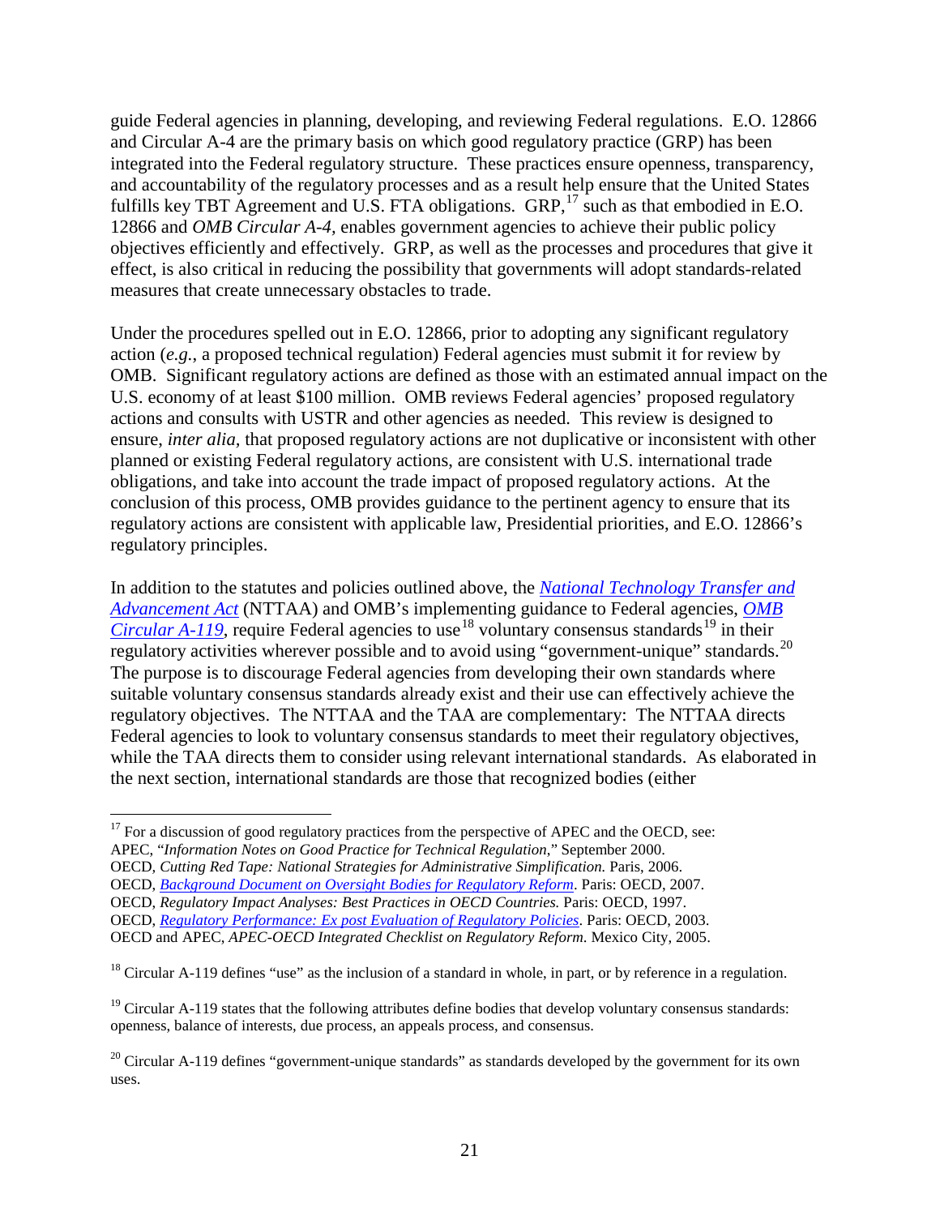guide Federal agencies in planning, developing, and reviewing Federal regulations. E.O. 12866 and Circular A-4 are the primary basis on which good regulatory practice (GRP) has been integrated into the Federal regulatory structure. These practices ensure openness, transparency, and accountability of the regulatory processes and as a result help ensure that the United States fulfills key TBT Agreement and U.S. FTA obligations. GRP,[17] such as that embodied in E.O. 12866 and *OMB Circular A-4*, enables government agencies to achieve their public policy objectives efficiently and effectively. GRP, as well as the processes and procedures that give it effect, is also critical in reducing the possibility that governments will adopt standards-related measures that create unnecessary obstacles to trade.

Under the procedures spelled out in E.O. 12866, prior to adopting any significant regulatory action (*e.g.*, a proposed technical regulation) Federal agencies must submit it for review by OMB. Significant regulatory actions are defined as those with an estimated annual impact on the U.S. economy of at least $100 million. OMB reviews Federal agencies' proposed regulatory actions and consults with USTR and other agencies as needed. This review is designed to ensure, *inter alia*, that proposed regulatory actions are not duplicative or inconsistent with other planned or existing Federal regulatory actions, are consistent with U.S. international trade obligations, and take into account the trade impact of proposed regulatory actions. At the conclusion of this process, OMB provides guidance to the pertinent agency to ensure that its regulatory actions are consistent with applicable law, Presidential priorities, and E.O. 12866's regulatory principles.

In addition to the statutes and policies outlined above, the *National Technology Transfer and Advancement Act* (NTTAA) and OMB's implementing guidance to Federal agencies, *OMB Circular A-119*, require Federal agencies to use[18] voluntary consensus standards[19] in their regulatory activities wherever possible and to avoid using "government-unique" standards.[20] The purpose is to discourage Federal agencies from developing their own standards where suitable voluntary consensus standards already exist and their use can effectively achieve the regulatory objectives. The NTTAA and the TAA are complementary: The NTTAA directs Federal agencies to look to voluntary consensus standards to meet their regulatory objectives, while the TAA directs them to consider using relevant international standards. As elaborated in the next section, international standards are those that recognized bodies (either

---

[17] For a discussion of good regulatory practices from the perspective of APEC and the OECD, see:
APEC, "*Information Notes on Good Practice for Technical Regulation*," September 2000.
OECD, *Cutting Red Tape: National Strategies for Administrative Simplification.* Paris, 2006.
OECD, *Background Document on Oversight Bodies for Regulatory Reform*. Paris: OECD, 2007.
OECD, *Regulatory Impact Analyses: Best Practices in OECD Countries.* Paris: OECD, 1997.
OECD, *Regulatory Performance: Ex post Evaluation of Regulatory Policies*. Paris: OECD, 2003.
OECD and APEC, *APEC-OECD Integrated Checklist on Regulatory Reform*. Mexico City, 2005.

[18] Circular A-119 defines "use" as the inclusion of a standard in whole, in part, or by reference in a regulation.

[19] Circular A-119 states that the following attributes define bodies that develop voluntary consensus standards: openness, balance of interests, due process, an appeals process, and consensus.

[20] Circular A-119 defines "government-unique standards" as standards developed by the government for its own uses.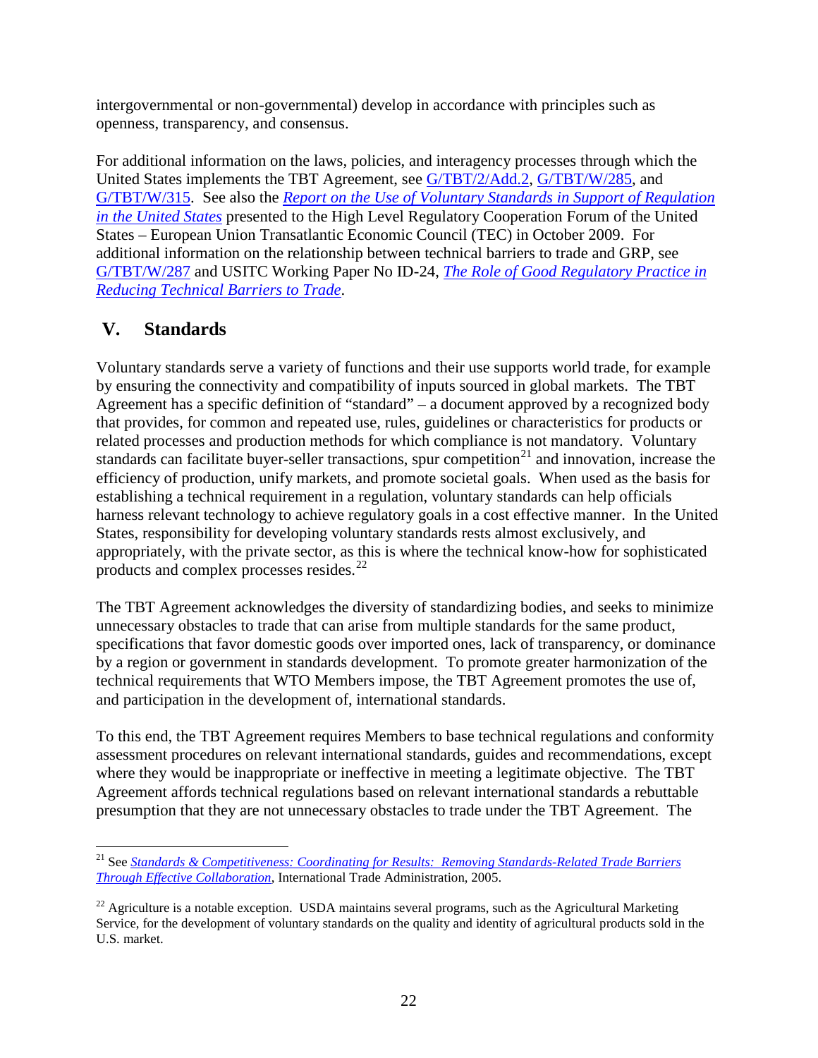intergovernmental or non-governmental) develop in accordance with principles such as openness, transparency, and consensus.

For additional information on the laws, policies, and interagency processes through which the United States implements the TBT Agreement, see G/TBT/2/Add.2, G/TBT/W/285, and G/TBT/W/315. See also the *Report on the Use of Voluntary Standards in Support of Regulation in the United States* presented to the High Level Regulatory Cooperation Forum of the United States – European Union Transatlantic Economic Council (TEC) in October 2009. For additional information on the relationship between technical barriers to trade and GRP, see G/TBT/W/287 and USITC Working Paper No ID-24, *The Role of Good Regulatory Practice in Reducing Technical Barriers to Trade*.

## V. Standards

Voluntary standards serve a variety of functions and their use supports world trade, for example by ensuring the connectivity and compatibility of inputs sourced in global markets. The TBT Agreement has a specific definition of "standard" – a document approved by a recognized body that provides, for common and repeated use, rules, guidelines or characteristics for products or related processes and production methods for which compliance is not mandatory. Voluntary standards can facilitate buyer-seller transactions, spur competition[21] and innovation, increase the efficiency of production, unify markets, and promote societal goals. When used as the basis for establishing a technical requirement in a regulation, voluntary standards can help officials harness relevant technology to achieve regulatory goals in a cost effective manner. In the United States, responsibility for developing voluntary standards rests almost exclusively, and appropriately, with the private sector, as this is where the technical know-how for sophisticated products and complex processes resides.[22]

The TBT Agreement acknowledges the diversity of standardizing bodies, and seeks to minimize unnecessary obstacles to trade that can arise from multiple standards for the same product, specifications that favor domestic goods over imported ones, lack of transparency, or dominance by a region or government in standards development. To promote greater harmonization of the technical requirements that WTO Members impose, the TBT Agreement promotes the use of, and participation in the development of, international standards.

To this end, the TBT Agreement requires Members to base technical regulations and conformity assessment procedures on relevant international standards, guides and recommendations, except where they would be inappropriate or ineffective in meeting a legitimate objective. The TBT Agreement affords technical regulations based on relevant international standards a rebuttable presumption that they are not unnecessary obstacles to trade under the TBT Agreement. The

---

[21] See *Standards & Competitiveness: Coordinating for Results: Removing Standards-Related Trade Barriers Through Effective Collaboration*, International Trade Administration, 2005.

[22] Agriculture is a notable exception. USDA maintains several programs, such as the Agricultural Marketing Service, for the development of voluntary standards on the quality and identity of agricultural products sold in the U.S. market.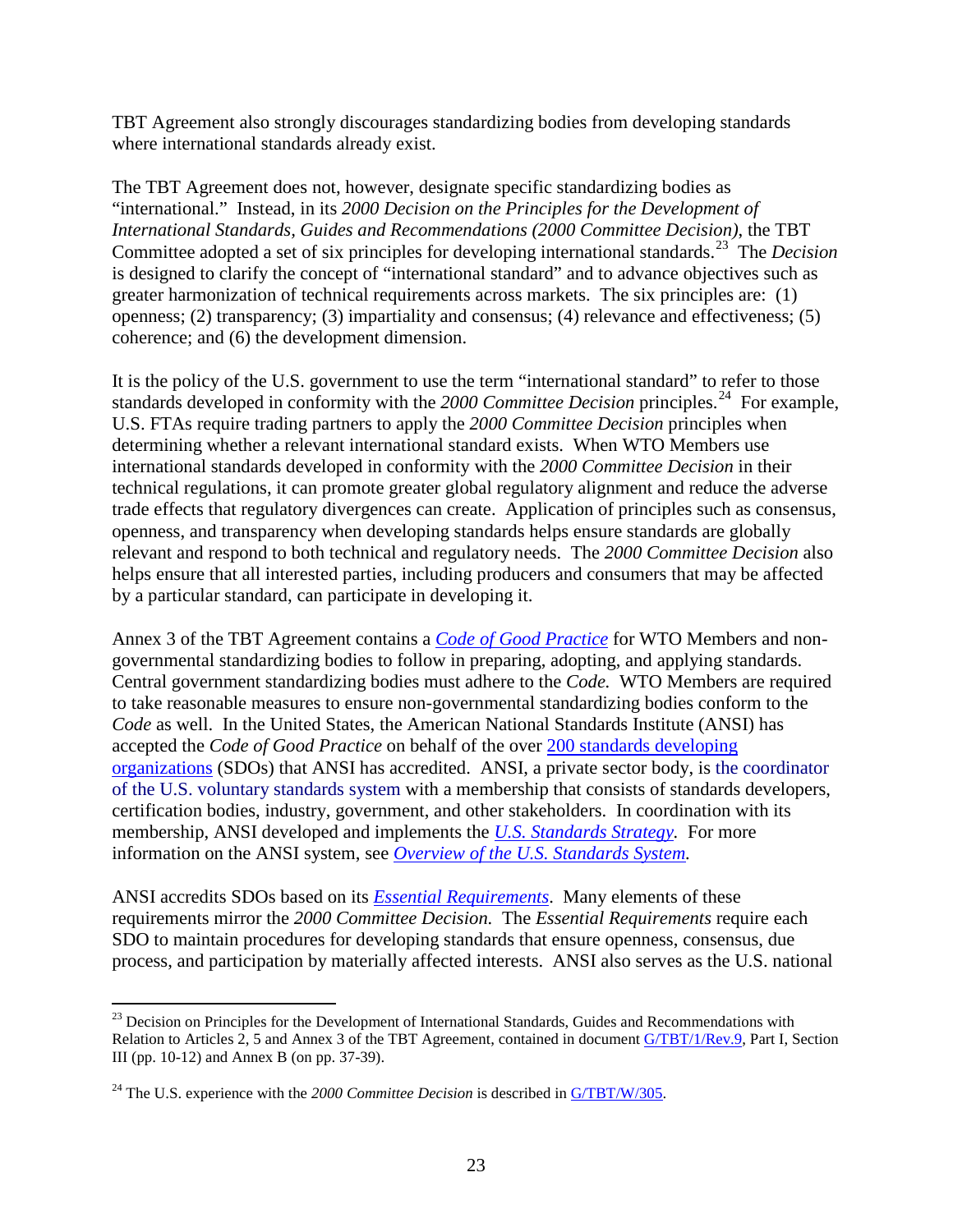TBT Agreement also strongly discourages standardizing bodies from developing standards where international standards already exist.

The TBT Agreement does not, however, designate specific standardizing bodies as "international." Instead, in its *2000 Decision on the Principles for the Development of International Standards, Guides and Recommendations (2000 Committee Decision)*, the TBT Committee adopted a set of six principles for developing international standards.[23] The *Decision* is designed to clarify the concept of "international standard" and to advance objectives such as greater harmonization of technical requirements across markets. The six principles are: (1) openness; (2) transparency; (3) impartiality and consensus; (4) relevance and effectiveness; (5) coherence; and (6) the development dimension.

It is the policy of the U.S. government to use the term "international standard" to refer to those standards developed in conformity with the *2000 Committee Decision* principles.[24] For example, U.S. FTAs require trading partners to apply the *2000 Committee Decision* principles when determining whether a relevant international standard exists. When WTO Members use international standards developed in conformity with the *2000 Committee Decision* in their technical regulations, it can promote greater global regulatory alignment and reduce the adverse trade effects that regulatory divergences can create. Application of principles such as consensus, openness, and transparency when developing standards helps ensure standards are globally relevant and respond to both technical and regulatory needs. The *2000 Committee Decision* also helps ensure that all interested parties, including producers and consumers that may be affected by a particular standard, can participate in developing it.

Annex 3 of the TBT Agreement contains a *Code of Good Practice* for WTO Members and non-governmental standardizing bodies to follow in preparing, adopting, and applying standards. Central government standardizing bodies must adhere to the *Code.* WTO Members are required to take reasonable measures to ensure non-governmental standardizing bodies conform to the *Code* as well. In the United States, the American National Standards Institute (ANSI) has accepted the *Code of Good Practice* on behalf of the over 200 standards developing organizations (SDOs) that ANSI has accredited. ANSI, a private sector body, is the coordinator of the U.S. voluntary standards system with a membership that consists of standards developers, certification bodies, industry, government, and other stakeholders. In coordination with its membership, ANSI developed and implements the *U.S. Standards Strategy.* For more information on the ANSI system, see *Overview of the U.S. Standards System.*

ANSI accredits SDOs based on its *Essential Requirements*. Many elements of these requirements mirror the *2000 Committee Decision.* The *Essential Requirements* require each SDO to maintain procedures for developing standards that ensure openness, consensus, due process, and participation by materially affected interests. ANSI also serves as the U.S. national

---

[23] Decision on Principles for the Development of International Standards, Guides and Recommendations with Relation to Articles 2, 5 and Annex 3 of the TBT Agreement, contained in document G/TBT/1/Rev.9, Part I, Section III (pp. 10-12) and Annex B (on pp. 37-39).

[24] The U.S. experience with the *2000 Committee Decision* is described in G/TBT/W/305.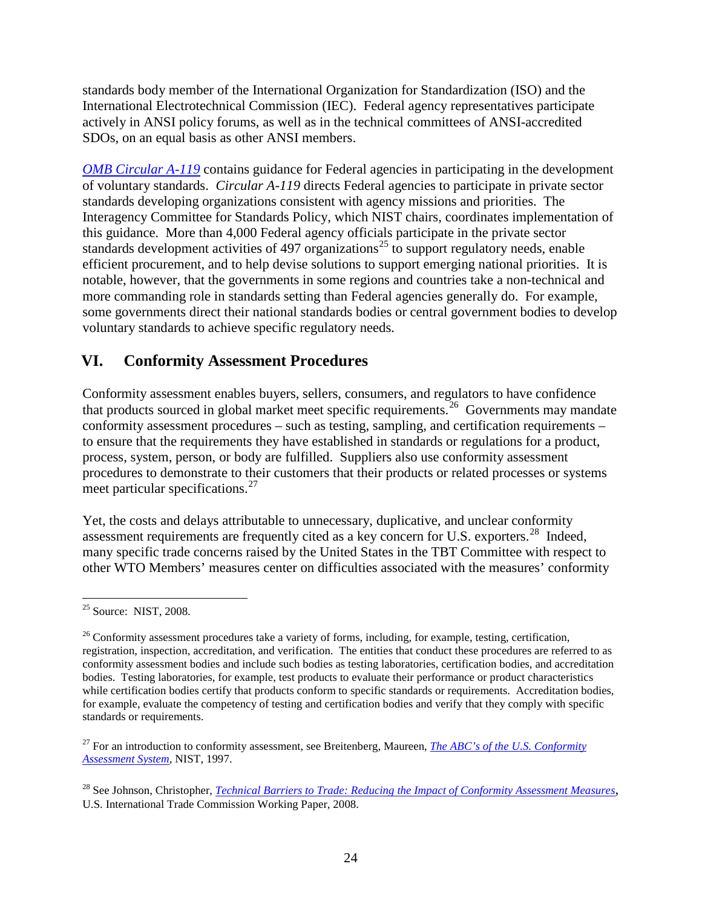standards body member of the International Organization for Standardization (ISO) and the International Electrotechnical Commission (IEC). Federal agency representatives participate actively in ANSI policy forums, as well as in the technical committees of ANSI-accredited SDOs, on an equal basis as other ANSI members.

*OMB Circular A-119* contains guidance for Federal agencies in participating in the development of voluntary standards. *Circular A-119* directs Federal agencies to participate in private sector standards developing organizations consistent with agency missions and priorities. The Interagency Committee for Standards Policy, which NIST chairs, coordinates implementation of this guidance. More than 4,000 Federal agency officials participate in the private sector standards development activities of 497 organizations[25] to support regulatory needs, enable efficient procurement, and to help devise solutions to support emerging national priorities. It is notable, however, that the governments in some regions and countries take a non-technical and more commanding role in standards setting than Federal agencies generally do. For example, some governments direct their national standards bodies or central government bodies to develop voluntary standards to achieve specific regulatory needs.

## VI. Conformity Assessment Procedures

Conformity assessment enables buyers, sellers, consumers, and regulators to have confidence that products sourced in global market meet specific requirements.[26] Governments may mandate conformity assessment procedures – such as testing, sampling, and certification requirements – to ensure that the requirements they have established in standards or regulations for a product, process, system, person, or body are fulfilled. Suppliers also use conformity assessment procedures to demonstrate to their customers that their products or related processes or systems meet particular specifications.[27]

Yet, the costs and delays attributable to unnecessary, duplicative, and unclear conformity assessment requirements are frequently cited as a key concern for U.S. exporters.[28] Indeed, many specific trade concerns raised by the United States in the TBT Committee with respect to other WTO Members' measures center on difficulties associated with the measures' conformity

---

[25] Source: NIST, 2008.

[26] Conformity assessment procedures take a variety of forms, including, for example, testing, certification, registration, inspection, accreditation, and verification. The entities that conduct these procedures are referred to as conformity assessment bodies and include such bodies as testing laboratories, certification bodies, and accreditation bodies. Testing laboratories, for example, test products to evaluate their performance or product characteristics while certification bodies certify that products conform to specific standards or requirements. Accreditation bodies, for example, evaluate the competency of testing and certification bodies and verify that they comply with specific standards or requirements.

[27] For an introduction to conformity assessment, see Breitenberg, Maureen, *The ABC's of the U.S. Conformity Assessment System*, NIST, 1997.

[28] See Johnson, Christopher, *Technical Barriers to Trade: Reducing the Impact of Conformity Assessment Measures*, U.S. International Trade Commission Working Paper, 2008.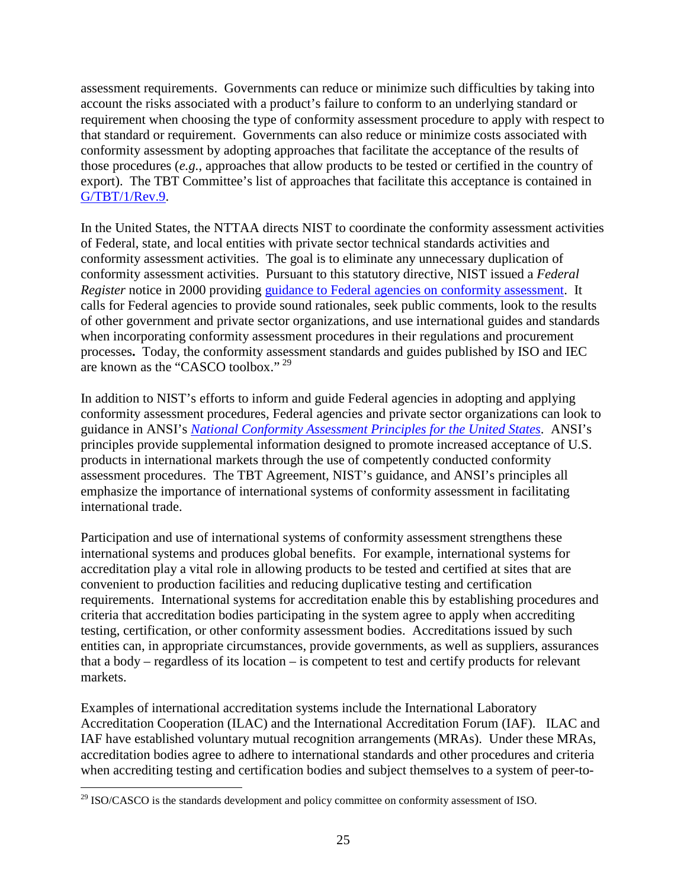assessment requirements. Governments can reduce or minimize such difficulties by taking into account the risks associated with a product's failure to conform to an underlying standard or requirement when choosing the type of conformity assessment procedure to apply with respect to that standard or requirement. Governments can also reduce or minimize costs associated with conformity assessment by adopting approaches that facilitate the acceptance of the results of those procedures (*e.g.*, approaches that allow products to be tested or certified in the country of export). The TBT Committee's list of approaches that facilitate this acceptance is contained in [G/TBT/1/Rev.9](G/TBT/1/Rev.9).

In the United States, the NTTAA directs NIST to coordinate the conformity assessment activities of Federal, state, and local entities with private sector technical standards activities and conformity assessment activities. The goal is to eliminate any unnecessary duplication of conformity assessment activities. Pursuant to this statutory directive, NIST issued a *Federal Register* notice in 2000 providing guidance to Federal agencies on conformity assessment. It calls for Federal agencies to provide sound rationales, seek public comments, look to the results of other government and private sector organizations, and use international guides and standards when incorporating conformity assessment procedures in their regulations and procurement processes**.** Today, the conformity assessment standards and guides published by ISO and IEC are known as the "CASCO toolbox." [29]

In addition to NIST's efforts to inform and guide Federal agencies in adopting and applying conformity assessment procedures, Federal agencies and private sector organizations can look to guidance in ANSI's *National Conformity Assessment Principles for the United States*. ANSI's principles provide supplemental information designed to promote increased acceptance of U.S. products in international markets through the use of competently conducted conformity assessment procedures. The TBT Agreement, NIST's guidance, and ANSI's principles all emphasize the importance of international systems of conformity assessment in facilitating international trade.

Participation and use of international systems of conformity assessment strengthens these international systems and produces global benefits. For example, international systems for accreditation play a vital role in allowing products to be tested and certified at sites that are convenient to production facilities and reducing duplicative testing and certification requirements. International systems for accreditation enable this by establishing procedures and criteria that accreditation bodies participating in the system agree to apply when accrediting testing, certification, or other conformity assessment bodies. Accreditations issued by such entities can, in appropriate circumstances, provide governments, as well as suppliers, assurances that a body – regardless of its location – is competent to test and certify products for relevant markets.

Examples of international accreditation systems include the International Laboratory Accreditation Cooperation (ILAC) and the International Accreditation Forum (IAF). ILAC and IAF have established voluntary mutual recognition arrangements (MRAs). Under these MRAs, accreditation bodies agree to adhere to international standards and other procedures and criteria when accrediting testing and certification bodies and subject themselves to a system of peer-to-

[29] ISO/CASCO is the standards development and policy committee on conformity assessment of ISO.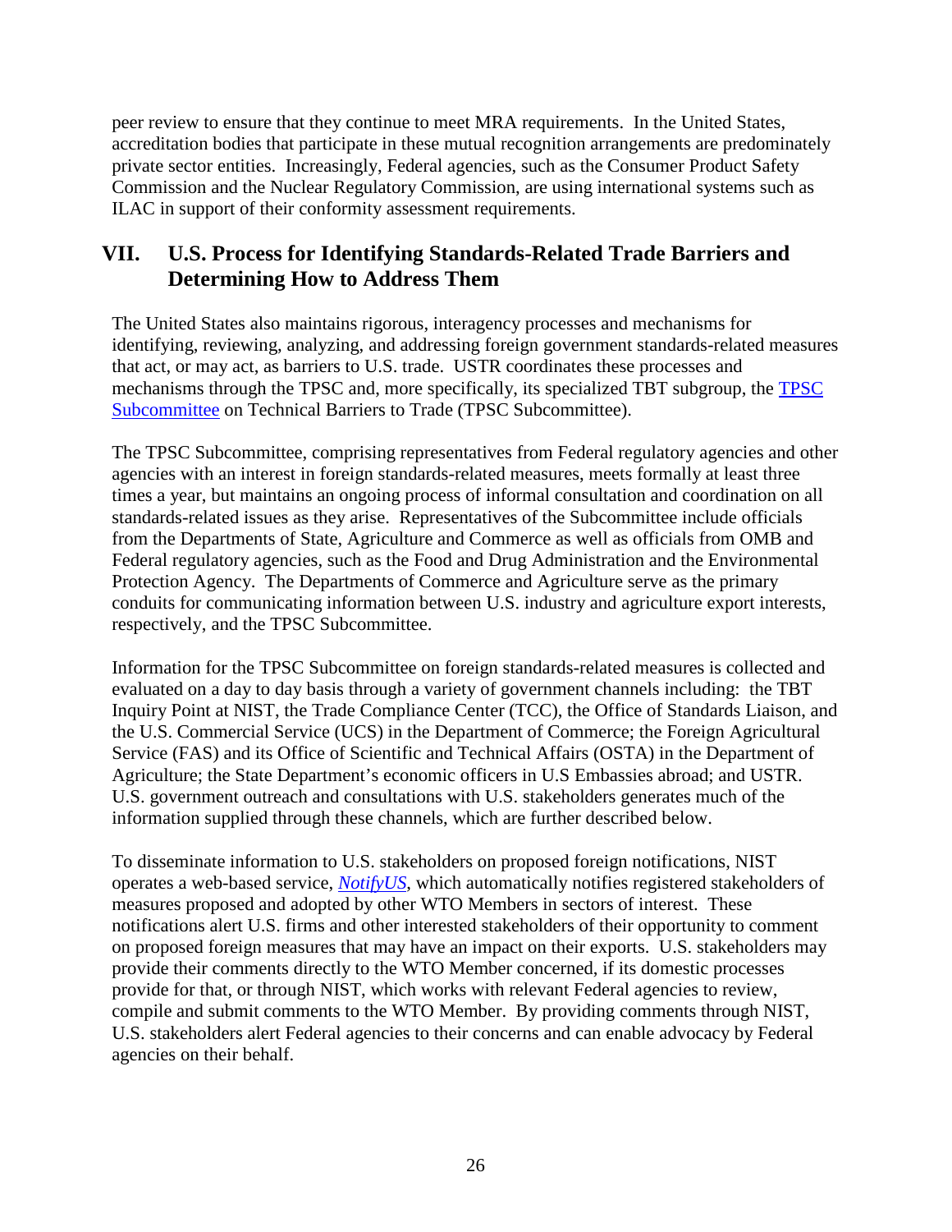peer review to ensure that they continue to meet MRA requirements. In the United States, accreditation bodies that participate in these mutual recognition arrangements are predominately private sector entities. Increasingly, Federal agencies, such as the Consumer Product Safety Commission and the Nuclear Regulatory Commission, are using international systems such as ILAC in support of their conformity assessment requirements.

## VII. U.S. Process for Identifying Standards-Related Trade Barriers and Determining How to Address Them

The United States also maintains rigorous, interagency processes and mechanisms for identifying, reviewing, analyzing, and addressing foreign government standards-related measures that act, or may act, as barriers to U.S. trade. USTR coordinates these processes and mechanisms through the TPSC and, more specifically, its specialized TBT subgroup, the TPSC Subcommittee on Technical Barriers to Trade (TPSC Subcommittee).

The TPSC Subcommittee, comprising representatives from Federal regulatory agencies and other agencies with an interest in foreign standards-related measures, meets formally at least three times a year, but maintains an ongoing process of informal consultation and coordination on all standards-related issues as they arise. Representatives of the Subcommittee include officials from the Departments of State, Agriculture and Commerce as well as officials from OMB and Federal regulatory agencies, such as the Food and Drug Administration and the Environmental Protection Agency. The Departments of Commerce and Agriculture serve as the primary conduits for communicating information between U.S. industry and agriculture export interests, respectively, and the TPSC Subcommittee.

Information for the TPSC Subcommittee on foreign standards-related measures is collected and evaluated on a day to day basis through a variety of government channels including: the TBT Inquiry Point at NIST, the Trade Compliance Center (TCC), the Office of Standards Liaison, and the U.S. Commercial Service (UCS) in the Department of Commerce; the Foreign Agricultural Service (FAS) and its Office of Scientific and Technical Affairs (OSTA) in the Department of Agriculture; the State Department's economic officers in U.S Embassies abroad; and USTR. U.S. government outreach and consultations with U.S. stakeholders generates much of the information supplied through these channels, which are further described below.

To disseminate information to U.S. stakeholders on proposed foreign notifications, NIST operates a web-based service, *NotifyUS*, which automatically notifies registered stakeholders of measures proposed and adopted by other WTO Members in sectors of interest. These notifications alert U.S. firms and other interested stakeholders of their opportunity to comment on proposed foreign measures that may have an impact on their exports. U.S. stakeholders may provide their comments directly to the WTO Member concerned, if its domestic processes provide for that, or through NIST, which works with relevant Federal agencies to review, compile and submit comments to the WTO Member. By providing comments through NIST, U.S. stakeholders alert Federal agencies to their concerns and can enable advocacy by Federal agencies on their behalf.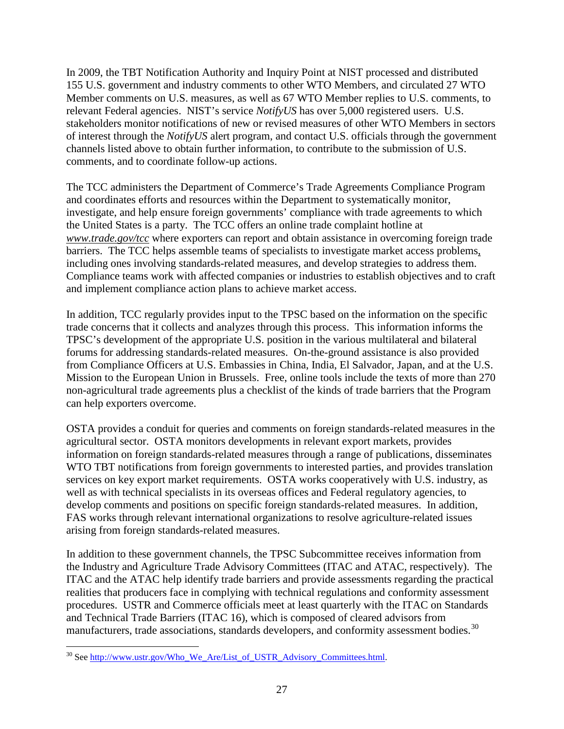In 2009, the TBT Notification Authority and Inquiry Point at NIST processed and distributed 155 U.S. government and industry comments to other WTO Members, and circulated 27 WTO Member comments on U.S. measures, as well as 67 WTO Member replies to U.S. comments, to relevant Federal agencies. NIST's service *NotifyUS* has over 5,000 registered users. U.S. stakeholders monitor notifications of new or revised measures of other WTO Members in sectors of interest through the *NotifyUS* alert program, and contact U.S. officials through the government channels listed above to obtain further information, to contribute to the submission of U.S. comments, and to coordinate follow-up actions.

The TCC administers the Department of Commerce's Trade Agreements Compliance Program and coordinates efforts and resources within the Department to systematically monitor, investigate, and help ensure foreign governments' compliance with trade agreements to which the United States is a party. The TCC offers an online trade complaint hotline at *www.trade.gov/tcc* where exporters can report and obtain assistance in overcoming foreign trade barriers. The TCC helps assemble teams of specialists to investigate market access problems, including ones involving standards-related measures, and develop strategies to address them. Compliance teams work with affected companies or industries to establish objectives and to craft and implement compliance action plans to achieve market access.

In addition, TCC regularly provides input to the TPSC based on the information on the specific trade concerns that it collects and analyzes through this process. This information informs the TPSC's development of the appropriate U.S. position in the various multilateral and bilateral forums for addressing standards-related measures. On-the-ground assistance is also provided from Compliance Officers at U.S. Embassies in China, India, El Salvador, Japan, and at the U.S. Mission to the European Union in Brussels. Free, online tools include the texts of more than 270 non-agricultural trade agreements plus a checklist of the kinds of trade barriers that the Program can help exporters overcome.

OSTA provides a conduit for queries and comments on foreign standards-related measures in the agricultural sector. OSTA monitors developments in relevant export markets, provides information on foreign standards-related measures through a range of publications, disseminates WTO TBT notifications from foreign governments to interested parties, and provides translation services on key export market requirements. OSTA works cooperatively with U.S. industry, as well as with technical specialists in its overseas offices and Federal regulatory agencies, to develop comments and positions on specific foreign standards-related measures. In addition, FAS works through relevant international organizations to resolve agriculture-related issues arising from foreign standards-related measures.

In addition to these government channels, the TPSC Subcommittee receives information from the Industry and Agriculture Trade Advisory Committees (ITAC and ATAC, respectively). The ITAC and the ATAC help identify trade barriers and provide assessments regarding the practical realities that producers face in complying with technical regulations and conformity assessment procedures. USTR and Commerce officials meet at least quarterly with the ITAC on Standards and Technical Trade Barriers (ITAC 16), which is composed of cleared advisors from manufacturers, trade associations, standards developers, and conformity assessment bodies.[30]

[30] See http://www.ustr.gov/Who_We_Are/List_of_USTR_Advisory_Committees.html.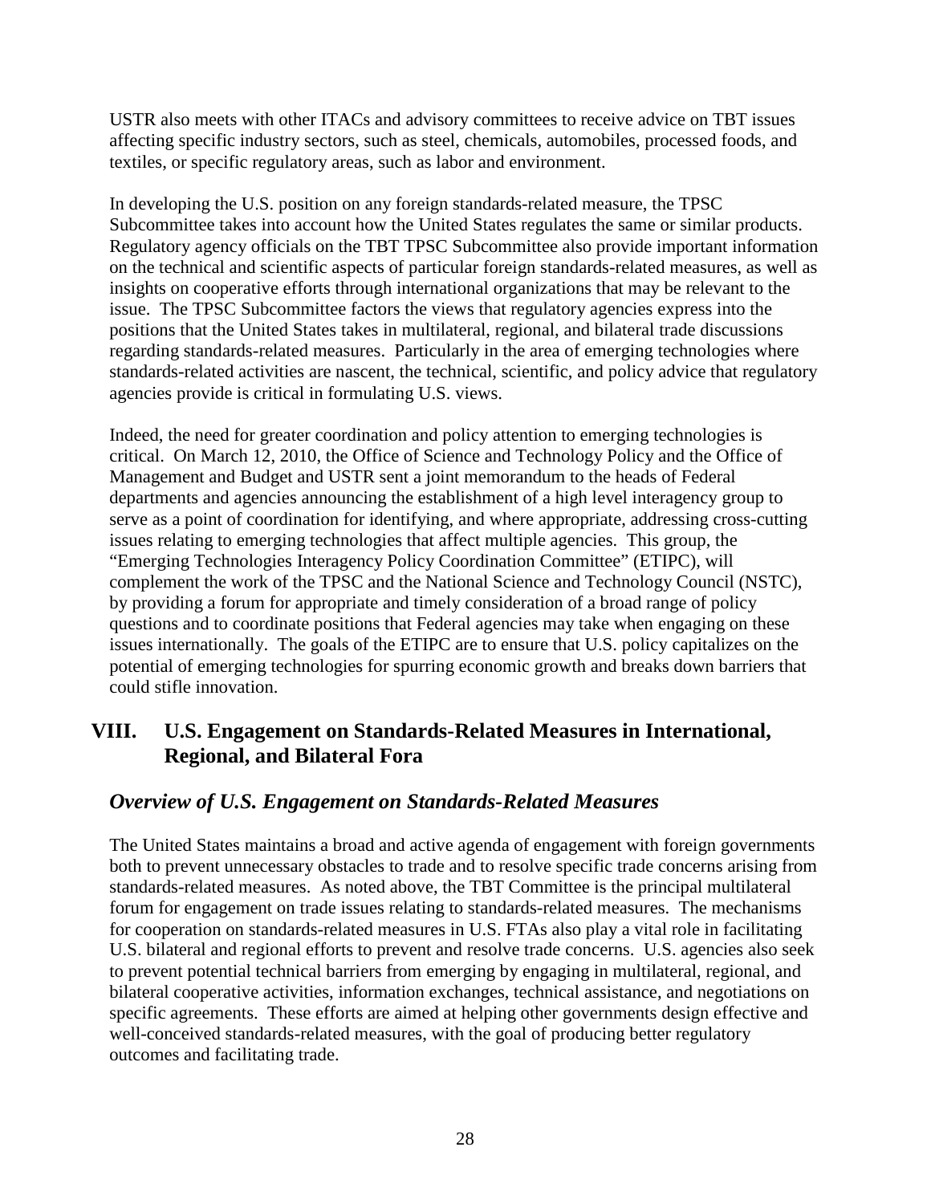USTR also meets with other ITACs and advisory committees to receive advice on TBT issues affecting specific industry sectors, such as steel, chemicals, automobiles, processed foods, and textiles, or specific regulatory areas, such as labor and environment.

In developing the U.S. position on any foreign standards-related measure, the TPSC Subcommittee takes into account how the United States regulates the same or similar products. Regulatory agency officials on the TBT TPSC Subcommittee also provide important information on the technical and scientific aspects of particular foreign standards-related measures, as well as insights on cooperative efforts through international organizations that may be relevant to the issue. The TPSC Subcommittee factors the views that regulatory agencies express into the positions that the United States takes in multilateral, regional, and bilateral trade discussions regarding standards-related measures. Particularly in the area of emerging technologies where standards-related activities are nascent, the technical, scientific, and policy advice that regulatory agencies provide is critical in formulating U.S. views.

Indeed, the need for greater coordination and policy attention to emerging technologies is critical. On March 12, 2010, the Office of Science and Technology Policy and the Office of Management and Budget and USTR sent a joint memorandum to the heads of Federal departments and agencies announcing the establishment of a high level interagency group to serve as a point of coordination for identifying, and where appropriate, addressing cross-cutting issues relating to emerging technologies that affect multiple agencies. This group, the "Emerging Technologies Interagency Policy Coordination Committee" (ETIPC), will complement the work of the TPSC and the National Science and Technology Council (NSTC), by providing a forum for appropriate and timely consideration of a broad range of policy questions and to coordinate positions that Federal agencies may take when engaging on these issues internationally. The goals of the ETIPC are to ensure that U.S. policy capitalizes on the potential of emerging technologies for spurring economic growth and breaks down barriers that could stifle innovation.

## VIII. U.S. Engagement on Standards-Related Measures in International, Regional, and Bilateral Fora

### *Overview of U.S. Engagement on Standards-Related Measures*

The United States maintains a broad and active agenda of engagement with foreign governments both to prevent unnecessary obstacles to trade and to resolve specific trade concerns arising from standards-related measures. As noted above, the TBT Committee is the principal multilateral forum for engagement on trade issues relating to standards-related measures. The mechanisms for cooperation on standards-related measures in U.S. FTAs also play a vital role in facilitating U.S. bilateral and regional efforts to prevent and resolve trade concerns. U.S. agencies also seek to prevent potential technical barriers from emerging by engaging in multilateral, regional, and bilateral cooperative activities, information exchanges, technical assistance, and negotiations on specific agreements. These efforts are aimed at helping other governments design effective and well-conceived standards-related measures, with the goal of producing better regulatory outcomes and facilitating trade.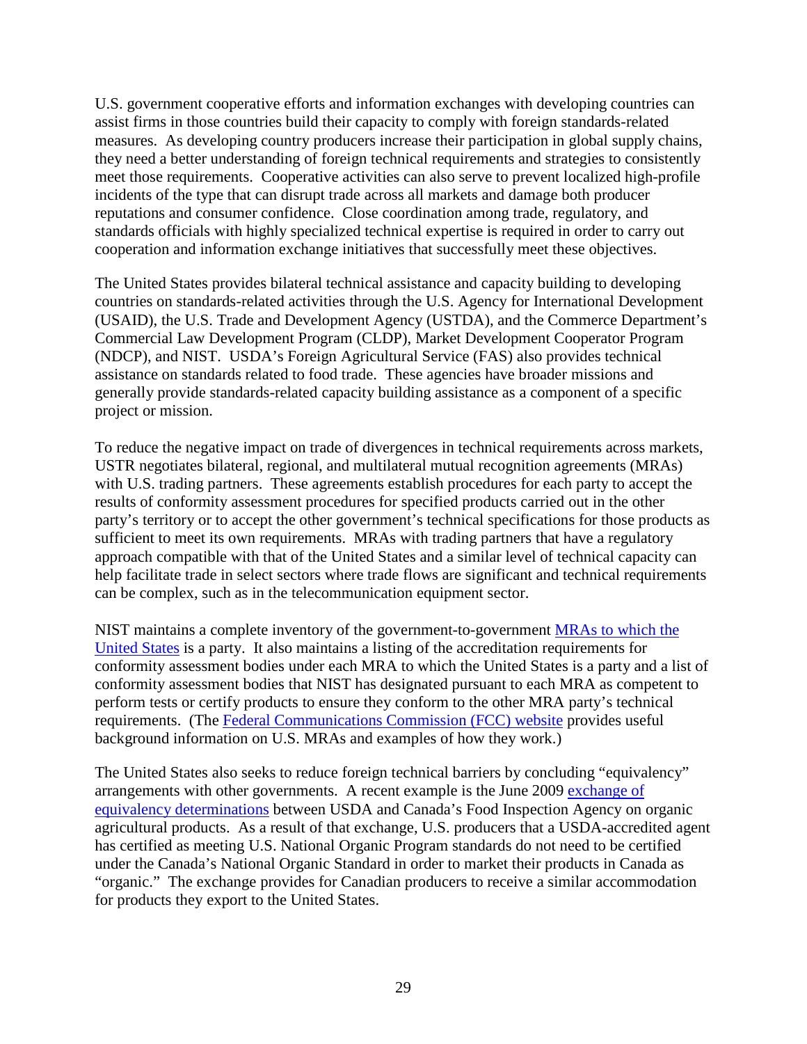U.S. government cooperative efforts and information exchanges with developing countries can assist firms in those countries build their capacity to comply with foreign standards-related measures. As developing country producers increase their participation in global supply chains, they need a better understanding of foreign technical requirements and strategies to consistently meet those requirements. Cooperative activities can also serve to prevent localized high-profile incidents of the type that can disrupt trade across all markets and damage both producer reputations and consumer confidence. Close coordination among trade, regulatory, and standards officials with highly specialized technical expertise is required in order to carry out cooperation and information exchange initiatives that successfully meet these objectives.

The United States provides bilateral technical assistance and capacity building to developing countries on standards-related activities through the U.S. Agency for International Development (USAID), the U.S. Trade and Development Agency (USTDA), and the Commerce Department's Commercial Law Development Program (CLDP), Market Development Cooperator Program (NDCP), and NIST. USDA's Foreign Agricultural Service (FAS) also provides technical assistance on standards related to food trade. These agencies have broader missions and generally provide standards-related capacity building assistance as a component of a specific project or mission.

To reduce the negative impact on trade of divergences in technical requirements across markets, USTR negotiates bilateral, regional, and multilateral mutual recognition agreements (MRAs) with U.S. trading partners. These agreements establish procedures for each party to accept the results of conformity assessment procedures for specified products carried out in the other party's territory or to accept the other government's technical specifications for those products as sufficient to meet its own requirements. MRAs with trading partners that have a regulatory approach compatible with that of the United States and a similar level of technical capacity can help facilitate trade in select sectors where trade flows are significant and technical requirements can be complex, such as in the telecommunication equipment sector.

NIST maintains a complete inventory of the government-to-government MRAs to which the United States is a party. It also maintains a listing of the accreditation requirements for conformity assessment bodies under each MRA to which the United States is a party and a list of conformity assessment bodies that NIST has designated pursuant to each MRA as competent to perform tests or certify products to ensure they conform to the other MRA party's technical requirements. (The Federal Communications Commission (FCC) website provides useful background information on U.S. MRAs and examples of how they work.)

The United States also seeks to reduce foreign technical barriers by concluding "equivalency" arrangements with other governments. A recent example is the June 2009 exchange of equivalency determinations between USDA and Canada's Food Inspection Agency on organic agricultural products. As a result of that exchange, U.S. producers that a USDA-accredited agent has certified as meeting U.S. National Organic Program standards do not need to be certified under the Canada's National Organic Standard in order to market their products in Canada as "organic." The exchange provides for Canadian producers to receive a similar accommodation for products they export to the United States.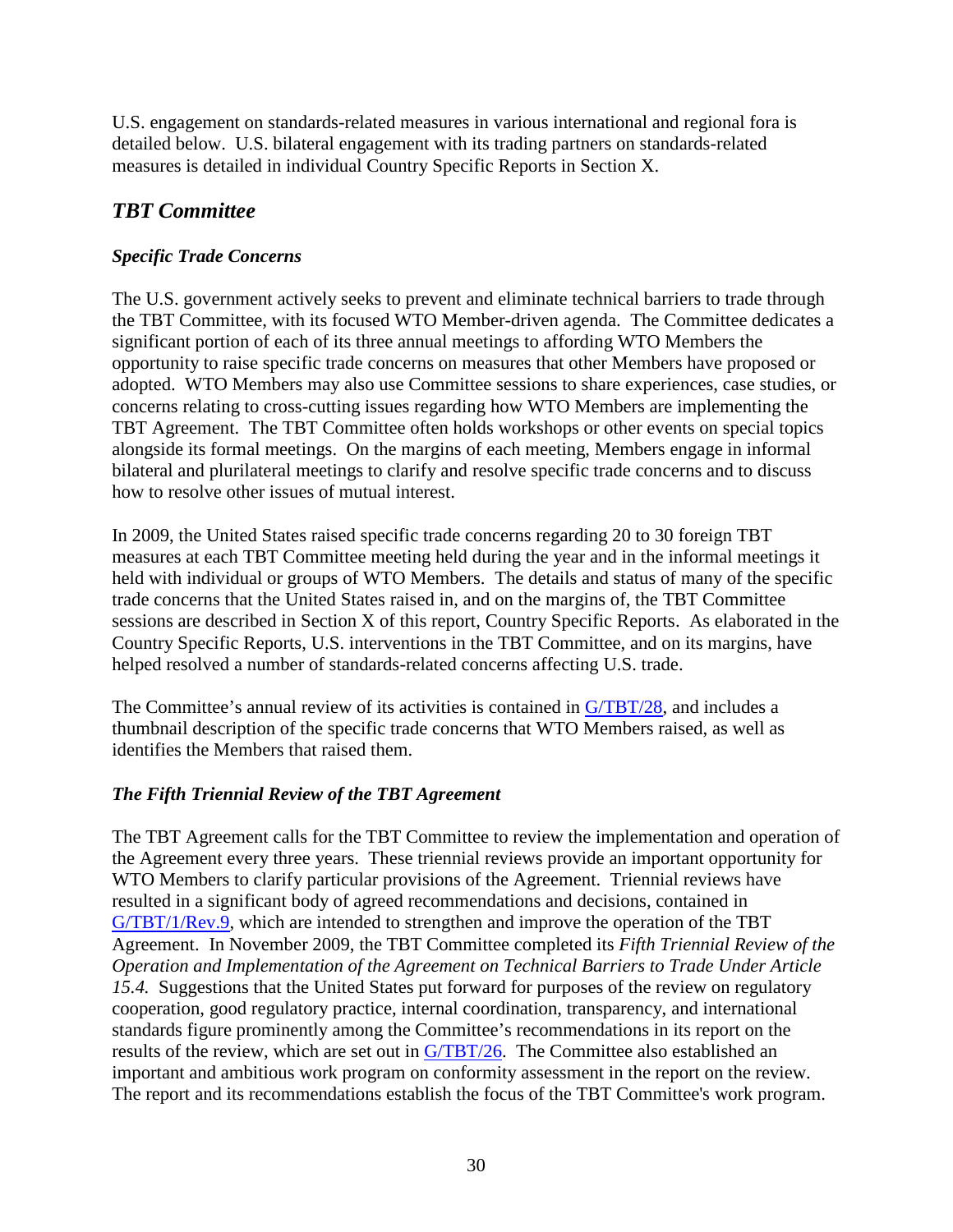U.S. engagement on standards-related measures in various international and regional fora is detailed below. U.S. bilateral engagement with its trading partners on standards-related measures is detailed in individual Country Specific Reports in Section X.

## *TBT Committee*

### *Specific Trade Concerns*

The U.S. government actively seeks to prevent and eliminate technical barriers to trade through the TBT Committee, with its focused WTO Member-driven agenda. The Committee dedicates a significant portion of each of its three annual meetings to affording WTO Members the opportunity to raise specific trade concerns on measures that other Members have proposed or adopted. WTO Members may also use Committee sessions to share experiences, case studies, or concerns relating to cross-cutting issues regarding how WTO Members are implementing the TBT Agreement. The TBT Committee often holds workshops or other events on special topics alongside its formal meetings. On the margins of each meeting, Members engage in informal bilateral and plurilateral meetings to clarify and resolve specific trade concerns and to discuss how to resolve other issues of mutual interest.

In 2009, the United States raised specific trade concerns regarding 20 to 30 foreign TBT measures at each TBT Committee meeting held during the year and in the informal meetings it held with individual or groups of WTO Members. The details and status of many of the specific trade concerns that the United States raised in, and on the margins of, the TBT Committee sessions are described in Section X of this report, Country Specific Reports. As elaborated in the Country Specific Reports, U.S. interventions in the TBT Committee, and on its margins, have helped resolved a number of standards-related concerns affecting U.S. trade.

The Committee's annual review of its activities is contained in G/TBT/28, and includes a thumbnail description of the specific trade concerns that WTO Members raised, as well as identifies the Members that raised them.

### *The Fifth Triennial Review of the TBT Agreement*

The TBT Agreement calls for the TBT Committee to review the implementation and operation of the Agreement every three years. These triennial reviews provide an important opportunity for WTO Members to clarify particular provisions of the Agreement. Triennial reviews have resulted in a significant body of agreed recommendations and decisions, contained in G/TBT/1/Rev.9, which are intended to strengthen and improve the operation of the TBT Agreement. In November 2009, the TBT Committee completed its *Fifth Triennial Review of the Operation and Implementation of the Agreement on Technical Barriers to Trade Under Article 15.4.* Suggestions that the United States put forward for purposes of the review on regulatory cooperation, good regulatory practice, internal coordination, transparency, and international standards figure prominently among the Committee's recommendations in its report on the results of the review, which are set out in G/TBT/26. The Committee also established an important and ambitious work program on conformity assessment in the report on the review. The report and its recommendations establish the focus of the TBT Committee's work program.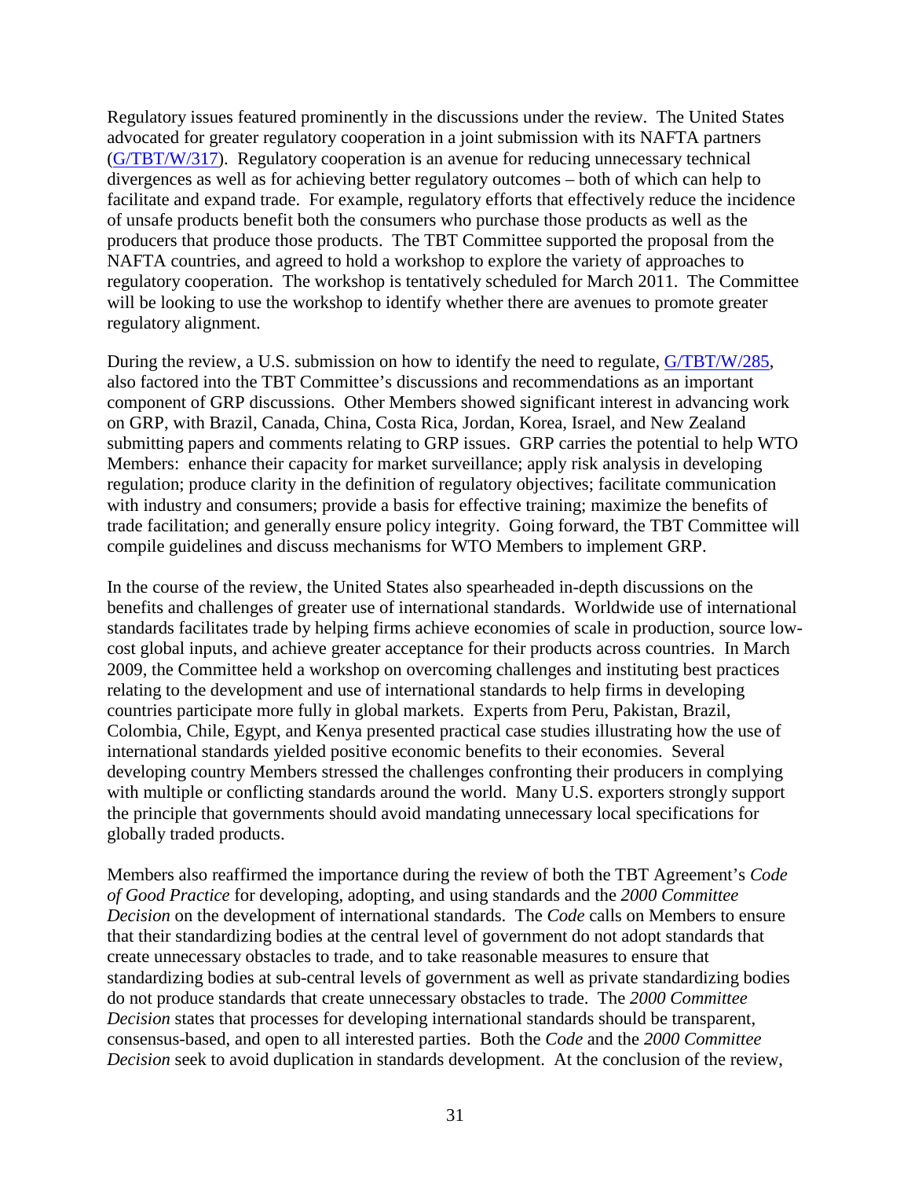Regulatory issues featured prominently in the discussions under the review. The United States advocated for greater regulatory cooperation in a joint submission with its NAFTA partners (G/TBT/W/317). Regulatory cooperation is an avenue for reducing unnecessary technical divergences as well as for achieving better regulatory outcomes – both of which can help to facilitate and expand trade. For example, regulatory efforts that effectively reduce the incidence of unsafe products benefit both the consumers who purchase those products as well as the producers that produce those products. The TBT Committee supported the proposal from the NAFTA countries, and agreed to hold a workshop to explore the variety of approaches to regulatory cooperation. The workshop is tentatively scheduled for March 2011. The Committee will be looking to use the workshop to identify whether there are avenues to promote greater regulatory alignment.

During the review, a U.S. submission on how to identify the need to regulate, G/TBT/W/285, also factored into the TBT Committee's discussions and recommendations as an important component of GRP discussions. Other Members showed significant interest in advancing work on GRP, with Brazil, Canada, China, Costa Rica, Jordan, Korea, Israel, and New Zealand submitting papers and comments relating to GRP issues. GRP carries the potential to help WTO Members: enhance their capacity for market surveillance; apply risk analysis in developing regulation; produce clarity in the definition of regulatory objectives; facilitate communication with industry and consumers; provide a basis for effective training; maximize the benefits of trade facilitation; and generally ensure policy integrity. Going forward, the TBT Committee will compile guidelines and discuss mechanisms for WTO Members to implement GRP.

In the course of the review, the United States also spearheaded in-depth discussions on the benefits and challenges of greater use of international standards. Worldwide use of international standards facilitates trade by helping firms achieve economies of scale in production, source low-cost global inputs, and achieve greater acceptance for their products across countries. In March 2009, the Committee held a workshop on overcoming challenges and instituting best practices relating to the development and use of international standards to help firms in developing countries participate more fully in global markets. Experts from Peru, Pakistan, Brazil, Colombia, Chile, Egypt, and Kenya presented practical case studies illustrating how the use of international standards yielded positive economic benefits to their economies. Several developing country Members stressed the challenges confronting their producers in complying with multiple or conflicting standards around the world. Many U.S. exporters strongly support the principle that governments should avoid mandating unnecessary local specifications for globally traded products.

Members also reaffirmed the importance during the review of both the TBT Agreement's *Code of Good Practice* for developing, adopting, and using standards and the *2000 Committee Decision* on the development of international standards. The *Code* calls on Members to ensure that their standardizing bodies at the central level of government do not adopt standards that create unnecessary obstacles to trade, and to take reasonable measures to ensure that standardizing bodies at sub-central levels of government as well as private standardizing bodies do not produce standards that create unnecessary obstacles to trade. The *2000 Committee Decision* states that processes for developing international standards should be transparent, consensus-based, and open to all interested parties. Both the *Code* and the *2000 Committee Decision* seek to avoid duplication in standards development. At the conclusion of the review,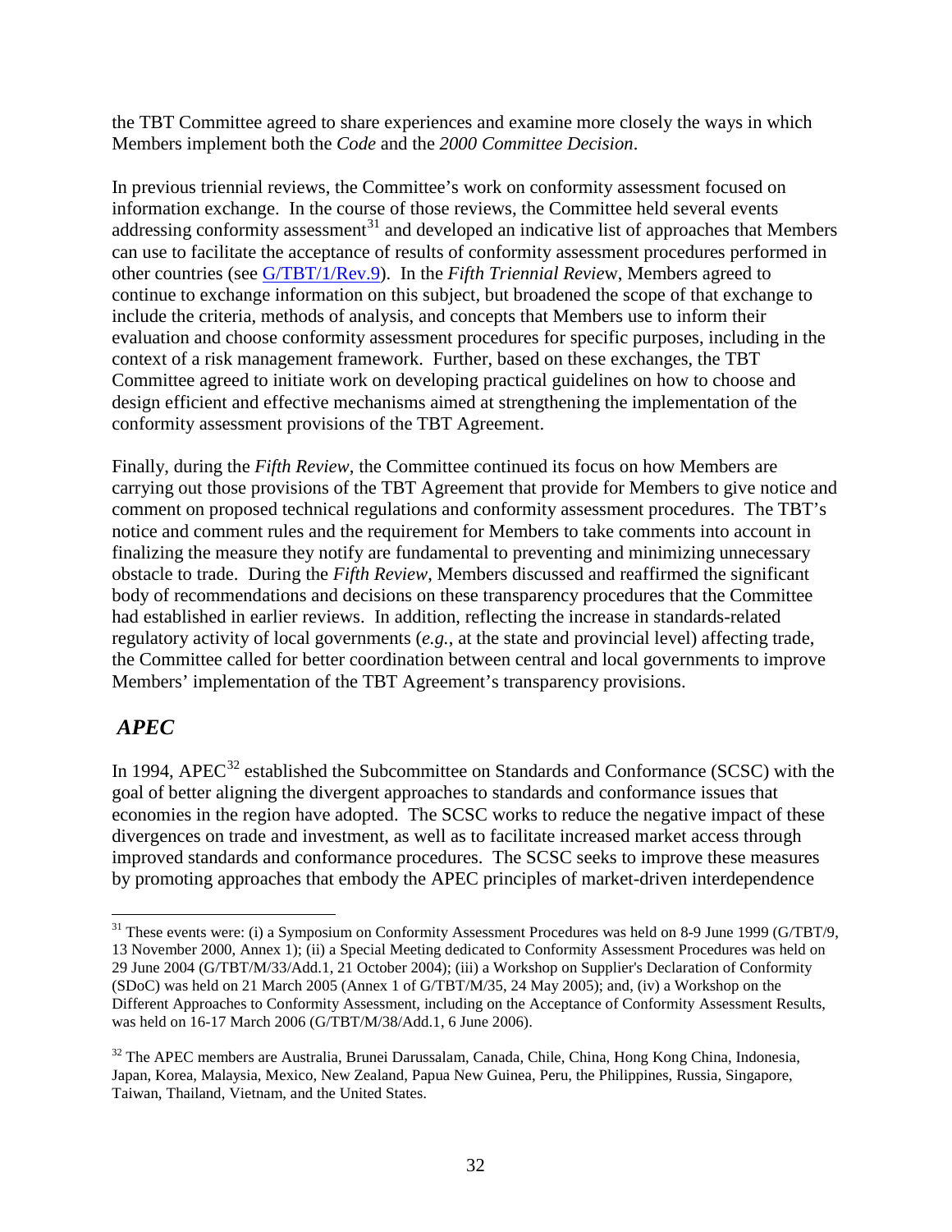the TBT Committee agreed to share experiences and examine more closely the ways in which Members implement both the *Code* and the *2000 Committee Decision*.

In previous triennial reviews, the Committee's work on conformity assessment focused on information exchange. In the course of those reviews, the Committee held several events addressing conformity assessment[31] and developed an indicative list of approaches that Members can use to facilitate the acceptance of results of conformity assessment procedures performed in other countries (see G/TBT/1/Rev.9). In the *Fifth Triennial Review*, Members agreed to continue to exchange information on this subject, but broadened the scope of that exchange to include the criteria, methods of analysis, and concepts that Members use to inform their evaluation and choose conformity assessment procedures for specific purposes, including in the context of a risk management framework. Further, based on these exchanges, the TBT Committee agreed to initiate work on developing practical guidelines on how to choose and design efficient and effective mechanisms aimed at strengthening the implementation of the conformity assessment provisions of the TBT Agreement.

Finally, during the *Fifth Review*, the Committee continued its focus on how Members are carrying out those provisions of the TBT Agreement that provide for Members to give notice and comment on proposed technical regulations and conformity assessment procedures. The TBT's notice and comment rules and the requirement for Members to take comments into account in finalizing the measure they notify are fundamental to preventing and minimizing unnecessary obstacle to trade. During the *Fifth Review*, Members discussed and reaffirmed the significant body of recommendations and decisions on these transparency procedures that the Committee had established in earlier reviews. In addition, reflecting the increase in standards-related regulatory activity of local governments (*e.g.*, at the state and provincial level) affecting trade, the Committee called for better coordination between central and local governments to improve Members' implementation of the TBT Agreement's transparency provisions.

## *APEC*

In 1994, APEC[32] established the Subcommittee on Standards and Conformance (SCSC) with the goal of better aligning the divergent approaches to standards and conformance issues that economies in the region have adopted. The SCSC works to reduce the negative impact of these divergences on trade and investment, as well as to facilitate increased market access through improved standards and conformance procedures. The SCSC seeks to improve these measures by promoting approaches that embody the APEC principles of market-driven interdependence

---

[31] These events were: (i) a Symposium on Conformity Assessment Procedures was held on 8-9 June 1999 (G/TBT/9, 13 November 2000, Annex 1); (ii) a Special Meeting dedicated to Conformity Assessment Procedures was held on 29 June 2004 (G/TBT/M/33/Add.1, 21 October 2004); (iii) a Workshop on Supplier's Declaration of Conformity (SDoC) was held on 21 March 2005 (Annex 1 of G/TBT/M/35, 24 May 2005); and, (iv) a Workshop on the Different Approaches to Conformity Assessment, including on the Acceptance of Conformity Assessment Results, was held on 16-17 March 2006 (G/TBT/M/38/Add.1, 6 June 2006).

[32] The APEC members are Australia, Brunei Darussalam, Canada, Chile, China, Hong Kong China, Indonesia, Japan, Korea, Malaysia, Mexico, New Zealand, Papua New Guinea, Peru, the Philippines, Russia, Singapore, Taiwan, Thailand, Vietnam, and the United States.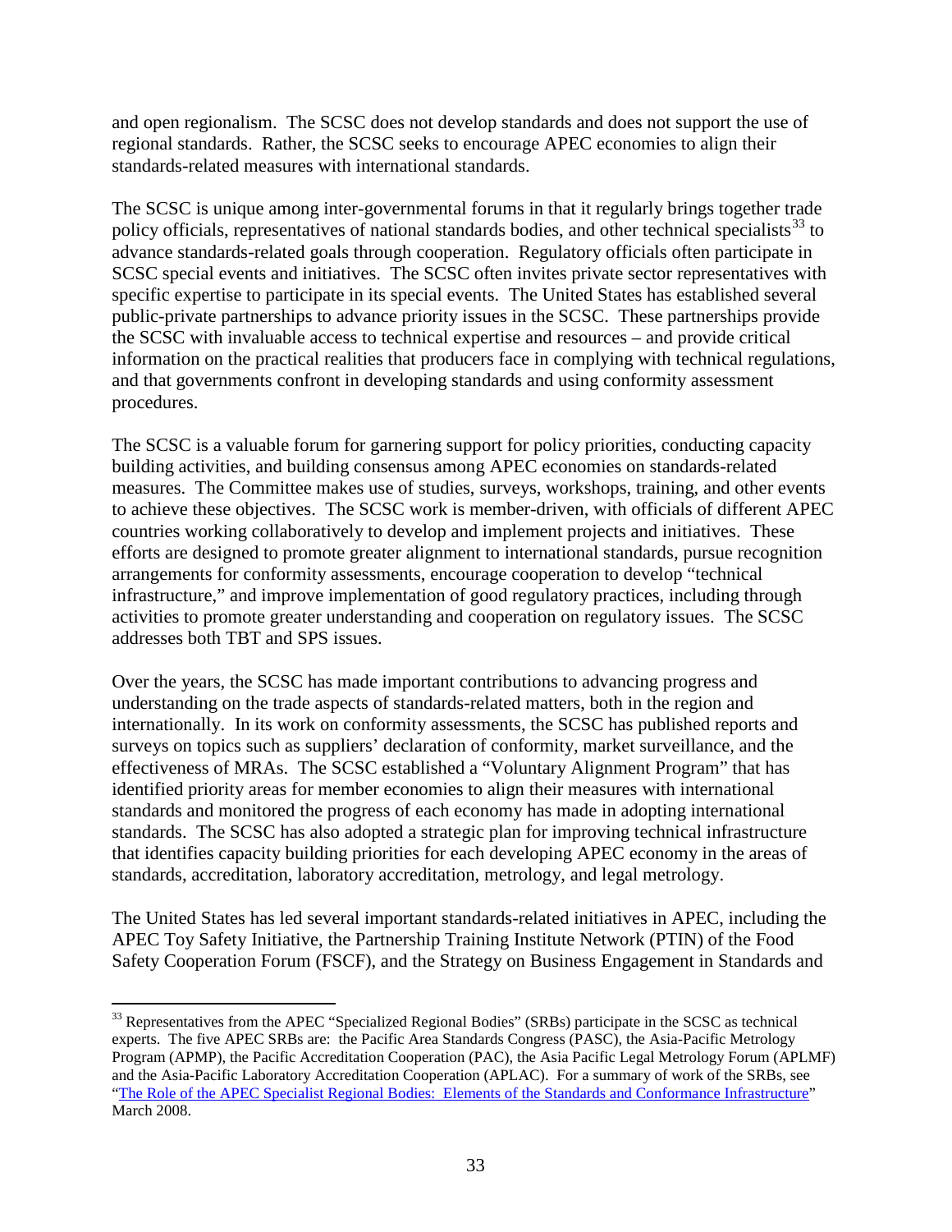and open regionalism. The SCSC does not develop standards and does not support the use of regional standards. Rather, the SCSC seeks to encourage APEC economies to align their standards-related measures with international standards.

The SCSC is unique among inter-governmental forums in that it regularly brings together trade policy officials, representatives of national standards bodies, and other technical specialists[33] to advance standards-related goals through cooperation. Regulatory officials often participate in SCSC special events and initiatives. The SCSC often invites private sector representatives with specific expertise to participate in its special events. The United States has established several public-private partnerships to advance priority issues in the SCSC. These partnerships provide the SCSC with invaluable access to technical expertise and resources – and provide critical information on the practical realities that producers face in complying with technical regulations, and that governments confront in developing standards and using conformity assessment procedures.

The SCSC is a valuable forum for garnering support for policy priorities, conducting capacity building activities, and building consensus among APEC economies on standards-related measures. The Committee makes use of studies, surveys, workshops, training, and other events to achieve these objectives. The SCSC work is member-driven, with officials of different APEC countries working collaboratively to develop and implement projects and initiatives. These efforts are designed to promote greater alignment to international standards, pursue recognition arrangements for conformity assessments, encourage cooperation to develop "technical infrastructure," and improve implementation of good regulatory practices, including through activities to promote greater understanding and cooperation on regulatory issues. The SCSC addresses both TBT and SPS issues.

Over the years, the SCSC has made important contributions to advancing progress and understanding on the trade aspects of standards-related matters, both in the region and internationally. In its work on conformity assessments, the SCSC has published reports and surveys on topics such as suppliers' declaration of conformity, market surveillance, and the effectiveness of MRAs. The SCSC established a "Voluntary Alignment Program" that has identified priority areas for member economies to align their measures with international standards and monitored the progress of each economy has made in adopting international standards. The SCSC has also adopted a strategic plan for improving technical infrastructure that identifies capacity building priorities for each developing APEC economy in the areas of standards, accreditation, laboratory accreditation, metrology, and legal metrology.

The United States has led several important standards-related initiatives in APEC, including the APEC Toy Safety Initiative, the Partnership Training Institute Network (PTIN) of the Food Safety Cooperation Forum (FSCF), and the Strategy on Business Engagement in Standards and

---

[33] Representatives from the APEC "Specialized Regional Bodies" (SRBs) participate in the SCSC as technical experts. The five APEC SRBs are: the Pacific Area Standards Congress (PASC), the Asia-Pacific Metrology Program (APMP), the Pacific Accreditation Cooperation (PAC), the Asia Pacific Legal Metrology Forum (APLMF) and the Asia-Pacific Laboratory Accreditation Cooperation (APLAC). For a summary of work of the SRBs, see "The Role of the APEC Specialist Regional Bodies: Elements of the Standards and Conformance Infrastructure" March 2008.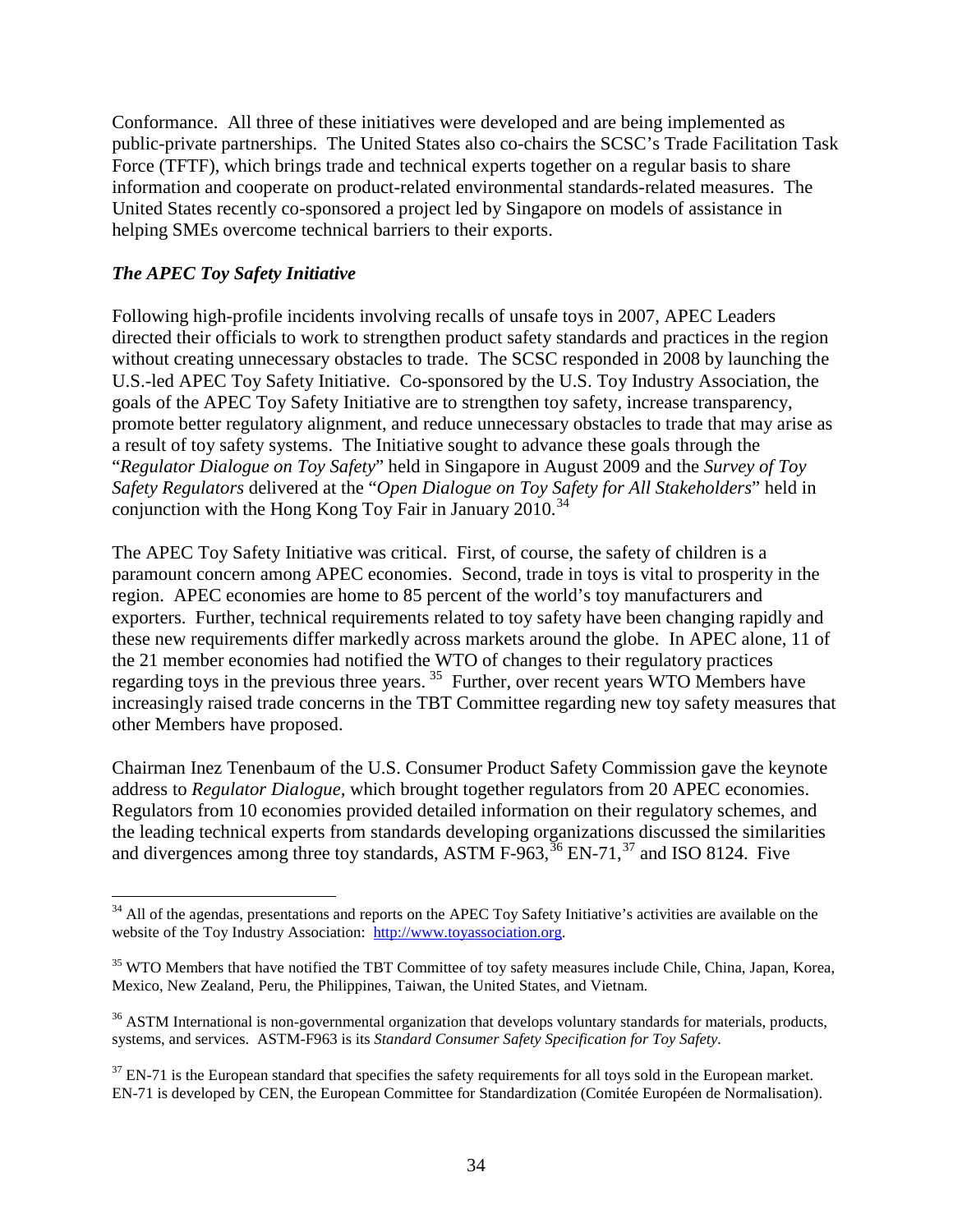Conformance. All three of these initiatives were developed and are being implemented as public-private partnerships. The United States also co-chairs the SCSC's Trade Facilitation Task Force (TFTF), which brings trade and technical experts together on a regular basis to share information and cooperate on product-related environmental standards-related measures. The United States recently co-sponsored a project led by Singapore on models of assistance in helping SMEs overcome technical barriers to their exports.

***The APEC Toy Safety Initiative***

Following high-profile incidents involving recalls of unsafe toys in 2007, APEC Leaders directed their officials to work to strengthen product safety standards and practices in the region without creating unnecessary obstacles to trade. The SCSC responded in 2008 by launching the U.S.-led APEC Toy Safety Initiative. Co-sponsored by the U.S. Toy Industry Association, the goals of the APEC Toy Safety Initiative are to strengthen toy safety, increase transparency, promote better regulatory alignment, and reduce unnecessary obstacles to trade that may arise as a result of toy safety systems. The Initiative sought to advance these goals through the "*Regulator Dialogue on Toy Safety*" held in Singapore in August 2009 and the *Survey of Toy Safety Regulators* delivered at the "*Open Dialogue on Toy Safety for All Stakeholders*" held in conjunction with the Hong Kong Toy Fair in January 2010.[34]

The APEC Toy Safety Initiative was critical. First, of course, the safety of children is a paramount concern among APEC economies. Second, trade in toys is vital to prosperity in the region. APEC economies are home to 85 percent of the world's toy manufacturers and exporters. Further, technical requirements related to toy safety have been changing rapidly and these new requirements differ markedly across markets around the globe. In APEC alone, 11 of the 21 member economies had notified the WTO of changes to their regulatory practices regarding toys in the previous three years.[35] Further, over recent years WTO Members have increasingly raised trade concerns in the TBT Committee regarding new toy safety measures that other Members have proposed.

Chairman Inez Tenenbaum of the U.S. Consumer Product Safety Commission gave the keynote address to *Regulator Dialogue*, which brought together regulators from 20 APEC economies. Regulators from 10 economies provided detailed information on their regulatory schemes, and the leading technical experts from standards developing organizations discussed the similarities and divergences among three toy standards, ASTM F-963,[36] EN-71,[37] and ISO 8124. Five

---

[34] All of the agendas, presentations and reports on the APEC Toy Safety Initiative's activities are available on the website of the Toy Industry Association: http://www.toyassociation.org.

[35] WTO Members that have notified the TBT Committee of toy safety measures include Chile, China, Japan, Korea, Mexico, New Zealand, Peru, the Philippines, Taiwan, the United States, and Vietnam.

[36] ASTM International is non-governmental organization that develops voluntary standards for materials, products, systems, and services. ASTM-F963 is its *Standard Consumer Safety Specification for Toy Safety.*

[37] EN-71 is the European standard that specifies the safety requirements for all toys sold in the European market. EN-71 is developed by CEN, the European Committee for Standardization (Comitée Européen de Normalisation).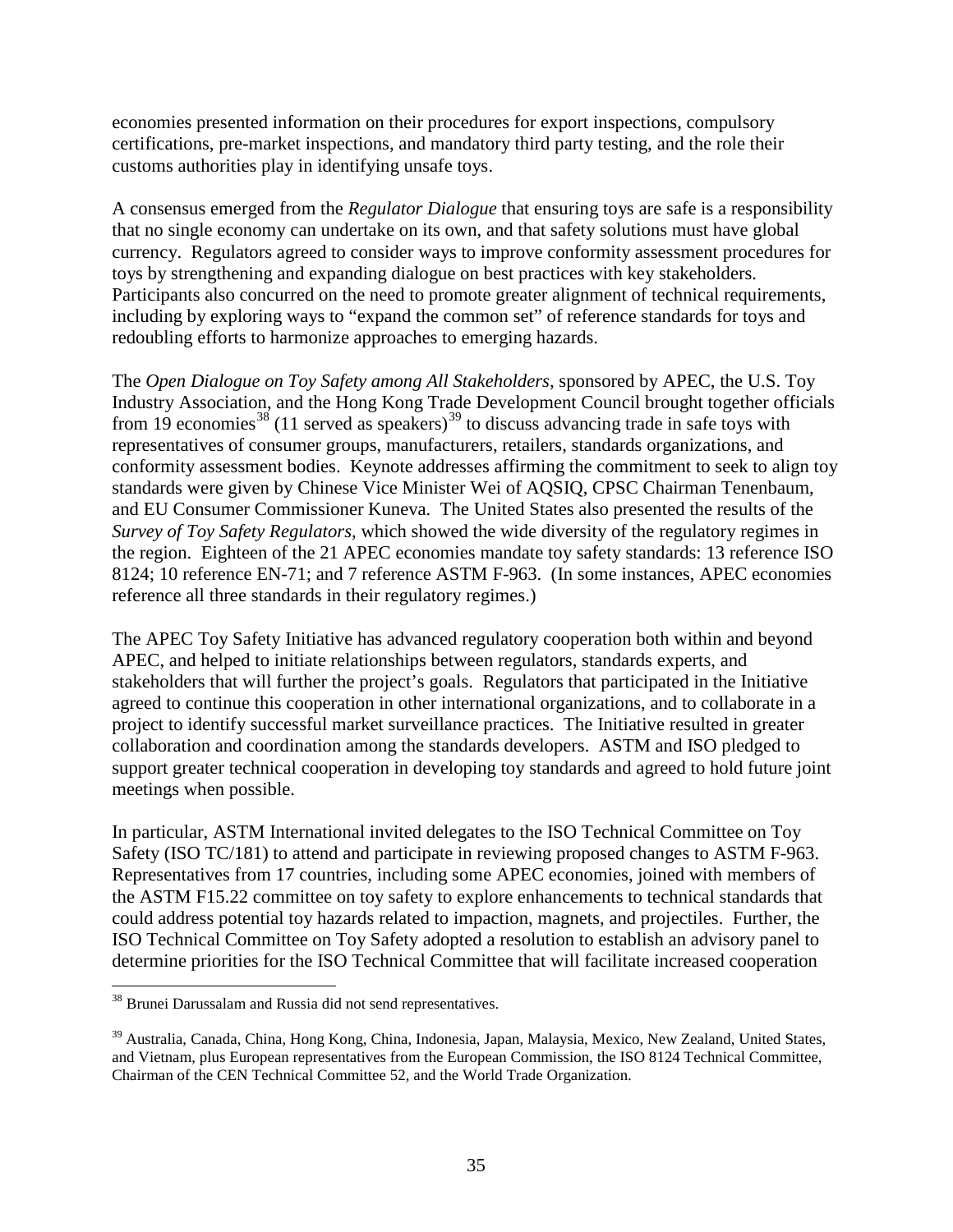economies presented information on their procedures for export inspections, compulsory certifications, pre-market inspections, and mandatory third party testing, and the role their customs authorities play in identifying unsafe toys.

A consensus emerged from the *Regulator Dialogue* that ensuring toys are safe is a responsibility that no single economy can undertake on its own, and that safety solutions must have global currency. Regulators agreed to consider ways to improve conformity assessment procedures for toys by strengthening and expanding dialogue on best practices with key stakeholders. Participants also concurred on the need to promote greater alignment of technical requirements, including by exploring ways to "expand the common set" of reference standards for toys and redoubling efforts to harmonize approaches to emerging hazards.

The *Open Dialogue on Toy Safety among All Stakeholders*, sponsored by APEC, the U.S. Toy Industry Association, and the Hong Kong Trade Development Council brought together officials from 19 economies[38] (11 served as speakers)[39] to discuss advancing trade in safe toys with representatives of consumer groups, manufacturers, retailers, standards organizations, and conformity assessment bodies. Keynote addresses affirming the commitment to seek to align toy standards were given by Chinese Vice Minister Wei of AQSIQ, CPSC Chairman Tenenbaum, and EU Consumer Commissioner Kuneva. The United States also presented the results of the *Survey of Toy Safety Regulators*, which showed the wide diversity of the regulatory regimes in the region. Eighteen of the 21 APEC economies mandate toy safety standards: 13 reference ISO 8124; 10 reference EN-71; and 7 reference ASTM F-963. (In some instances, APEC economies reference all three standards in their regulatory regimes.)

The APEC Toy Safety Initiative has advanced regulatory cooperation both within and beyond APEC, and helped to initiate relationships between regulators, standards experts, and stakeholders that will further the project's goals. Regulators that participated in the Initiative agreed to continue this cooperation in other international organizations, and to collaborate in a project to identify successful market surveillance practices. The Initiative resulted in greater collaboration and coordination among the standards developers. ASTM and ISO pledged to support greater technical cooperation in developing toy standards and agreed to hold future joint meetings when possible.

In particular, ASTM International invited delegates to the ISO Technical Committee on Toy Safety (ISO TC/181) to attend and participate in reviewing proposed changes to ASTM F-963. Representatives from 17 countries, including some APEC economies, joined with members of the ASTM F15.22 committee on toy safety to explore enhancements to technical standards that could address potential toy hazards related to impaction, magnets, and projectiles. Further, the ISO Technical Committee on Toy Safety adopted a resolution to establish an advisory panel to determine priorities for the ISO Technical Committee that will facilitate increased cooperation

---

[38] Brunei Darussalam and Russia did not send representatives.

[39] Australia, Canada, China, Hong Kong, China, Indonesia, Japan, Malaysia, Mexico, New Zealand, United States, and Vietnam, plus European representatives from the European Commission, the ISO 8124 Technical Committee, Chairman of the CEN Technical Committee 52, and the World Trade Organization.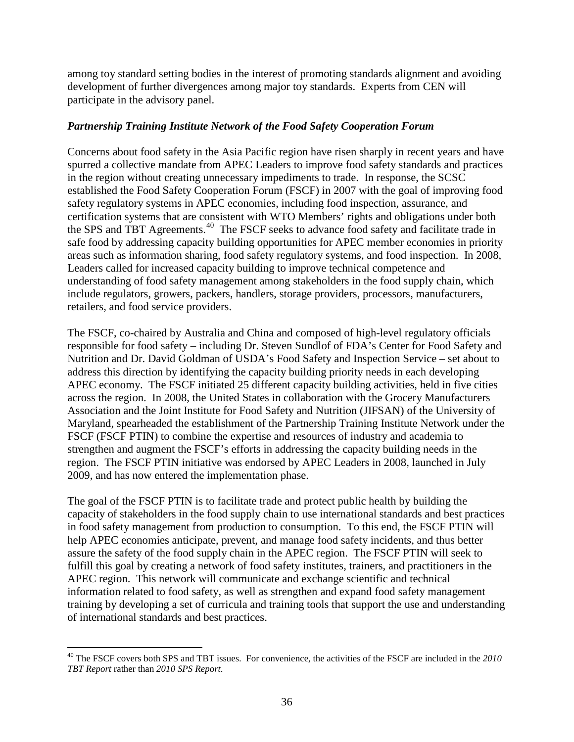among toy standard setting bodies in the interest of promoting standards alignment and avoiding development of further divergences among major toy standards. Experts from CEN will participate in the advisory panel.

***Partnership Training Institute Network of the Food Safety Cooperation Forum***

Concerns about food safety in the Asia Pacific region have risen sharply in recent years and have spurred a collective mandate from APEC Leaders to improve food safety standards and practices in the region without creating unnecessary impediments to trade. In response, the SCSC established the Food Safety Cooperation Forum (FSCF) in 2007 with the goal of improving food safety regulatory systems in APEC economies, including food inspection, assurance, and certification systems that are consistent with WTO Members' rights and obligations under both the SPS and TBT Agreements.[40] The FSCF seeks to advance food safety and facilitate trade in safe food by addressing capacity building opportunities for APEC member economies in priority areas such as information sharing, food safety regulatory systems, and food inspection. In 2008, Leaders called for increased capacity building to improve technical competence and understanding of food safety management among stakeholders in the food supply chain, which include regulators, growers, packers, handlers, storage providers, processors, manufacturers, retailers, and food service providers.

The FSCF, co-chaired by Australia and China and composed of high-level regulatory officials responsible for food safety – including Dr. Steven Sundlof of FDA's Center for Food Safety and Nutrition and Dr. David Goldman of USDA's Food Safety and Inspection Service – set about to address this direction by identifying the capacity building priority needs in each developing APEC economy. The FSCF initiated 25 different capacity building activities, held in five cities across the region. In 2008, the United States in collaboration with the Grocery Manufacturers Association and the Joint Institute for Food Safety and Nutrition (JIFSAN) of the University of Maryland, spearheaded the establishment of the Partnership Training Institute Network under the FSCF (FSCF PTIN) to combine the expertise and resources of industry and academia to strengthen and augment the FSCF's efforts in addressing the capacity building needs in the region. The FSCF PTIN initiative was endorsed by APEC Leaders in 2008, launched in July 2009, and has now entered the implementation phase.

The goal of the FSCF PTIN is to facilitate trade and protect public health by building the capacity of stakeholders in the food supply chain to use international standards and best practices in food safety management from production to consumption. To this end, the FSCF PTIN will help APEC economies anticipate, prevent, and manage food safety incidents, and thus better assure the safety of the food supply chain in the APEC region. The FSCF PTIN will seek to fulfill this goal by creating a network of food safety institutes, trainers, and practitioners in the APEC region. This network will communicate and exchange scientific and technical information related to food safety, as well as strengthen and expand food safety management training by developing a set of curricula and training tools that support the use and understanding of international standards and best practices.

---

[40] The FSCF covers both SPS and TBT issues. For convenience, the activities of the FSCF are included in the *2010 TBT Report* rather than *2010 SPS Report*.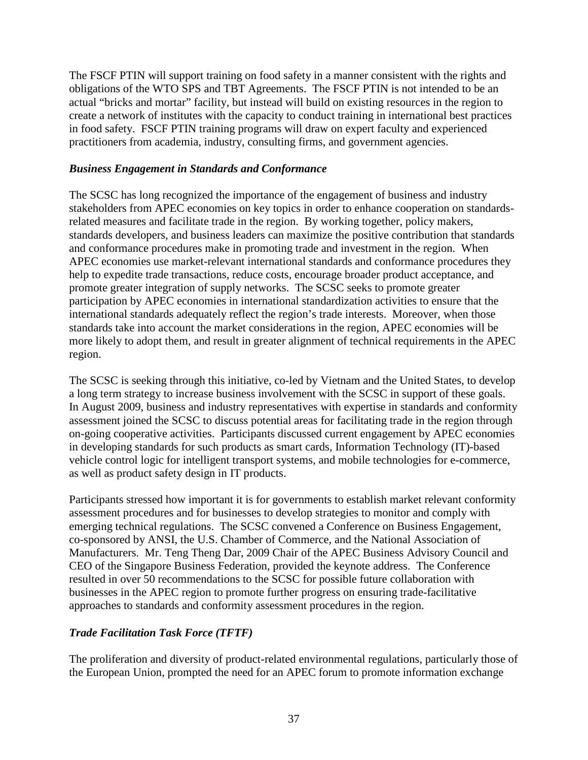The FSCF PTIN will support training on food safety in a manner consistent with the rights and obligations of the WTO SPS and TBT Agreements. The FSCF PTIN is not intended to be an actual "bricks and mortar" facility, but instead will build on existing resources in the region to create a network of institutes with the capacity to conduct training in international best practices in food safety. FSCF PTIN training programs will draw on expert faculty and experienced practitioners from academia, industry, consulting firms, and government agencies.

### *Business Engagement in Standards and Conformance*

The SCSC has long recognized the importance of the engagement of business and industry stakeholders from APEC economies on key topics in order to enhance cooperation on standards-related measures and facilitate trade in the region. By working together, policy makers, standards developers, and business leaders can maximize the positive contribution that standards and conformance procedures make in promoting trade and investment in the region. When APEC economies use market-relevant international standards and conformance procedures they help to expedite trade transactions, reduce costs, encourage broader product acceptance, and promote greater integration of supply networks. The SCSC seeks to promote greater participation by APEC economies in international standardization activities to ensure that the international standards adequately reflect the region's trade interests. Moreover, when those standards take into account the market considerations in the region, APEC economies will be more likely to adopt them, and result in greater alignment of technical requirements in the APEC region.

The SCSC is seeking through this initiative, co-led by Vietnam and the United States, to develop a long term strategy to increase business involvement with the SCSC in support of these goals. In August 2009, business and industry representatives with expertise in standards and conformity assessment joined the SCSC to discuss potential areas for facilitating trade in the region through on-going cooperative activities. Participants discussed current engagement by APEC economies in developing standards for such products as smart cards, Information Technology (IT)-based vehicle control logic for intelligent transport systems, and mobile technologies for e-commerce, as well as product safety design in IT products.

Participants stressed how important it is for governments to establish market relevant conformity assessment procedures and for businesses to develop strategies to monitor and comply with emerging technical regulations. The SCSC convened a Conference on Business Engagement, co-sponsored by ANSI, the U.S. Chamber of Commerce, and the National Association of Manufacturers. Mr. Teng Theng Dar, 2009 Chair of the APEC Business Advisory Council and CEO of the Singapore Business Federation, provided the keynote address. The Conference resulted in over 50 recommendations to the SCSC for possible future collaboration with businesses in the APEC region to promote further progress on ensuring trade-facilitative approaches to standards and conformity assessment procedures in the region.

### *Trade Facilitation Task Force (TFTF)*

The proliferation and diversity of product-related environmental regulations, particularly those of the European Union, prompted the need for an APEC forum to promote information exchange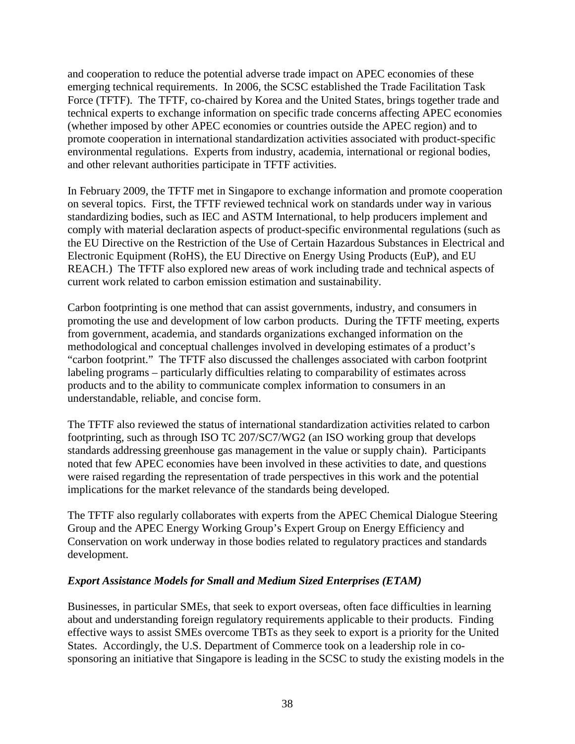and cooperation to reduce the potential adverse trade impact on APEC economies of these emerging technical requirements. In 2006, the SCSC established the Trade Facilitation Task Force (TFTF). The TFTF, co-chaired by Korea and the United States, brings together trade and technical experts to exchange information on specific trade concerns affecting APEC economies (whether imposed by other APEC economies or countries outside the APEC region) and to promote cooperation in international standardization activities associated with product-specific environmental regulations. Experts from industry, academia, international or regional bodies, and other relevant authorities participate in TFTF activities.

In February 2009, the TFTF met in Singapore to exchange information and promote cooperation on several topics. First, the TFTF reviewed technical work on standards under way in various standardizing bodies, such as IEC and ASTM International, to help producers implement and comply with material declaration aspects of product-specific environmental regulations (such as the EU Directive on the Restriction of the Use of Certain Hazardous Substances in Electrical and Electronic Equipment (RoHS), the EU Directive on Energy Using Products (EuP), and EU REACH.) The TFTF also explored new areas of work including trade and technical aspects of current work related to carbon emission estimation and sustainability.

Carbon footprinting is one method that can assist governments, industry, and consumers in promoting the use and development of low carbon products. During the TFTF meeting, experts from government, academia, and standards organizations exchanged information on the methodological and conceptual challenges involved in developing estimates of a product's "carbon footprint." The TFTF also discussed the challenges associated with carbon footprint labeling programs – particularly difficulties relating to comparability of estimates across products and to the ability to communicate complex information to consumers in an understandable, reliable, and concise form.

The TFTF also reviewed the status of international standardization activities related to carbon footprinting, such as through ISO TC 207/SC7/WG2 (an ISO working group that develops standards addressing greenhouse gas management in the value or supply chain). Participants noted that few APEC economies have been involved in these activities to date, and questions were raised regarding the representation of trade perspectives in this work and the potential implications for the market relevance of the standards being developed.

The TFTF also regularly collaborates with experts from the APEC Chemical Dialogue Steering Group and the APEC Energy Working Group's Expert Group on Energy Efficiency and Conservation on work underway in those bodies related to regulatory practices and standards development.

### *Export Assistance Models for Small and Medium Sized Enterprises (ETAM)*

Businesses, in particular SMEs, that seek to export overseas, often face difficulties in learning about and understanding foreign regulatory requirements applicable to their products. Finding effective ways to assist SMEs overcome TBTs as they seek to export is a priority for the United States. Accordingly, the U.S. Department of Commerce took on a leadership role in co-sponsoring an initiative that Singapore is leading in the SCSC to study the existing models in the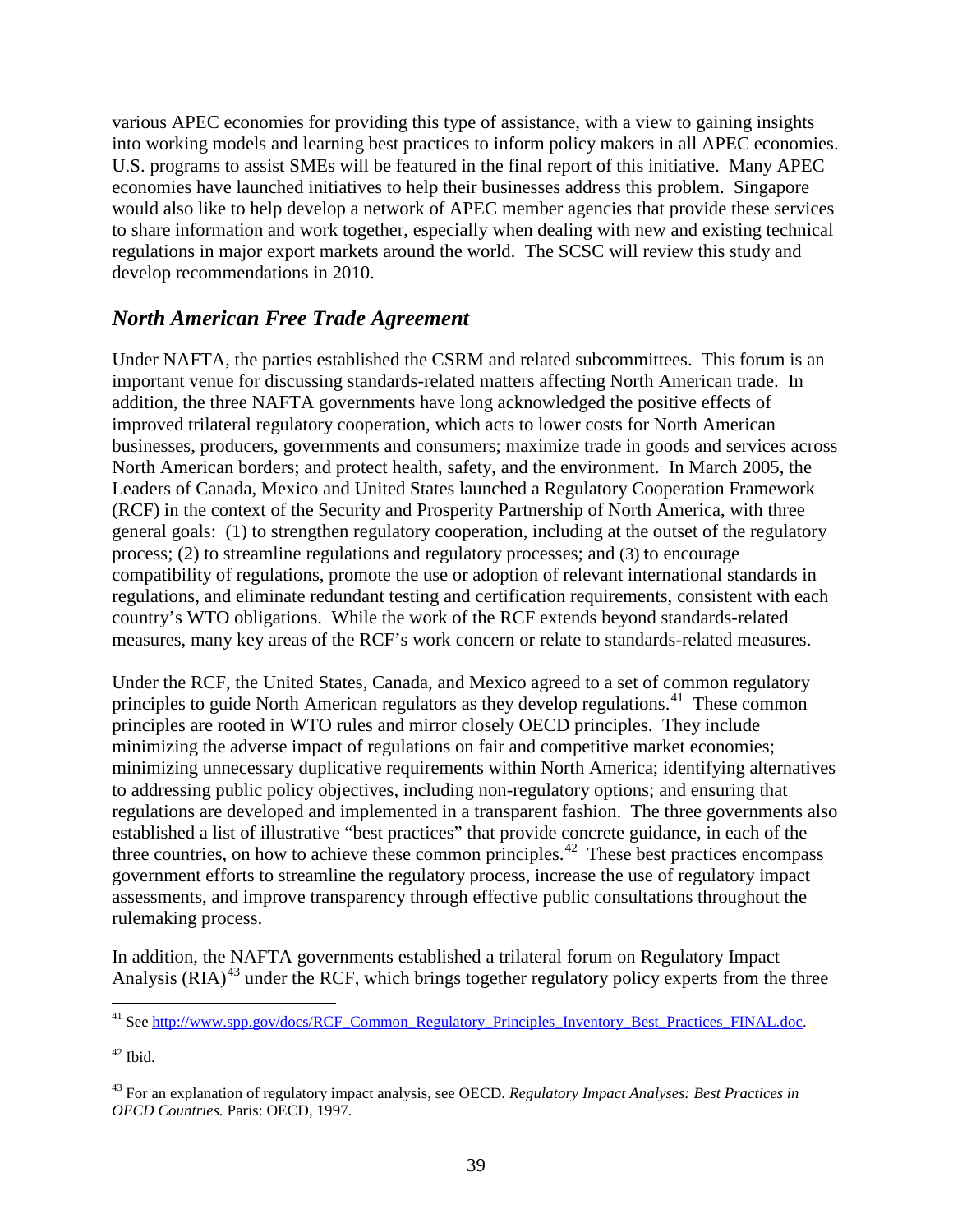various APEC economies for providing this type of assistance, with a view to gaining insights into working models and learning best practices to inform policy makers in all APEC economies. U.S. programs to assist SMEs will be featured in the final report of this initiative. Many APEC economies have launched initiatives to help their businesses address this problem. Singapore would also like to help develop a network of APEC member agencies that provide these services to share information and work together, especially when dealing with new and existing technical regulations in major export markets around the world. The SCSC will review this study and develop recommendations in 2010.

### *North American Free Trade Agreement*

Under NAFTA, the parties established the CSRM and related subcommittees. This forum is an important venue for discussing standards-related matters affecting North American trade. In addition, the three NAFTA governments have long acknowledged the positive effects of improved trilateral regulatory cooperation, which acts to lower costs for North American businesses, producers, governments and consumers; maximize trade in goods and services across North American borders; and protect health, safety, and the environment. In March 2005, the Leaders of Canada, Mexico and United States launched a Regulatory Cooperation Framework (RCF) in the context of the Security and Prosperity Partnership of North America, with three general goals: (1) to strengthen regulatory cooperation, including at the outset of the regulatory process; (2) to streamline regulations and regulatory processes; and (3) to encourage compatibility of regulations, promote the use or adoption of relevant international standards in regulations, and eliminate redundant testing and certification requirements, consistent with each country's WTO obligations. While the work of the RCF extends beyond standards-related measures, many key areas of the RCF's work concern or relate to standards-related measures.

Under the RCF, the United States, Canada, and Mexico agreed to a set of common regulatory principles to guide North American regulators as they develop regulations.[41] These common principles are rooted in WTO rules and mirror closely OECD principles. They include minimizing the adverse impact of regulations on fair and competitive market economies; minimizing unnecessary duplicative requirements within North America; identifying alternatives to addressing public policy objectives, including non-regulatory options; and ensuring that regulations are developed and implemented in a transparent fashion. The three governments also established a list of illustrative "best practices" that provide concrete guidance, in each of the three countries, on how to achieve these common principles.[42] These best practices encompass government efforts to streamline the regulatory process, increase the use of regulatory impact assessments, and improve transparency through effective public consultations throughout the rulemaking process.

In addition, the NAFTA governments established a trilateral forum on Regulatory Impact Analysis (RIA)[43] under the RCF, which brings together regulatory policy experts from the three

---

[41] See http://www.spp.gov/docs/RCF_Common_Regulatory_Principles_Inventory_Best_Practices_FINAL.doc.

[42] Ibid.

[43] For an explanation of regulatory impact analysis, see OECD. *Regulatory Impact Analyses: Best Practices in OECD Countries.* Paris: OECD, 1997.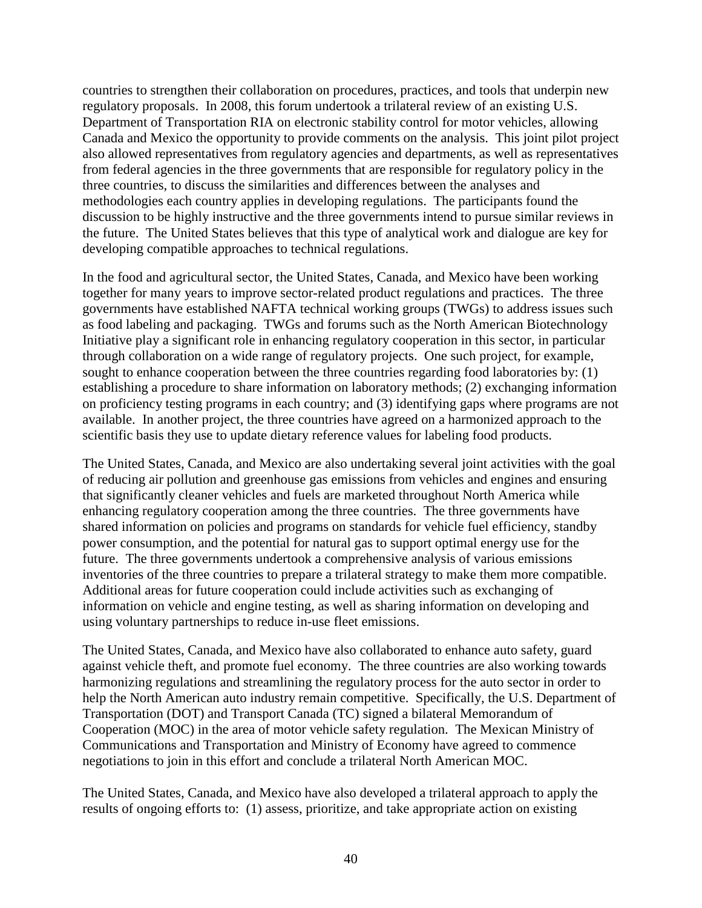countries to strengthen their collaboration on procedures, practices, and tools that underpin new regulatory proposals. In 2008, this forum undertook a trilateral review of an existing U.S. Department of Transportation RIA on electronic stability control for motor vehicles, allowing Canada and Mexico the opportunity to provide comments on the analysis. This joint pilot project also allowed representatives from regulatory agencies and departments, as well as representatives from federal agencies in the three governments that are responsible for regulatory policy in the three countries, to discuss the similarities and differences between the analyses and methodologies each country applies in developing regulations. The participants found the discussion to be highly instructive and the three governments intend to pursue similar reviews in the future. The United States believes that this type of analytical work and dialogue are key for developing compatible approaches to technical regulations.

In the food and agricultural sector, the United States, Canada, and Mexico have been working together for many years to improve sector-related product regulations and practices. The three governments have established NAFTA technical working groups (TWGs) to address issues such as food labeling and packaging. TWGs and forums such as the North American Biotechnology Initiative play a significant role in enhancing regulatory cooperation in this sector, in particular through collaboration on a wide range of regulatory projects. One such project, for example, sought to enhance cooperation between the three countries regarding food laboratories by: (1) establishing a procedure to share information on laboratory methods; (2) exchanging information on proficiency testing programs in each country; and (3) identifying gaps where programs are not available. In another project, the three countries have agreed on a harmonized approach to the scientific basis they use to update dietary reference values for labeling food products.

The United States, Canada, and Mexico are also undertaking several joint activities with the goal of reducing air pollution and greenhouse gas emissions from vehicles and engines and ensuring that significantly cleaner vehicles and fuels are marketed throughout North America while enhancing regulatory cooperation among the three countries. The three governments have shared information on policies and programs on standards for vehicle fuel efficiency, standby power consumption, and the potential for natural gas to support optimal energy use for the future. The three governments undertook a comprehensive analysis of various emissions inventories of the three countries to prepare a trilateral strategy to make them more compatible. Additional areas for future cooperation could include activities such as exchanging of information on vehicle and engine testing, as well as sharing information on developing and using voluntary partnerships to reduce in-use fleet emissions.

The United States, Canada, and Mexico have also collaborated to enhance auto safety, guard against vehicle theft, and promote fuel economy. The three countries are also working towards harmonizing regulations and streamlining the regulatory process for the auto sector in order to help the North American auto industry remain competitive. Specifically, the U.S. Department of Transportation (DOT) and Transport Canada (TC) signed a bilateral Memorandum of Cooperation (MOC) in the area of motor vehicle safety regulation. The Mexican Ministry of Communications and Transportation and Ministry of Economy have agreed to commence negotiations to join in this effort and conclude a trilateral North American MOC.

The United States, Canada, and Mexico have also developed a trilateral approach to apply the results of ongoing efforts to: (1) assess, prioritize, and take appropriate action on existing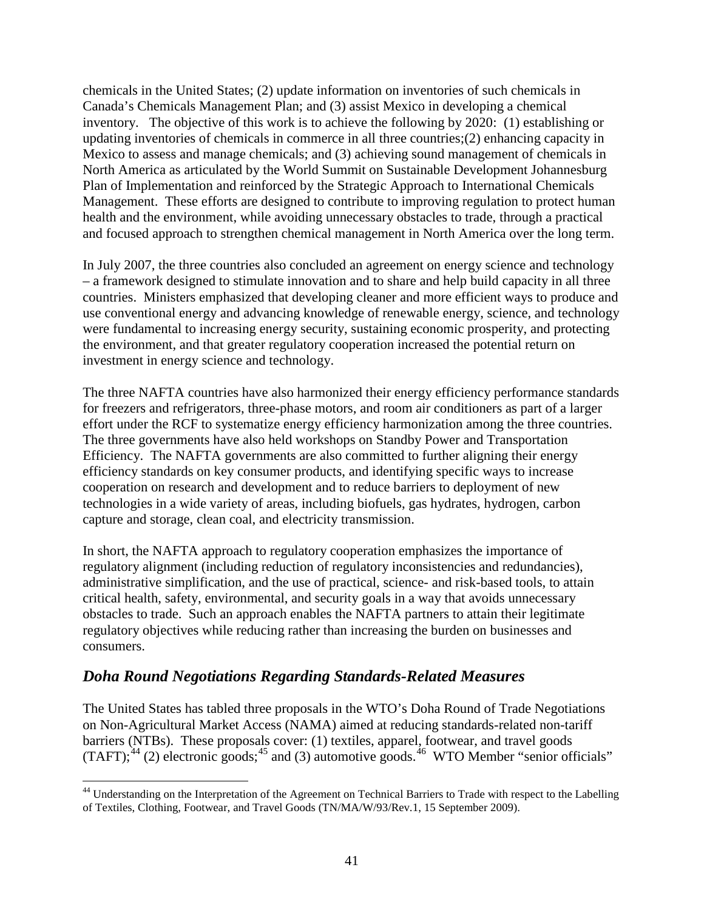chemicals in the United States; (2) update information on inventories of such chemicals in Canada's Chemicals Management Plan; and (3) assist Mexico in developing a chemical inventory. The objective of this work is to achieve the following by 2020: (1) establishing or updating inventories of chemicals in commerce in all three countries;(2) enhancing capacity in Mexico to assess and manage chemicals; and (3) achieving sound management of chemicals in North America as articulated by the World Summit on Sustainable Development Johannesburg Plan of Implementation and reinforced by the Strategic Approach to International Chemicals Management. These efforts are designed to contribute to improving regulation to protect human health and the environment, while avoiding unnecessary obstacles to trade, through a practical and focused approach to strengthen chemical management in North America over the long term.

In July 2007, the three countries also concluded an agreement on energy science and technology – a framework designed to stimulate innovation and to share and help build capacity in all three countries. Ministers emphasized that developing cleaner and more efficient ways to produce and use conventional energy and advancing knowledge of renewable energy, science, and technology were fundamental to increasing energy security, sustaining economic prosperity, and protecting the environment, and that greater regulatory cooperation increased the potential return on investment in energy science and technology.

The three NAFTA countries have also harmonized their energy efficiency performance standards for freezers and refrigerators, three-phase motors, and room air conditioners as part of a larger effort under the RCF to systematize energy efficiency harmonization among the three countries. The three governments have also held workshops on Standby Power and Transportation Efficiency. The NAFTA governments are also committed to further aligning their energy efficiency standards on key consumer products, and identifying specific ways to increase cooperation on research and development and to reduce barriers to deployment of new technologies in a wide variety of areas, including biofuels, gas hydrates, hydrogen, carbon capture and storage, clean coal, and electricity transmission.

In short, the NAFTA approach to regulatory cooperation emphasizes the importance of regulatory alignment (including reduction of regulatory inconsistencies and redundancies), administrative simplification, and the use of practical, science- and risk-based tools, to attain critical health, safety, environmental, and security goals in a way that avoids unnecessary obstacles to trade. Such an approach enables the NAFTA partners to attain their legitimate regulatory objectives while reducing rather than increasing the burden on businesses and consumers.

## *Doha Round Negotiations Regarding Standards-Related Measures*

The United States has tabled three proposals in the WTO's Doha Round of Trade Negotiations on Non-Agricultural Market Access (NAMA) aimed at reducing standards-related non-tariff barriers (NTBs). These proposals cover: (1) textiles, apparel, footwear, and travel goods (TAFT);[44] (2) electronic goods;[45] and (3) automotive goods.[46] WTO Member "senior officials"

[44] Understanding on the Interpretation of the Agreement on Technical Barriers to Trade with respect to the Labelling of Textiles, Clothing, Footwear, and Travel Goods (TN/MA/W/93/Rev.1, 15 September 2009).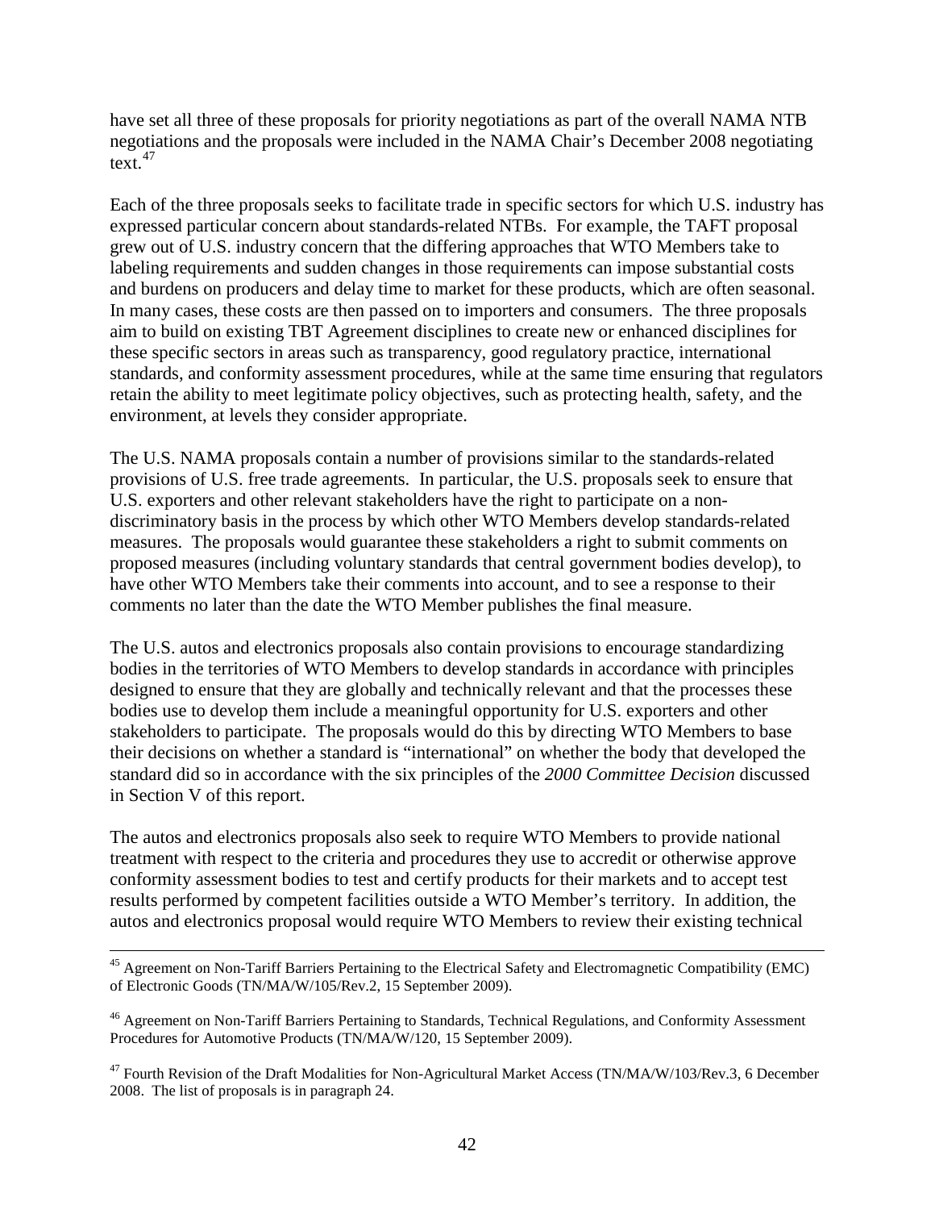have set all three of these proposals for priority negotiations as part of the overall NAMA NTB negotiations and the proposals were included in the NAMA Chair's December 2008 negotiating text.[47]

Each of the three proposals seeks to facilitate trade in specific sectors for which U.S. industry has expressed particular concern about standards-related NTBs. For example, the TAFT proposal grew out of U.S. industry concern that the differing approaches that WTO Members take to labeling requirements and sudden changes in those requirements can impose substantial costs and burdens on producers and delay time to market for these products, which are often seasonal. In many cases, these costs are then passed on to importers and consumers. The three proposals aim to build on existing TBT Agreement disciplines to create new or enhanced disciplines for these specific sectors in areas such as transparency, good regulatory practice, international standards, and conformity assessment procedures, while at the same time ensuring that regulators retain the ability to meet legitimate policy objectives, such as protecting health, safety, and the environment, at levels they consider appropriate.

The U.S. NAMA proposals contain a number of provisions similar to the standards-related provisions of U.S. free trade agreements. In particular, the U.S. proposals seek to ensure that U.S. exporters and other relevant stakeholders have the right to participate on a non-discriminatory basis in the process by which other WTO Members develop standards-related measures. The proposals would guarantee these stakeholders a right to submit comments on proposed measures (including voluntary standards that central government bodies develop), to have other WTO Members take their comments into account, and to see a response to their comments no later than the date the WTO Member publishes the final measure.

The U.S. autos and electronics proposals also contain provisions to encourage standardizing bodies in the territories of WTO Members to develop standards in accordance with principles designed to ensure that they are globally and technically relevant and that the processes these bodies use to develop them include a meaningful opportunity for U.S. exporters and other stakeholders to participate. The proposals would do this by directing WTO Members to base their decisions on whether a standard is "international" on whether the body that developed the standard did so in accordance with the six principles of the *2000 Committee Decision* discussed in Section V of this report.

The autos and electronics proposals also seek to require WTO Members to provide national treatment with respect to the criteria and procedures they use to accredit or otherwise approve conformity assessment bodies to test and certify products for their markets and to accept test results performed by competent facilities outside a WTO Member's territory. In addition, the autos and electronics proposal would require WTO Members to review their existing technical

---

[45] Agreement on Non-Tariff Barriers Pertaining to the Electrical Safety and Electromagnetic Compatibility (EMC) of Electronic Goods (TN/MA/W/105/Rev.2, 15 September 2009).

[46] Agreement on Non-Tariff Barriers Pertaining to Standards, Technical Regulations, and Conformity Assessment Procedures for Automotive Products (TN/MA/W/120, 15 September 2009).

[47] Fourth Revision of the Draft Modalities for Non-Agricultural Market Access (TN/MA/W/103/Rev.3, 6 December 2008. The list of proposals is in paragraph 24.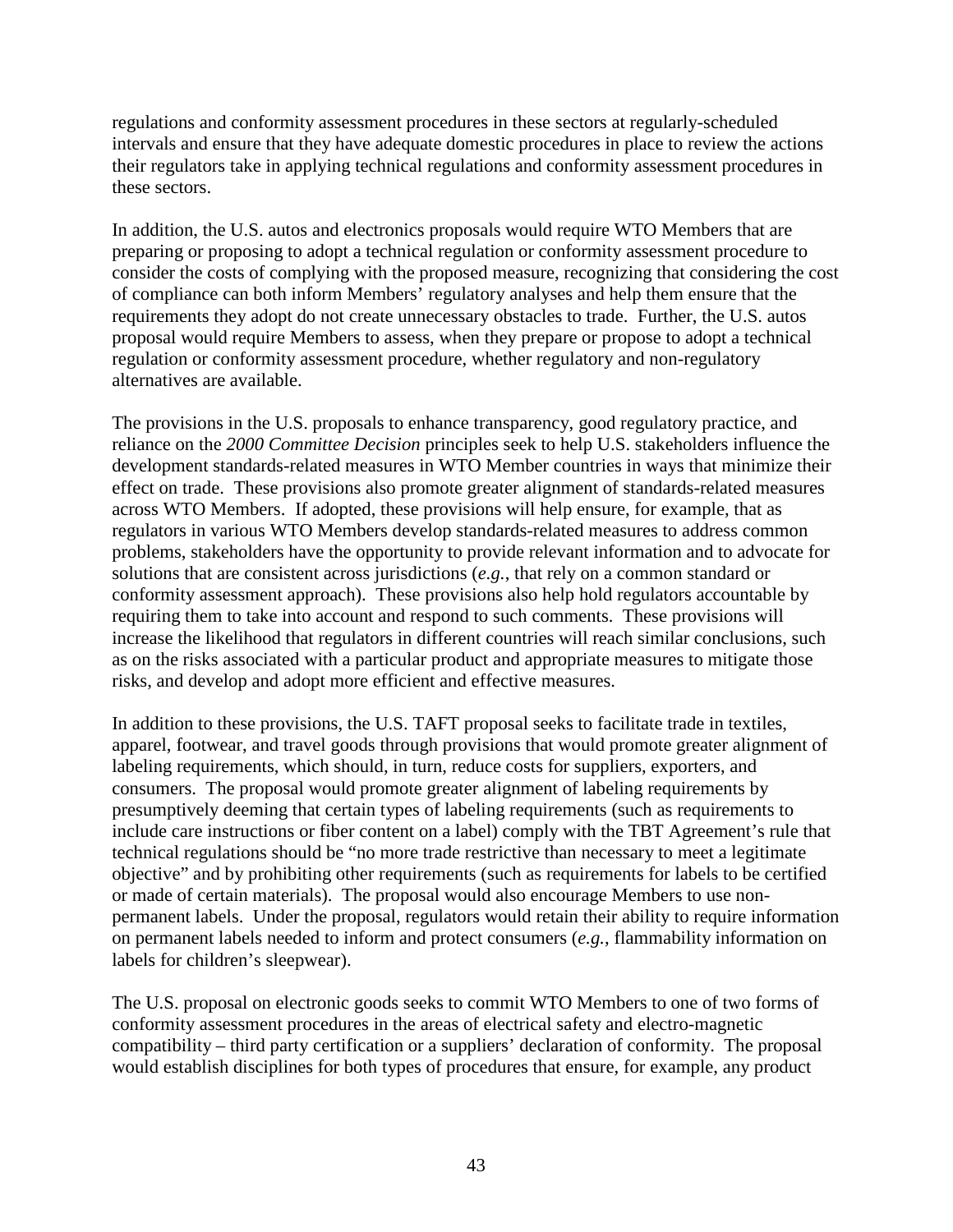regulations and conformity assessment procedures in these sectors at regularly-scheduled intervals and ensure that they have adequate domestic procedures in place to review the actions their regulators take in applying technical regulations and conformity assessment procedures in these sectors.

In addition, the U.S. autos and electronics proposals would require WTO Members that are preparing or proposing to adopt a technical regulation or conformity assessment procedure to consider the costs of complying with the proposed measure, recognizing that considering the cost of compliance can both inform Members' regulatory analyses and help them ensure that the requirements they adopt do not create unnecessary obstacles to trade. Further, the U.S. autos proposal would require Members to assess, when they prepare or propose to adopt a technical regulation or conformity assessment procedure, whether regulatory and non-regulatory alternatives are available.

The provisions in the U.S. proposals to enhance transparency, good regulatory practice, and reliance on the *2000 Committee Decision* principles seek to help U.S. stakeholders influence the development standards-related measures in WTO Member countries in ways that minimize their effect on trade. These provisions also promote greater alignment of standards-related measures across WTO Members. If adopted, these provisions will help ensure, for example, that as regulators in various WTO Members develop standards-related measures to address common problems, stakeholders have the opportunity to provide relevant information and to advocate for solutions that are consistent across jurisdictions (*e.g.*, that rely on a common standard or conformity assessment approach). These provisions also help hold regulators accountable by requiring them to take into account and respond to such comments. These provisions will increase the likelihood that regulators in different countries will reach similar conclusions, such as on the risks associated with a particular product and appropriate measures to mitigate those risks, and develop and adopt more efficient and effective measures.

In addition to these provisions, the U.S. TAFT proposal seeks to facilitate trade in textiles, apparel, footwear, and travel goods through provisions that would promote greater alignment of labeling requirements, which should, in turn, reduce costs for suppliers, exporters, and consumers. The proposal would promote greater alignment of labeling requirements by presumptively deeming that certain types of labeling requirements (such as requirements to include care instructions or fiber content on a label) comply with the TBT Agreement's rule that technical regulations should be "no more trade restrictive than necessary to meet a legitimate objective" and by prohibiting other requirements (such as requirements for labels to be certified or made of certain materials). The proposal would also encourage Members to use non-permanent labels. Under the proposal, regulators would retain their ability to require information on permanent labels needed to inform and protect consumers (*e.g.*, flammability information on labels for children's sleepwear).

The U.S. proposal on electronic goods seeks to commit WTO Members to one of two forms of conformity assessment procedures in the areas of electrical safety and electro-magnetic compatibility – third party certification or a suppliers' declaration of conformity. The proposal would establish disciplines for both types of procedures that ensure, for example, any product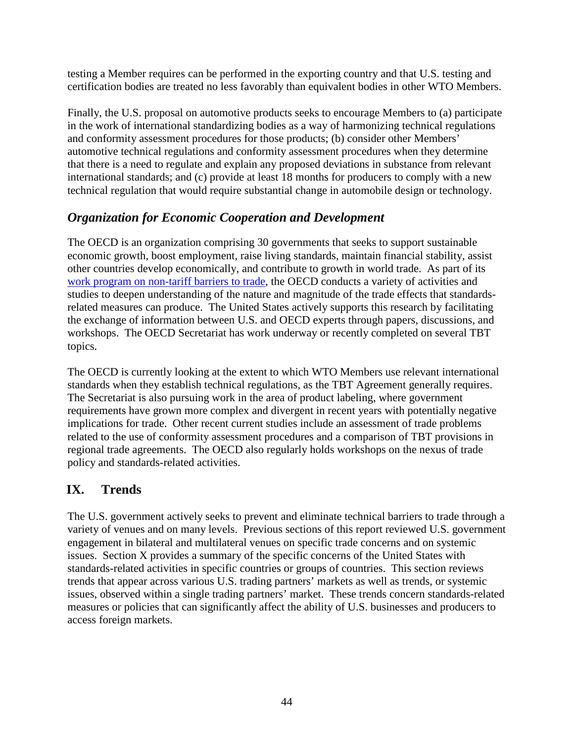testing a Member requires can be performed in the exporting country and that U.S. testing and certification bodies are treated no less favorably than equivalent bodies in other WTO Members.

Finally, the U.S. proposal on automotive products seeks to encourage Members to (a) participate in the work of international standardizing bodies as a way of harmonizing technical regulations and conformity assessment procedures for those products; (b) consider other Members' automotive technical regulations and conformity assessment procedures when they determine that there is a need to regulate and explain any proposed deviations in substance from relevant international standards; and (c) provide at least 18 months for producers to comply with a new technical regulation that would require substantial change in automobile design or technology.

### *Organization for Economic Cooperation and Development*

The OECD is an organization comprising 30 governments that seeks to support sustainable economic growth, boost employment, raise living standards, maintain financial stability, assist other countries develop economically, and contribute to growth in world trade. As part of its work program on non-tariff barriers to trade, the OECD conducts a variety of activities and studies to deepen understanding of the nature and magnitude of the trade effects that standards-related measures can produce. The United States actively supports this research by facilitating the exchange of information between U.S. and OECD experts through papers, discussions, and workshops. The OECD Secretariat has work underway or recently completed on several TBT topics.

The OECD is currently looking at the extent to which WTO Members use relevant international standards when they establish technical regulations, as the TBT Agreement generally requires. The Secretariat is also pursuing work in the area of product labeling, where government requirements have grown more complex and divergent in recent years with potentially negative implications for trade. Other recent current studies include an assessment of trade problems related to the use of conformity assessment procedures and a comparison of TBT provisions in regional trade agreements. The OECD also regularly holds workshops on the nexus of trade policy and standards-related activities.

## IX. Trends

The U.S. government actively seeks to prevent and eliminate technical barriers to trade through a variety of venues and on many levels. Previous sections of this report reviewed U.S. government engagement in bilateral and multilateral venues on specific trade concerns and on systemic issues. Section X provides a summary of the specific concerns of the United States with standards-related activities in specific countries or groups of countries. This section reviews trends that appear across various U.S. trading partners' markets as well as trends, or systemic issues, observed within a single trading partners' market. These trends concern standards-related measures or policies that can significantly affect the ability of U.S. businesses and producers to access foreign markets.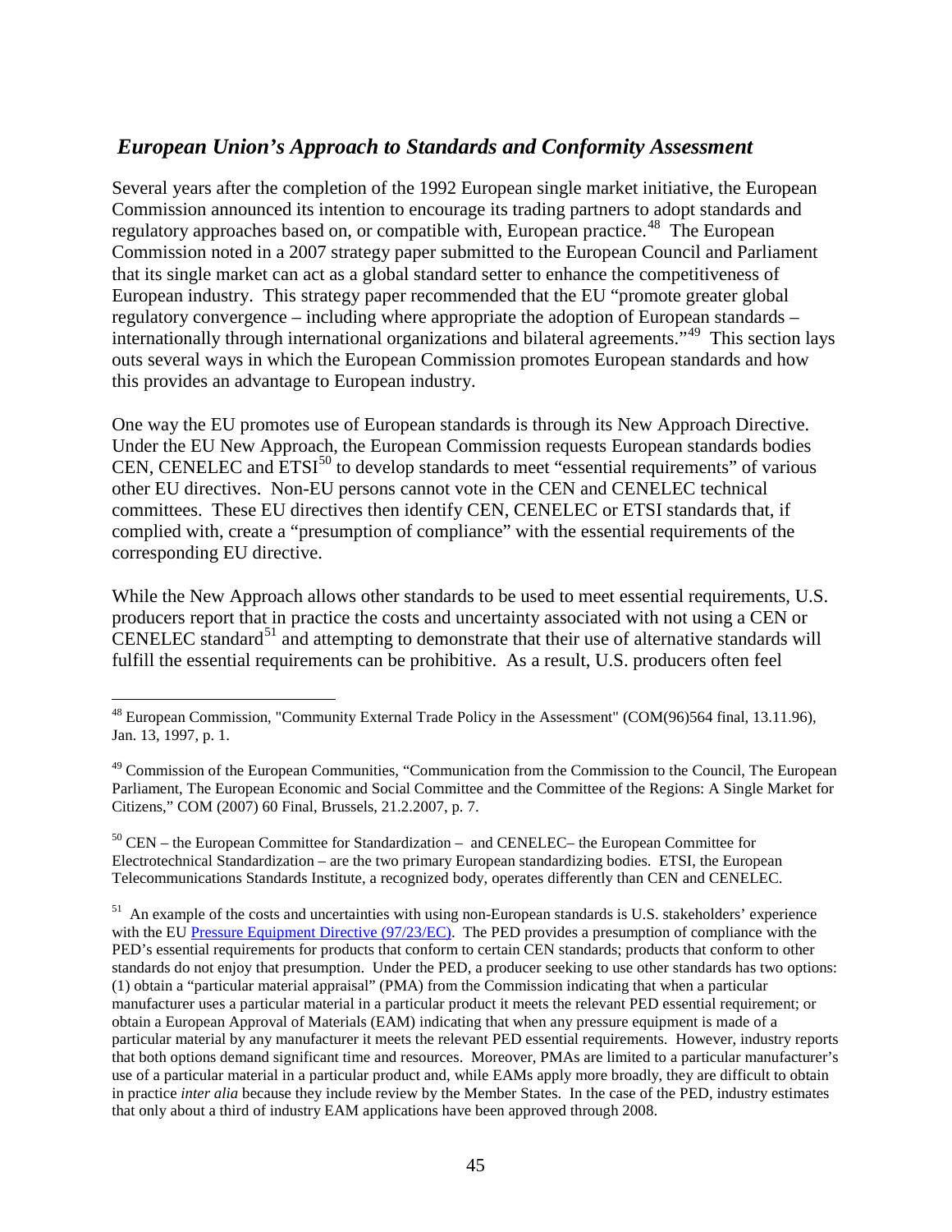## *European Union's Approach to Standards and Conformity Assessment*

Several years after the completion of the 1992 European single market initiative, the European Commission announced its intention to encourage its trading partners to adopt standards and regulatory approaches based on, or compatible with, European practice.[48] The European Commission noted in a 2007 strategy paper submitted to the European Council and Parliament that its single market can act as a global standard setter to enhance the competitiveness of European industry. This strategy paper recommended that the EU "promote greater global regulatory convergence – including where appropriate the adoption of European standards – internationally through international organizations and bilateral agreements."[49] This section lays outs several ways in which the European Commission promotes European standards and how this provides an advantage to European industry.

One way the EU promotes use of European standards is through its New Approach Directive. Under the EU New Approach, the European Commission requests European standards bodies CEN, CENELEC and ETSI[50] to develop standards to meet "essential requirements" of various other EU directives. Non-EU persons cannot vote in the CEN and CENELEC technical committees. These EU directives then identify CEN, CENELEC or ETSI standards that, if complied with, create a "presumption of compliance" with the essential requirements of the corresponding EU directive.

While the New Approach allows other standards to be used to meet essential requirements, U.S. producers report that in practice the costs and uncertainty associated with not using a CEN or CENELEC standard[51] and attempting to demonstrate that their use of alternative standards will fulfill the essential requirements can be prohibitive. As a result, U.S. producers often feel

---

[48] European Commission, "Community External Trade Policy in the Assessment" (COM(96)564 final, 13.11.96), Jan. 13, 1997, p. 1.

[49] Commission of the European Communities, "Communication from the Commission to the Council, The European Parliament, The European Economic and Social Committee and the Committee of the Regions: A Single Market for Citizens," COM (2007) 60 Final, Brussels, 21.2.2007, p. 7.

[50] CEN – the European Committee for Standardization – and CENELEC– the European Committee for Electrotechnical Standardization – are the two primary European standardizing bodies. ETSI, the European Telecommunications Standards Institute, a recognized body, operates differently than CEN and CENELEC.

[51] An example of the costs and uncertainties with using non-European standards is U.S. stakeholders' experience with the EU Pressure Equipment Directive (97/23/EC). The PED provides a presumption of compliance with the PED's essential requirements for products that conform to certain CEN standards; products that conform to other standards do not enjoy that presumption. Under the PED, a producer seeking to use other standards has two options: (1) obtain a "particular material appraisal" (PMA) from the Commission indicating that when a particular manufacturer uses a particular material in a particular product it meets the relevant PED essential requirement; or obtain a European Approval of Materials (EAM) indicating that when any pressure equipment is made of a particular material by any manufacturer it meets the relevant PED essential requirements. However, industry reports that both options demand significant time and resources. Moreover, PMAs are limited to a particular manufacturer's use of a particular material in a particular product and, while EAMs apply more broadly, they are difficult to obtain in practice *inter alia* because they include review by the Member States. In the case of the PED, industry estimates that only about a third of industry EAM applications have been approved through 2008.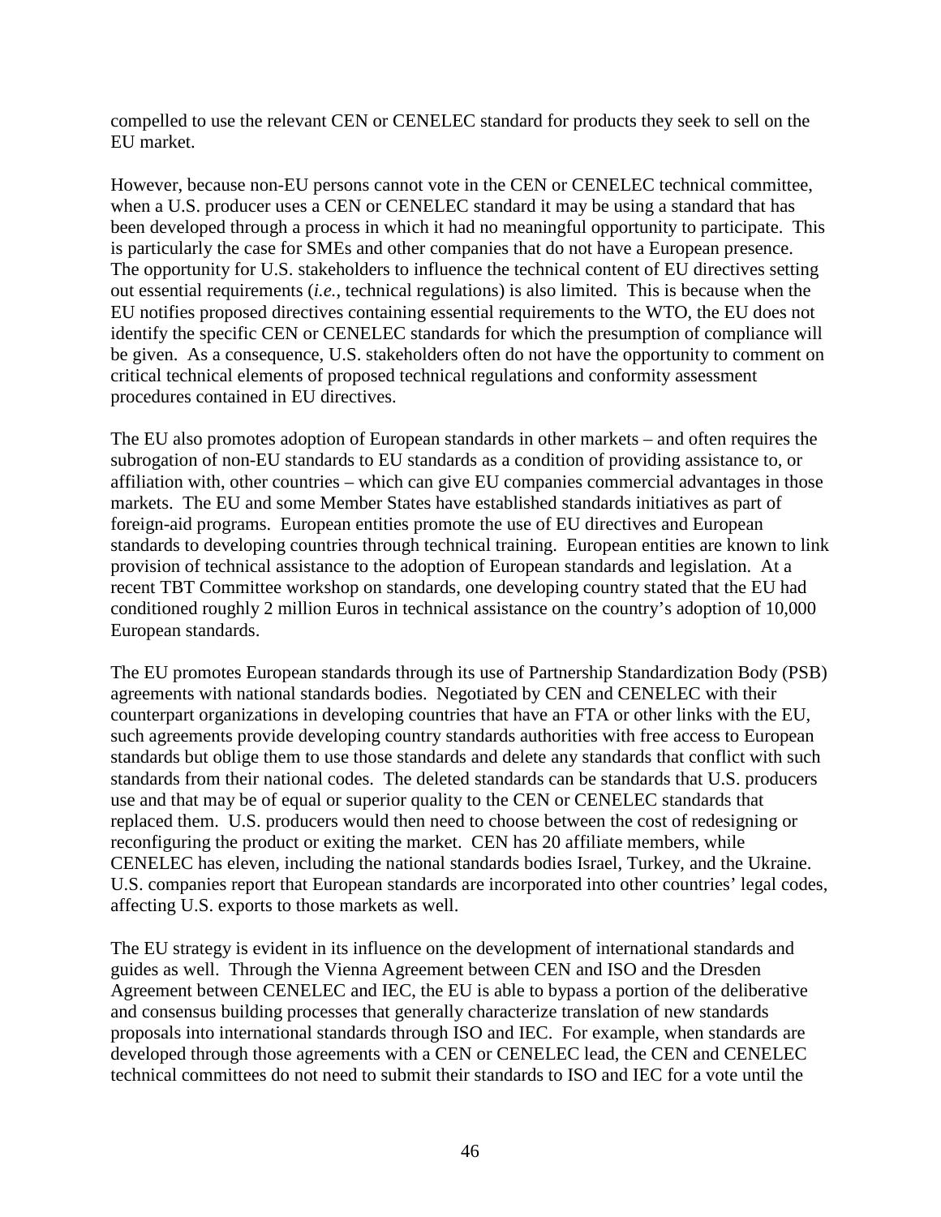compelled to use the relevant CEN or CENELEC standard for products they seek to sell on the EU market.

However, because non-EU persons cannot vote in the CEN or CENELEC technical committee, when a U.S. producer uses a CEN or CENELEC standard it may be using a standard that has been developed through a process in which it had no meaningful opportunity to participate. This is particularly the case for SMEs and other companies that do not have a European presence. The opportunity for U.S. stakeholders to influence the technical content of EU directives setting out essential requirements (*i.e.*, technical regulations) is also limited. This is because when the EU notifies proposed directives containing essential requirements to the WTO, the EU does not identify the specific CEN or CENELEC standards for which the presumption of compliance will be given. As a consequence, U.S. stakeholders often do not have the opportunity to comment on critical technical elements of proposed technical regulations and conformity assessment procedures contained in EU directives.

The EU also promotes adoption of European standards in other markets – and often requires the subrogation of non-EU standards to EU standards as a condition of providing assistance to, or affiliation with, other countries – which can give EU companies commercial advantages in those markets. The EU and some Member States have established standards initiatives as part of foreign-aid programs. European entities promote the use of EU directives and European standards to developing countries through technical training. European entities are known to link provision of technical assistance to the adoption of European standards and legislation. At a recent TBT Committee workshop on standards, one developing country stated that the EU had conditioned roughly 2 million Euros in technical assistance on the country's adoption of 10,000 European standards.

The EU promotes European standards through its use of Partnership Standardization Body (PSB) agreements with national standards bodies. Negotiated by CEN and CENELEC with their counterpart organizations in developing countries that have an FTA or other links with the EU, such agreements provide developing country standards authorities with free access to European standards but oblige them to use those standards and delete any standards that conflict with such standards from their national codes. The deleted standards can be standards that U.S. producers use and that may be of equal or superior quality to the CEN or CENELEC standards that replaced them. U.S. producers would then need to choose between the cost of redesigning or reconfiguring the product or exiting the market. CEN has 20 affiliate members, while CENELEC has eleven, including the national standards bodies Israel, Turkey, and the Ukraine. U.S. companies report that European standards are incorporated into other countries' legal codes, affecting U.S. exports to those markets as well.

The EU strategy is evident in its influence on the development of international standards and guides as well. Through the Vienna Agreement between CEN and ISO and the Dresden Agreement between CENELEC and IEC, the EU is able to bypass a portion of the deliberative and consensus building processes that generally characterize translation of new standards proposals into international standards through ISO and IEC. For example, when standards are developed through those agreements with a CEN or CENELEC lead, the CEN and CENELEC technical committees do not need to submit their standards to ISO and IEC for a vote until the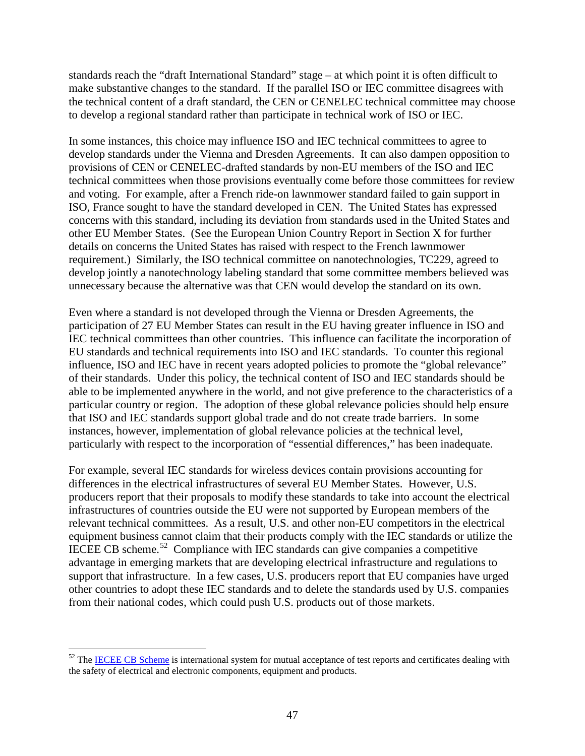standards reach the "draft International Standard" stage – at which point it is often difficult to make substantive changes to the standard. If the parallel ISO or IEC committee disagrees with the technical content of a draft standard, the CEN or CENELEC technical committee may choose to develop a regional standard rather than participate in technical work of ISO or IEC.

In some instances, this choice may influence ISO and IEC technical committees to agree to develop standards under the Vienna and Dresden Agreements. It can also dampen opposition to provisions of CEN or CENELEC-drafted standards by non-EU members of the ISO and IEC technical committees when those provisions eventually come before those committees for review and voting. For example, after a French ride-on lawnmower standard failed to gain support in ISO, France sought to have the standard developed in CEN. The United States has expressed concerns with this standard, including its deviation from standards used in the United States and other EU Member States. (See the European Union Country Report in Section X for further details on concerns the United States has raised with respect to the French lawnmower requirement.) Similarly, the ISO technical committee on nanotechnologies, TC229, agreed to develop jointly a nanotechnology labeling standard that some committee members believed was unnecessary because the alternative was that CEN would develop the standard on its own.

Even where a standard is not developed through the Vienna or Dresden Agreements, the participation of 27 EU Member States can result in the EU having greater influence in ISO and IEC technical committees than other countries. This influence can facilitate the incorporation of EU standards and technical requirements into ISO and IEC standards. To counter this regional influence, ISO and IEC have in recent years adopted policies to promote the "global relevance" of their standards. Under this policy, the technical content of ISO and IEC standards should be able to be implemented anywhere in the world, and not give preference to the characteristics of a particular country or region. The adoption of these global relevance policies should help ensure that ISO and IEC standards support global trade and do not create trade barriers. In some instances, however, implementation of global relevance policies at the technical level, particularly with respect to the incorporation of "essential differences," has been inadequate.

For example, several IEC standards for wireless devices contain provisions accounting for differences in the electrical infrastructures of several EU Member States. However, U.S. producers report that their proposals to modify these standards to take into account the electrical infrastructures of countries outside the EU were not supported by European members of the relevant technical committees. As a result, U.S. and other non-EU competitors in the electrical equipment business cannot claim that their products comply with the IEC standards or utilize the IECEE CB scheme.[52] Compliance with IEC standards can give companies a competitive advantage in emerging markets that are developing electrical infrastructure and regulations to support that infrastructure. In a few cases, U.S. producers report that EU companies have urged other countries to adopt these IEC standards and to delete the standards used by U.S. companies from their national codes, which could push U.S. products out of those markets.

[52] The IECEE CB Scheme is international system for mutual acceptance of test reports and certificates dealing with the safety of electrical and electronic components, equipment and products.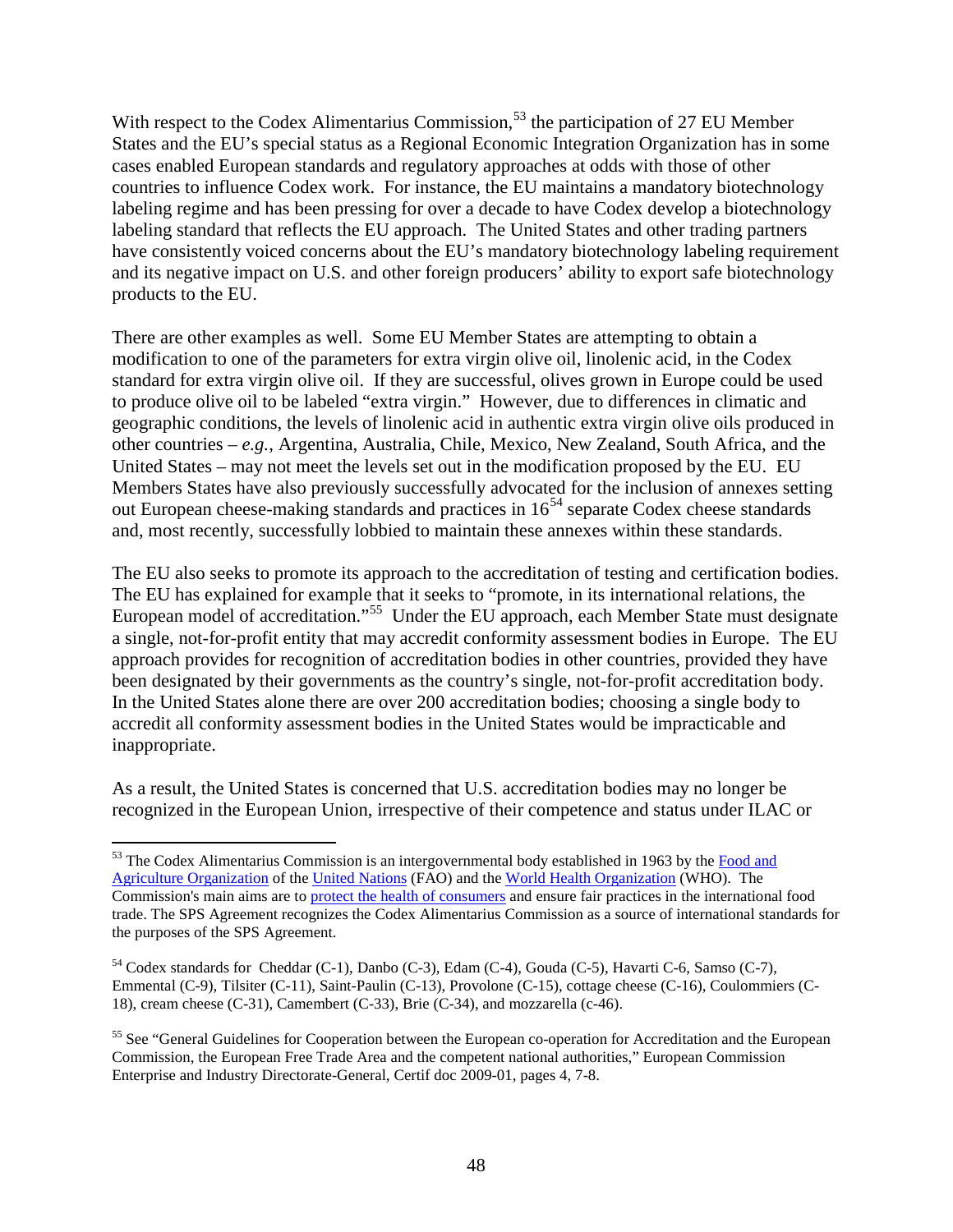With respect to the Codex Alimentarius Commission,[53] the participation of 27 EU Member States and the EU's special status as a Regional Economic Integration Organization has in some cases enabled European standards and regulatory approaches at odds with those of other countries to influence Codex work. For instance, the EU maintains a mandatory biotechnology labeling regime and has been pressing for over a decade to have Codex develop a biotechnology labeling standard that reflects the EU approach. The United States and other trading partners have consistently voiced concerns about the EU's mandatory biotechnology labeling requirement and its negative impact on U.S. and other foreign producers' ability to export safe biotechnology products to the EU.

There are other examples as well. Some EU Member States are attempting to obtain a modification to one of the parameters for extra virgin olive oil, linolenic acid, in the Codex standard for extra virgin olive oil. If they are successful, olives grown in Europe could be used to produce olive oil to be labeled "extra virgin." However, due to differences in climatic and geographic conditions, the levels of linolenic acid in authentic extra virgin olive oils produced in other countries – *e.g.*, Argentina, Australia, Chile, Mexico, New Zealand, South Africa, and the United States – may not meet the levels set out in the modification proposed by the EU. EU Members States have also previously successfully advocated for the inclusion of annexes setting out European cheese-making standards and practices in 16[54] separate Codex cheese standards and, most recently, successfully lobbied to maintain these annexes within these standards.

The EU also seeks to promote its approach to the accreditation of testing and certification bodies. The EU has explained for example that it seeks to "promote, in its international relations, the European model of accreditation."[55] Under the EU approach, each Member State must designate a single, not-for-profit entity that may accredit conformity assessment bodies in Europe. The EU approach provides for recognition of accreditation bodies in other countries, provided they have been designated by their governments as the country's single, not-for-profit accreditation body. In the United States alone there are over 200 accreditation bodies; choosing a single body to accredit all conformity assessment bodies in the United States would be impracticable and inappropriate.

As a result, the United States is concerned that U.S. accreditation bodies may no longer be recognized in the European Union, irrespective of their competence and status under ILAC or

---

[53] The Codex Alimentarius Commission is an intergovernmental body established in 1963 by the Food and Agriculture Organization of the United Nations (FAO) and the World Health Organization (WHO). The Commission's main aims are to protect the health of consumers and ensure fair practices in the international food trade. The SPS Agreement recognizes the Codex Alimentarius Commission as a source of international standards for the purposes of the SPS Agreement.

[54] Codex standards for Cheddar (C-1), Danbo (C-3), Edam (C-4), Gouda (C-5), Havarti C-6, Samso (C-7), Emmental (C-9), Tilsiter (C-11), Saint-Paulin (C-13), Provolone (C-15), cottage cheese (C-16), Coulommiers (C-18), cream cheese (C-31), Camembert (C-33), Brie (C-34), and mozzarella (c-46).

[55] See "General Guidelines for Cooperation between the European co-operation for Accreditation and the European Commission, the European Free Trade Area and the competent national authorities," European Commission Enterprise and Industry Directorate-General, Certif doc 2009-01, pages 4, 7-8.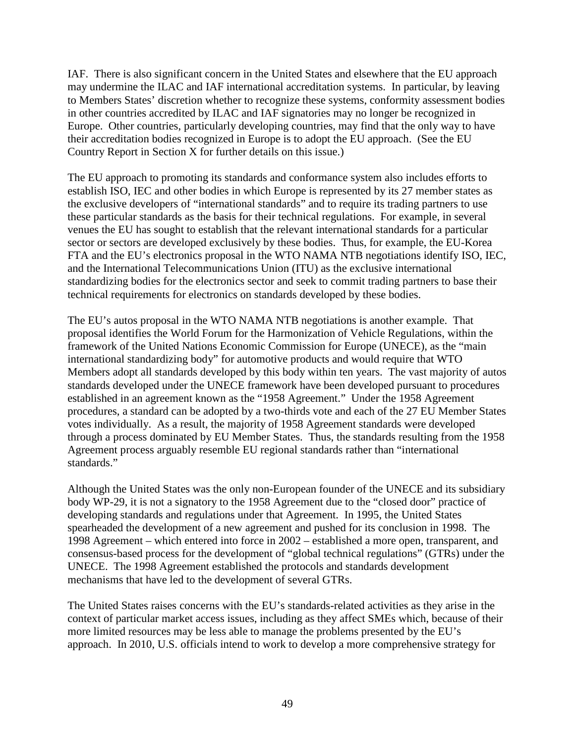IAF. There is also significant concern in the United States and elsewhere that the EU approach may undermine the ILAC and IAF international accreditation systems. In particular, by leaving to Members States' discretion whether to recognize these systems, conformity assessment bodies in other countries accredited by ILAC and IAF signatories may no longer be recognized in Europe. Other countries, particularly developing countries, may find that the only way to have their accreditation bodies recognized in Europe is to adopt the EU approach. (See the EU Country Report in Section X for further details on this issue.)

The EU approach to promoting its standards and conformance system also includes efforts to establish ISO, IEC and other bodies in which Europe is represented by its 27 member states as the exclusive developers of "international standards" and to require its trading partners to use these particular standards as the basis for their technical regulations. For example, in several venues the EU has sought to establish that the relevant international standards for a particular sector or sectors are developed exclusively by these bodies. Thus, for example, the EU-Korea FTA and the EU's electronics proposal in the WTO NAMA NTB negotiations identify ISO, IEC, and the International Telecommunications Union (ITU) as the exclusive international standardizing bodies for the electronics sector and seek to commit trading partners to base their technical requirements for electronics on standards developed by these bodies.

The EU's autos proposal in the WTO NAMA NTB negotiations is another example. That proposal identifies the World Forum for the Harmonization of Vehicle Regulations, within the framework of the United Nations Economic Commission for Europe (UNECE), as the "main international standardizing body" for automotive products and would require that WTO Members adopt all standards developed by this body within ten years. The vast majority of autos standards developed under the UNECE framework have been developed pursuant to procedures established in an agreement known as the "1958 Agreement." Under the 1958 Agreement procedures, a standard can be adopted by a two-thirds vote and each of the 27 EU Member States votes individually. As a result, the majority of 1958 Agreement standards were developed through a process dominated by EU Member States. Thus, the standards resulting from the 1958 Agreement process arguably resemble EU regional standards rather than "international standards."

Although the United States was the only non-European founder of the UNECE and its subsidiary body WP-29, it is not a signatory to the 1958 Agreement due to the "closed door" practice of developing standards and regulations under that Agreement. In 1995, the United States spearheaded the development of a new agreement and pushed for its conclusion in 1998. The 1998 Agreement – which entered into force in 2002 – established a more open, transparent, and consensus-based process for the development of "global technical regulations" (GTRs) under the UNECE. The 1998 Agreement established the protocols and standards development mechanisms that have led to the development of several GTRs.

The United States raises concerns with the EU's standards-related activities as they arise in the context of particular market access issues, including as they affect SMEs which, because of their more limited resources may be less able to manage the problems presented by the EU's approach. In 2010, U.S. officials intend to work to develop a more comprehensive strategy for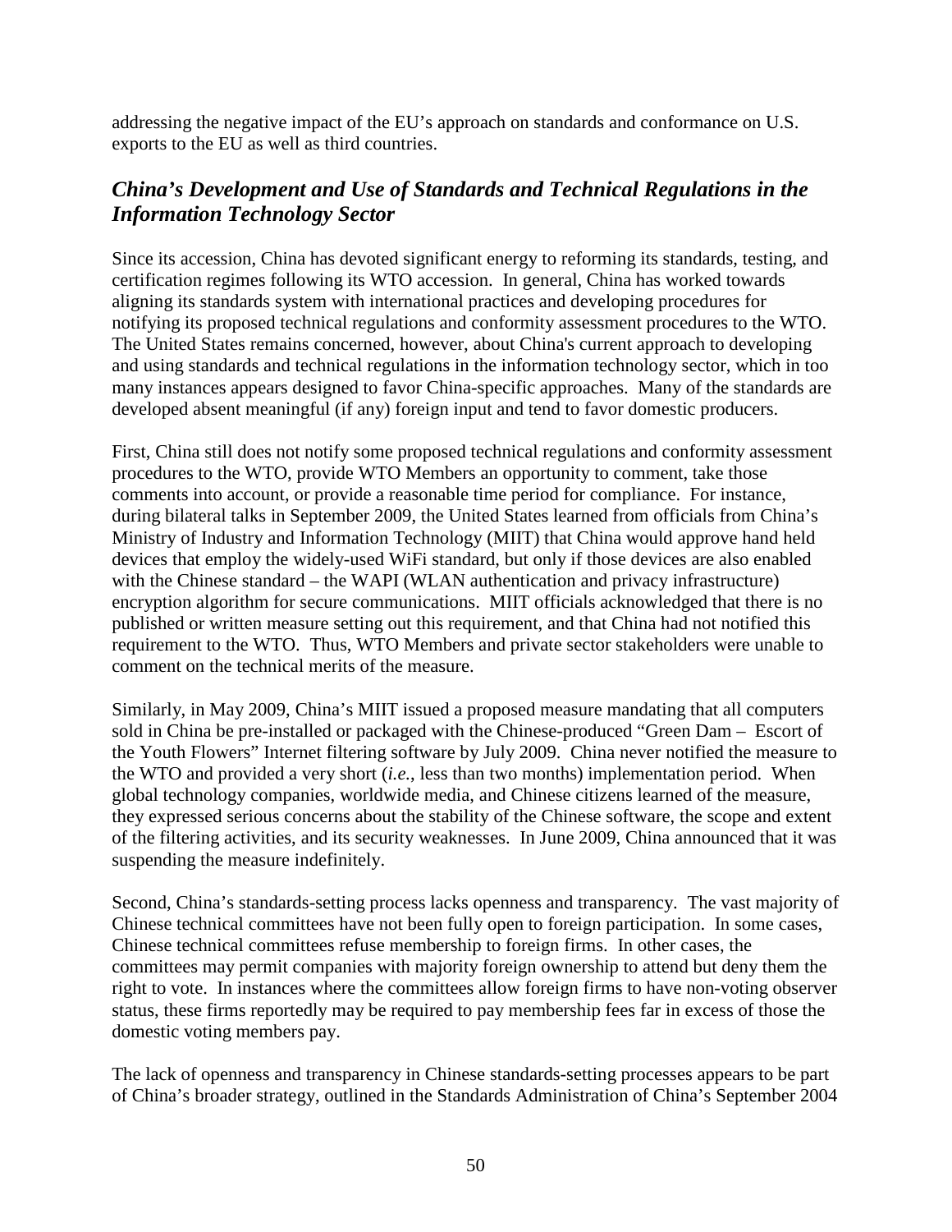addressing the negative impact of the EU's approach on standards and conformance on U.S. exports to the EU as well as third countries.

## *China's Development and Use of Standards and Technical Regulations in the Information Technology Sector*

Since its accession, China has devoted significant energy to reforming its standards, testing, and certification regimes following its WTO accession. In general, China has worked towards aligning its standards system with international practices and developing procedures for notifying its proposed technical regulations and conformity assessment procedures to the WTO. The United States remains concerned, however, about China's current approach to developing and using standards and technical regulations in the information technology sector, which in too many instances appears designed to favor China-specific approaches. Many of the standards are developed absent meaningful (if any) foreign input and tend to favor domestic producers.

First, China still does not notify some proposed technical regulations and conformity assessment procedures to the WTO, provide WTO Members an opportunity to comment, take those comments into account, or provide a reasonable time period for compliance. For instance, during bilateral talks in September 2009, the United States learned from officials from China's Ministry of Industry and Information Technology (MIIT) that China would approve hand held devices that employ the widely-used WiFi standard, but only if those devices are also enabled with the Chinese standard – the WAPI (WLAN authentication and privacy infrastructure) encryption algorithm for secure communications. MIIT officials acknowledged that there is no published or written measure setting out this requirement, and that China had not notified this requirement to the WTO. Thus, WTO Members and private sector stakeholders were unable to comment on the technical merits of the measure.

Similarly, in May 2009, China's MIIT issued a proposed measure mandating that all computers sold in China be pre-installed or packaged with the Chinese-produced "Green Dam – Escort of the Youth Flowers" Internet filtering software by July 2009. China never notified the measure to the WTO and provided a very short (*i.e.*, less than two months) implementation period. When global technology companies, worldwide media, and Chinese citizens learned of the measure, they expressed serious concerns about the stability of the Chinese software, the scope and extent of the filtering activities, and its security weaknesses. In June 2009, China announced that it was suspending the measure indefinitely.

Second, China's standards-setting process lacks openness and transparency. The vast majority of Chinese technical committees have not been fully open to foreign participation. In some cases, Chinese technical committees refuse membership to foreign firms. In other cases, the committees may permit companies with majority foreign ownership to attend but deny them the right to vote. In instances where the committees allow foreign firms to have non-voting observer status, these firms reportedly may be required to pay membership fees far in excess of those the domestic voting members pay.

The lack of openness and transparency in Chinese standards-setting processes appears to be part of China's broader strategy, outlined in the Standards Administration of China's September 2004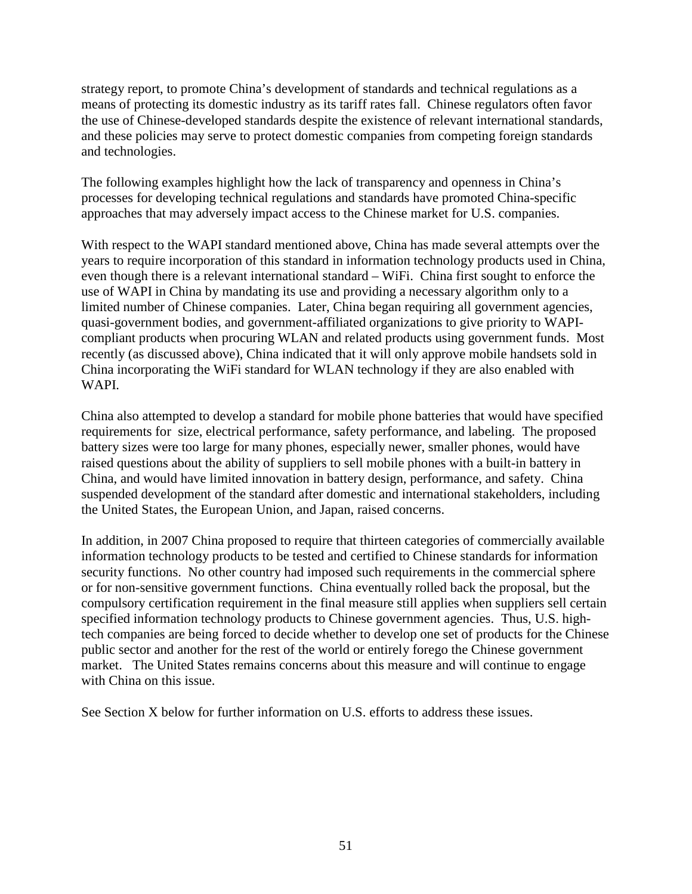strategy report, to promote China's development of standards and technical regulations as a means of protecting its domestic industry as its tariff rates fall. Chinese regulators often favor the use of Chinese-developed standards despite the existence of relevant international standards, and these policies may serve to protect domestic companies from competing foreign standards and technologies.

The following examples highlight how the lack of transparency and openness in China's processes for developing technical regulations and standards have promoted China-specific approaches that may adversely impact access to the Chinese market for U.S. companies.

With respect to the WAPI standard mentioned above, China has made several attempts over the years to require incorporation of this standard in information technology products used in China, even though there is a relevant international standard – WiFi. China first sought to enforce the use of WAPI in China by mandating its use and providing a necessary algorithm only to a limited number of Chinese companies. Later, China began requiring all government agencies, quasi-government bodies, and government-affiliated organizations to give priority to WAPI-compliant products when procuring WLAN and related products using government funds. Most recently (as discussed above), China indicated that it will only approve mobile handsets sold in China incorporating the WiFi standard for WLAN technology if they are also enabled with WAPI.

China also attempted to develop a standard for mobile phone batteries that would have specified requirements for size, electrical performance, safety performance, and labeling. The proposed battery sizes were too large for many phones, especially newer, smaller phones, would have raised questions about the ability of suppliers to sell mobile phones with a built-in battery in China, and would have limited innovation in battery design, performance, and safety. China suspended development of the standard after domestic and international stakeholders, including the United States, the European Union, and Japan, raised concerns.

In addition, in 2007 China proposed to require that thirteen categories of commercially available information technology products to be tested and certified to Chinese standards for information security functions. No other country had imposed such requirements in the commercial sphere or for non-sensitive government functions. China eventually rolled back the proposal, but the compulsory certification requirement in the final measure still applies when suppliers sell certain specified information technology products to Chinese government agencies. Thus, U.S. high-tech companies are being forced to decide whether to develop one set of products for the Chinese public sector and another for the rest of the world or entirely forego the Chinese government market. The United States remains concerns about this measure and will continue to engage with China on this issue.

See Section X below for further information on U.S. efforts to address these issues.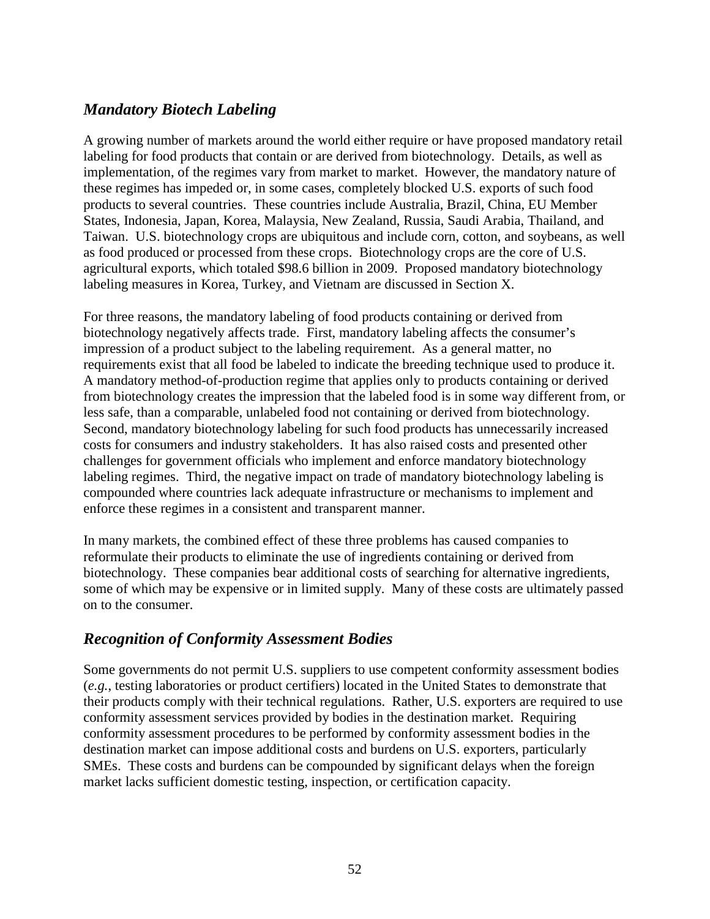## *Mandatory Biotech Labeling*

A growing number of markets around the world either require or have proposed mandatory retail labeling for food products that contain or are derived from biotechnology. Details, as well as implementation, of the regimes vary from market to market. However, the mandatory nature of these regimes has impeded or, in some cases, completely blocked U.S. exports of such food products to several countries. These countries include Australia, Brazil, China, EU Member States, Indonesia, Japan, Korea, Malaysia, New Zealand, Russia, Saudi Arabia, Thailand, and Taiwan. U.S. biotechnology crops are ubiquitous and include corn, cotton, and soybeans, as well as food produced or processed from these crops. Biotechnology crops are the core of U.S. agricultural exports, which totaled $98.6 billion in 2009. Proposed mandatory biotechnology labeling measures in Korea, Turkey, and Vietnam are discussed in Section X.

For three reasons, the mandatory labeling of food products containing or derived from biotechnology negatively affects trade. First, mandatory labeling affects the consumer's impression of a product subject to the labeling requirement. As a general matter, no requirements exist that all food be labeled to indicate the breeding technique used to produce it. A mandatory method-of-production regime that applies only to products containing or derived from biotechnology creates the impression that the labeled food is in some way different from, or less safe, than a comparable, unlabeled food not containing or derived from biotechnology. Second, mandatory biotechnology labeling for such food products has unnecessarily increased costs for consumers and industry stakeholders. It has also raised costs and presented other challenges for government officials who implement and enforce mandatory biotechnology labeling regimes. Third, the negative impact on trade of mandatory biotechnology labeling is compounded where countries lack adequate infrastructure or mechanisms to implement and enforce these regimes in a consistent and transparent manner.

In many markets, the combined effect of these three problems has caused companies to reformulate their products to eliminate the use of ingredients containing or derived from biotechnology. These companies bear additional costs of searching for alternative ingredients, some of which may be expensive or in limited supply. Many of these costs are ultimately passed on to the consumer.

## *Recognition of Conformity Assessment Bodies*

Some governments do not permit U.S. suppliers to use competent conformity assessment bodies (*e.g.*, testing laboratories or product certifiers) located in the United States to demonstrate that their products comply with their technical regulations. Rather, U.S. exporters are required to use conformity assessment services provided by bodies in the destination market. Requiring conformity assessment procedures to be performed by conformity assessment bodies in the destination market can impose additional costs and burdens on U.S. exporters, particularly SMEs. These costs and burdens can be compounded by significant delays when the foreign market lacks sufficient domestic testing, inspection, or certification capacity.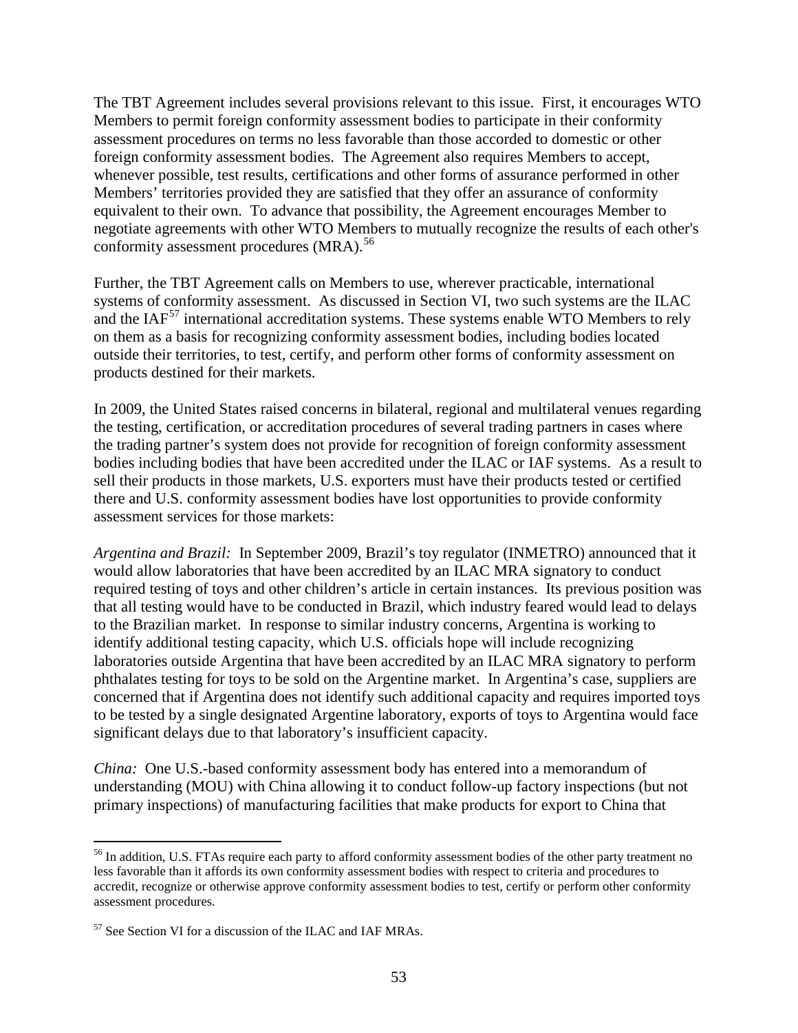The TBT Agreement includes several provisions relevant to this issue. First, it encourages WTO Members to permit foreign conformity assessment bodies to participate in their conformity assessment procedures on terms no less favorable than those accorded to domestic or other foreign conformity assessment bodies. The Agreement also requires Members to accept, whenever possible, test results, certifications and other forms of assurance performed in other Members' territories provided they are satisfied that they offer an assurance of conformity equivalent to their own. To advance that possibility, the Agreement encourages Member to negotiate agreements with other WTO Members to mutually recognize the results of each other's conformity assessment procedures (MRA).[56]

Further, the TBT Agreement calls on Members to use, wherever practicable, international systems of conformity assessment. As discussed in Section VI, two such systems are the ILAC and the IAF[57] international accreditation systems. These systems enable WTO Members to rely on them as a basis for recognizing conformity assessment bodies, including bodies located outside their territories, to test, certify, and perform other forms of conformity assessment on products destined for their markets.

In 2009, the United States raised concerns in bilateral, regional and multilateral venues regarding the testing, certification, or accreditation procedures of several trading partners in cases where the trading partner's system does not provide for recognition of foreign conformity assessment bodies including bodies that have been accredited under the ILAC or IAF systems. As a result to sell their products in those markets, U.S. exporters must have their products tested or certified there and U.S. conformity assessment bodies have lost opportunities to provide conformity assessment services for those markets:

*Argentina and Brazil:* In September 2009, Brazil's toy regulator (INMETRO) announced that it would allow laboratories that have been accredited by an ILAC MRA signatory to conduct required testing of toys and other children's article in certain instances. Its previous position was that all testing would have to be conducted in Brazil, which industry feared would lead to delays to the Brazilian market. In response to similar industry concerns, Argentina is working to identify additional testing capacity, which U.S. officials hope will include recognizing laboratories outside Argentina that have been accredited by an ILAC MRA signatory to perform phthalates testing for toys to be sold on the Argentine market. In Argentina's case, suppliers are concerned that if Argentina does not identify such additional capacity and requires imported toys to be tested by a single designated Argentine laboratory, exports of toys to Argentina would face significant delays due to that laboratory's insufficient capacity.

*China:* One U.S.-based conformity assessment body has entered into a memorandum of understanding (MOU) with China allowing it to conduct follow-up factory inspections (but not primary inspections) of manufacturing facilities that make products for export to China that

---

[56] In addition, U.S. FTAs require each party to afford conformity assessment bodies of the other party treatment no less favorable than it affords its own conformity assessment bodies with respect to criteria and procedures to accredit, recognize or otherwise approve conformity assessment bodies to test, certify or perform other conformity assessment procedures.

[57] See Section VI for a discussion of the ILAC and IAF MRAs.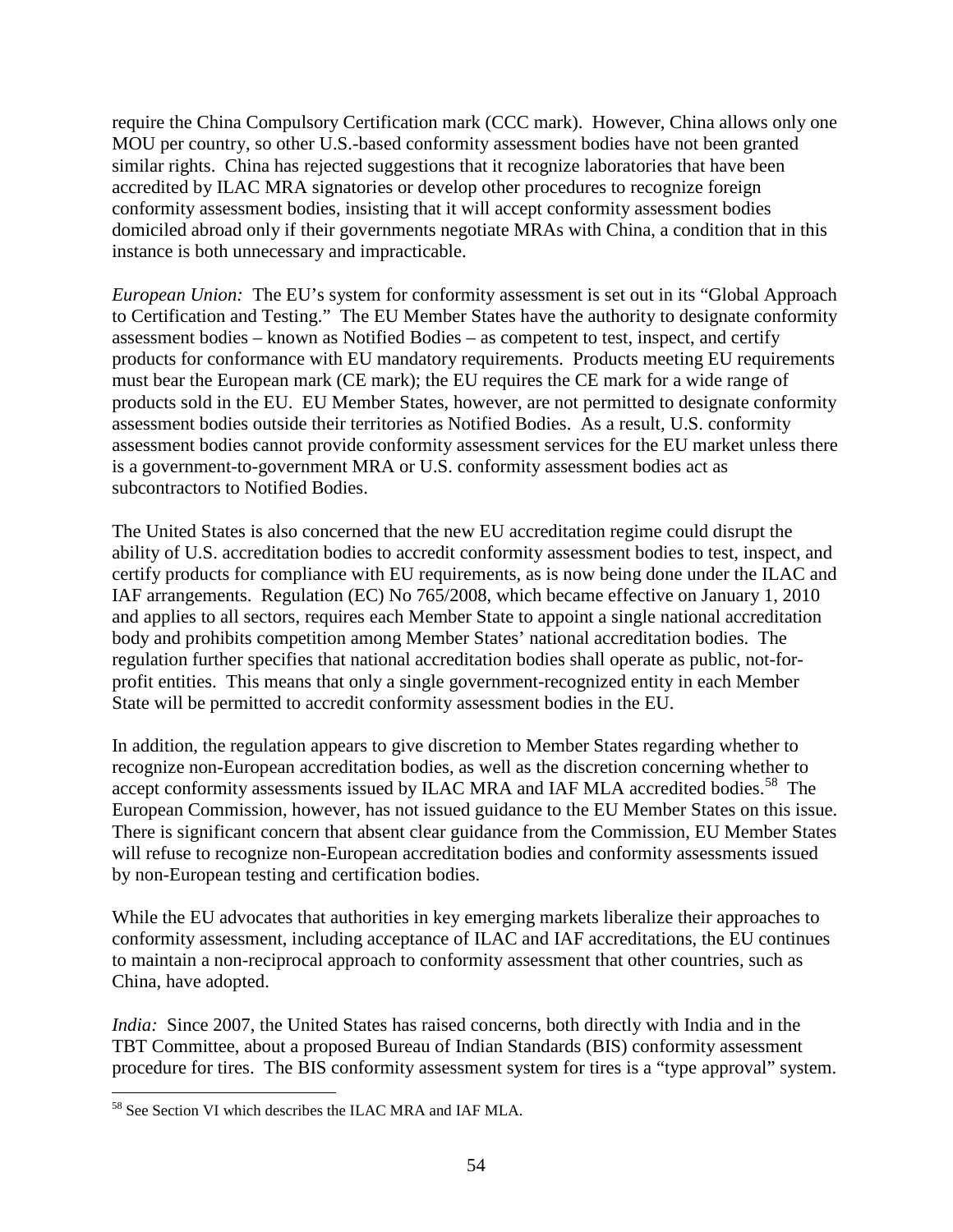require the China Compulsory Certification mark (CCC mark). However, China allows only one MOU per country, so other U.S.-based conformity assessment bodies have not been granted similar rights. China has rejected suggestions that it recognize laboratories that have been accredited by ILAC MRA signatories or develop other procedures to recognize foreign conformity assessment bodies, insisting that it will accept conformity assessment bodies domiciled abroad only if their governments negotiate MRAs with China, a condition that in this instance is both unnecessary and impracticable.

*European Union:* The EU's system for conformity assessment is set out in its "Global Approach to Certification and Testing." The EU Member States have the authority to designate conformity assessment bodies – known as Notified Bodies – as competent to test, inspect, and certify products for conformance with EU mandatory requirements. Products meeting EU requirements must bear the European mark (CE mark); the EU requires the CE mark for a wide range of products sold in the EU. EU Member States, however, are not permitted to designate conformity assessment bodies outside their territories as Notified Bodies. As a result, U.S. conformity assessment bodies cannot provide conformity assessment services for the EU market unless there is a government-to-government MRA or U.S. conformity assessment bodies act as subcontractors to Notified Bodies.

The United States is also concerned that the new EU accreditation regime could disrupt the ability of U.S. accreditation bodies to accredit conformity assessment bodies to test, inspect, and certify products for compliance with EU requirements, as is now being done under the ILAC and IAF arrangements. Regulation (EC) No 765/2008, which became effective on January 1, 2010 and applies to all sectors, requires each Member State to appoint a single national accreditation body and prohibits competition among Member States' national accreditation bodies. The regulation further specifies that national accreditation bodies shall operate as public, not-for-profit entities. This means that only a single government-recognized entity in each Member State will be permitted to accredit conformity assessment bodies in the EU.

In addition, the regulation appears to give discretion to Member States regarding whether to recognize non-European accreditation bodies, as well as the discretion concerning whether to accept conformity assessments issued by ILAC MRA and IAF MLA accredited bodies.[58] The European Commission, however, has not issued guidance to the EU Member States on this issue. There is significant concern that absent clear guidance from the Commission, EU Member States will refuse to recognize non-European accreditation bodies and conformity assessments issued by non-European testing and certification bodies.

While the EU advocates that authorities in key emerging markets liberalize their approaches to conformity assessment, including acceptance of ILAC and IAF accreditations, the EU continues to maintain a non-reciprocal approach to conformity assessment that other countries, such as China, have adopted.

*India:* Since 2007, the United States has raised concerns, both directly with India and in the TBT Committee, about a proposed Bureau of Indian Standards (BIS) conformity assessment procedure for tires. The BIS conformity assessment system for tires is a "type approval" system.

[58] See Section VI which describes the ILAC MRA and IAF MLA.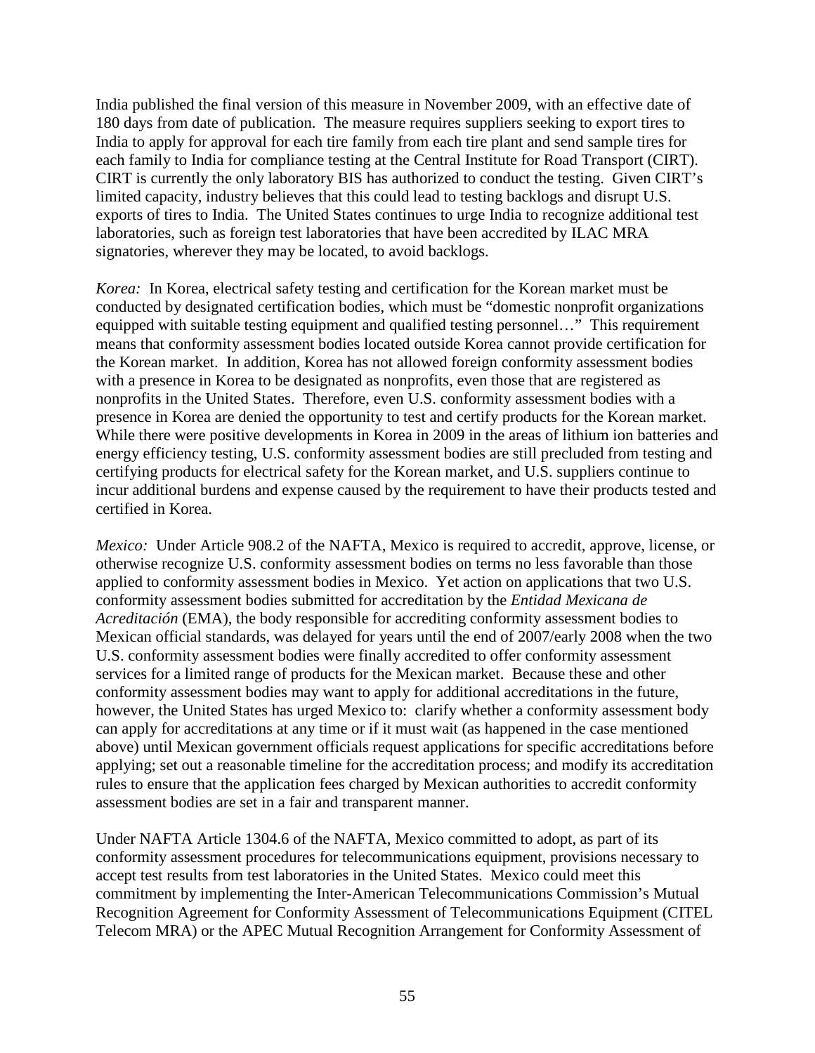India published the final version of this measure in November 2009, with an effective date of 180 days from date of publication. The measure requires suppliers seeking to export tires to India to apply for approval for each tire family from each tire plant and send sample tires for each family to India for compliance testing at the Central Institute for Road Transport (CIRT). CIRT is currently the only laboratory BIS has authorized to conduct the testing. Given CIRT's limited capacity, industry believes that this could lead to testing backlogs and disrupt U.S. exports of tires to India. The United States continues to urge India to recognize additional test laboratories, such as foreign test laboratories that have been accredited by ILAC MRA signatories, wherever they may be located, to avoid backlogs.

*Korea:* In Korea, electrical safety testing and certification for the Korean market must be conducted by designated certification bodies, which must be "domestic nonprofit organizations equipped with suitable testing equipment and qualified testing personnel…" This requirement means that conformity assessment bodies located outside Korea cannot provide certification for the Korean market. In addition, Korea has not allowed foreign conformity assessment bodies with a presence in Korea to be designated as nonprofits, even those that are registered as nonprofits in the United States. Therefore, even U.S. conformity assessment bodies with a presence in Korea are denied the opportunity to test and certify products for the Korean market. While there were positive developments in Korea in 2009 in the areas of lithium ion batteries and energy efficiency testing, U.S. conformity assessment bodies are still precluded from testing and certifying products for electrical safety for the Korean market, and U.S. suppliers continue to incur additional burdens and expense caused by the requirement to have their products tested and certified in Korea.

*Mexico:* Under Article 908.2 of the NAFTA, Mexico is required to accredit, approve, license, or otherwise recognize U.S. conformity assessment bodies on terms no less favorable than those applied to conformity assessment bodies in Mexico. Yet action on applications that two U.S. conformity assessment bodies submitted for accreditation by the *Entidad Mexicana de Acreditación* (EMA), the body responsible for accrediting conformity assessment bodies to Mexican official standards, was delayed for years until the end of 2007/early 2008 when the two U.S. conformity assessment bodies were finally accredited to offer conformity assessment services for a limited range of products for the Mexican market. Because these and other conformity assessment bodies may want to apply for additional accreditations in the future, however, the United States has urged Mexico to: clarify whether a conformity assessment body can apply for accreditations at any time or if it must wait (as happened in the case mentioned above) until Mexican government officials request applications for specific accreditations before applying; set out a reasonable timeline for the accreditation process; and modify its accreditation rules to ensure that the application fees charged by Mexican authorities to accredit conformity assessment bodies are set in a fair and transparent manner.

Under NAFTA Article 1304.6 of the NAFTA, Mexico committed to adopt, as part of its conformity assessment procedures for telecommunications equipment, provisions necessary to accept test results from test laboratories in the United States. Mexico could meet this commitment by implementing the Inter-American Telecommunications Commission's Mutual Recognition Agreement for Conformity Assessment of Telecommunications Equipment (CITEL Telecom MRA) or the APEC Mutual Recognition Arrangement for Conformity Assessment of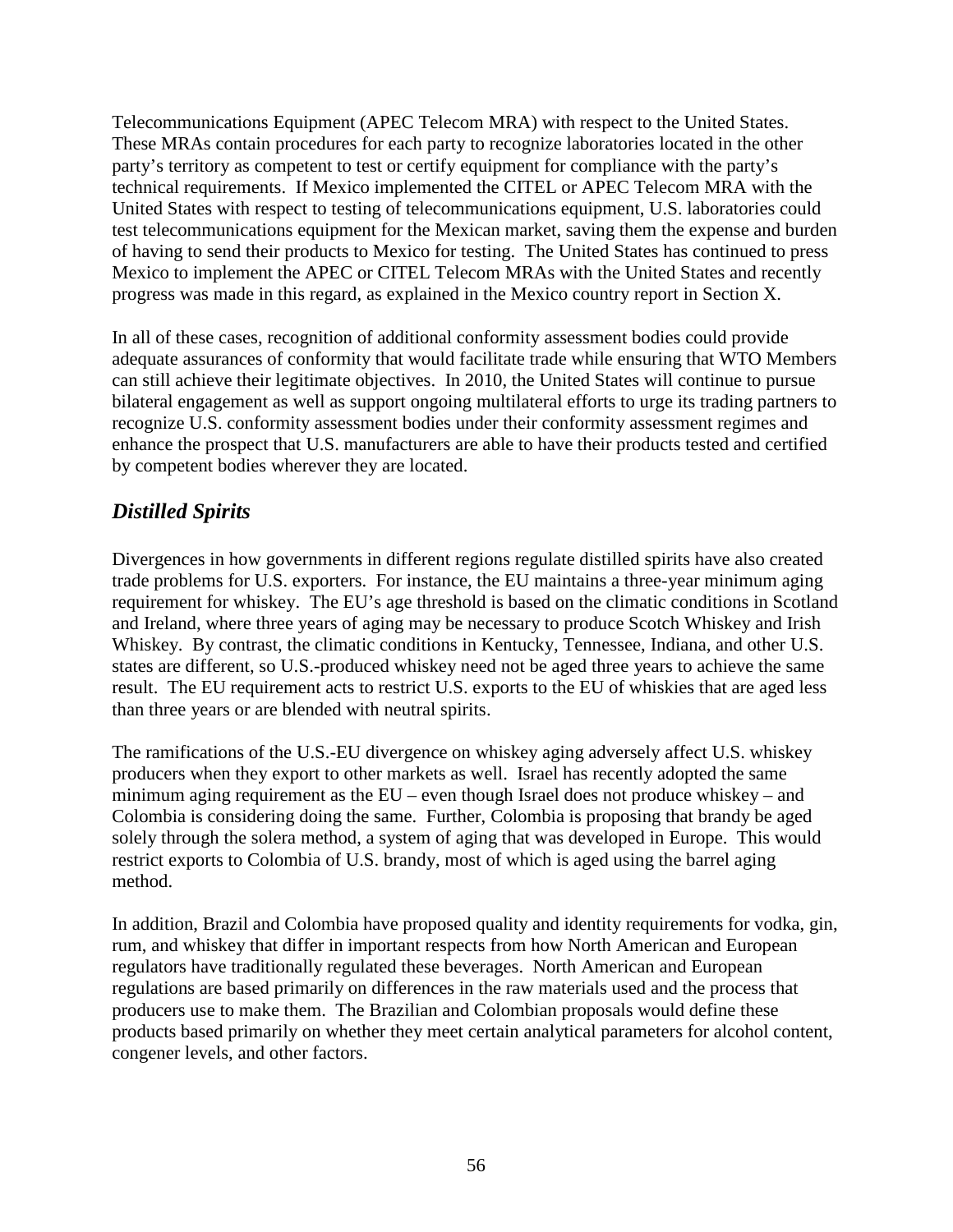Telecommunications Equipment (APEC Telecom MRA) with respect to the United States. These MRAs contain procedures for each party to recognize laboratories located in the other party's territory as competent to test or certify equipment for compliance with the party's technical requirements. If Mexico implemented the CITEL or APEC Telecom MRA with the United States with respect to testing of telecommunications equipment, U.S. laboratories could test telecommunications equipment for the Mexican market, saving them the expense and burden of having to send their products to Mexico for testing. The United States has continued to press Mexico to implement the APEC or CITEL Telecom MRAs with the United States and recently progress was made in this regard, as explained in the Mexico country report in Section X.

In all of these cases, recognition of additional conformity assessment bodies could provide adequate assurances of conformity that would facilitate trade while ensuring that WTO Members can still achieve their legitimate objectives. In 2010, the United States will continue to pursue bilateral engagement as well as support ongoing multilateral efforts to urge its trading partners to recognize U.S. conformity assessment bodies under their conformity assessment regimes and enhance the prospect that U.S. manufacturers are able to have their products tested and certified by competent bodies wherever they are located.

### *Distilled Spirits*

Divergences in how governments in different regions regulate distilled spirits have also created trade problems for U.S. exporters. For instance, the EU maintains a three-year minimum aging requirement for whiskey. The EU's age threshold is based on the climatic conditions in Scotland and Ireland, where three years of aging may be necessary to produce Scotch Whiskey and Irish Whiskey. By contrast, the climatic conditions in Kentucky, Tennessee, Indiana, and other U.S. states are different, so U.S.-produced whiskey need not be aged three years to achieve the same result. The EU requirement acts to restrict U.S. exports to the EU of whiskies that are aged less than three years or are blended with neutral spirits.

The ramifications of the U.S.-EU divergence on whiskey aging adversely affect U.S. whiskey producers when they export to other markets as well. Israel has recently adopted the same minimum aging requirement as the EU – even though Israel does not produce whiskey – and Colombia is considering doing the same. Further, Colombia is proposing that brandy be aged solely through the solera method, a system of aging that was developed in Europe. This would restrict exports to Colombia of U.S. brandy, most of which is aged using the barrel aging method.

In addition, Brazil and Colombia have proposed quality and identity requirements for vodka, gin, rum, and whiskey that differ in important respects from how North American and European regulators have traditionally regulated these beverages. North American and European regulations are based primarily on differences in the raw materials used and the process that producers use to make them. The Brazilian and Colombian proposals would define these products based primarily on whether they meet certain analytical parameters for alcohol content, congener levels, and other factors.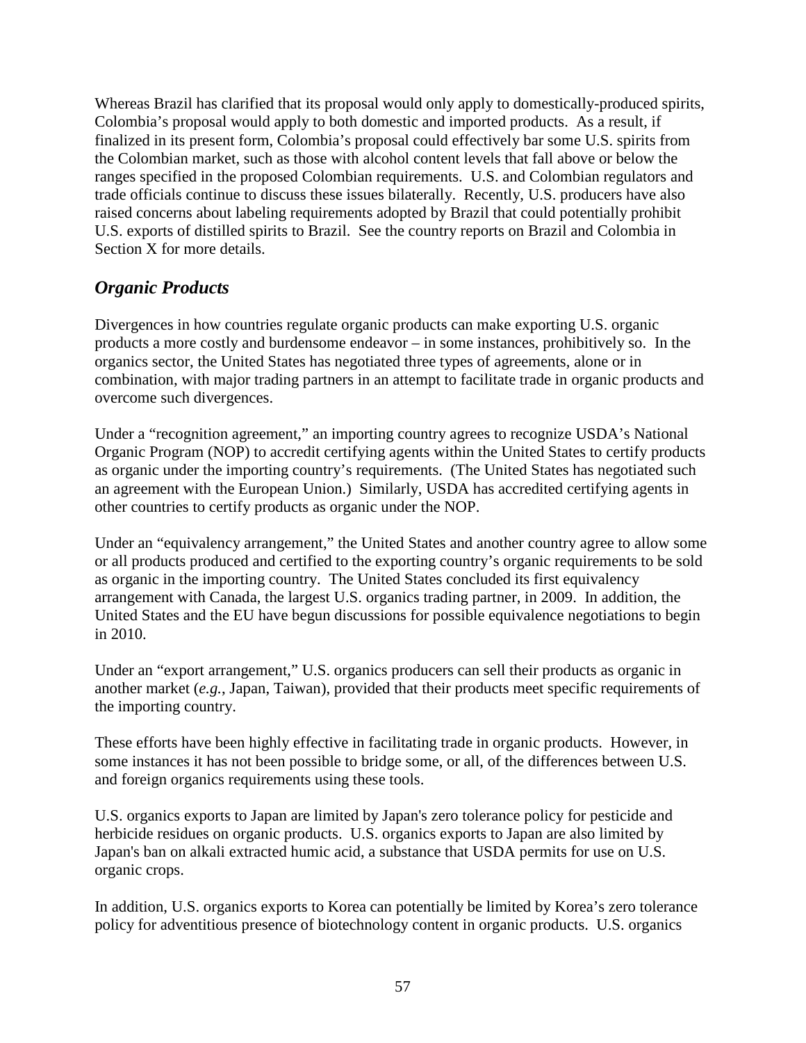Whereas Brazil has clarified that its proposal would only apply to domestically-produced spirits, Colombia's proposal would apply to both domestic and imported products. As a result, if finalized in its present form, Colombia's proposal could effectively bar some U.S. spirits from the Colombian market, such as those with alcohol content levels that fall above or below the ranges specified in the proposed Colombian requirements. U.S. and Colombian regulators and trade officials continue to discuss these issues bilaterally. Recently, U.S. producers have also raised concerns about labeling requirements adopted by Brazil that could potentially prohibit U.S. exports of distilled spirits to Brazil. See the country reports on Brazil and Colombia in Section X for more details.

### *Organic Products*

Divergences in how countries regulate organic products can make exporting U.S. organic products a more costly and burdensome endeavor – in some instances, prohibitively so. In the organics sector, the United States has negotiated three types of agreements, alone or in combination, with major trading partners in an attempt to facilitate trade in organic products and overcome such divergences.

Under a "recognition agreement," an importing country agrees to recognize USDA's National Organic Program (NOP) to accredit certifying agents within the United States to certify products as organic under the importing country's requirements. (The United States has negotiated such an agreement with the European Union.) Similarly, USDA has accredited certifying agents in other countries to certify products as organic under the NOP.

Under an "equivalency arrangement," the United States and another country agree to allow some or all products produced and certified to the exporting country's organic requirements to be sold as organic in the importing country. The United States concluded its first equivalency arrangement with Canada, the largest U.S. organics trading partner, in 2009. In addition, the United States and the EU have begun discussions for possible equivalence negotiations to begin in 2010.

Under an "export arrangement," U.S. organics producers can sell their products as organic in another market (*e.g.*, Japan, Taiwan), provided that their products meet specific requirements of the importing country.

These efforts have been highly effective in facilitating trade in organic products. However, in some instances it has not been possible to bridge some, or all, of the differences between U.S. and foreign organics requirements using these tools.

U.S. organics exports to Japan are limited by Japan's zero tolerance policy for pesticide and herbicide residues on organic products. U.S. organics exports to Japan are also limited by Japan's ban on alkali extracted humic acid, a substance that USDA permits for use on U.S. organic crops.

In addition, U.S. organics exports to Korea can potentially be limited by Korea's zero tolerance policy for adventitious presence of biotechnology content in organic products. U.S. organics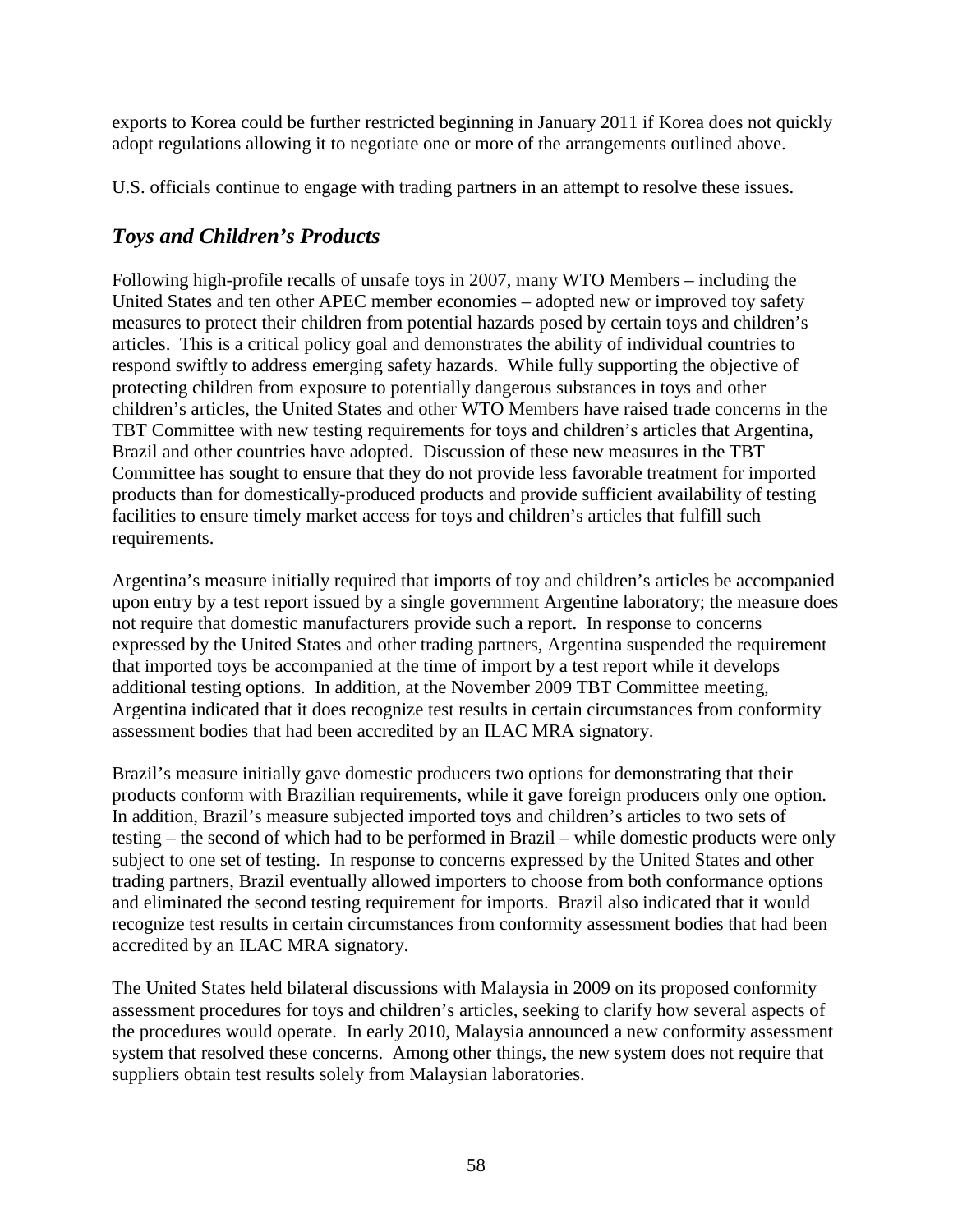exports to Korea could be further restricted beginning in January 2011 if Korea does not quickly adopt regulations allowing it to negotiate one or more of the arrangements outlined above.

U.S. officials continue to engage with trading partners in an attempt to resolve these issues.

## *Toys and Children's Products*

Following high-profile recalls of unsafe toys in 2007, many WTO Members – including the United States and ten other APEC member economies – adopted new or improved toy safety measures to protect their children from potential hazards posed by certain toys and children's articles. This is a critical policy goal and demonstrates the ability of individual countries to respond swiftly to address emerging safety hazards. While fully supporting the objective of protecting children from exposure to potentially dangerous substances in toys and other children's articles, the United States and other WTO Members have raised trade concerns in the TBT Committee with new testing requirements for toys and children's articles that Argentina, Brazil and other countries have adopted. Discussion of these new measures in the TBT Committee has sought to ensure that they do not provide less favorable treatment for imported products than for domestically-produced products and provide sufficient availability of testing facilities to ensure timely market access for toys and children's articles that fulfill such requirements.

Argentina's measure initially required that imports of toy and children's articles be accompanied upon entry by a test report issued by a single government Argentine laboratory; the measure does not require that domestic manufacturers provide such a report. In response to concerns expressed by the United States and other trading partners, Argentina suspended the requirement that imported toys be accompanied at the time of import by a test report while it develops additional testing options. In addition, at the November 2009 TBT Committee meeting, Argentina indicated that it does recognize test results in certain circumstances from conformity assessment bodies that had been accredited by an ILAC MRA signatory.

Brazil's measure initially gave domestic producers two options for demonstrating that their products conform with Brazilian requirements, while it gave foreign producers only one option. In addition, Brazil's measure subjected imported toys and children's articles to two sets of testing – the second of which had to be performed in Brazil – while domestic products were only subject to one set of testing. In response to concerns expressed by the United States and other trading partners, Brazil eventually allowed importers to choose from both conformance options and eliminated the second testing requirement for imports. Brazil also indicated that it would recognize test results in certain circumstances from conformity assessment bodies that had been accredited by an ILAC MRA signatory.

The United States held bilateral discussions with Malaysia in 2009 on its proposed conformity assessment procedures for toys and children's articles, seeking to clarify how several aspects of the procedures would operate. In early 2010, Malaysia announced a new conformity assessment system that resolved these concerns. Among other things, the new system does not require that suppliers obtain test results solely from Malaysian laboratories.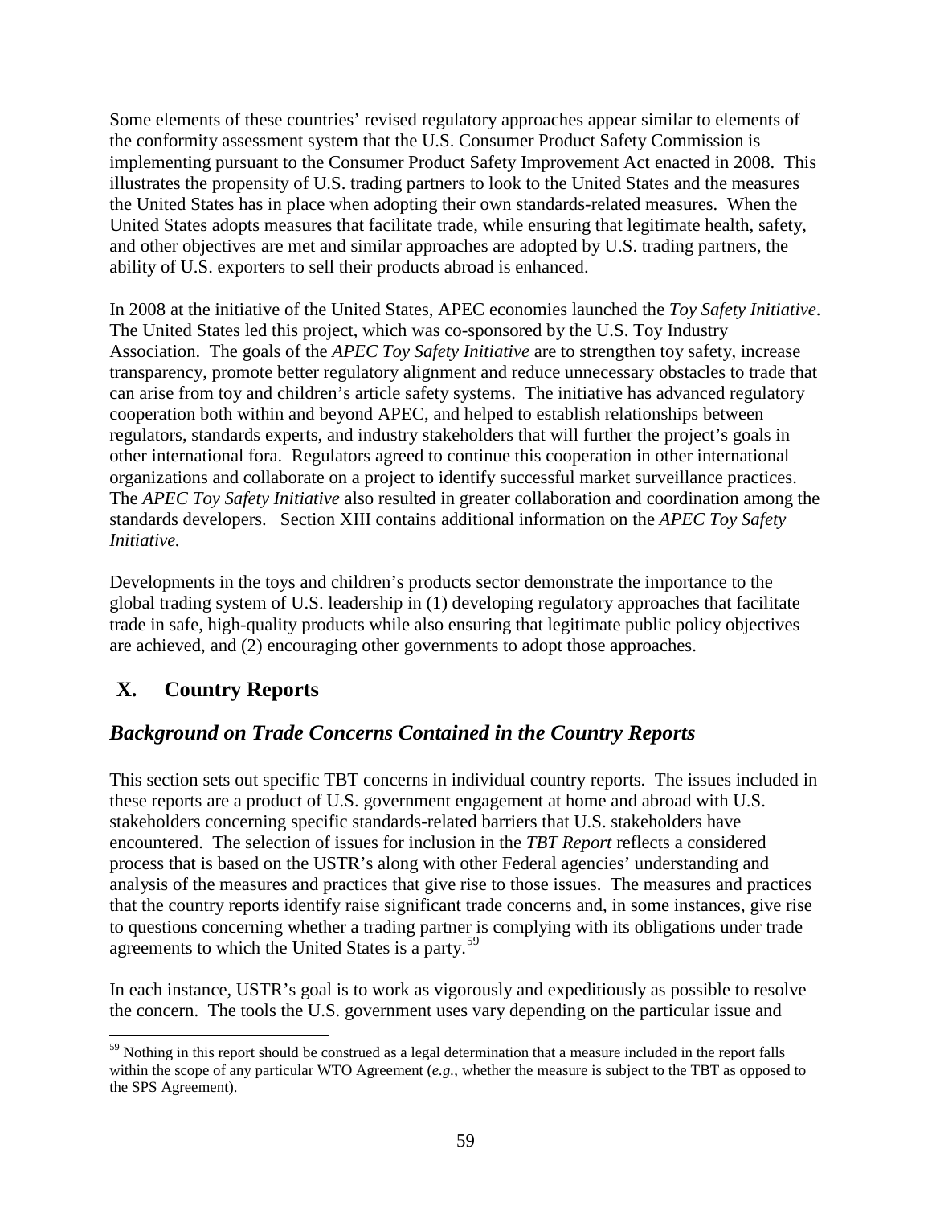Some elements of these countries' revised regulatory approaches appear similar to elements of the conformity assessment system that the U.S. Consumer Product Safety Commission is implementing pursuant to the Consumer Product Safety Improvement Act enacted in 2008. This illustrates the propensity of U.S. trading partners to look to the United States and the measures the United States has in place when adopting their own standards-related measures. When the United States adopts measures that facilitate trade, while ensuring that legitimate health, safety, and other objectives are met and similar approaches are adopted by U.S. trading partners, the ability of U.S. exporters to sell their products abroad is enhanced.

In 2008 at the initiative of the United States, APEC economies launched the *Toy Safety Initiative*. The United States led this project, which was co-sponsored by the U.S. Toy Industry Association. The goals of the *APEC Toy Safety Initiative* are to strengthen toy safety, increase transparency, promote better regulatory alignment and reduce unnecessary obstacles to trade that can arise from toy and children's article safety systems. The initiative has advanced regulatory cooperation both within and beyond APEC, and helped to establish relationships between regulators, standards experts, and industry stakeholders that will further the project's goals in other international fora. Regulators agreed to continue this cooperation in other international organizations and collaborate on a project to identify successful market surveillance practices. The *APEC Toy Safety Initiative* also resulted in greater collaboration and coordination among the standards developers. Section XIII contains additional information on the *APEC Toy Safety Initiative.*

Developments in the toys and children's products sector demonstrate the importance to the global trading system of U.S. leadership in (1) developing regulatory approaches that facilitate trade in safe, high-quality products while also ensuring that legitimate public policy objectives are achieved, and (2) encouraging other governments to adopt those approaches.

## X. Country Reports

### *Background on Trade Concerns Contained in the Country Reports*

This section sets out specific TBT concerns in individual country reports. The issues included in these reports are a product of U.S. government engagement at home and abroad with U.S. stakeholders concerning specific standards-related barriers that U.S. stakeholders have encountered. The selection of issues for inclusion in the *TBT Report* reflects a considered process that is based on the USTR's along with other Federal agencies' understanding and analysis of the measures and practices that give rise to those issues. The measures and practices that the country reports identify raise significant trade concerns and, in some instances, give rise to questions concerning whether a trading partner is complying with its obligations under trade agreements to which the United States is a party.[59]

In each instance, USTR's goal is to work as vigorously and expeditiously as possible to resolve the concern. The tools the U.S. government uses vary depending on the particular issue and

[59] Nothing in this report should be construed as a legal determination that a measure included in the report falls within the scope of any particular WTO Agreement (*e.g.*, whether the measure is subject to the TBT as opposed to the SPS Agreement).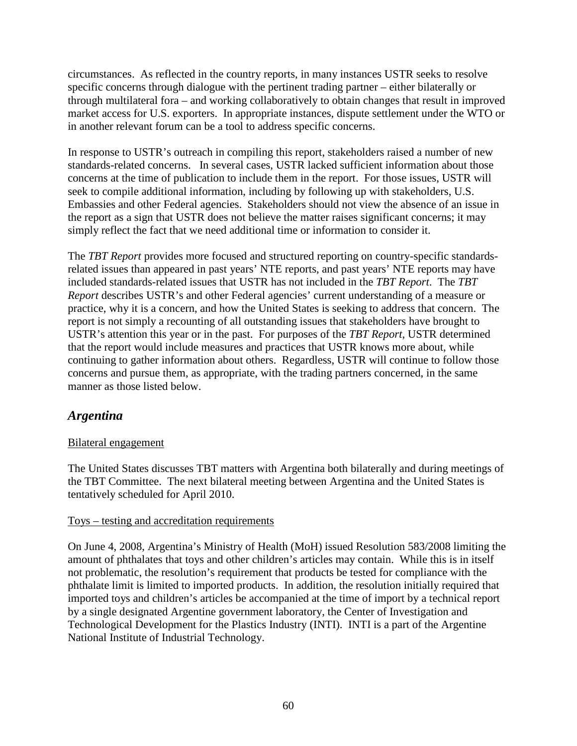circumstances. As reflected in the country reports, in many instances USTR seeks to resolve specific concerns through dialogue with the pertinent trading partner – either bilaterally or through multilateral fora – and working collaboratively to obtain changes that result in improved market access for U.S. exporters. In appropriate instances, dispute settlement under the WTO or in another relevant forum can be a tool to address specific concerns.

In response to USTR's outreach in compiling this report, stakeholders raised a number of new standards-related concerns. In several cases, USTR lacked sufficient information about those concerns at the time of publication to include them in the report. For those issues, USTR will seek to compile additional information, including by following up with stakeholders, U.S. Embassies and other Federal agencies. Stakeholders should not view the absence of an issue in the report as a sign that USTR does not believe the matter raises significant concerns; it may simply reflect the fact that we need additional time or information to consider it.

The *TBT Report* provides more focused and structured reporting on country-specific standards-related issues than appeared in past years' NTE reports, and past years' NTE reports may have included standards-related issues that USTR has not included in the *TBT Report*. The *TBT Report* describes USTR's and other Federal agencies' current understanding of a measure or practice, why it is a concern, and how the United States is seeking to address that concern. The report is not simply a recounting of all outstanding issues that stakeholders have brought to USTR's attention this year or in the past. For purposes of the *TBT Report*, USTR determined that the report would include measures and practices that USTR knows more about, while continuing to gather information about others. Regardless, USTR will continue to follow those concerns and pursue them, as appropriate, with the trading partners concerned, in the same manner as those listed below.

## *Argentina*

<u>Bilateral engagement</u>

The United States discusses TBT matters with Argentina both bilaterally and during meetings of the TBT Committee. The next bilateral meeting between Argentina and the United States is tentatively scheduled for April 2010.

<u>Toys – testing and accreditation requirements</u>

On June 4, 2008, Argentina's Ministry of Health (MoH) issued Resolution 583/2008 limiting the amount of phthalates that toys and other children's articles may contain. While this is in itself not problematic, the resolution's requirement that products be tested for compliance with the phthalate limit is limited to imported products. In addition, the resolution initially required that imported toys and children's articles be accompanied at the time of import by a technical report by a single designated Argentine government laboratory, the Center of Investigation and Technological Development for the Plastics Industry (INTI). INTI is a part of the Argentine National Institute of Industrial Technology.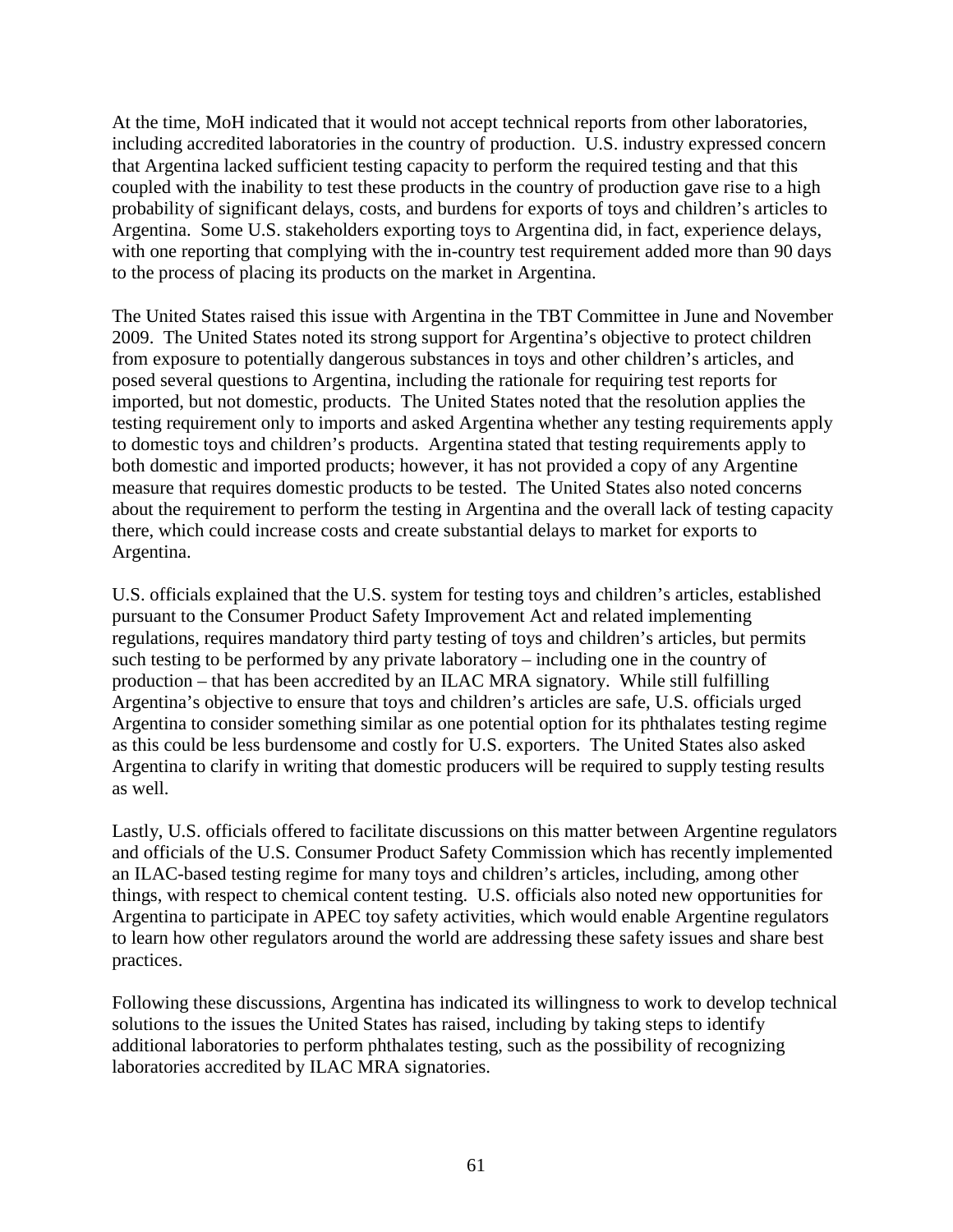At the time, MoH indicated that it would not accept technical reports from other laboratories, including accredited laboratories in the country of production. U.S. industry expressed concern that Argentina lacked sufficient testing capacity to perform the required testing and that this coupled with the inability to test these products in the country of production gave rise to a high probability of significant delays, costs, and burdens for exports of toys and children's articles to Argentina. Some U.S. stakeholders exporting toys to Argentina did, in fact, experience delays, with one reporting that complying with the in-country test requirement added more than 90 days to the process of placing its products on the market in Argentina.

The United States raised this issue with Argentina in the TBT Committee in June and November 2009. The United States noted its strong support for Argentina's objective to protect children from exposure to potentially dangerous substances in toys and other children's articles, and posed several questions to Argentina, including the rationale for requiring test reports for imported, but not domestic, products. The United States noted that the resolution applies the testing requirement only to imports and asked Argentina whether any testing requirements apply to domestic toys and children's products. Argentina stated that testing requirements apply to both domestic and imported products; however, it has not provided a copy of any Argentine measure that requires domestic products to be tested. The United States also noted concerns about the requirement to perform the testing in Argentina and the overall lack of testing capacity there, which could increase costs and create substantial delays to market for exports to Argentina.

U.S. officials explained that the U.S. system for testing toys and children's articles, established pursuant to the Consumer Product Safety Improvement Act and related implementing regulations, requires mandatory third party testing of toys and children's articles, but permits such testing to be performed by any private laboratory – including one in the country of production – that has been accredited by an ILAC MRA signatory. While still fulfilling Argentina's objective to ensure that toys and children's articles are safe, U.S. officials urged Argentina to consider something similar as one potential option for its phthalates testing regime as this could be less burdensome and costly for U.S. exporters. The United States also asked Argentina to clarify in writing that domestic producers will be required to supply testing results as well.

Lastly, U.S. officials offered to facilitate discussions on this matter between Argentine regulators and officials of the U.S. Consumer Product Safety Commission which has recently implemented an ILAC-based testing regime for many toys and children's articles, including, among other things, with respect to chemical content testing. U.S. officials also noted new opportunities for Argentina to participate in APEC toy safety activities, which would enable Argentine regulators to learn how other regulators around the world are addressing these safety issues and share best practices.

Following these discussions, Argentina has indicated its willingness to work to develop technical solutions to the issues the United States has raised, including by taking steps to identify additional laboratories to perform phthalates testing, such as the possibility of recognizing laboratories accredited by ILAC MRA signatories.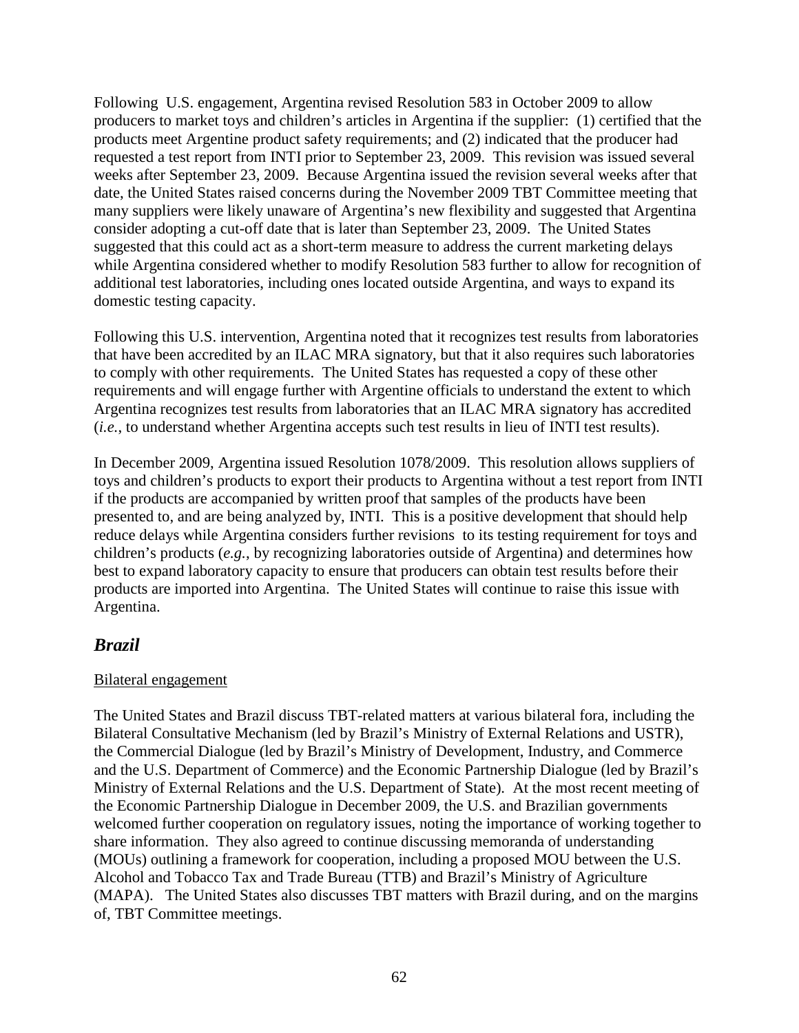Following U.S. engagement, Argentina revised Resolution 583 in October 2009 to allow producers to market toys and children's articles in Argentina if the supplier: (1) certified that the products meet Argentine product safety requirements; and (2) indicated that the producer had requested a test report from INTI prior to September 23, 2009. This revision was issued several weeks after September 23, 2009. Because Argentina issued the revision several weeks after that date, the United States raised concerns during the November 2009 TBT Committee meeting that many suppliers were likely unaware of Argentina's new flexibility and suggested that Argentina consider adopting a cut-off date that is later than September 23, 2009. The United States suggested that this could act as a short-term measure to address the current marketing delays while Argentina considered whether to modify Resolution 583 further to allow for recognition of additional test laboratories, including ones located outside Argentina, and ways to expand its domestic testing capacity.

Following this U.S. intervention, Argentina noted that it recognizes test results from laboratories that have been accredited by an ILAC MRA signatory, but that it also requires such laboratories to comply with other requirements. The United States has requested a copy of these other requirements and will engage further with Argentine officials to understand the extent to which Argentina recognizes test results from laboratories that an ILAC MRA signatory has accredited (*i.e.*, to understand whether Argentina accepts such test results in lieu of INTI test results).

In December 2009, Argentina issued Resolution 1078/2009. This resolution allows suppliers of toys and children's products to export their products to Argentina without a test report from INTI if the products are accompanied by written proof that samples of the products have been presented to, and are being analyzed by, INTI. This is a positive development that should help reduce delays while Argentina considers further revisions to its testing requirement for toys and children's products (*e.g.*, by recognizing laboratories outside of Argentina) and determines how best to expand laboratory capacity to ensure that producers can obtain test results before their products are imported into Argentina. The United States will continue to raise this issue with Argentina.

## *Brazil*

Bilateral engagement

The United States and Brazil discuss TBT-related matters at various bilateral fora, including the Bilateral Consultative Mechanism (led by Brazil's Ministry of External Relations and USTR), the Commercial Dialogue (led by Brazil's Ministry of Development, Industry, and Commerce and the U.S. Department of Commerce) and the Economic Partnership Dialogue (led by Brazil's Ministry of External Relations and the U.S. Department of State). At the most recent meeting of the Economic Partnership Dialogue in December 2009, the U.S. and Brazilian governments welcomed further cooperation on regulatory issues, noting the importance of working together to share information. They also agreed to continue discussing memoranda of understanding (MOUs) outlining a framework for cooperation, including a proposed MOU between the U.S. Alcohol and Tobacco Tax and Trade Bureau (TTB) and Brazil's Ministry of Agriculture (MAPA). The United States also discusses TBT matters with Brazil during, and on the margins of, TBT Committee meetings.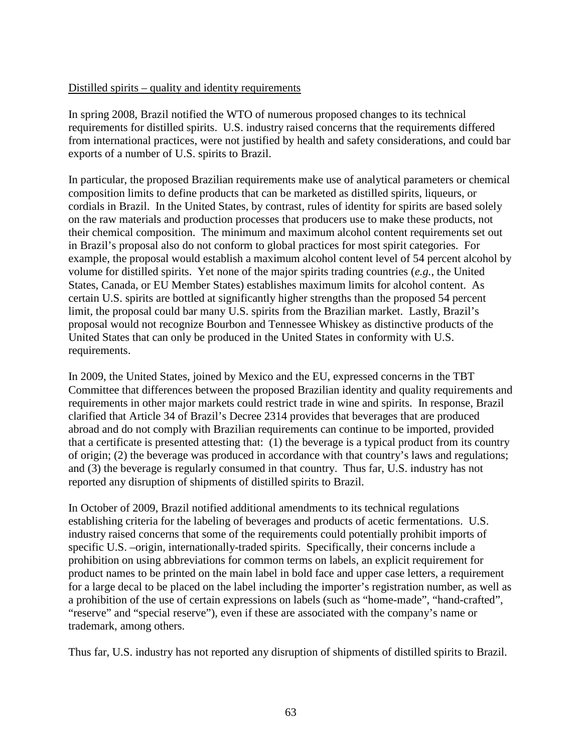Distilled spirits – quality and identity requirements

In spring 2008, Brazil notified the WTO of numerous proposed changes to its technical requirements for distilled spirits. U.S. industry raised concerns that the requirements differed from international practices, were not justified by health and safety considerations, and could bar exports of a number of U.S. spirits to Brazil.

In particular, the proposed Brazilian requirements make use of analytical parameters or chemical composition limits to define products that can be marketed as distilled spirits, liqueurs, or cordials in Brazil. In the United States, by contrast, rules of identity for spirits are based solely on the raw materials and production processes that producers use to make these products, not their chemical composition. The minimum and maximum alcohol content requirements set out in Brazil's proposal also do not conform to global practices for most spirit categories. For example, the proposal would establish a maximum alcohol content level of 54 percent alcohol by volume for distilled spirits. Yet none of the major spirits trading countries (*e.g.*, the United States, Canada, or EU Member States) establishes maximum limits for alcohol content. As certain U.S. spirits are bottled at significantly higher strengths than the proposed 54 percent limit, the proposal could bar many U.S. spirits from the Brazilian market. Lastly, Brazil's proposal would not recognize Bourbon and Tennessee Whiskey as distinctive products of the United States that can only be produced in the United States in conformity with U.S. requirements.

In 2009, the United States, joined by Mexico and the EU, expressed concerns in the TBT Committee that differences between the proposed Brazilian identity and quality requirements and requirements in other major markets could restrict trade in wine and spirits. In response, Brazil clarified that Article 34 of Brazil's Decree 2314 provides that beverages that are produced abroad and do not comply with Brazilian requirements can continue to be imported, provided that a certificate is presented attesting that: (1) the beverage is a typical product from its country of origin; (2) the beverage was produced in accordance with that country's laws and regulations; and (3) the beverage is regularly consumed in that country. Thus far, U.S. industry has not reported any disruption of shipments of distilled spirits to Brazil.

In October of 2009, Brazil notified additional amendments to its technical regulations establishing criteria for the labeling of beverages and products of acetic fermentations. U.S. industry raised concerns that some of the requirements could potentially prohibit imports of specific U.S. –origin, internationally-traded spirits. Specifically, their concerns include a prohibition on using abbreviations for common terms on labels, an explicit requirement for product names to be printed on the main label in bold face and upper case letters, a requirement for a large decal to be placed on the label including the importer's registration number, as well as a prohibition of the use of certain expressions on labels (such as "home-made", "hand-crafted", "reserve" and "special reserve"), even if these are associated with the company's name or trademark, among others.

Thus far, U.S. industry has not reported any disruption of shipments of distilled spirits to Brazil.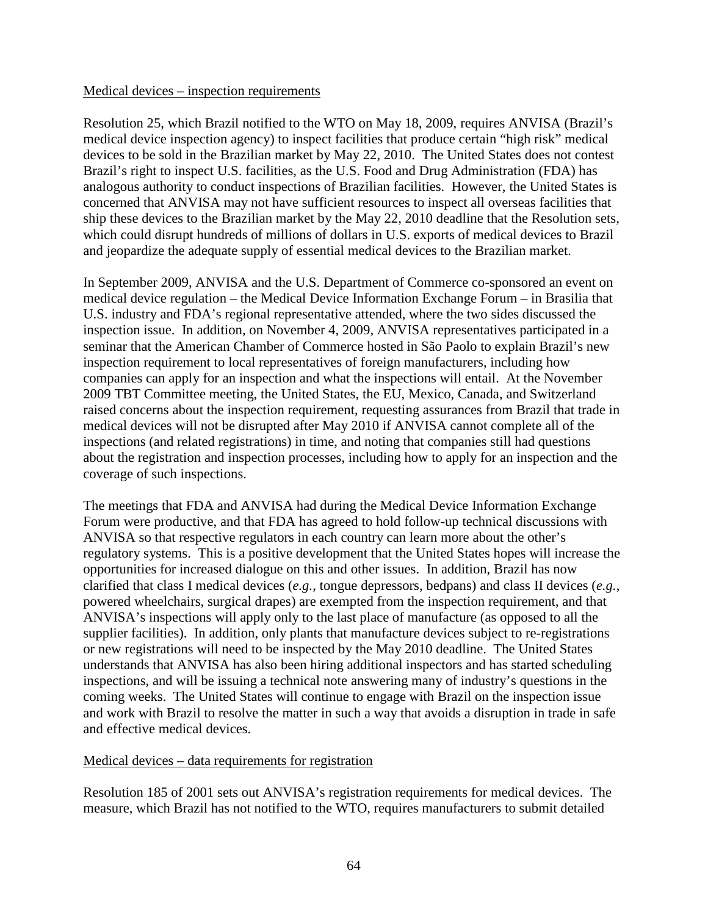Medical devices – inspection requirements

Resolution 25, which Brazil notified to the WTO on May 18, 2009, requires ANVISA (Brazil's medical device inspection agency) to inspect facilities that produce certain "high risk" medical devices to be sold in the Brazilian market by May 22, 2010. The United States does not contest Brazil's right to inspect U.S. facilities, as the U.S. Food and Drug Administration (FDA) has analogous authority to conduct inspections of Brazilian facilities. However, the United States is concerned that ANVISA may not have sufficient resources to inspect all overseas facilities that ship these devices to the Brazilian market by the May 22, 2010 deadline that the Resolution sets, which could disrupt hundreds of millions of dollars in U.S. exports of medical devices to Brazil and jeopardize the adequate supply of essential medical devices to the Brazilian market.

In September 2009, ANVISA and the U.S. Department of Commerce co-sponsored an event on medical device regulation – the Medical Device Information Exchange Forum – in Brasilia that U.S. industry and FDA's regional representative attended, where the two sides discussed the inspection issue. In addition, on November 4, 2009, ANVISA representatives participated in a seminar that the American Chamber of Commerce hosted in São Paolo to explain Brazil's new inspection requirement to local representatives of foreign manufacturers, including how companies can apply for an inspection and what the inspections will entail. At the November 2009 TBT Committee meeting, the United States, the EU, Mexico, Canada, and Switzerland raised concerns about the inspection requirement, requesting assurances from Brazil that trade in medical devices will not be disrupted after May 2010 if ANVISA cannot complete all of the inspections (and related registrations) in time, and noting that companies still had questions about the registration and inspection processes, including how to apply for an inspection and the coverage of such inspections.

The meetings that FDA and ANVISA had during the Medical Device Information Exchange Forum were productive, and that FDA has agreed to hold follow-up technical discussions with ANVISA so that respective regulators in each country can learn more about the other's regulatory systems. This is a positive development that the United States hopes will increase the opportunities for increased dialogue on this and other issues. In addition, Brazil has now clarified that class I medical devices (*e.g.*, tongue depressors, bedpans) and class II devices (*e.g.*, powered wheelchairs, surgical drapes) are exempted from the inspection requirement, and that ANVISA's inspections will apply only to the last place of manufacture (as opposed to all the supplier facilities). In addition, only plants that manufacture devices subject to re-registrations or new registrations will need to be inspected by the May 2010 deadline. The United States understands that ANVISA has also been hiring additional inspectors and has started scheduling inspections, and will be issuing a technical note answering many of industry's questions in the coming weeks. The United States will continue to engage with Brazil on the inspection issue and work with Brazil to resolve the matter in such a way that avoids a disruption in trade in safe and effective medical devices.

Medical devices – data requirements for registration

Resolution 185 of 2001 sets out ANVISA's registration requirements for medical devices. The measure, which Brazil has not notified to the WTO, requires manufacturers to submit detailed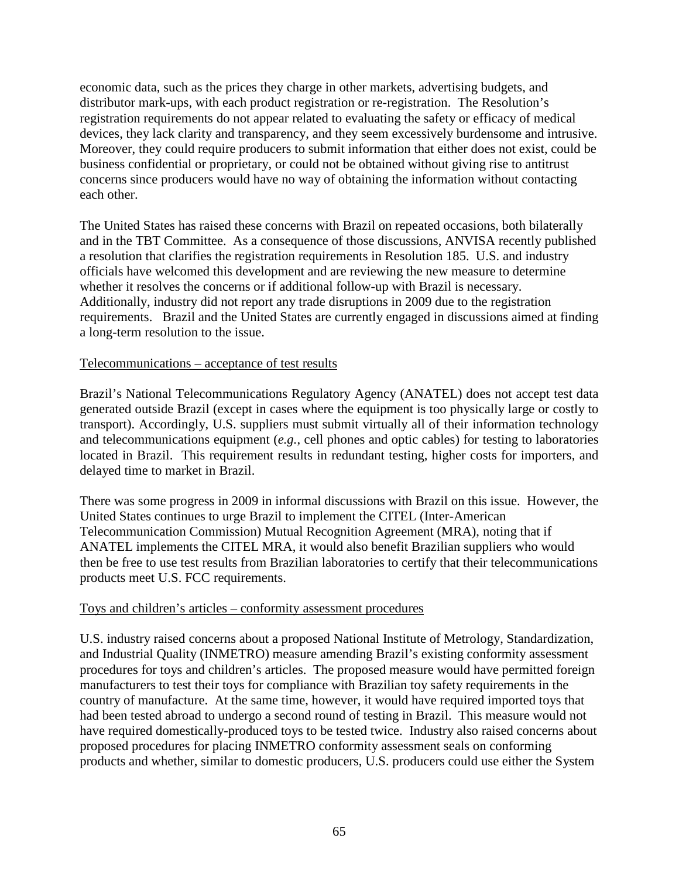economic data, such as the prices they charge in other markets, advertising budgets, and distributor mark-ups, with each product registration or re-registration. The Resolution's registration requirements do not appear related to evaluating the safety or efficacy of medical devices, they lack clarity and transparency, and they seem excessively burdensome and intrusive. Moreover, they could require producers to submit information that either does not exist, could be business confidential or proprietary, or could not be obtained without giving rise to antitrust concerns since producers would have no way of obtaining the information without contacting each other.

The United States has raised these concerns with Brazil on repeated occasions, both bilaterally and in the TBT Committee. As a consequence of those discussions, ANVISA recently published a resolution that clarifies the registration requirements in Resolution 185. U.S. and industry officials have welcomed this development and are reviewing the new measure to determine whether it resolves the concerns or if additional follow-up with Brazil is necessary. Additionally, industry did not report any trade disruptions in 2009 due to the registration requirements. Brazil and the United States are currently engaged in discussions aimed at finding a long-term resolution to the issue.

<u>Telecommunications – acceptance of test results</u>

Brazil's National Telecommunications Regulatory Agency (ANATEL) does not accept test data generated outside Brazil (except in cases where the equipment is too physically large or costly to transport). Accordingly, U.S. suppliers must submit virtually all of their information technology and telecommunications equipment (*e.g.*, cell phones and optic cables) for testing to laboratories located in Brazil. This requirement results in redundant testing, higher costs for importers, and delayed time to market in Brazil.

There was some progress in 2009 in informal discussions with Brazil on this issue. However, the United States continues to urge Brazil to implement the CITEL (Inter-American Telecommunication Commission) Mutual Recognition Agreement (MRA), noting that if ANATEL implements the CITEL MRA, it would also benefit Brazilian suppliers who would then be free to use test results from Brazilian laboratories to certify that their telecommunications products meet U.S. FCC requirements.

<u>Toys and children's articles – conformity assessment procedures</u>

U.S. industry raised concerns about a proposed National Institute of Metrology, Standardization, and Industrial Quality (INMETRO) measure amending Brazil's existing conformity assessment procedures for toys and children's articles. The proposed measure would have permitted foreign manufacturers to test their toys for compliance with Brazilian toy safety requirements in the country of manufacture. At the same time, however, it would have required imported toys that had been tested abroad to undergo a second round of testing in Brazil. This measure would not have required domestically-produced toys to be tested twice. Industry also raised concerns about proposed procedures for placing INMETRO conformity assessment seals on conforming products and whether, similar to domestic producers, U.S. producers could use either the System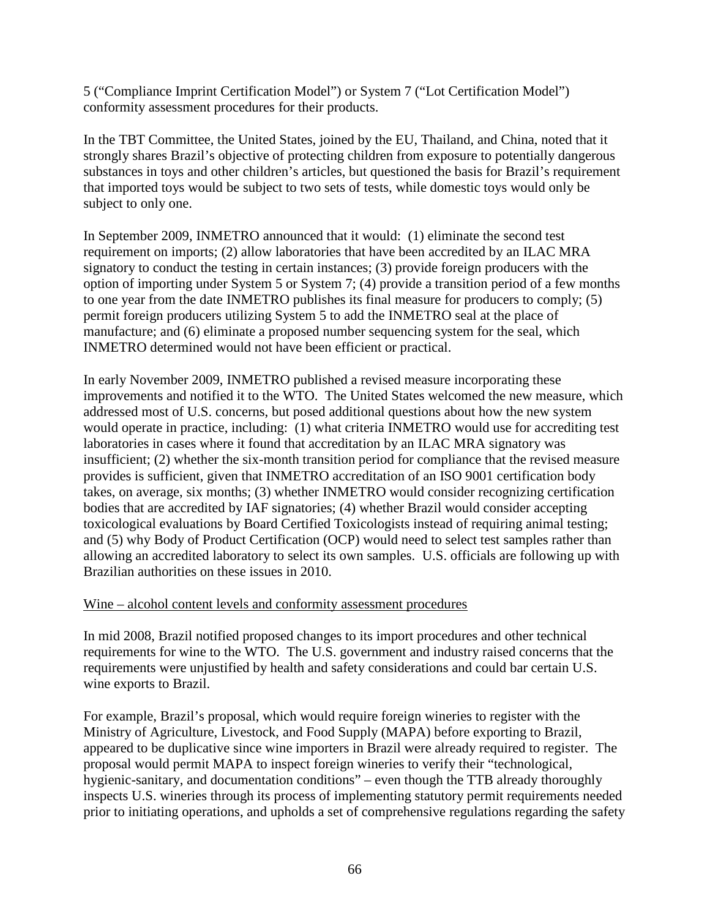5 ("Compliance Imprint Certification Model") or System 7 ("Lot Certification Model") conformity assessment procedures for their products.

In the TBT Committee, the United States, joined by the EU, Thailand, and China, noted that it strongly shares Brazil's objective of protecting children from exposure to potentially dangerous substances in toys and other children's articles, but questioned the basis for Brazil's requirement that imported toys would be subject to two sets of tests, while domestic toys would only be subject to only one.

In September 2009, INMETRO announced that it would: (1) eliminate the second test requirement on imports; (2) allow laboratories that have been accredited by an ILAC MRA signatory to conduct the testing in certain instances; (3) provide foreign producers with the option of importing under System 5 or System 7; (4) provide a transition period of a few months to one year from the date INMETRO publishes its final measure for producers to comply; (5) permit foreign producers utilizing System 5 to add the INMETRO seal at the place of manufacture; and (6) eliminate a proposed number sequencing system for the seal, which INMETRO determined would not have been efficient or practical.

In early November 2009, INMETRO published a revised measure incorporating these improvements and notified it to the WTO. The United States welcomed the new measure, which addressed most of U.S. concerns, but posed additional questions about how the new system would operate in practice, including: (1) what criteria INMETRO would use for accrediting test laboratories in cases where it found that accreditation by an ILAC MRA signatory was insufficient; (2) whether the six-month transition period for compliance that the revised measure provides is sufficient, given that INMETRO accreditation of an ISO 9001 certification body takes, on average, six months; (3) whether INMETRO would consider recognizing certification bodies that are accredited by IAF signatories; (4) whether Brazil would consider accepting toxicological evaluations by Board Certified Toxicologists instead of requiring animal testing; and (5) why Body of Product Certification (OCP) would need to select test samples rather than allowing an accredited laboratory to select its own samples. U.S. officials are following up with Brazilian authorities on these issues in 2010.

<u>Wine – alcohol content levels and conformity assessment procedures</u>

In mid 2008, Brazil notified proposed changes to its import procedures and other technical requirements for wine to the WTO. The U.S. government and industry raised concerns that the requirements were unjustified by health and safety considerations and could bar certain U.S. wine exports to Brazil.

For example, Brazil's proposal, which would require foreign wineries to register with the Ministry of Agriculture, Livestock, and Food Supply (MAPA) before exporting to Brazil, appeared to be duplicative since wine importers in Brazil were already required to register. The proposal would permit MAPA to inspect foreign wineries to verify their "technological, hygienic-sanitary, and documentation conditions" – even though the TTB already thoroughly inspects U.S. wineries through its process of implementing statutory permit requirements needed prior to initiating operations, and upholds a set of comprehensive regulations regarding the safety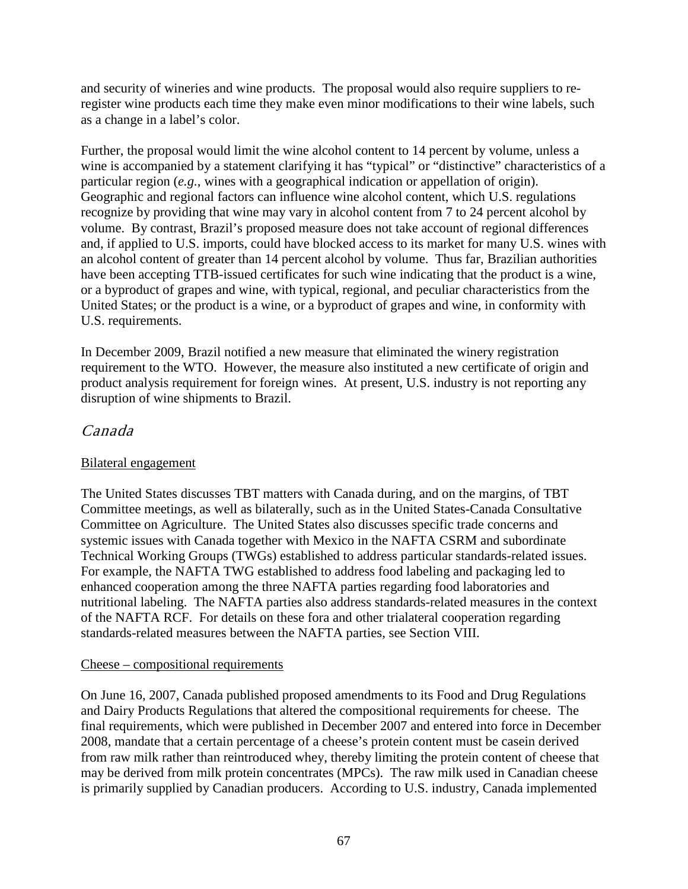and security of wineries and wine products. The proposal would also require suppliers to re-register wine products each time they make even minor modifications to their wine labels, such as a change in a label's color.

Further, the proposal would limit the wine alcohol content to 14 percent by volume, unless a wine is accompanied by a statement clarifying it has "typical" or "distinctive" characteristics of a particular region (*e.g.*, wines with a geographical indication or appellation of origin). Geographic and regional factors can influence wine alcohol content, which U.S. regulations recognize by providing that wine may vary in alcohol content from 7 to 24 percent alcohol by volume. By contrast, Brazil's proposed measure does not take account of regional differences and, if applied to U.S. imports, could have blocked access to its market for many U.S. wines with an alcohol content of greater than 14 percent alcohol by volume. Thus far, Brazilian authorities have been accepting TTB-issued certificates for such wine indicating that the product is a wine, or a byproduct of grapes and wine, with typical, regional, and peculiar characteristics from the United States; or the product is a wine, or a byproduct of grapes and wine, in conformity with U.S. requirements.

In December 2009, Brazil notified a new measure that eliminated the winery registration requirement to the WTO. However, the measure also instituted a new certificate of origin and product analysis requirement for foreign wines. At present, U.S. industry is not reporting any disruption of wine shipments to Brazil.

## *Canada*

Bilateral engagement

The United States discusses TBT matters with Canada during, and on the margins, of TBT Committee meetings, as well as bilaterally, such as in the United States-Canada Consultative Committee on Agriculture. The United States also discusses specific trade concerns and systemic issues with Canada together with Mexico in the NAFTA CSRM and subordinate Technical Working Groups (TWGs) established to address particular standards-related issues. For example, the NAFTA TWG established to address food labeling and packaging led to enhanced cooperation among the three NAFTA parties regarding food laboratories and nutritional labeling. The NAFTA parties also address standards-related measures in the context of the NAFTA RCF. For details on these fora and other trilateral cooperation regarding standards-related measures between the NAFTA parties, see Section VIII.

Cheese – compositional requirements

On June 16, 2007, Canada published proposed amendments to its Food and Drug Regulations and Dairy Products Regulations that altered the compositional requirements for cheese. The final requirements, which were published in December 2007 and entered into force in December 2008, mandate that a certain percentage of a cheese's protein content must be casein derived from raw milk rather than reintroduced whey, thereby limiting the protein content of cheese that may be derived from milk protein concentrates (MPCs). The raw milk used in Canadian cheese is primarily supplied by Canadian producers. According to U.S. industry, Canada implemented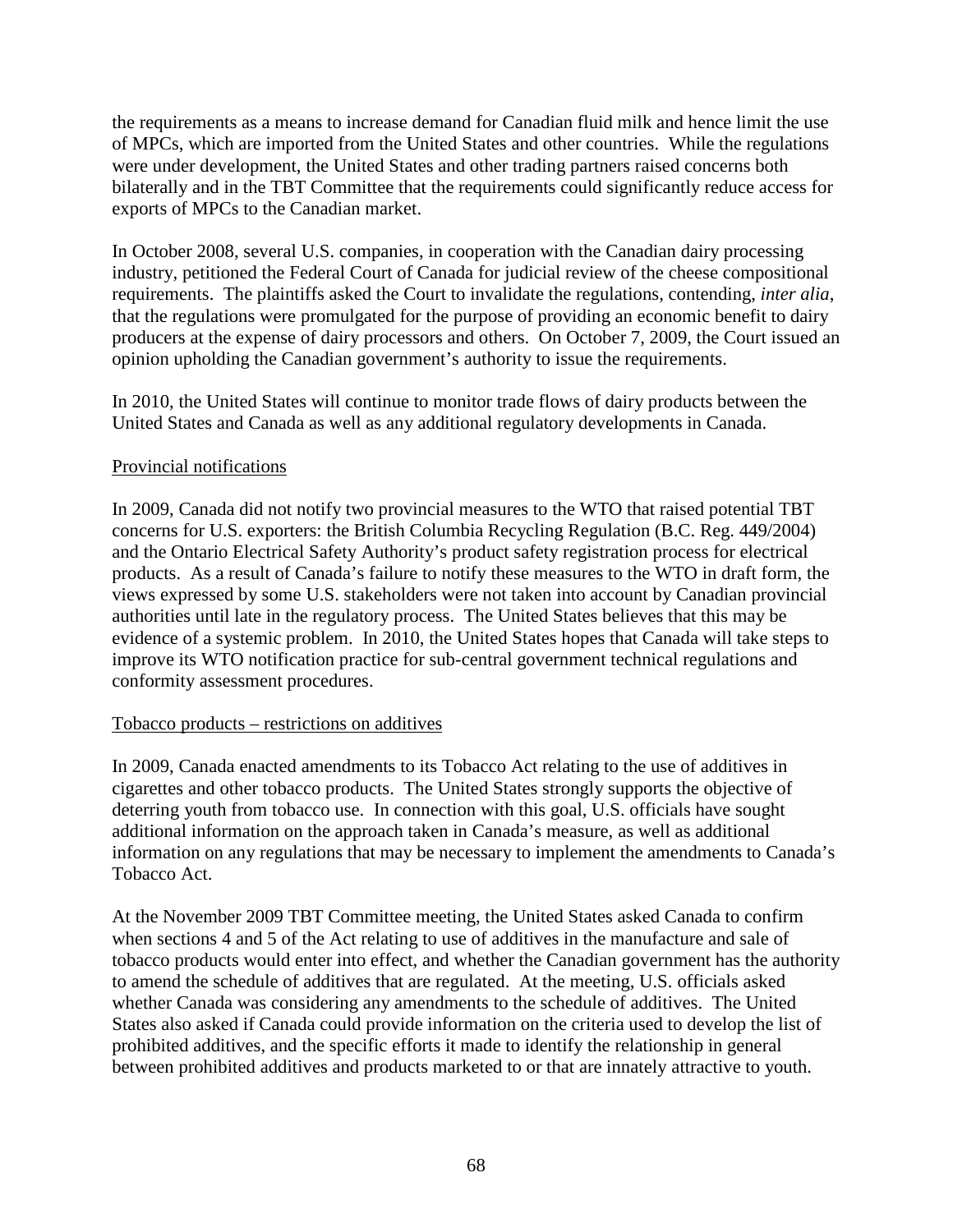the requirements as a means to increase demand for Canadian fluid milk and hence limit the use of MPCs, which are imported from the United States and other countries. While the regulations were under development, the United States and other trading partners raised concerns both bilaterally and in the TBT Committee that the requirements could significantly reduce access for exports of MPCs to the Canadian market.

In October 2008, several U.S. companies, in cooperation with the Canadian dairy processing industry, petitioned the Federal Court of Canada for judicial review of the cheese compositional requirements. The plaintiffs asked the Court to invalidate the regulations, contending, *inter alia*, that the regulations were promulgated for the purpose of providing an economic benefit to dairy producers at the expense of dairy processors and others. On October 7, 2009, the Court issued an opinion upholding the Canadian government's authority to issue the requirements.

In 2010, the United States will continue to monitor trade flows of dairy products between the United States and Canada as well as any additional regulatory developments in Canada.

<u>Provincial notifications</u>

In 2009, Canada did not notify two provincial measures to the WTO that raised potential TBT concerns for U.S. exporters: the British Columbia Recycling Regulation (B.C. Reg. 449/2004) and the Ontario Electrical Safety Authority's product safety registration process for electrical products. As a result of Canada's failure to notify these measures to the WTO in draft form, the views expressed by some U.S. stakeholders were not taken into account by Canadian provincial authorities until late in the regulatory process. The United States believes that this may be evidence of a systemic problem. In 2010, the United States hopes that Canada will take steps to improve its WTO notification practice for sub-central government technical regulations and conformity assessment procedures.

<u>Tobacco products – restrictions on additives</u>

In 2009, Canada enacted amendments to its Tobacco Act relating to the use of additives in cigarettes and other tobacco products. The United States strongly supports the objective of deterring youth from tobacco use. In connection with this goal, U.S. officials have sought additional information on the approach taken in Canada's measure, as well as additional information on any regulations that may be necessary to implement the amendments to Canada's Tobacco Act.

At the November 2009 TBT Committee meeting, the United States asked Canada to confirm when sections 4 and 5 of the Act relating to use of additives in the manufacture and sale of tobacco products would enter into effect, and whether the Canadian government has the authority to amend the schedule of additives that are regulated. At the meeting, U.S. officials asked whether Canada was considering any amendments to the schedule of additives. The United States also asked if Canada could provide information on the criteria used to develop the list of prohibited additives, and the specific efforts it made to identify the relationship in general between prohibited additives and products marketed to or that are innately attractive to youth.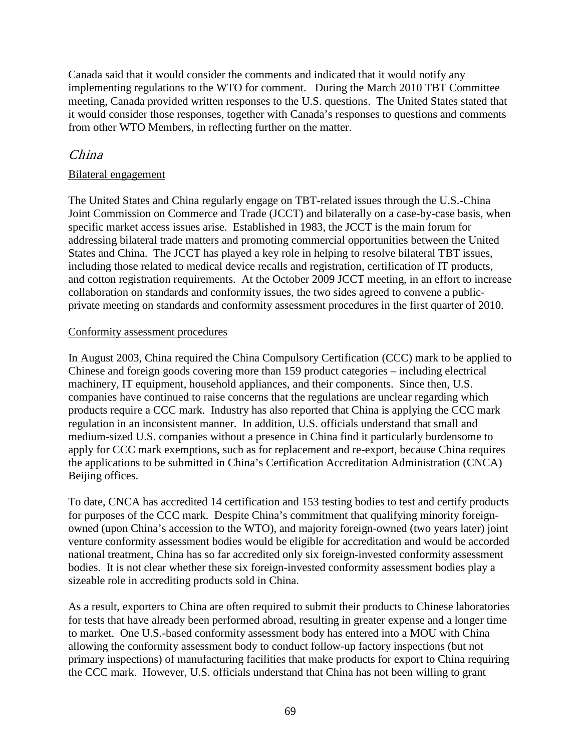Canada said that it would consider the comments and indicated that it would notify any implementing regulations to the WTO for comment. During the March 2010 TBT Committee meeting, Canada provided written responses to the U.S. questions. The United States stated that it would consider those responses, together with Canada's responses to questions and comments from other WTO Members, in reflecting further on the matter.

### *China*

Bilateral engagement

The United States and China regularly engage on TBT-related issues through the U.S.-China Joint Commission on Commerce and Trade (JCCT) and bilaterally on a case-by-case basis, when specific market access issues arise. Established in 1983, the JCCT is the main forum for addressing bilateral trade matters and promoting commercial opportunities between the United States and China. The JCCT has played a key role in helping to resolve bilateral TBT issues, including those related to medical device recalls and registration, certification of IT products, and cotton registration requirements. At the October 2009 JCCT meeting, in an effort to increase collaboration on standards and conformity issues, the two sides agreed to convene a public-private meeting on standards and conformity assessment procedures in the first quarter of 2010.

Conformity assessment procedures

In August 2003, China required the China Compulsory Certification (CCC) mark to be applied to Chinese and foreign goods covering more than 159 product categories – including electrical machinery, IT equipment, household appliances, and their components. Since then, U.S. companies have continued to raise concerns that the regulations are unclear regarding which products require a CCC mark. Industry has also reported that China is applying the CCC mark regulation in an inconsistent manner. In addition, U.S. officials understand that small and medium-sized U.S. companies without a presence in China find it particularly burdensome to apply for CCC mark exemptions, such as for replacement and re-export, because China requires the applications to be submitted in China's Certification Accreditation Administration (CNCA) Beijing offices.

To date, CNCA has accredited 14 certification and 153 testing bodies to test and certify products for purposes of the CCC mark. Despite China's commitment that qualifying minority foreign-owned (upon China's accession to the WTO), and majority foreign-owned (two years later) joint venture conformity assessment bodies would be eligible for accreditation and would be accorded national treatment, China has so far accredited only six foreign-invested conformity assessment bodies. It is not clear whether these six foreign-invested conformity assessment bodies play a sizeable role in accrediting products sold in China.

As a result, exporters to China are often required to submit their products to Chinese laboratories for tests that have already been performed abroad, resulting in greater expense and a longer time to market. One U.S.-based conformity assessment body has entered into a MOU with China allowing the conformity assessment body to conduct follow-up factory inspections (but not primary inspections) of manufacturing facilities that make products for export to China requiring the CCC mark. However, U.S. officials understand that China has not been willing to grant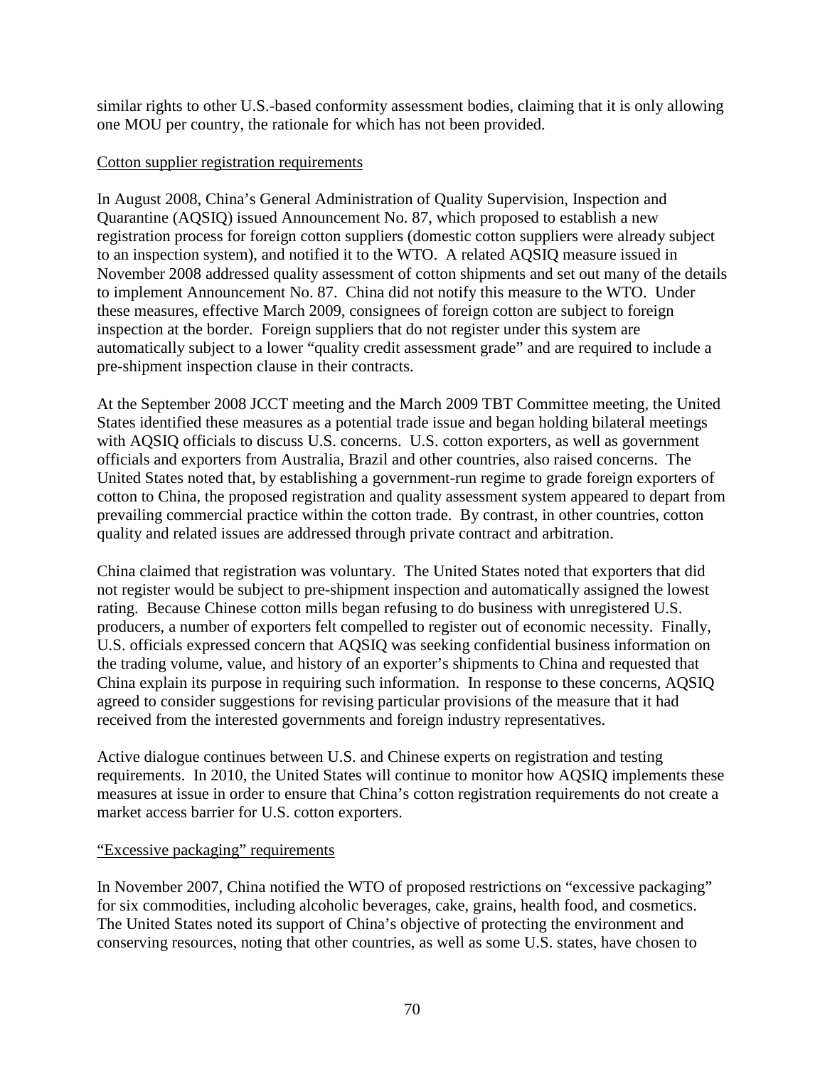similar rights to other U.S.-based conformity assessment bodies, claiming that it is only allowing one MOU per country, the rationale for which has not been provided.

<u>Cotton supplier registration requirements</u>

In August 2008, China's General Administration of Quality Supervision, Inspection and Quarantine (AQSIQ) issued Announcement No. 87, which proposed to establish a new registration process for foreign cotton suppliers (domestic cotton suppliers were already subject to an inspection system), and notified it to the WTO. A related AQSIQ measure issued in November 2008 addressed quality assessment of cotton shipments and set out many of the details to implement Announcement No. 87. China did not notify this measure to the WTO. Under these measures, effective March 2009, consignees of foreign cotton are subject to foreign inspection at the border. Foreign suppliers that do not register under this system are automatically subject to a lower "quality credit assessment grade" and are required to include a pre-shipment inspection clause in their contracts.

At the September 2008 JCCT meeting and the March 2009 TBT Committee meeting, the United States identified these measures as a potential trade issue and began holding bilateral meetings with AQSIQ officials to discuss U.S. concerns. U.S. cotton exporters, as well as government officials and exporters from Australia, Brazil and other countries, also raised concerns. The United States noted that, by establishing a government-run regime to grade foreign exporters of cotton to China, the proposed registration and quality assessment system appeared to depart from prevailing commercial practice within the cotton trade. By contrast, in other countries, cotton quality and related issues are addressed through private contract and arbitration.

China claimed that registration was voluntary. The United States noted that exporters that did not register would be subject to pre-shipment inspection and automatically assigned the lowest rating. Because Chinese cotton mills began refusing to do business with unregistered U.S. producers, a number of exporters felt compelled to register out of economic necessity. Finally, U.S. officials expressed concern that AQSIQ was seeking confidential business information on the trading volume, value, and history of an exporter's shipments to China and requested that China explain its purpose in requiring such information. In response to these concerns, AQSIQ agreed to consider suggestions for revising particular provisions of the measure that it had received from the interested governments and foreign industry representatives.

Active dialogue continues between U.S. and Chinese experts on registration and testing requirements. In 2010, the United States will continue to monitor how AQSIQ implements these measures at issue in order to ensure that China's cotton registration requirements do not create a market access barrier for U.S. cotton exporters.

<u>"Excessive packaging" requirements</u>

In November 2007, China notified the WTO of proposed restrictions on "excessive packaging" for six commodities, including alcoholic beverages, cake, grains, health food, and cosmetics. The United States noted its support of China's objective of protecting the environment and conserving resources, noting that other countries, as well as some U.S. states, have chosen to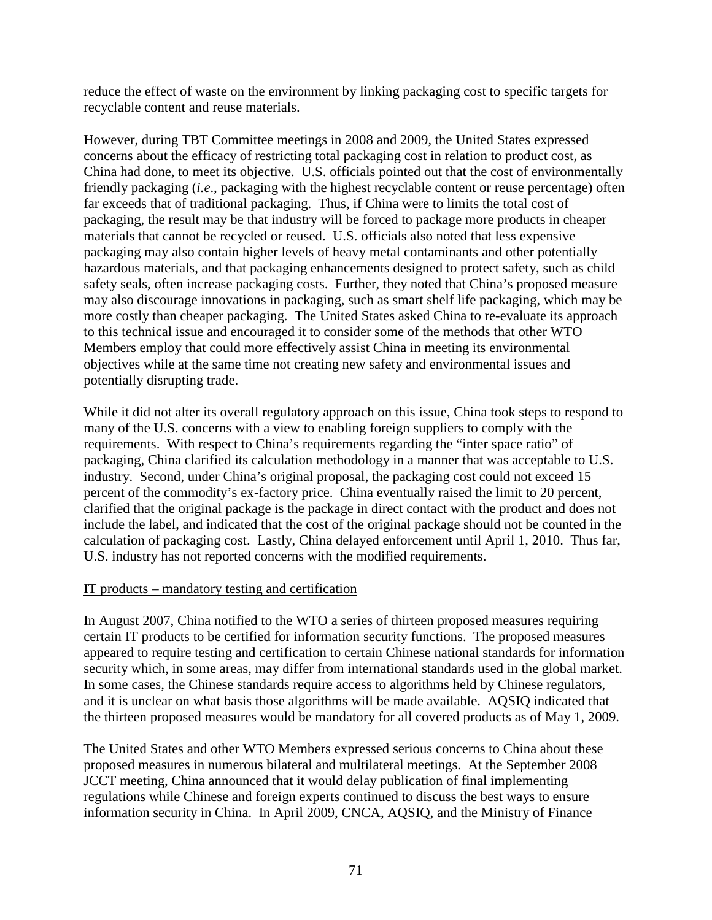reduce the effect of waste on the environment by linking packaging cost to specific targets for recyclable content and reuse materials.

However, during TBT Committee meetings in 2008 and 2009, the United States expressed concerns about the efficacy of restricting total packaging cost in relation to product cost, as China had done, to meet its objective. U.S. officials pointed out that the cost of environmentally friendly packaging (*i.e*., packaging with the highest recyclable content or reuse percentage) often far exceeds that of traditional packaging. Thus, if China were to limits the total cost of packaging, the result may be that industry will be forced to package more products in cheaper materials that cannot be recycled or reused. U.S. officials also noted that less expensive packaging may also contain higher levels of heavy metal contaminants and other potentially hazardous materials, and that packaging enhancements designed to protect safety, such as child safety seals, often increase packaging costs. Further, they noted that China's proposed measure may also discourage innovations in packaging, such as smart shelf life packaging, which may be more costly than cheaper packaging. The United States asked China to re-evaluate its approach to this technical issue and encouraged it to consider some of the methods that other WTO Members employ that could more effectively assist China in meeting its environmental objectives while at the same time not creating new safety and environmental issues and potentially disrupting trade.

While it did not alter its overall regulatory approach on this issue, China took steps to respond to many of the U.S. concerns with a view to enabling foreign suppliers to comply with the requirements. With respect to China's requirements regarding the "inter space ratio" of packaging, China clarified its calculation methodology in a manner that was acceptable to U.S. industry. Second, under China's original proposal, the packaging cost could not exceed 15 percent of the commodity's ex-factory price. China eventually raised the limit to 20 percent, clarified that the original package is the package in direct contact with the product and does not include the label, and indicated that the cost of the original package should not be counted in the calculation of packaging cost. Lastly, China delayed enforcement until April 1, 2010. Thus far, U.S. industry has not reported concerns with the modified requirements.

<u>IT products – mandatory testing and certification</u>

In August 2007, China notified to the WTO a series of thirteen proposed measures requiring certain IT products to be certified for information security functions. The proposed measures appeared to require testing and certification to certain Chinese national standards for information security which, in some areas, may differ from international standards used in the global market. In some cases, the Chinese standards require access to algorithms held by Chinese regulators, and it is unclear on what basis those algorithms will be made available. AQSIQ indicated that the thirteen proposed measures would be mandatory for all covered products as of May 1, 2009.

The United States and other WTO Members expressed serious concerns to China about these proposed measures in numerous bilateral and multilateral meetings. At the September 2008 JCCT meeting, China announced that it would delay publication of final implementing regulations while Chinese and foreign experts continued to discuss the best ways to ensure information security in China. In April 2009, CNCA, AQSIQ, and the Ministry of Finance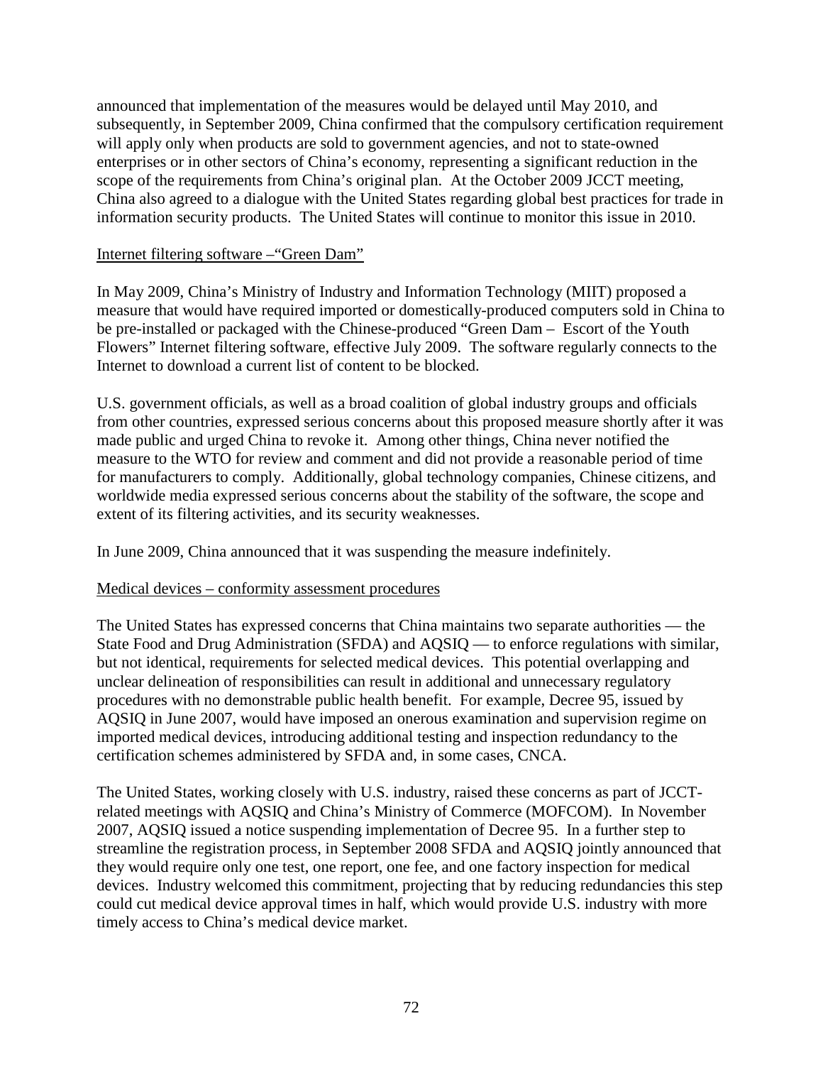announced that implementation of the measures would be delayed until May 2010, and subsequently, in September 2009, China confirmed that the compulsory certification requirement will apply only when products are sold to government agencies, and not to state-owned enterprises or in other sectors of China's economy, representing a significant reduction in the scope of the requirements from China's original plan. At the October 2009 JCCT meeting, China also agreed to a dialogue with the United States regarding global best practices for trade in information security products. The United States will continue to monitor this issue in 2010.

Internet filtering software –"Green Dam"

In May 2009, China's Ministry of Industry and Information Technology (MIIT) proposed a measure that would have required imported or domestically-produced computers sold in China to be pre-installed or packaged with the Chinese-produced "Green Dam – Escort of the Youth Flowers" Internet filtering software, effective July 2009. The software regularly connects to the Internet to download a current list of content to be blocked.

U.S. government officials, as well as a broad coalition of global industry groups and officials from other countries, expressed serious concerns about this proposed measure shortly after it was made public and urged China to revoke it. Among other things, China never notified the measure to the WTO for review and comment and did not provide a reasonable period of time for manufacturers to comply. Additionally, global technology companies, Chinese citizens, and worldwide media expressed serious concerns about the stability of the software, the scope and extent of its filtering activities, and its security weaknesses.

In June 2009, China announced that it was suspending the measure indefinitely.

Medical devices – conformity assessment procedures

The United States has expressed concerns that China maintains two separate authorities — the State Food and Drug Administration (SFDA) and AQSIQ — to enforce regulations with similar, but not identical, requirements for selected medical devices. This potential overlapping and unclear delineation of responsibilities can result in additional and unnecessary regulatory procedures with no demonstrable public health benefit. For example, Decree 95, issued by AQSIQ in June 2007, would have imposed an onerous examination and supervision regime on imported medical devices, introducing additional testing and inspection redundancy to the certification schemes administered by SFDA and, in some cases, CNCA.

The United States, working closely with U.S. industry, raised these concerns as part of JCCT-related meetings with AQSIQ and China's Ministry of Commerce (MOFCOM). In November 2007, AQSIQ issued a notice suspending implementation of Decree 95. In a further step to streamline the registration process, in September 2008 SFDA and AQSIQ jointly announced that they would require only one test, one report, one fee, and one factory inspection for medical devices. Industry welcomed this commitment, projecting that by reducing redundancies this step could cut medical device approval times in half, which would provide U.S. industry with more timely access to China's medical device market.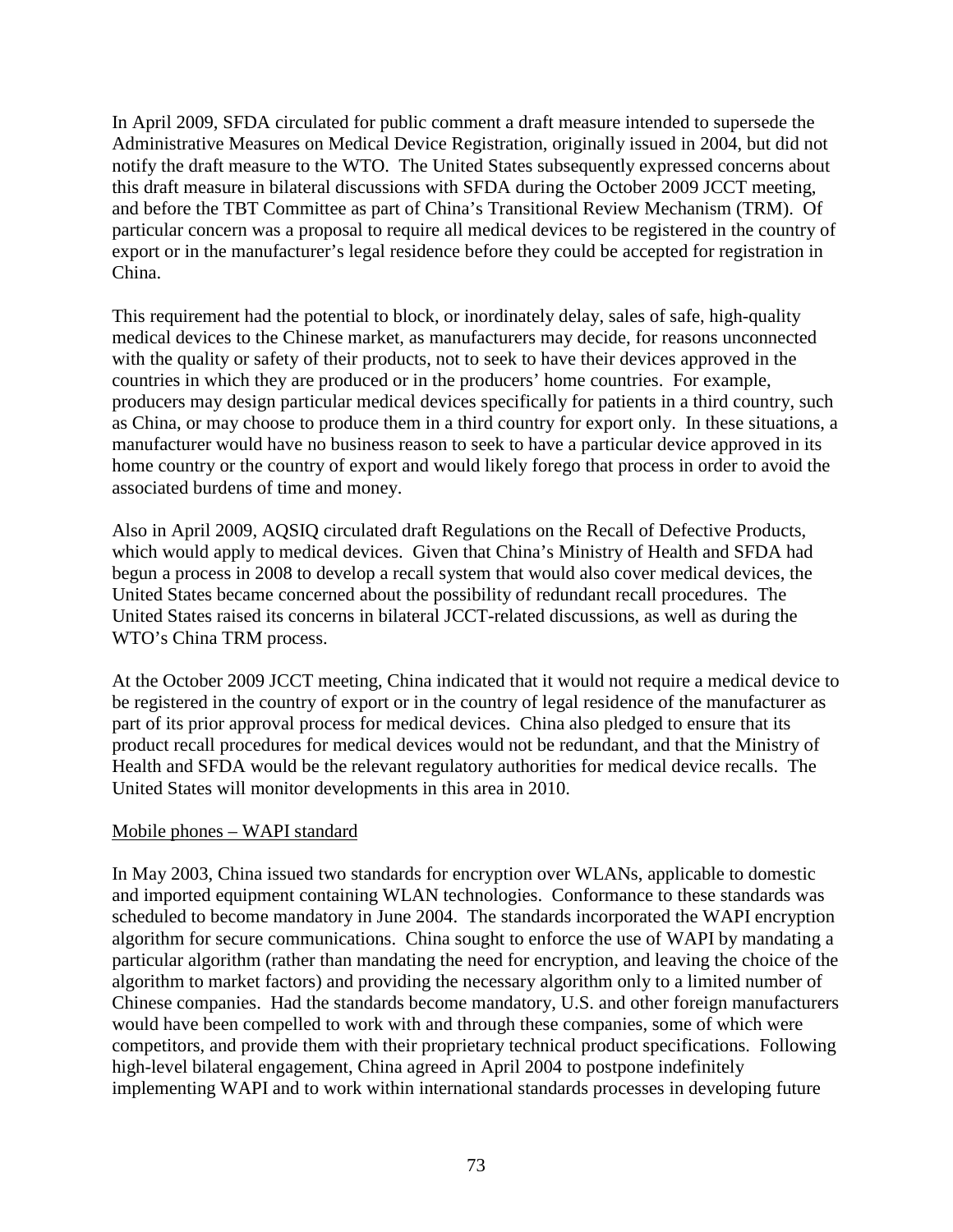In April 2009, SFDA circulated for public comment a draft measure intended to supersede the Administrative Measures on Medical Device Registration, originally issued in 2004, but did not notify the draft measure to the WTO. The United States subsequently expressed concerns about this draft measure in bilateral discussions with SFDA during the October 2009 JCCT meeting, and before the TBT Committee as part of China's Transitional Review Mechanism (TRM). Of particular concern was a proposal to require all medical devices to be registered in the country of export or in the manufacturer's legal residence before they could be accepted for registration in China.

This requirement had the potential to block, or inordinately delay, sales of safe, high-quality medical devices to the Chinese market, as manufacturers may decide, for reasons unconnected with the quality or safety of their products, not to seek to have their devices approved in the countries in which they are produced or in the producers' home countries. For example, producers may design particular medical devices specifically for patients in a third country, such as China, or may choose to produce them in a third country for export only. In these situations, a manufacturer would have no business reason to seek to have a particular device approved in its home country or the country of export and would likely forego that process in order to avoid the associated burdens of time and money.

Also in April 2009, AQSIQ circulated draft Regulations on the Recall of Defective Products, which would apply to medical devices. Given that China's Ministry of Health and SFDA had begun a process in 2008 to develop a recall system that would also cover medical devices, the United States became concerned about the possibility of redundant recall procedures. The United States raised its concerns in bilateral JCCT-related discussions, as well as during the WTO's China TRM process.

At the October 2009 JCCT meeting, China indicated that it would not require a medical device to be registered in the country of export or in the country of legal residence of the manufacturer as part of its prior approval process for medical devices. China also pledged to ensure that its product recall procedures for medical devices would not be redundant, and that the Ministry of Health and SFDA would be the relevant regulatory authorities for medical device recalls. The United States will monitor developments in this area in 2010.

Mobile phones – WAPI standard

In May 2003, China issued two standards for encryption over WLANs, applicable to domestic and imported equipment containing WLAN technologies. Conformance to these standards was scheduled to become mandatory in June 2004. The standards incorporated the WAPI encryption algorithm for secure communications. China sought to enforce the use of WAPI by mandating a particular algorithm (rather than mandating the need for encryption, and leaving the choice of the algorithm to market factors) and providing the necessary algorithm only to a limited number of Chinese companies. Had the standards become mandatory, U.S. and other foreign manufacturers would have been compelled to work with and through these companies, some of which were competitors, and provide them with their proprietary technical product specifications. Following high-level bilateral engagement, China agreed in April 2004 to postpone indefinitely implementing WAPI and to work within international standards processes in developing future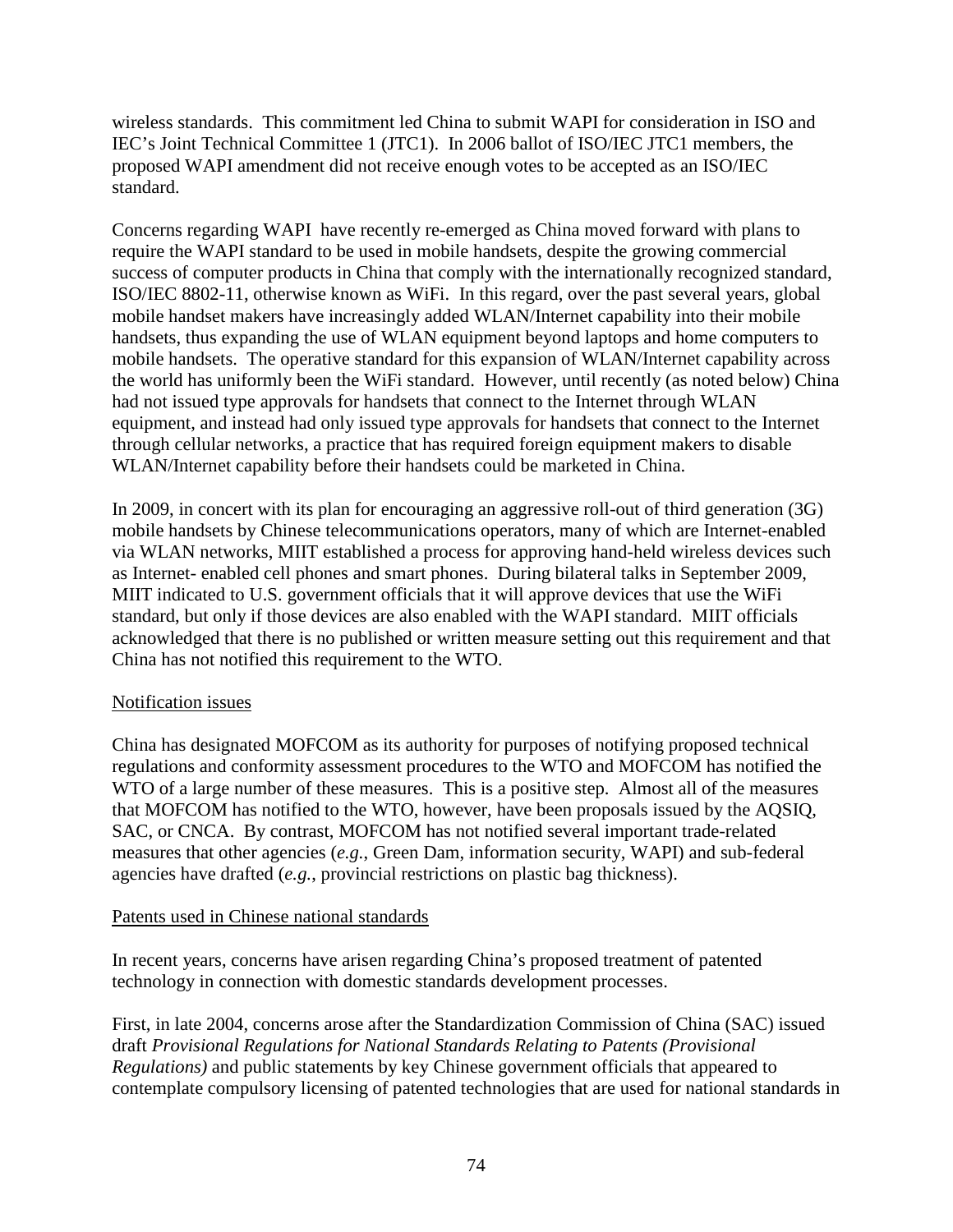wireless standards. This commitment led China to submit WAPI for consideration in ISO and IEC's Joint Technical Committee 1 (JTC1). In 2006 ballot of ISO/IEC JTC1 members, the proposed WAPI amendment did not receive enough votes to be accepted as an ISO/IEC standard.

Concerns regarding WAPI have recently re-emerged as China moved forward with plans to require the WAPI standard to be used in mobile handsets, despite the growing commercial success of computer products in China that comply with the internationally recognized standard, ISO/IEC 8802-11, otherwise known as WiFi. In this regard, over the past several years, global mobile handset makers have increasingly added WLAN/Internet capability into their mobile handsets, thus expanding the use of WLAN equipment beyond laptops and home computers to mobile handsets. The operative standard for this expansion of WLAN/Internet capability across the world has uniformly been the WiFi standard. However, until recently (as noted below) China had not issued type approvals for handsets that connect to the Internet through WLAN equipment, and instead had only issued type approvals for handsets that connect to the Internet through cellular networks, a practice that has required foreign equipment makers to disable WLAN/Internet capability before their handsets could be marketed in China.

In 2009, in concert with its plan for encouraging an aggressive roll-out of third generation (3G) mobile handsets by Chinese telecommunications operators, many of which are Internet-enabled via WLAN networks, MIIT established a process for approving hand-held wireless devices such as Internet- enabled cell phones and smart phones. During bilateral talks in September 2009, MIIT indicated to U.S. government officials that it will approve devices that use the WiFi standard, but only if those devices are also enabled with the WAPI standard. MIIT officials acknowledged that there is no published or written measure setting out this requirement and that China has not notified this requirement to the WTO.

<u>Notification issues</u>

China has designated MOFCOM as its authority for purposes of notifying proposed technical regulations and conformity assessment procedures to the WTO and MOFCOM has notified the WTO of a large number of these measures. This is a positive step. Almost all of the measures that MOFCOM has notified to the WTO, however, have been proposals issued by the AQSIQ, SAC, or CNCA. By contrast, MOFCOM has not notified several important trade-related measures that other agencies (*e.g.*, Green Dam, information security, WAPI) and sub-federal agencies have drafted (*e.g.*, provincial restrictions on plastic bag thickness).

<u>Patents used in Chinese national standards</u>

In recent years, concerns have arisen regarding China's proposed treatment of patented technology in connection with domestic standards development processes.

First, in late 2004, concerns arose after the Standardization Commission of China (SAC) issued draft *Provisional Regulations for National Standards Relating to Patents (Provisional Regulations)* and public statements by key Chinese government officials that appeared to contemplate compulsory licensing of patented technologies that are used for national standards in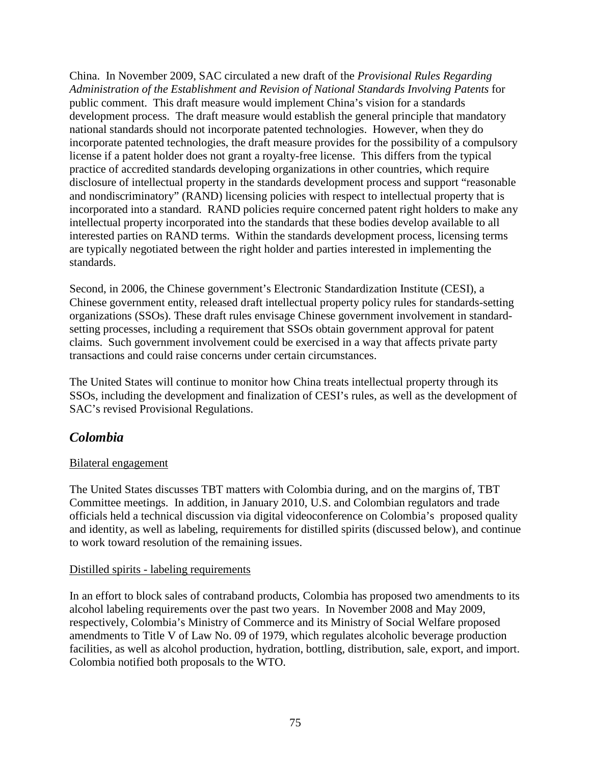China. In November 2009, SAC circulated a new draft of the *Provisional Rules Regarding Administration of the Establishment and Revision of National Standards Involving Patents* for public comment. This draft measure would implement China's vision for a standards development process. The draft measure would establish the general principle that mandatory national standards should not incorporate patented technologies. However, when they do incorporate patented technologies, the draft measure provides for the possibility of a compulsory license if a patent holder does not grant a royalty-free license. This differs from the typical practice of accredited standards developing organizations in other countries, which require disclosure of intellectual property in the standards development process and support "reasonable and nondiscriminatory" (RAND) licensing policies with respect to intellectual property that is incorporated into a standard. RAND policies require concerned patent right holders to make any intellectual property incorporated into the standards that these bodies develop available to all interested parties on RAND terms. Within the standards development process, licensing terms are typically negotiated between the right holder and parties interested in implementing the standards.

Second, in 2006, the Chinese government's Electronic Standardization Institute (CESI), a Chinese government entity, released draft intellectual property policy rules for standards-setting organizations (SSOs). These draft rules envisage Chinese government involvement in standard-setting processes, including a requirement that SSOs obtain government approval for patent claims. Such government involvement could be exercised in a way that affects private party transactions and could raise concerns under certain circumstances.

The United States will continue to monitor how China treats intellectual property through its SSOs, including the development and finalization of CESI's rules, as well as the development of SAC's revised Provisional Regulations.

## *Colombia*

Bilateral engagement

The United States discusses TBT matters with Colombia during, and on the margins of, TBT Committee meetings. In addition, in January 2010, U.S. and Colombian regulators and trade officials held a technical discussion via digital videoconference on Colombia's proposed quality and identity, as well as labeling, requirements for distilled spirits (discussed below), and continue to work toward resolution of the remaining issues.

Distilled spirits - labeling requirements

In an effort to block sales of contraband products, Colombia has proposed two amendments to its alcohol labeling requirements over the past two years. In November 2008 and May 2009, respectively, Colombia's Ministry of Commerce and its Ministry of Social Welfare proposed amendments to Title V of Law No. 09 of 1979, which regulates alcoholic beverage production facilities, as well as alcohol production, hydration, bottling, distribution, sale, export, and import. Colombia notified both proposals to the WTO.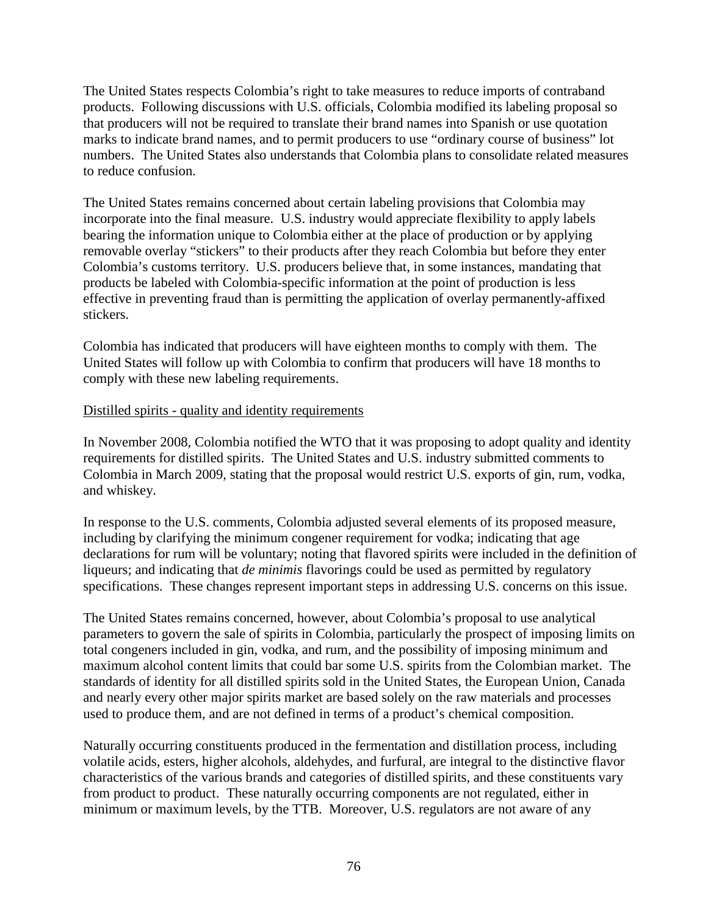The United States respects Colombia's right to take measures to reduce imports of contraband products. Following discussions with U.S. officials, Colombia modified its labeling proposal so that producers will not be required to translate their brand names into Spanish or use quotation marks to indicate brand names, and to permit producers to use "ordinary course of business" lot numbers. The United States also understands that Colombia plans to consolidate related measures to reduce confusion.

The United States remains concerned about certain labeling provisions that Colombia may incorporate into the final measure. U.S. industry would appreciate flexibility to apply labels bearing the information unique to Colombia either at the place of production or by applying removable overlay "stickers" to their products after they reach Colombia but before they enter Colombia's customs territory. U.S. producers believe that, in some instances, mandating that products be labeled with Colombia-specific information at the point of production is less effective in preventing fraud than is permitting the application of overlay permanently-affixed stickers.

Colombia has indicated that producers will have eighteen months to comply with them. The United States will follow up with Colombia to confirm that producers will have 18 months to comply with these new labeling requirements.

Distilled spirits - quality and identity requirements

In November 2008, Colombia notified the WTO that it was proposing to adopt quality and identity requirements for distilled spirits. The United States and U.S. industry submitted comments to Colombia in March 2009, stating that the proposal would restrict U.S. exports of gin, rum, vodka, and whiskey.

In response to the U.S. comments, Colombia adjusted several elements of its proposed measure, including by clarifying the minimum congener requirement for vodka; indicating that age declarations for rum will be voluntary; noting that flavored spirits were included in the definition of liqueurs; and indicating that *de minimis* flavorings could be used as permitted by regulatory specifications. These changes represent important steps in addressing U.S. concerns on this issue.

The United States remains concerned, however, about Colombia's proposal to use analytical parameters to govern the sale of spirits in Colombia, particularly the prospect of imposing limits on total congeners included in gin, vodka, and rum, and the possibility of imposing minimum and maximum alcohol content limits that could bar some U.S. spirits from the Colombian market. The standards of identity for all distilled spirits sold in the United States, the European Union, Canada and nearly every other major spirits market are based solely on the raw materials and processes used to produce them, and are not defined in terms of a product's chemical composition.

Naturally occurring constituents produced in the fermentation and distillation process, including volatile acids, esters, higher alcohols, aldehydes, and furfural, are integral to the distinctive flavor characteristics of the various brands and categories of distilled spirits, and these constituents vary from product to product. These naturally occurring components are not regulated, either in minimum or maximum levels, by the TTB. Moreover, U.S. regulators are not aware of any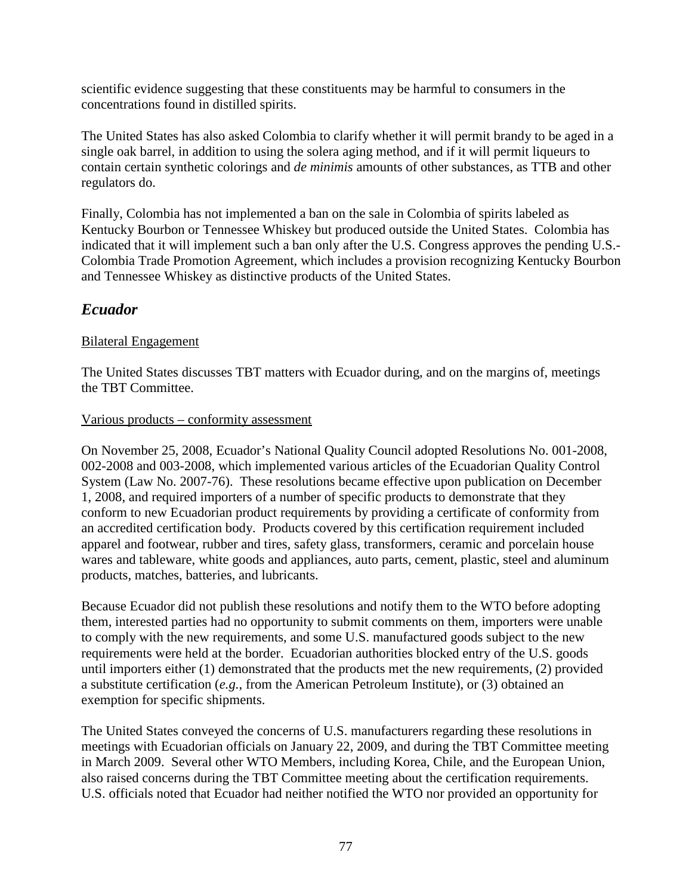scientific evidence suggesting that these constituents may be harmful to consumers in the concentrations found in distilled spirits.

The United States has also asked Colombia to clarify whether it will permit brandy to be aged in a single oak barrel, in addition to using the solera aging method, and if it will permit liqueurs to contain certain synthetic colorings and *de minimis* amounts of other substances, as TTB and other regulators do.

Finally, Colombia has not implemented a ban on the sale in Colombia of spirits labeled as Kentucky Bourbon or Tennessee Whiskey but produced outside the United States. Colombia has indicated that it will implement such a ban only after the U.S. Congress approves the pending U.S.-Colombia Trade Promotion Agreement, which includes a provision recognizing Kentucky Bourbon and Tennessee Whiskey as distinctive products of the United States.

## *Ecuador*

Bilateral Engagement

The United States discusses TBT matters with Ecuador during, and on the margins of, meetings the TBT Committee.

Various products – conformity assessment

On November 25, 2008, Ecuador's National Quality Council adopted Resolutions No. 001-2008, 002-2008 and 003-2008, which implemented various articles of the Ecuadorian Quality Control System (Law No. 2007-76). These resolutions became effective upon publication on December 1, 2008, and required importers of a number of specific products to demonstrate that they conform to new Ecuadorian product requirements by providing a certificate of conformity from an accredited certification body. Products covered by this certification requirement included apparel and footwear, rubber and tires, safety glass, transformers, ceramic and porcelain house wares and tableware, white goods and appliances, auto parts, cement, plastic, steel and aluminum products, matches, batteries, and lubricants.

Because Ecuador did not publish these resolutions and notify them to the WTO before adopting them, interested parties had no opportunity to submit comments on them, importers were unable to comply with the new requirements, and some U.S. manufactured goods subject to the new requirements were held at the border. Ecuadorian authorities blocked entry of the U.S. goods until importers either (1) demonstrated that the products met the new requirements, (2) provided a substitute certification (*e.g.*, from the American Petroleum Institute), or (3) obtained an exemption for specific shipments.

The United States conveyed the concerns of U.S. manufacturers regarding these resolutions in meetings with Ecuadorian officials on January 22, 2009, and during the TBT Committee meeting in March 2009. Several other WTO Members, including Korea, Chile, and the European Union, also raised concerns during the TBT Committee meeting about the certification requirements. U.S. officials noted that Ecuador had neither notified the WTO nor provided an opportunity for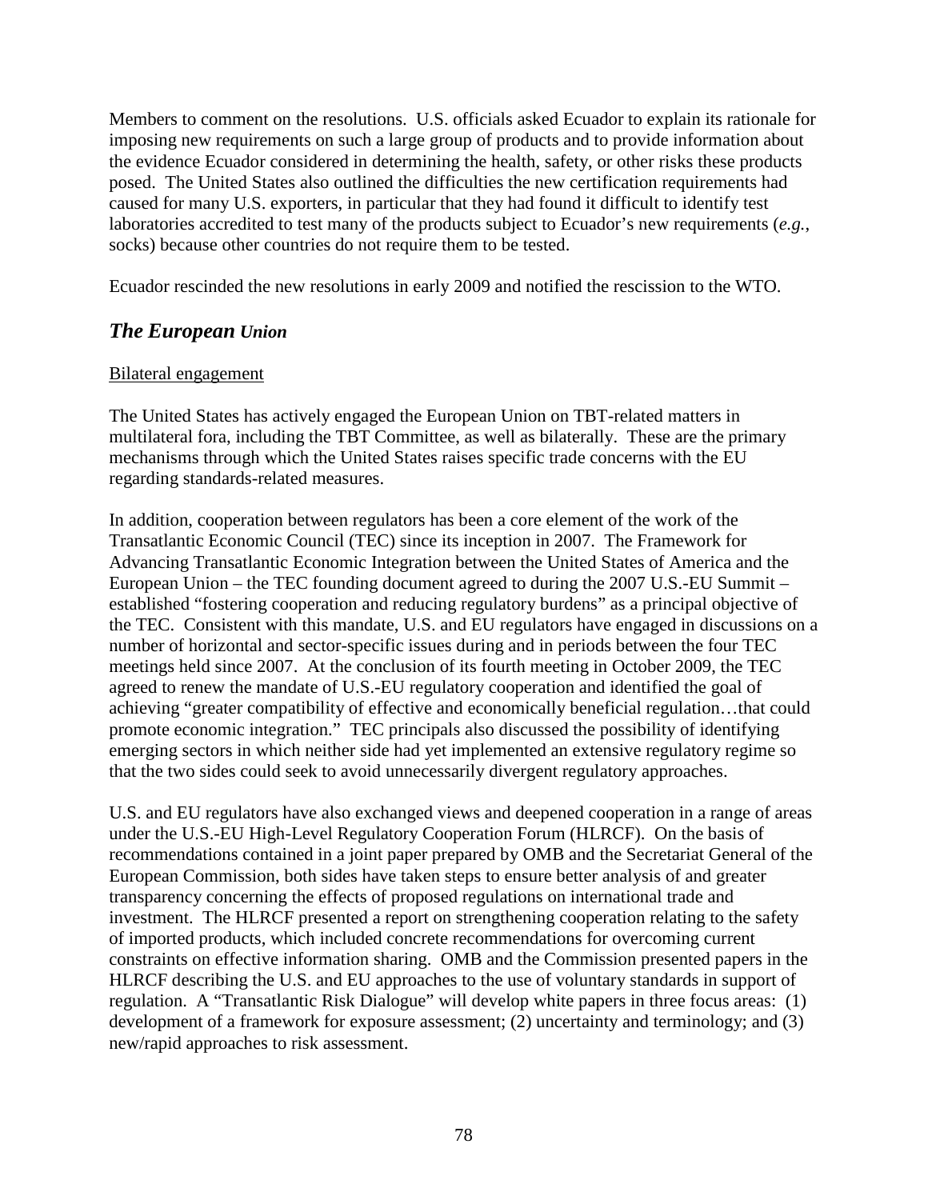Members to comment on the resolutions. U.S. officials asked Ecuador to explain its rationale for imposing new requirements on such a large group of products and to provide information about the evidence Ecuador considered in determining the health, safety, or other risks these products posed. The United States also outlined the difficulties the new certification requirements had caused for many U.S. exporters, in particular that they had found it difficult to identify test laboratories accredited to test many of the products subject to Ecuador's new requirements (*e.g.*, socks) because other countries do not require them to be tested.

Ecuador rescinded the new resolutions in early 2009 and notified the rescission to the WTO.

## *The European Union*

Bilateral engagement

The United States has actively engaged the European Union on TBT-related matters in multilateral fora, including the TBT Committee, as well as bilaterally. These are the primary mechanisms through which the United States raises specific trade concerns with the EU regarding standards-related measures.

In addition, cooperation between regulators has been a core element of the work of the Transatlantic Economic Council (TEC) since its inception in 2007. The Framework for Advancing Transatlantic Economic Integration between the United States of America and the European Union – the TEC founding document agreed to during the 2007 U.S.-EU Summit – established "fostering cooperation and reducing regulatory burdens" as a principal objective of the TEC. Consistent with this mandate, U.S. and EU regulators have engaged in discussions on a number of horizontal and sector-specific issues during and in periods between the four TEC meetings held since 2007. At the conclusion of its fourth meeting in October 2009, the TEC agreed to renew the mandate of U.S.-EU regulatory cooperation and identified the goal of achieving "greater compatibility of effective and economically beneficial regulation…that could promote economic integration." TEC principals also discussed the possibility of identifying emerging sectors in which neither side had yet implemented an extensive regulatory regime so that the two sides could seek to avoid unnecessarily divergent regulatory approaches.

U.S. and EU regulators have also exchanged views and deepened cooperation in a range of areas under the U.S.-EU High-Level Regulatory Cooperation Forum (HLRCF). On the basis of recommendations contained in a joint paper prepared by OMB and the Secretariat General of the European Commission, both sides have taken steps to ensure better analysis of and greater transparency concerning the effects of proposed regulations on international trade and investment. The HLRCF presented a report on strengthening cooperation relating to the safety of imported products, which included concrete recommendations for overcoming current constraints on effective information sharing. OMB and the Commission presented papers in the HLRCF describing the U.S. and EU approaches to the use of voluntary standards in support of regulation. A "Transatlantic Risk Dialogue" will develop white papers in three focus areas: (1) development of a framework for exposure assessment; (2) uncertainty and terminology; and (3) new/rapid approaches to risk assessment.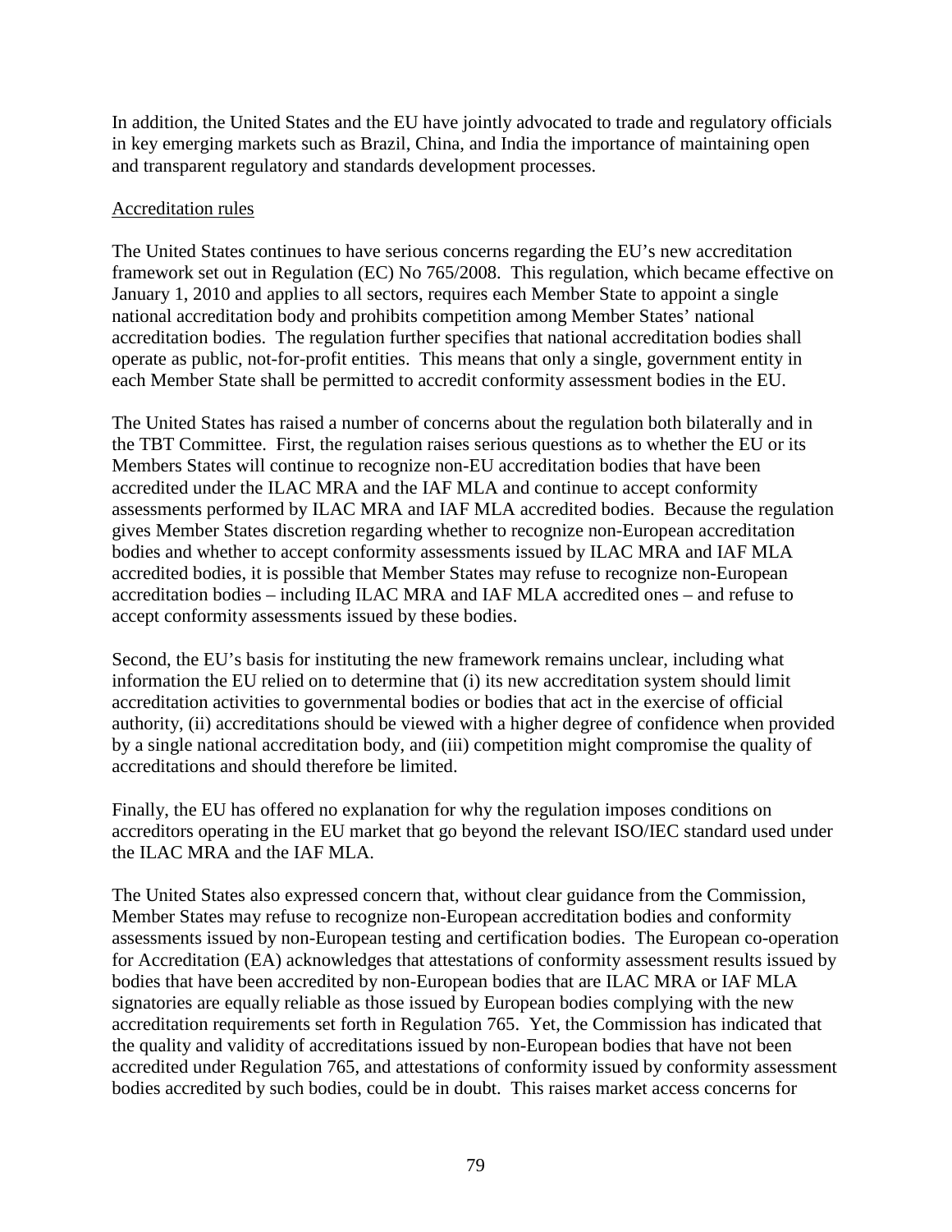In addition, the United States and the EU have jointly advocated to trade and regulatory officials in key emerging markets such as Brazil, China, and India the importance of maintaining open and transparent regulatory and standards development processes.

<u>Accreditation rules</u>

The United States continues to have serious concerns regarding the EU's new accreditation framework set out in Regulation (EC) No 765/2008. This regulation, which became effective on January 1, 2010 and applies to all sectors, requires each Member State to appoint a single national accreditation body and prohibits competition among Member States' national accreditation bodies. The regulation further specifies that national accreditation bodies shall operate as public, not-for-profit entities. This means that only a single, government entity in each Member State shall be permitted to accredit conformity assessment bodies in the EU.

The United States has raised a number of concerns about the regulation both bilaterally and in the TBT Committee. First, the regulation raises serious questions as to whether the EU or its Members States will continue to recognize non-EU accreditation bodies that have been accredited under the ILAC MRA and the IAF MLA and continue to accept conformity assessments performed by ILAC MRA and IAF MLA accredited bodies. Because the regulation gives Member States discretion regarding whether to recognize non-European accreditation bodies and whether to accept conformity assessments issued by ILAC MRA and IAF MLA accredited bodies, it is possible that Member States may refuse to recognize non-European accreditation bodies – including ILAC MRA and IAF MLA accredited ones – and refuse to accept conformity assessments issued by these bodies.

Second, the EU's basis for instituting the new framework remains unclear, including what information the EU relied on to determine that (i) its new accreditation system should limit accreditation activities to governmental bodies or bodies that act in the exercise of official authority, (ii) accreditations should be viewed with a higher degree of confidence when provided by a single national accreditation body, and (iii) competition might compromise the quality of accreditations and should therefore be limited.

Finally, the EU has offered no explanation for why the regulation imposes conditions on accreditors operating in the EU market that go beyond the relevant ISO/IEC standard used under the ILAC MRA and the IAF MLA.

The United States also expressed concern that, without clear guidance from the Commission, Member States may refuse to recognize non-European accreditation bodies and conformity assessments issued by non-European testing and certification bodies. The European co-operation for Accreditation (EA) acknowledges that attestations of conformity assessment results issued by bodies that have been accredited by non-European bodies that are ILAC MRA or IAF MLA signatories are equally reliable as those issued by European bodies complying with the new accreditation requirements set forth in Regulation 765. Yet, the Commission has indicated that the quality and validity of accreditations issued by non-European bodies that have not been accredited under Regulation 765, and attestations of conformity issued by conformity assessment bodies accredited by such bodies, could be in doubt. This raises market access concerns for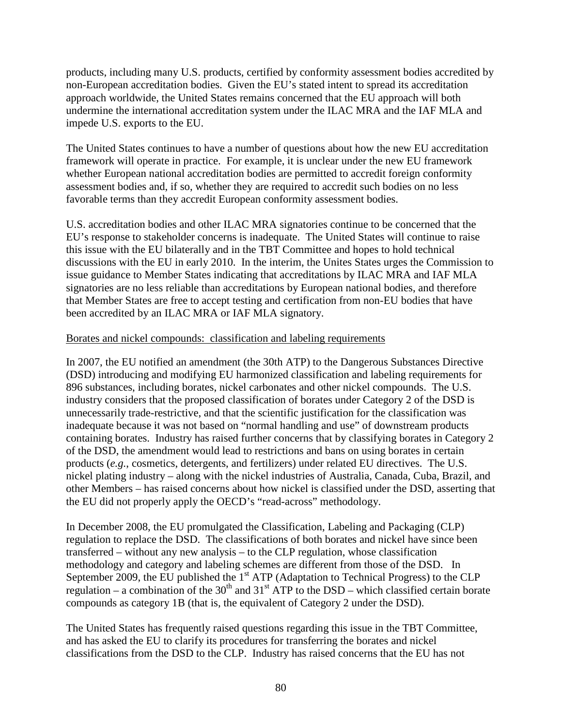products, including many U.S. products, certified by conformity assessment bodies accredited by non-European accreditation bodies. Given the EU's stated intent to spread its accreditation approach worldwide, the United States remains concerned that the EU approach will both undermine the international accreditation system under the ILAC MRA and the IAF MLA and impede U.S. exports to the EU.

The United States continues to have a number of questions about how the new EU accreditation framework will operate in practice. For example, it is unclear under the new EU framework whether European national accreditation bodies are permitted to accredit foreign conformity assessment bodies and, if so, whether they are required to accredit such bodies on no less favorable terms than they accredit European conformity assessment bodies.

U.S. accreditation bodies and other ILAC MRA signatories continue to be concerned that the EU's response to stakeholder concerns is inadequate. The United States will continue to raise this issue with the EU bilaterally and in the TBT Committee and hopes to hold technical discussions with the EU in early 2010. In the interim, the Unites States urges the Commission to issue guidance to Member States indicating that accreditations by ILAC MRA and IAF MLA signatories are no less reliable than accreditations by European national bodies, and therefore that Member States are free to accept testing and certification from non-EU bodies that have been accredited by an ILAC MRA or IAF MLA signatory.

<u>Borates and nickel compounds: classification and labeling requirements</u>

In 2007, the EU notified an amendment (the 30th ATP) to the Dangerous Substances Directive (DSD) introducing and modifying EU harmonized classification and labeling requirements for 896 substances, including borates, nickel carbonates and other nickel compounds. The U.S. industry considers that the proposed classification of borates under Category 2 of the DSD is unnecessarily trade-restrictive, and that the scientific justification for the classification was inadequate because it was not based on "normal handling and use" of downstream products containing borates. Industry has raised further concerns that by classifying borates in Category 2 of the DSD, the amendment would lead to restrictions and bans on using borates in certain products (*e.g.*, cosmetics, detergents, and fertilizers) under related EU directives. The U.S. nickel plating industry – along with the nickel industries of Australia, Canada, Cuba, Brazil, and other Members – has raised concerns about how nickel is classified under the DSD, asserting that the EU did not properly apply the OECD's "read-across" methodology.

In December 2008, the EU promulgated the Classification, Labeling and Packaging (CLP) regulation to replace the DSD. The classifications of both borates and nickel have since been transferred – without any new analysis – to the CLP regulation, whose classification methodology and category and labeling schemes are different from those of the DSD. In September 2009, the EU published the 1st ATP (Adaptation to Technical Progress) to the CLP regulation – a combination of the 30th and 31st ATP to the DSD – which classified certain borate compounds as category 1B (that is, the equivalent of Category 2 under the DSD).

The United States has frequently raised questions regarding this issue in the TBT Committee, and has asked the EU to clarify its procedures for transferring the borates and nickel classifications from the DSD to the CLP. Industry has raised concerns that the EU has not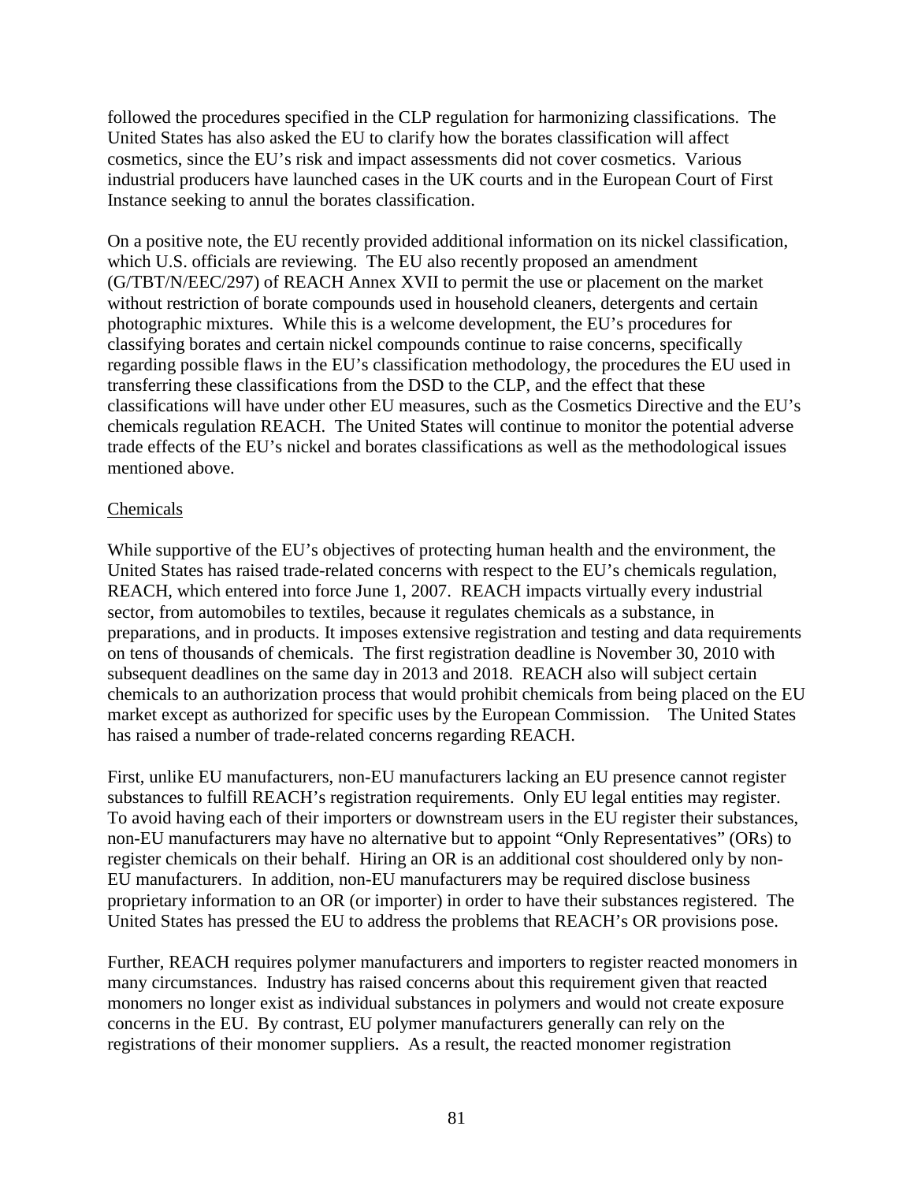followed the procedures specified in the CLP regulation for harmonizing classifications. The United States has also asked the EU to clarify how the borates classification will affect cosmetics, since the EU's risk and impact assessments did not cover cosmetics. Various industrial producers have launched cases in the UK courts and in the European Court of First Instance seeking to annul the borates classification.

On a positive note, the EU recently provided additional information on its nickel classification, which U.S. officials are reviewing. The EU also recently proposed an amendment (G/TBT/N/EEC/297) of REACH Annex XVII to permit the use or placement on the market without restriction of borate compounds used in household cleaners, detergents and certain photographic mixtures. While this is a welcome development, the EU's procedures for classifying borates and certain nickel compounds continue to raise concerns, specifically regarding possible flaws in the EU's classification methodology, the procedures the EU used in transferring these classifications from the DSD to the CLP, and the effect that these classifications will have under other EU measures, such as the Cosmetics Directive and the EU's chemicals regulation REACH. The United States will continue to monitor the potential adverse trade effects of the EU's nickel and borates classifications as well as the methodological issues mentioned above.

Chemicals

While supportive of the EU's objectives of protecting human health and the environment, the United States has raised trade-related concerns with respect to the EU's chemicals regulation, REACH, which entered into force June 1, 2007. REACH impacts virtually every industrial sector, from automobiles to textiles, because it regulates chemicals as a substance, in preparations, and in products. It imposes extensive registration and testing and data requirements on tens of thousands of chemicals. The first registration deadline is November 30, 2010 with subsequent deadlines on the same day in 2013 and 2018. REACH also will subject certain chemicals to an authorization process that would prohibit chemicals from being placed on the EU market except as authorized for specific uses by the European Commission. The United States has raised a number of trade-related concerns regarding REACH.

First, unlike EU manufacturers, non-EU manufacturers lacking an EU presence cannot register substances to fulfill REACH's registration requirements. Only EU legal entities may register. To avoid having each of their importers or downstream users in the EU register their substances, non-EU manufacturers may have no alternative but to appoint "Only Representatives" (ORs) to register chemicals on their behalf. Hiring an OR is an additional cost shouldered only by non-EU manufacturers. In addition, non-EU manufacturers may be required disclose business proprietary information to an OR (or importer) in order to have their substances registered. The United States has pressed the EU to address the problems that REACH's OR provisions pose.

Further, REACH requires polymer manufacturers and importers to register reacted monomers in many circumstances. Industry has raised concerns about this requirement given that reacted monomers no longer exist as individual substances in polymers and would not create exposure concerns in the EU. By contrast, EU polymer manufacturers generally can rely on the registrations of their monomer suppliers. As a result, the reacted monomer registration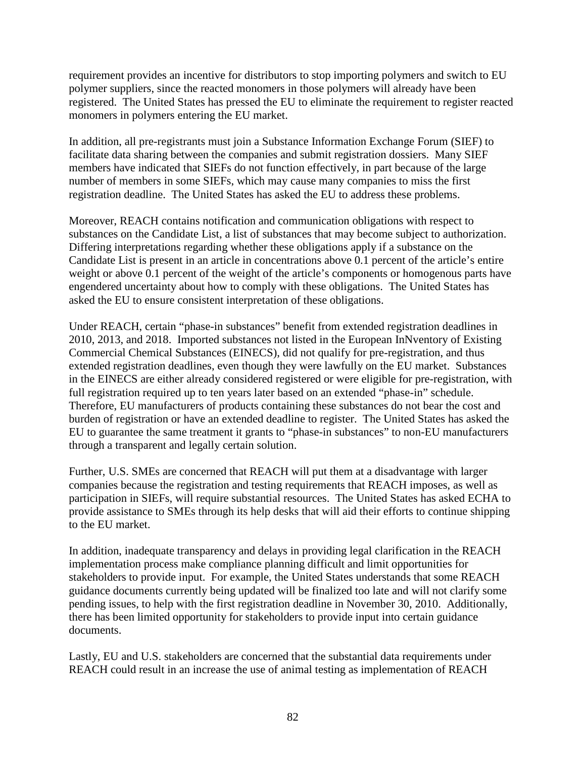requirement provides an incentive for distributors to stop importing polymers and switch to EU polymer suppliers, since the reacted monomers in those polymers will already have been registered. The United States has pressed the EU to eliminate the requirement to register reacted monomers in polymers entering the EU market.

In addition, all pre-registrants must join a Substance Information Exchange Forum (SIEF) to facilitate data sharing between the companies and submit registration dossiers. Many SIEF members have indicated that SIEFs do not function effectively, in part because of the large number of members in some SIEFs, which may cause many companies to miss the first registration deadline. The United States has asked the EU to address these problems.

Moreover, REACH contains notification and communication obligations with respect to substances on the Candidate List, a list of substances that may become subject to authorization. Differing interpretations regarding whether these obligations apply if a substance on the Candidate List is present in an article in concentrations above 0.1 percent of the article's entire weight or above 0.1 percent of the weight of the article's components or homogenous parts have engendered uncertainty about how to comply with these obligations. The United States has asked the EU to ensure consistent interpretation of these obligations.

Under REACH, certain "phase-in substances" benefit from extended registration deadlines in 2010, 2013, and 2018. Imported substances not listed in the European InNventory of Existing Commercial Chemical Substances (EINECS), did not qualify for pre-registration, and thus extended registration deadlines, even though they were lawfully on the EU market. Substances in the EINECS are either already considered registered or were eligible for pre-registration, with full registration required up to ten years later based on an extended "phase-in" schedule. Therefore, EU manufacturers of products containing these substances do not bear the cost and burden of registration or have an extended deadline to register. The United States has asked the EU to guarantee the same treatment it grants to "phase-in substances" to non-EU manufacturers through a transparent and legally certain solution.

Further, U.S. SMEs are concerned that REACH will put them at a disadvantage with larger companies because the registration and testing requirements that REACH imposes, as well as participation in SIEFs, will require substantial resources. The United States has asked ECHA to provide assistance to SMEs through its help desks that will aid their efforts to continue shipping to the EU market.

In addition, inadequate transparency and delays in providing legal clarification in the REACH implementation process make compliance planning difficult and limit opportunities for stakeholders to provide input. For example, the United States understands that some REACH guidance documents currently being updated will be finalized too late and will not clarify some pending issues, to help with the first registration deadline in November 30, 2010. Additionally, there has been limited opportunity for stakeholders to provide input into certain guidance documents.

Lastly, EU and U.S. stakeholders are concerned that the substantial data requirements under REACH could result in an increase the use of animal testing as implementation of REACH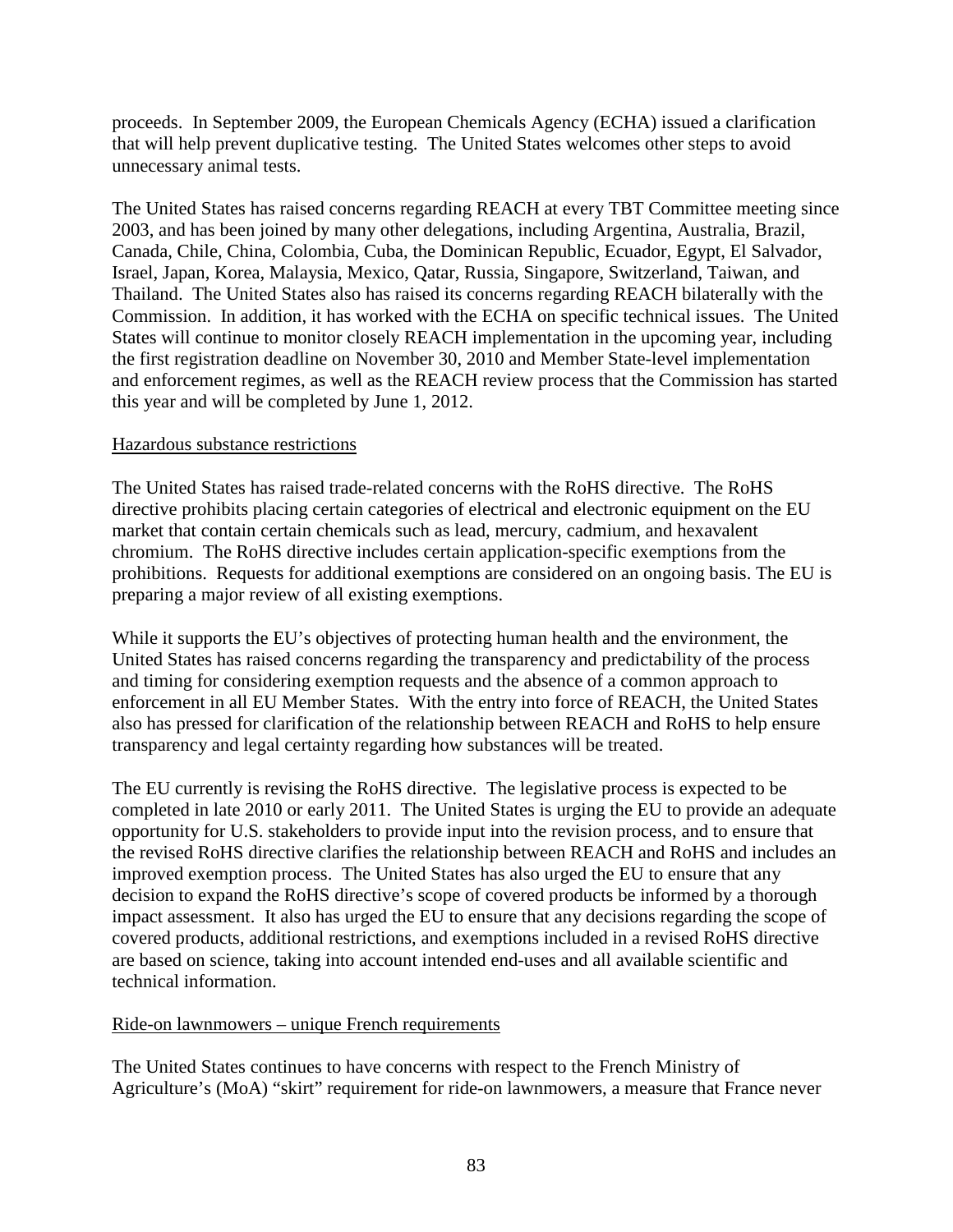proceeds. In September 2009, the European Chemicals Agency (ECHA) issued a clarification that will help prevent duplicative testing. The United States welcomes other steps to avoid unnecessary animal tests.

The United States has raised concerns regarding REACH at every TBT Committee meeting since 2003, and has been joined by many other delegations, including Argentina, Australia, Brazil, Canada, Chile, China, Colombia, Cuba, the Dominican Republic, Ecuador, Egypt, El Salvador, Israel, Japan, Korea, Malaysia, Mexico, Qatar, Russia, Singapore, Switzerland, Taiwan, and Thailand. The United States also has raised its concerns regarding REACH bilaterally with the Commission. In addition, it has worked with the ECHA on specific technical issues. The United States will continue to monitor closely REACH implementation in the upcoming year, including the first registration deadline on November 30, 2010 and Member State-level implementation and enforcement regimes, as well as the REACH review process that the Commission has started this year and will be completed by June 1, 2012.

Hazardous substance restrictions

The United States has raised trade-related concerns with the RoHS directive. The RoHS directive prohibits placing certain categories of electrical and electronic equipment on the EU market that contain certain chemicals such as lead, mercury, cadmium, and hexavalent chromium. The RoHS directive includes certain application-specific exemptions from the prohibitions. Requests for additional exemptions are considered on an ongoing basis. The EU is preparing a major review of all existing exemptions.

While it supports the EU's objectives of protecting human health and the environment, the United States has raised concerns regarding the transparency and predictability of the process and timing for considering exemption requests and the absence of a common approach to enforcement in all EU Member States. With the entry into force of REACH, the United States also has pressed for clarification of the relationship between REACH and RoHS to help ensure transparency and legal certainty regarding how substances will be treated.

The EU currently is revising the RoHS directive. The legislative process is expected to be completed in late 2010 or early 2011. The United States is urging the EU to provide an adequate opportunity for U.S. stakeholders to provide input into the revision process, and to ensure that the revised RoHS directive clarifies the relationship between REACH and RoHS and includes an improved exemption process. The United States has also urged the EU to ensure that any decision to expand the RoHS directive's scope of covered products be informed by a thorough impact assessment. It also has urged the EU to ensure that any decisions regarding the scope of covered products, additional restrictions, and exemptions included in a revised RoHS directive are based on science, taking into account intended end-uses and all available scientific and technical information.

Ride-on lawnmowers – unique French requirements

The United States continues to have concerns with respect to the French Ministry of Agriculture's (MoA) "skirt" requirement for ride-on lawnmowers, a measure that France never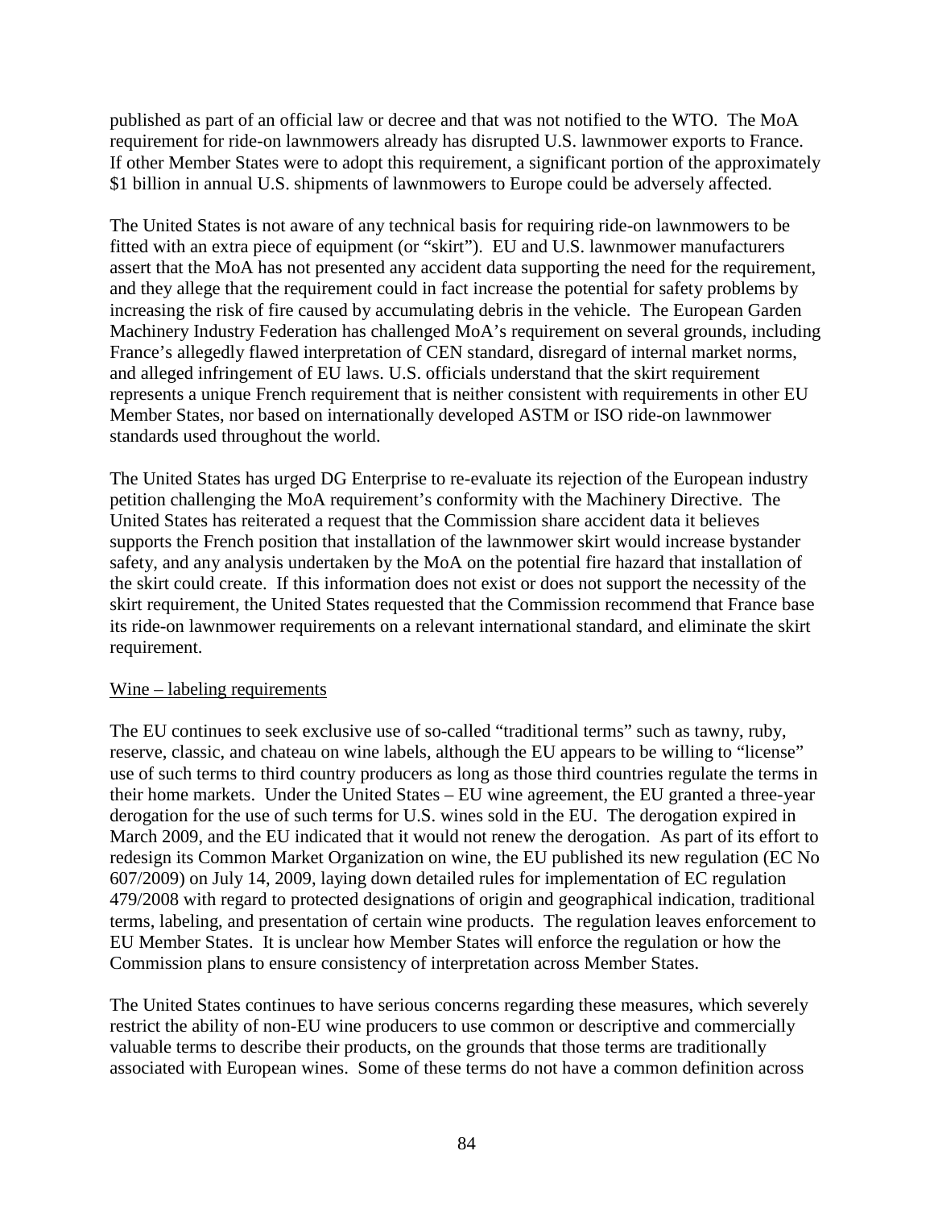published as part of an official law or decree and that was not notified to the WTO. The MoA requirement for ride-on lawnmowers already has disrupted U.S. lawnmower exports to France. If other Member States were to adopt this requirement, a significant portion of the approximately $1 billion in annual U.S. shipments of lawnmowers to Europe could be adversely affected.

The United States is not aware of any technical basis for requiring ride-on lawnmowers to be fitted with an extra piece of equipment (or "skirt"). EU and U.S. lawnmower manufacturers assert that the MoA has not presented any accident data supporting the need for the requirement, and they allege that the requirement could in fact increase the potential for safety problems by increasing the risk of fire caused by accumulating debris in the vehicle. The European Garden Machinery Industry Federation has challenged MoA's requirement on several grounds, including France's allegedly flawed interpretation of CEN standard, disregard of internal market norms, and alleged infringement of EU laws. U.S. officials understand that the skirt requirement represents a unique French requirement that is neither consistent with requirements in other EU Member States, nor based on internationally developed ASTM or ISO ride-on lawnmower standards used throughout the world.

The United States has urged DG Enterprise to re-evaluate its rejection of the European industry petition challenging the MoA requirement's conformity with the Machinery Directive. The United States has reiterated a request that the Commission share accident data it believes supports the French position that installation of the lawnmower skirt would increase bystander safety, and any analysis undertaken by the MoA on the potential fire hazard that installation of the skirt could create. If this information does not exist or does not support the necessity of the skirt requirement, the United States requested that the Commission recommend that France base its ride-on lawnmower requirements on a relevant international standard, and eliminate the skirt requirement.

Wine – labeling requirements

The EU continues to seek exclusive use of so-called "traditional terms" such as tawny, ruby, reserve, classic, and chateau on wine labels, although the EU appears to be willing to "license" use of such terms to third country producers as long as those third countries regulate the terms in their home markets. Under the United States – EU wine agreement, the EU granted a three-year derogation for the use of such terms for U.S. wines sold in the EU. The derogation expired in March 2009, and the EU indicated that it would not renew the derogation. As part of its effort to redesign its Common Market Organization on wine, the EU published its new regulation (EC No 607/2009) on July 14, 2009, laying down detailed rules for implementation of EC regulation 479/2008 with regard to protected designations of origin and geographical indication, traditional terms, labeling, and presentation of certain wine products. The regulation leaves enforcement to EU Member States. It is unclear how Member States will enforce the regulation or how the Commission plans to ensure consistency of interpretation across Member States.

The United States continues to have serious concerns regarding these measures, which severely restrict the ability of non-EU wine producers to use common or descriptive and commercially valuable terms to describe their products, on the grounds that those terms are traditionally associated with European wines. Some of these terms do not have a common definition across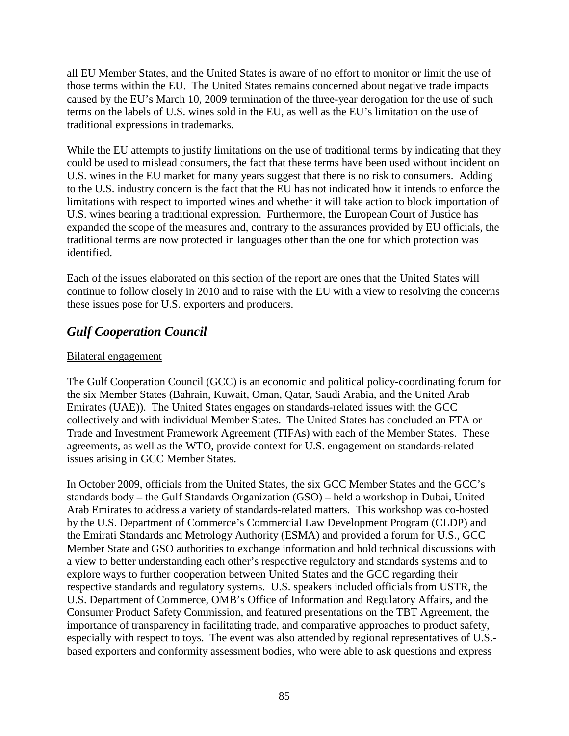all EU Member States, and the United States is aware of no effort to monitor or limit the use of those terms within the EU. The United States remains concerned about negative trade impacts caused by the EU's March 10, 2009 termination of the three-year derogation for the use of such terms on the labels of U.S. wines sold in the EU, as well as the EU's limitation on the use of traditional expressions in trademarks.

While the EU attempts to justify limitations on the use of traditional terms by indicating that they could be used to mislead consumers, the fact that these terms have been used without incident on U.S. wines in the EU market for many years suggest that there is no risk to consumers. Adding to the U.S. industry concern is the fact that the EU has not indicated how it intends to enforce the limitations with respect to imported wines and whether it will take action to block importation of U.S. wines bearing a traditional expression. Furthermore, the European Court of Justice has expanded the scope of the measures and, contrary to the assurances provided by EU officials, the traditional terms are now protected in languages other than the one for which protection was identified.

Each of the issues elaborated on this section of the report are ones that the United States will continue to follow closely in 2010 and to raise with the EU with a view to resolving the concerns these issues pose for U.S. exporters and producers.

## *Gulf Cooperation Council*

Bilateral engagement

The Gulf Cooperation Council (GCC) is an economic and political policy-coordinating forum for the six Member States (Bahrain, Kuwait, Oman, Qatar, Saudi Arabia, and the United Arab Emirates (UAE)). The United States engages on standards-related issues with the GCC collectively and with individual Member States. The United States has concluded an FTA or Trade and Investment Framework Agreement (TIFAs) with each of the Member States. These agreements, as well as the WTO, provide context for U.S. engagement on standards-related issues arising in GCC Member States.

In October 2009, officials from the United States, the six GCC Member States and the GCC's standards body – the Gulf Standards Organization (GSO) – held a workshop in Dubai, United Arab Emirates to address a variety of standards-related matters. This workshop was co-hosted by the U.S. Department of Commerce's Commercial Law Development Program (CLDP) and the Emirati Standards and Metrology Authority (ESMA) and provided a forum for U.S., GCC Member State and GSO authorities to exchange information and hold technical discussions with a view to better understanding each other's respective regulatory and standards systems and to explore ways to further cooperation between United States and the GCC regarding their respective standards and regulatory systems. U.S. speakers included officials from USTR, the U.S. Department of Commerce, OMB's Office of Information and Regulatory Affairs, and the Consumer Product Safety Commission, and featured presentations on the TBT Agreement, the importance of transparency in facilitating trade, and comparative approaches to product safety, especially with respect to toys. The event was also attended by regional representatives of U.S.-based exporters and conformity assessment bodies, who were able to ask questions and express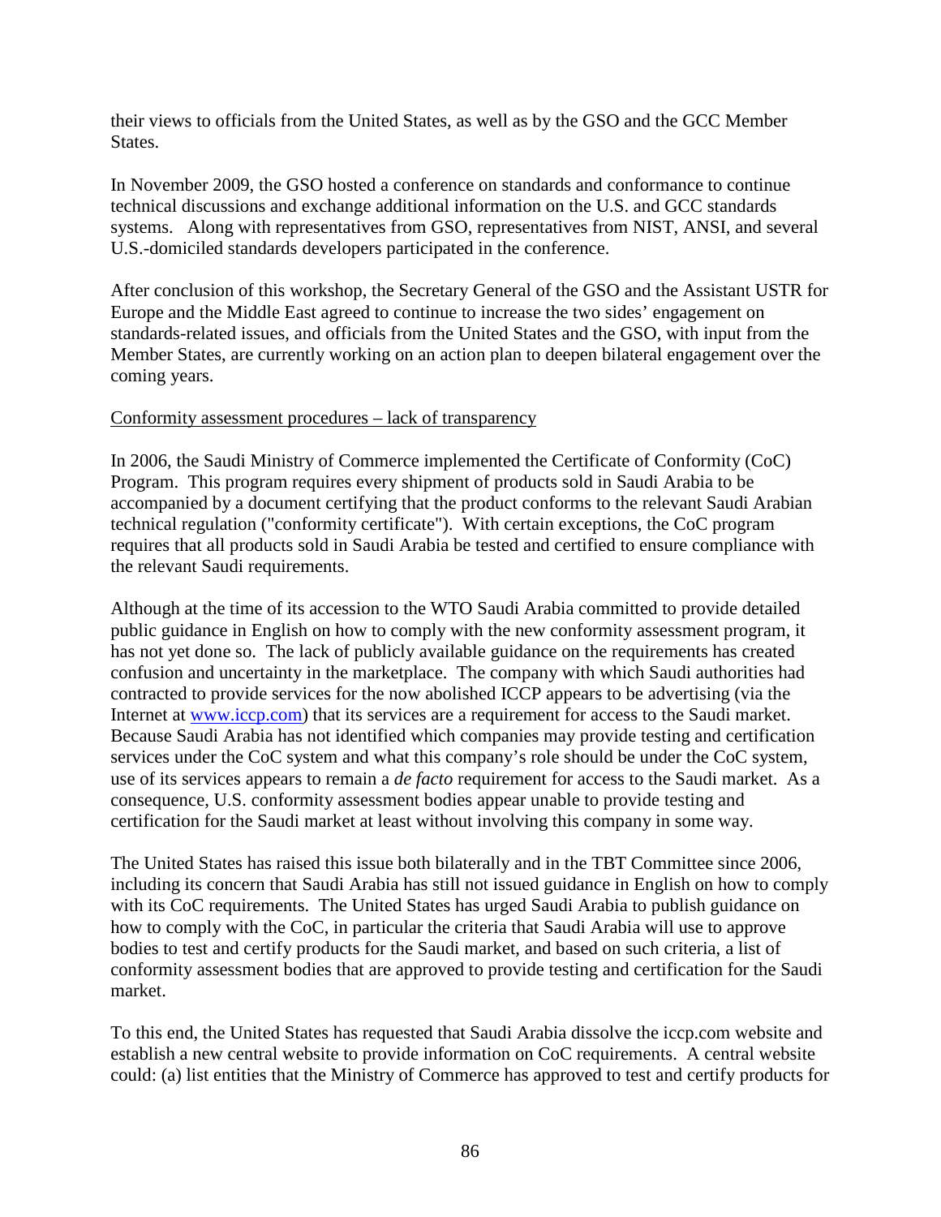their views to officials from the United States, as well as by the GSO and the GCC Member States.

In November 2009, the GSO hosted a conference on standards and conformance to continue technical discussions and exchange additional information on the U.S. and GCC standards systems. Along with representatives from GSO, representatives from NIST, ANSI, and several U.S.-domiciled standards developers participated in the conference.

After conclusion of this workshop, the Secretary General of the GSO and the Assistant USTR for Europe and the Middle East agreed to continue to increase the two sides' engagement on standards-related issues, and officials from the United States and the GSO, with input from the Member States, are currently working on an action plan to deepen bilateral engagement over the coming years.

Conformity assessment procedures – lack of transparency

In 2006, the Saudi Ministry of Commerce implemented the Certificate of Conformity (CoC) Program. This program requires every shipment of products sold in Saudi Arabia to be accompanied by a document certifying that the product conforms to the relevant Saudi Arabian technical regulation ("conformity certificate"). With certain exceptions, the CoC program requires that all products sold in Saudi Arabia be tested and certified to ensure compliance with the relevant Saudi requirements.

Although at the time of its accession to the WTO Saudi Arabia committed to provide detailed public guidance in English on how to comply with the new conformity assessment program, it has not yet done so. The lack of publicly available guidance on the requirements has created confusion and uncertainty in the marketplace. The company with which Saudi authorities had contracted to provide services for the now abolished ICCP appears to be advertising (via the Internet at www.iccp.com) that its services are a requirement for access to the Saudi market. Because Saudi Arabia has not identified which companies may provide testing and certification services under the CoC system and what this company's role should be under the CoC system, use of its services appears to remain a *de facto* requirement for access to the Saudi market. As a consequence, U.S. conformity assessment bodies appear unable to provide testing and certification for the Saudi market at least without involving this company in some way.

The United States has raised this issue both bilaterally and in the TBT Committee since 2006, including its concern that Saudi Arabia has still not issued guidance in English on how to comply with its CoC requirements. The United States has urged Saudi Arabia to publish guidance on how to comply with the CoC, in particular the criteria that Saudi Arabia will use to approve bodies to test and certify products for the Saudi market, and based on such criteria, a list of conformity assessment bodies that are approved to provide testing and certification for the Saudi market.

To this end, the United States has requested that Saudi Arabia dissolve the iccp.com website and establish a new central website to provide information on CoC requirements. A central website could: (a) list entities that the Ministry of Commerce has approved to test and certify products for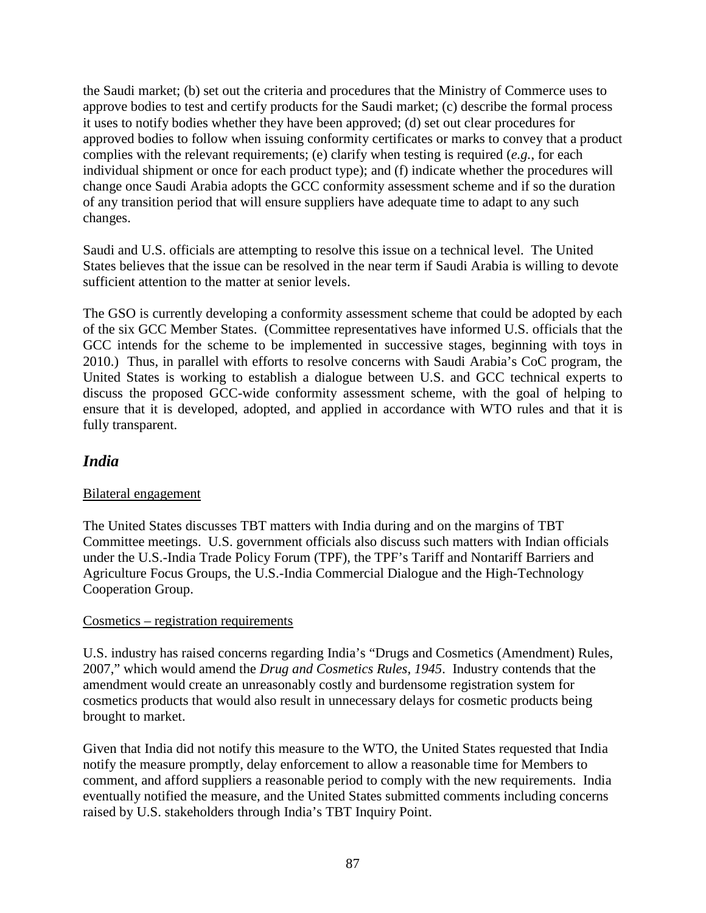the Saudi market; (b) set out the criteria and procedures that the Ministry of Commerce uses to approve bodies to test and certify products for the Saudi market; (c) describe the formal process it uses to notify bodies whether they have been approved; (d) set out clear procedures for approved bodies to follow when issuing conformity certificates or marks to convey that a product complies with the relevant requirements; (e) clarify when testing is required (*e.g.*, for each individual shipment or once for each product type); and (f) indicate whether the procedures will change once Saudi Arabia adopts the GCC conformity assessment scheme and if so the duration of any transition period that will ensure suppliers have adequate time to adapt to any such changes.

Saudi and U.S. officials are attempting to resolve this issue on a technical level. The United States believes that the issue can be resolved in the near term if Saudi Arabia is willing to devote sufficient attention to the matter at senior levels.

The GSO is currently developing a conformity assessment scheme that could be adopted by each of the six GCC Member States. (Committee representatives have informed U.S. officials that the GCC intends for the scheme to be implemented in successive stages, beginning with toys in 2010.) Thus, in parallel with efforts to resolve concerns with Saudi Arabia's CoC program, the United States is working to establish a dialogue between U.S. and GCC technical experts to discuss the proposed GCC-wide conformity assessment scheme, with the goal of helping to ensure that it is developed, adopted, and applied in accordance with WTO rules and that it is fully transparent.

## *India*

Bilateral engagement

The United States discusses TBT matters with India during and on the margins of TBT Committee meetings. U.S. government officials also discuss such matters with Indian officials under the U.S.-India Trade Policy Forum (TPF), the TPF's Tariff and Nontariff Barriers and Agriculture Focus Groups, the U.S.-India Commercial Dialogue and the High-Technology Cooperation Group.

Cosmetics – registration requirements

U.S. industry has raised concerns regarding India's "Drugs and Cosmetics (Amendment) Rules, 2007," which would amend the *Drug and Cosmetics Rules, 1945*. Industry contends that the amendment would create an unreasonably costly and burdensome registration system for cosmetics products that would also result in unnecessary delays for cosmetic products being brought to market.

Given that India did not notify this measure to the WTO, the United States requested that India notify the measure promptly, delay enforcement to allow a reasonable time for Members to comment, and afford suppliers a reasonable period to comply with the new requirements. India eventually notified the measure, and the United States submitted comments including concerns raised by U.S. stakeholders through India's TBT Inquiry Point.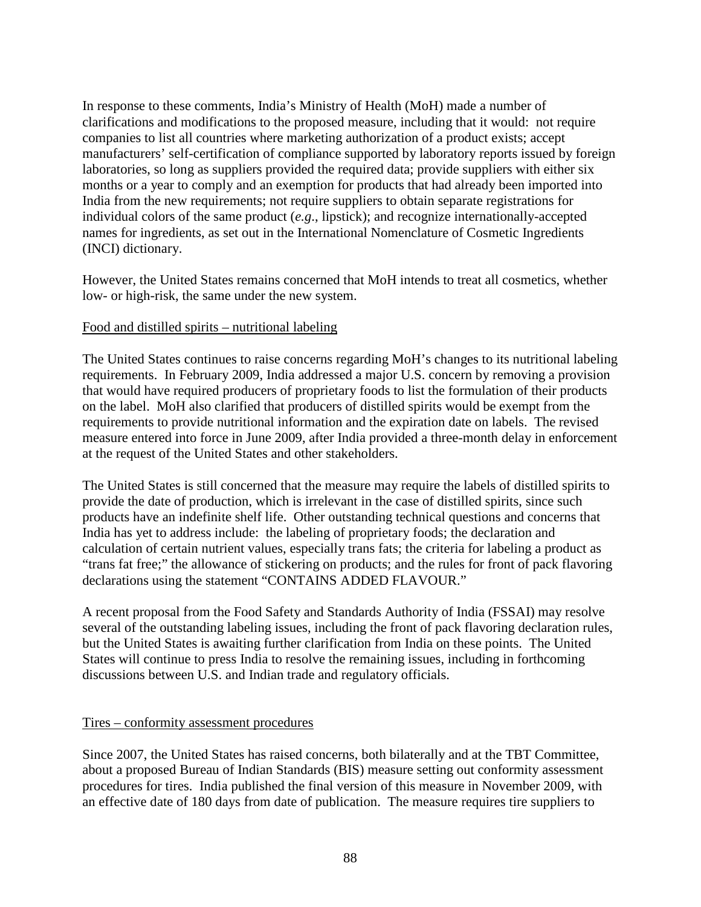In response to these comments, India's Ministry of Health (MoH) made a number of clarifications and modifications to the proposed measure, including that it would: not require companies to list all countries where marketing authorization of a product exists; accept manufacturers' self-certification of compliance supported by laboratory reports issued by foreign laboratories, so long as suppliers provided the required data; provide suppliers with either six months or a year to comply and an exemption for products that had already been imported into India from the new requirements; not require suppliers to obtain separate registrations for individual colors of the same product (*e.g*., lipstick); and recognize internationally-accepted names for ingredients, as set out in the International Nomenclature of Cosmetic Ingredients (INCI) dictionary.

However, the United States remains concerned that MoH intends to treat all cosmetics, whether low- or high-risk, the same under the new system.

<u>Food and distilled spirits – nutritional labeling</u>

The United States continues to raise concerns regarding MoH's changes to its nutritional labeling requirements. In February 2009, India addressed a major U.S. concern by removing a provision that would have required producers of proprietary foods to list the formulation of their products on the label. MoH also clarified that producers of distilled spirits would be exempt from the requirements to provide nutritional information and the expiration date on labels. The revised measure entered into force in June 2009, after India provided a three-month delay in enforcement at the request of the United States and other stakeholders.

The United States is still concerned that the measure may require the labels of distilled spirits to provide the date of production, which is irrelevant in the case of distilled spirits, since such products have an indefinite shelf life. Other outstanding technical questions and concerns that India has yet to address include: the labeling of proprietary foods; the declaration and calculation of certain nutrient values, especially trans fats; the criteria for labeling a product as "trans fat free;" the allowance of stickering on products; and the rules for front of pack flavoring declarations using the statement "CONTAINS ADDED FLAVOUR."

A recent proposal from the Food Safety and Standards Authority of India (FSSAI) may resolve several of the outstanding labeling issues, including the front of pack flavoring declaration rules, but the United States is awaiting further clarification from India on these points. The United States will continue to press India to resolve the remaining issues, including in forthcoming discussions between U.S. and Indian trade and regulatory officials.

<u>Tires – conformity assessment procedures</u>

Since 2007, the United States has raised concerns, both bilaterally and at the TBT Committee, about a proposed Bureau of Indian Standards (BIS) measure setting out conformity assessment procedures for tires. India published the final version of this measure in November 2009, with an effective date of 180 days from date of publication. The measure requires tire suppliers to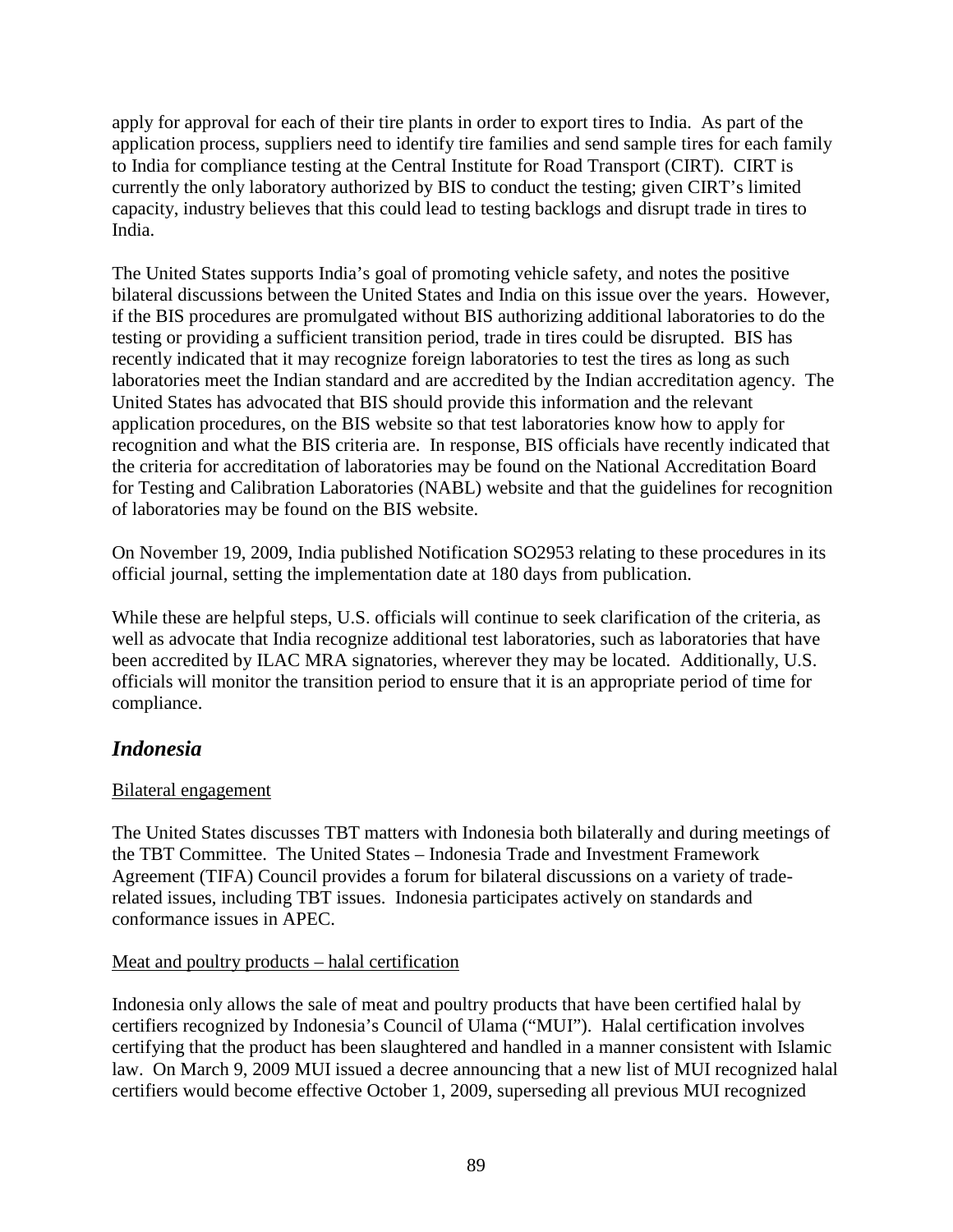apply for approval for each of their tire plants in order to export tires to India. As part of the application process, suppliers need to identify tire families and send sample tires for each family to India for compliance testing at the Central Institute for Road Transport (CIRT). CIRT is currently the only laboratory authorized by BIS to conduct the testing; given CIRT's limited capacity, industry believes that this could lead to testing backlogs and disrupt trade in tires to India.

The United States supports India's goal of promoting vehicle safety, and notes the positive bilateral discussions between the United States and India on this issue over the years. However, if the BIS procedures are promulgated without BIS authorizing additional laboratories to do the testing or providing a sufficient transition period, trade in tires could be disrupted. BIS has recently indicated that it may recognize foreign laboratories to test the tires as long as such laboratories meet the Indian standard and are accredited by the Indian accreditation agency. The United States has advocated that BIS should provide this information and the relevant application procedures, on the BIS website so that test laboratories know how to apply for recognition and what the BIS criteria are. In response, BIS officials have recently indicated that the criteria for accreditation of laboratories may be found on the National Accreditation Board for Testing and Calibration Laboratories (NABL) website and that the guidelines for recognition of laboratories may be found on the BIS website.

On November 19, 2009, India published Notification SO2953 relating to these procedures in its official journal, setting the implementation date at 180 days from publication.

While these are helpful steps, U.S. officials will continue to seek clarification of the criteria, as well as advocate that India recognize additional test laboratories, such as laboratories that have been accredited by ILAC MRA signatories, wherever they may be located. Additionally, U.S. officials will monitor the transition period to ensure that it is an appropriate period of time for compliance.

## *Indonesia*

Bilateral engagement

The United States discusses TBT matters with Indonesia both bilaterally and during meetings of the TBT Committee. The United States – Indonesia Trade and Investment Framework Agreement (TIFA) Council provides a forum for bilateral discussions on a variety of trade-related issues, including TBT issues. Indonesia participates actively on standards and conformance issues in APEC.

Meat and poultry products – halal certification

Indonesia only allows the sale of meat and poultry products that have been certified halal by certifiers recognized by Indonesia's Council of Ulama ("MUI"). Halal certification involves certifying that the product has been slaughtered and handled in a manner consistent with Islamic law. On March 9, 2009 MUI issued a decree announcing that a new list of MUI recognized halal certifiers would become effective October 1, 2009, superseding all previous MUI recognized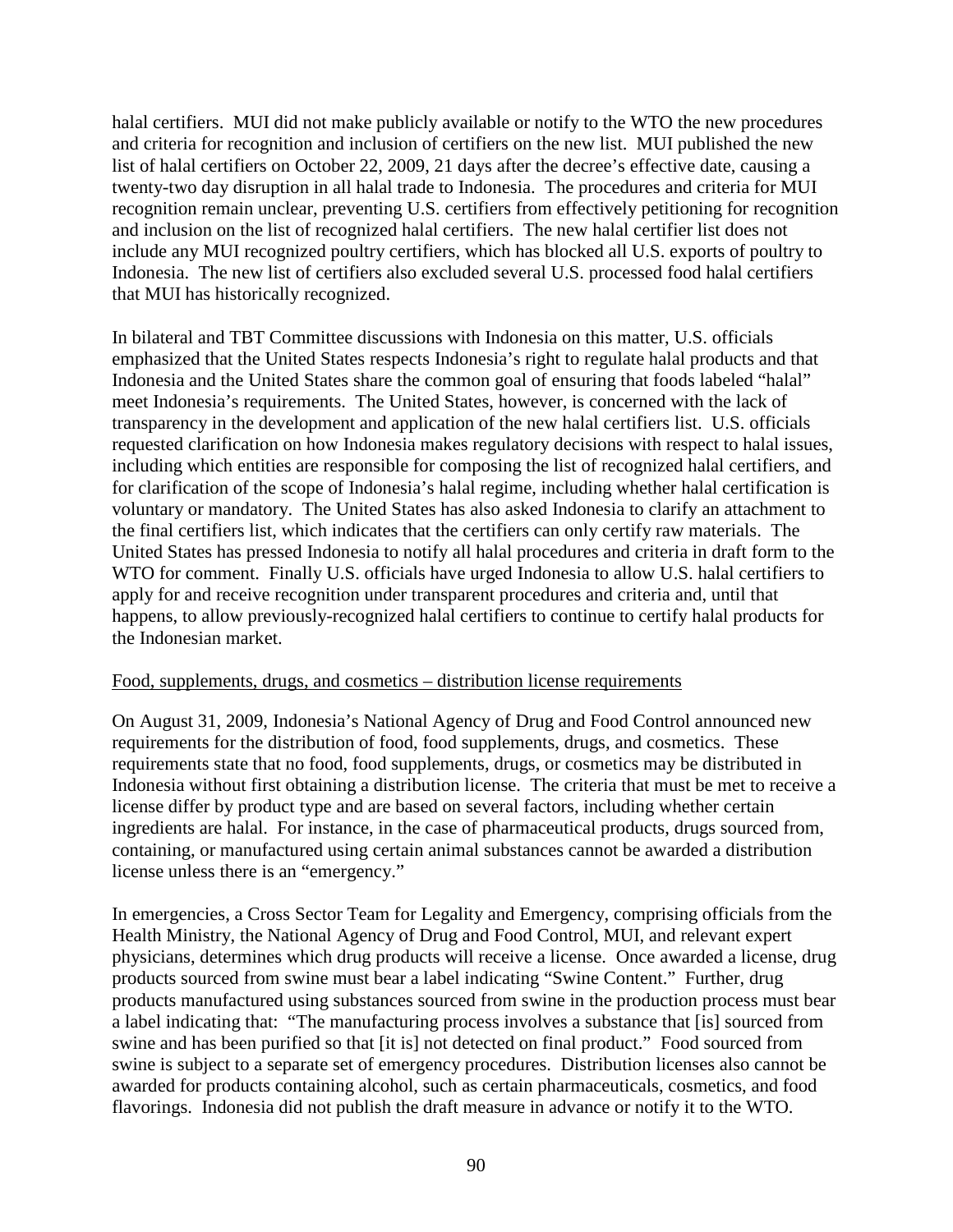halal certifiers. MUI did not make publicly available or notify to the WTO the new procedures and criteria for recognition and inclusion of certifiers on the new list. MUI published the new list of halal certifiers on October 22, 2009, 21 days after the decree's effective date, causing a twenty-two day disruption in all halal trade to Indonesia. The procedures and criteria for MUI recognition remain unclear, preventing U.S. certifiers from effectively petitioning for recognition and inclusion on the list of recognized halal certifiers. The new halal certifier list does not include any MUI recognized poultry certifiers, which has blocked all U.S. exports of poultry to Indonesia. The new list of certifiers also excluded several U.S. processed food halal certifiers that MUI has historically recognized.

In bilateral and TBT Committee discussions with Indonesia on this matter, U.S. officials emphasized that the United States respects Indonesia's right to regulate halal products and that Indonesia and the United States share the common goal of ensuring that foods labeled "halal" meet Indonesia's requirements. The United States, however, is concerned with the lack of transparency in the development and application of the new halal certifiers list. U.S. officials requested clarification on how Indonesia makes regulatory decisions with respect to halal issues, including which entities are responsible for composing the list of recognized halal certifiers, and for clarification of the scope of Indonesia's halal regime, including whether halal certification is voluntary or mandatory. The United States has also asked Indonesia to clarify an attachment to the final certifiers list, which indicates that the certifiers can only certify raw materials. The United States has pressed Indonesia to notify all halal procedures and criteria in draft form to the WTO for comment. Finally U.S. officials have urged Indonesia to allow U.S. halal certifiers to apply for and receive recognition under transparent procedures and criteria and, until that happens, to allow previously-recognized halal certifiers to continue to certify halal products for the Indonesian market.

Food, supplements, drugs, and cosmetics – distribution license requirements

On August 31, 2009, Indonesia's National Agency of Drug and Food Control announced new requirements for the distribution of food, food supplements, drugs, and cosmetics. These requirements state that no food, food supplements, drugs, or cosmetics may be distributed in Indonesia without first obtaining a distribution license. The criteria that must be met to receive a license differ by product type and are based on several factors, including whether certain ingredients are halal. For instance, in the case of pharmaceutical products, drugs sourced from, containing, or manufactured using certain animal substances cannot be awarded a distribution license unless there is an "emergency."

In emergencies, a Cross Sector Team for Legality and Emergency, comprising officials from the Health Ministry, the National Agency of Drug and Food Control, MUI, and relevant expert physicians, determines which drug products will receive a license. Once awarded a license, drug products sourced from swine must bear a label indicating "Swine Content." Further, drug products manufactured using substances sourced from swine in the production process must bear a label indicating that: "The manufacturing process involves a substance that [is] sourced from swine and has been purified so that [it is] not detected on final product." Food sourced from swine is subject to a separate set of emergency procedures. Distribution licenses also cannot be awarded for products containing alcohol, such as certain pharmaceuticals, cosmetics, and food flavorings. Indonesia did not publish the draft measure in advance or notify it to the WTO.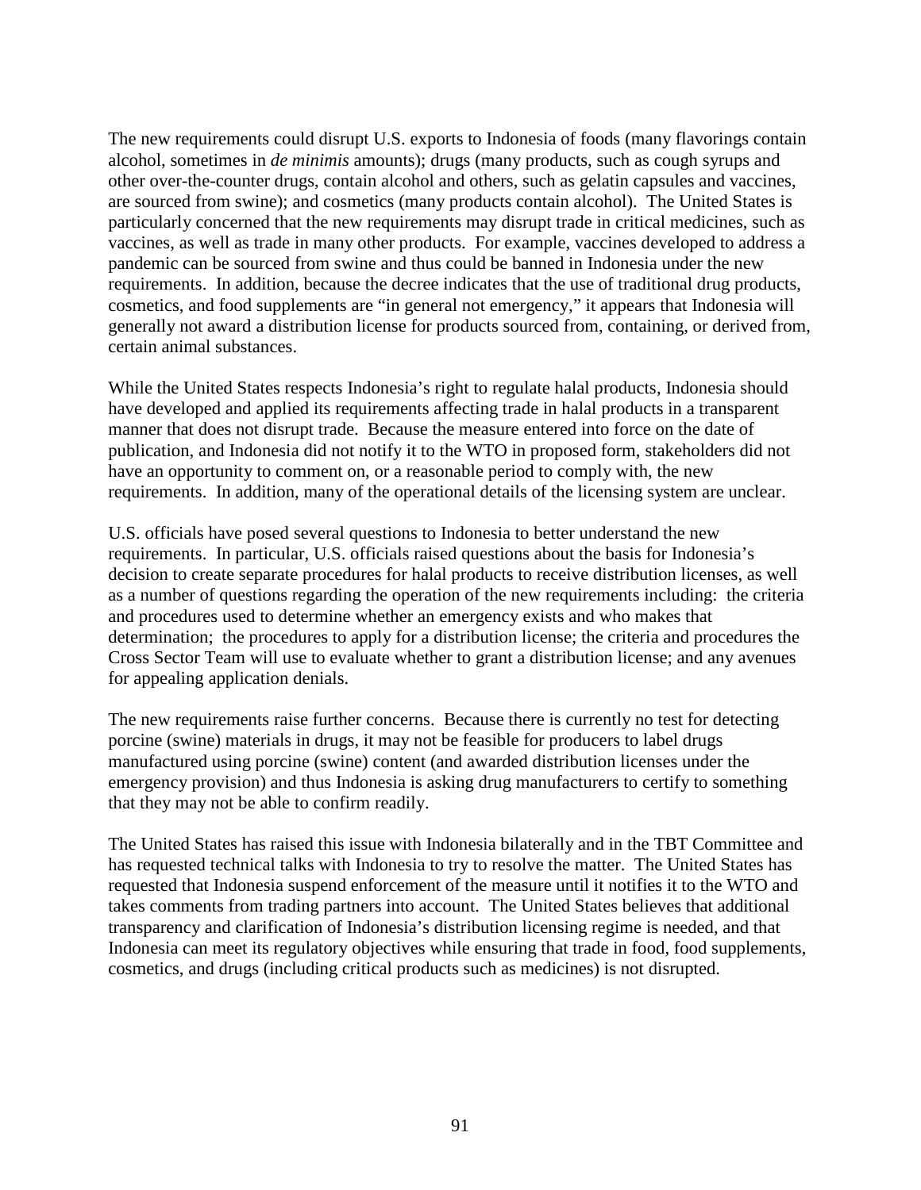The new requirements could disrupt U.S. exports to Indonesia of foods (many flavorings contain alcohol, sometimes in *de minimis* amounts); drugs (many products, such as cough syrups and other over-the-counter drugs, contain alcohol and others, such as gelatin capsules and vaccines, are sourced from swine); and cosmetics (many products contain alcohol). The United States is particularly concerned that the new requirements may disrupt trade in critical medicines, such as vaccines, as well as trade in many other products. For example, vaccines developed to address a pandemic can be sourced from swine and thus could be banned in Indonesia under the new requirements. In addition, because the decree indicates that the use of traditional drug products, cosmetics, and food supplements are "in general not emergency," it appears that Indonesia will generally not award a distribution license for products sourced from, containing, or derived from, certain animal substances.

While the United States respects Indonesia's right to regulate halal products, Indonesia should have developed and applied its requirements affecting trade in halal products in a transparent manner that does not disrupt trade. Because the measure entered into force on the date of publication, and Indonesia did not notify it to the WTO in proposed form, stakeholders did not have an opportunity to comment on, or a reasonable period to comply with, the new requirements. In addition, many of the operational details of the licensing system are unclear.

U.S. officials have posed several questions to Indonesia to better understand the new requirements. In particular, U.S. officials raised questions about the basis for Indonesia's decision to create separate procedures for halal products to receive distribution licenses, as well as a number of questions regarding the operation of the new requirements including: the criteria and procedures used to determine whether an emergency exists and who makes that determination; the procedures to apply for a distribution license; the criteria and procedures the Cross Sector Team will use to evaluate whether to grant a distribution license; and any avenues for appealing application denials.

The new requirements raise further concerns. Because there is currently no test for detecting porcine (swine) materials in drugs, it may not be feasible for producers to label drugs manufactured using porcine (swine) content (and awarded distribution licenses under the emergency provision) and thus Indonesia is asking drug manufacturers to certify to something that they may not be able to confirm readily.

The United States has raised this issue with Indonesia bilaterally and in the TBT Committee and has requested technical talks with Indonesia to try to resolve the matter. The United States has requested that Indonesia suspend enforcement of the measure until it notifies it to the WTO and takes comments from trading partners into account. The United States believes that additional transparency and clarification of Indonesia's distribution licensing regime is needed, and that Indonesia can meet its regulatory objectives while ensuring that trade in food, food supplements, cosmetics, and drugs (including critical products such as medicines) is not disrupted.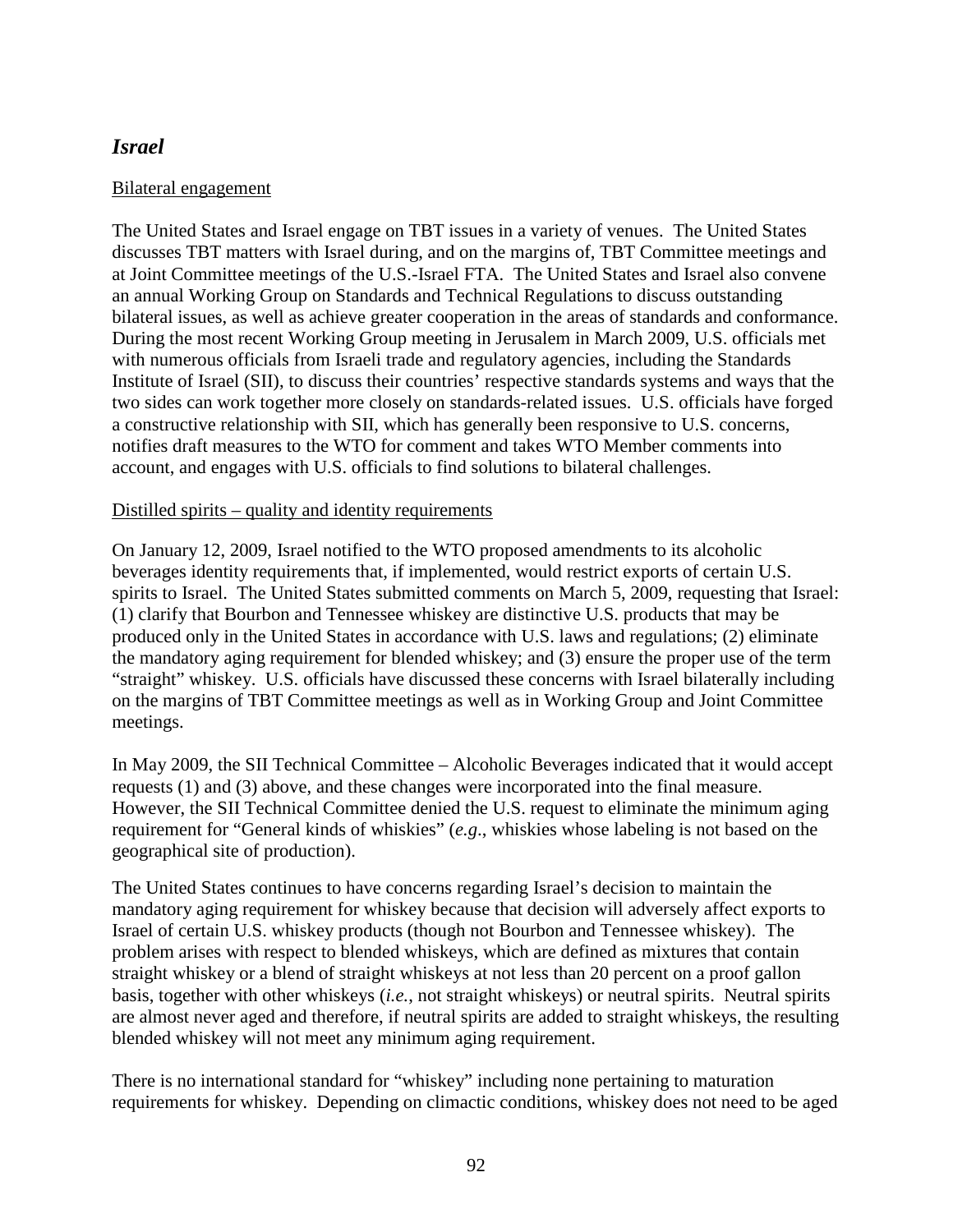## *Israel*

Bilateral engagement

The United States and Israel engage on TBT issues in a variety of venues. The United States discusses TBT matters with Israel during, and on the margins of, TBT Committee meetings and at Joint Committee meetings of the U.S.-Israel FTA. The United States and Israel also convene an annual Working Group on Standards and Technical Regulations to discuss outstanding bilateral issues, as well as achieve greater cooperation in the areas of standards and conformance. During the most recent Working Group meeting in Jerusalem in March 2009, U.S. officials met with numerous officials from Israeli trade and regulatory agencies, including the Standards Institute of Israel (SII), to discuss their countries' respective standards systems and ways that the two sides can work together more closely on standards-related issues. U.S. officials have forged a constructive relationship with SII, which has generally been responsive to U.S. concerns, notifies draft measures to the WTO for comment and takes WTO Member comments into account, and engages with U.S. officials to find solutions to bilateral challenges.

Distilled spirits – quality and identity requirements

On January 12, 2009, Israel notified to the WTO proposed amendments to its alcoholic beverages identity requirements that, if implemented, would restrict exports of certain U.S. spirits to Israel. The United States submitted comments on March 5, 2009, requesting that Israel: (1) clarify that Bourbon and Tennessee whiskey are distinctive U.S. products that may be produced only in the United States in accordance with U.S. laws and regulations; (2) eliminate the mandatory aging requirement for blended whiskey; and (3) ensure the proper use of the term "straight" whiskey. U.S. officials have discussed these concerns with Israel bilaterally including on the margins of TBT Committee meetings as well as in Working Group and Joint Committee meetings.

In May 2009, the SII Technical Committee – Alcoholic Beverages indicated that it would accept requests (1) and (3) above, and these changes were incorporated into the final measure. However, the SII Technical Committee denied the U.S. request to eliminate the minimum aging requirement for "General kinds of whiskies" (*e.g*., whiskies whose labeling is not based on the geographical site of production).

The United States continues to have concerns regarding Israel's decision to maintain the mandatory aging requirement for whiskey because that decision will adversely affect exports to Israel of certain U.S. whiskey products (though not Bourbon and Tennessee whiskey). The problem arises with respect to blended whiskeys, which are defined as mixtures that contain straight whiskey or a blend of straight whiskeys at not less than 20 percent on a proof gallon basis, together with other whiskeys (*i.e.*, not straight whiskeys) or neutral spirits. Neutral spirits are almost never aged and therefore, if neutral spirits are added to straight whiskeys, the resulting blended whiskey will not meet any minimum aging requirement.

There is no international standard for "whiskey" including none pertaining to maturation requirements for whiskey. Depending on climactic conditions, whiskey does not need to be aged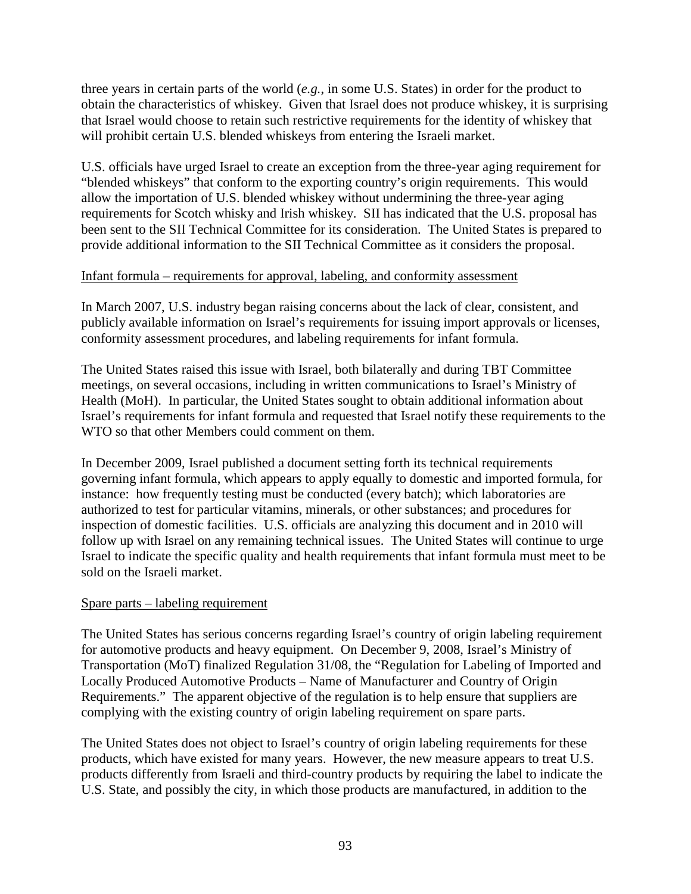three years in certain parts of the world (*e.g.*, in some U.S. States) in order for the product to obtain the characteristics of whiskey. Given that Israel does not produce whiskey, it is surprising that Israel would choose to retain such restrictive requirements for the identity of whiskey that will prohibit certain U.S. blended whiskeys from entering the Israeli market.

U.S. officials have urged Israel to create an exception from the three-year aging requirement for "blended whiskeys" that conform to the exporting country's origin requirements. This would allow the importation of U.S. blended whiskey without undermining the three-year aging requirements for Scotch whisky and Irish whiskey. SII has indicated that the U.S. proposal has been sent to the SII Technical Committee for its consideration. The United States is prepared to provide additional information to the SII Technical Committee as it considers the proposal.

<u>Infant formula – requirements for approval, labeling, and conformity assessment</u>

In March 2007, U.S. industry began raising concerns about the lack of clear, consistent, and publicly available information on Israel's requirements for issuing import approvals or licenses, conformity assessment procedures, and labeling requirements for infant formula.

The United States raised this issue with Israel, both bilaterally and during TBT Committee meetings, on several occasions, including in written communications to Israel's Ministry of Health (MoH). In particular, the United States sought to obtain additional information about Israel's requirements for infant formula and requested that Israel notify these requirements to the WTO so that other Members could comment on them.

In December 2009, Israel published a document setting forth its technical requirements governing infant formula, which appears to apply equally to domestic and imported formula, for instance: how frequently testing must be conducted (every batch); which laboratories are authorized to test for particular vitamins, minerals, or other substances; and procedures for inspection of domestic facilities. U.S. officials are analyzing this document and in 2010 will follow up with Israel on any remaining technical issues. The United States will continue to urge Israel to indicate the specific quality and health requirements that infant formula must meet to be sold on the Israeli market.

<u>Spare parts – labeling requirement</u>

The United States has serious concerns regarding Israel's country of origin labeling requirement for automotive products and heavy equipment. On December 9, 2008, Israel's Ministry of Transportation (MoT) finalized Regulation 31/08, the "Regulation for Labeling of Imported and Locally Produced Automotive Products – Name of Manufacturer and Country of Origin Requirements." The apparent objective of the regulation is to help ensure that suppliers are complying with the existing country of origin labeling requirement on spare parts.

The United States does not object to Israel's country of origin labeling requirements for these products, which have existed for many years. However, the new measure appears to treat U.S. products differently from Israeli and third-country products by requiring the label to indicate the U.S. State, and possibly the city, in which those products are manufactured, in addition to the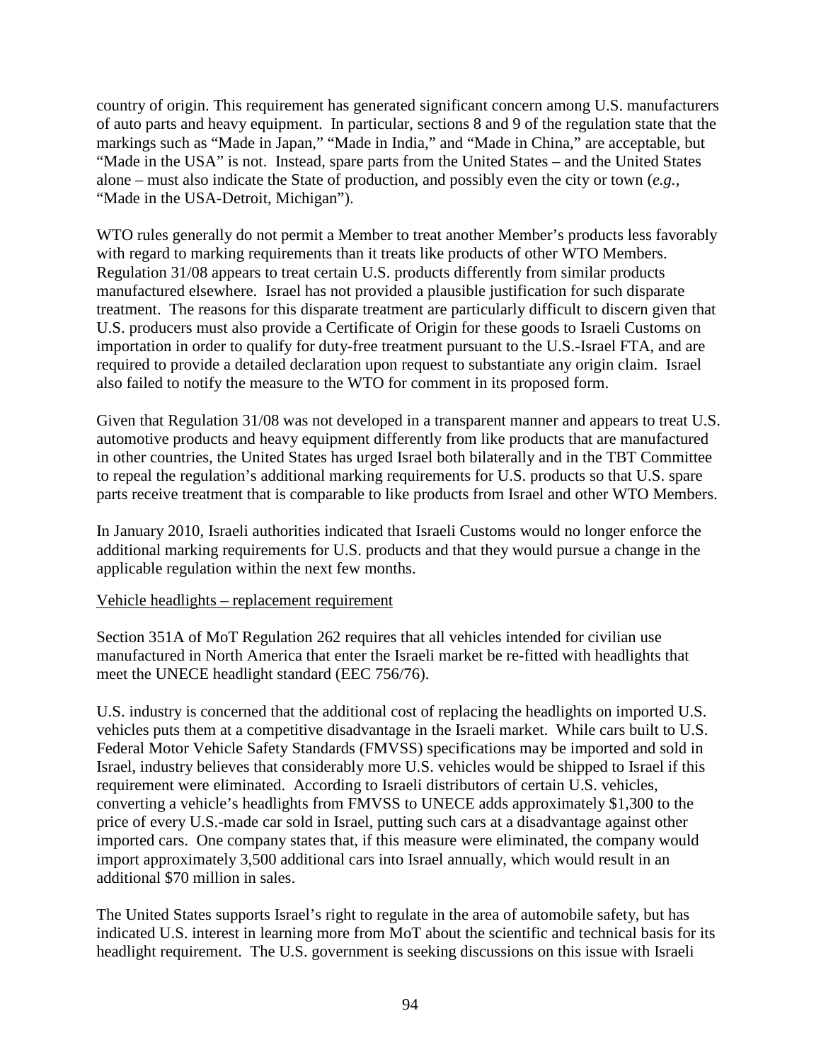country of origin. This requirement has generated significant concern among U.S. manufacturers of auto parts and heavy equipment. In particular, sections 8 and 9 of the regulation state that the markings such as "Made in Japan," "Made in India," and "Made in China," are acceptable, but "Made in the USA" is not. Instead, spare parts from the United States – and the United States alone – must also indicate the State of production, and possibly even the city or town (*e.g.*, "Made in the USA-Detroit, Michigan").

WTO rules generally do not permit a Member to treat another Member's products less favorably with regard to marking requirements than it treats like products of other WTO Members. Regulation 31/08 appears to treat certain U.S. products differently from similar products manufactured elsewhere. Israel has not provided a plausible justification for such disparate treatment. The reasons for this disparate treatment are particularly difficult to discern given that U.S. producers must also provide a Certificate of Origin for these goods to Israeli Customs on importation in order to qualify for duty-free treatment pursuant to the U.S.-Israel FTA, and are required to provide a detailed declaration upon request to substantiate any origin claim. Israel also failed to notify the measure to the WTO for comment in its proposed form.

Given that Regulation 31/08 was not developed in a transparent manner and appears to treat U.S. automotive products and heavy equipment differently from like products that are manufactured in other countries, the United States has urged Israel both bilaterally and in the TBT Committee to repeal the regulation's additional marking requirements for U.S. products so that U.S. spare parts receive treatment that is comparable to like products from Israel and other WTO Members.

In January 2010, Israeli authorities indicated that Israeli Customs would no longer enforce the additional marking requirements for U.S. products and that they would pursue a change in the applicable regulation within the next few months.

Vehicle headlights – replacement requirement

Section 351A of MoT Regulation 262 requires that all vehicles intended for civilian use manufactured in North America that enter the Israeli market be re-fitted with headlights that meet the UNECE headlight standard (EEC 756/76).

U.S. industry is concerned that the additional cost of replacing the headlights on imported U.S. vehicles puts them at a competitive disadvantage in the Israeli market. While cars built to U.S. Federal Motor Vehicle Safety Standards (FMVSS) specifications may be imported and sold in Israel, industry believes that considerably more U.S. vehicles would be shipped to Israel if this requirement were eliminated. According to Israeli distributors of certain U.S. vehicles, converting a vehicle's headlights from FMVSS to UNECE adds approximately $1,300 to the price of every U.S.-made car sold in Israel, putting such cars at a disadvantage against other imported cars. One company states that, if this measure were eliminated, the company would import approximately 3,500 additional cars into Israel annually, which would result in an additional $70 million in sales.

The United States supports Israel's right to regulate in the area of automobile safety, but has indicated U.S. interest in learning more from MoT about the scientific and technical basis for its headlight requirement. The U.S. government is seeking discussions on this issue with Israeli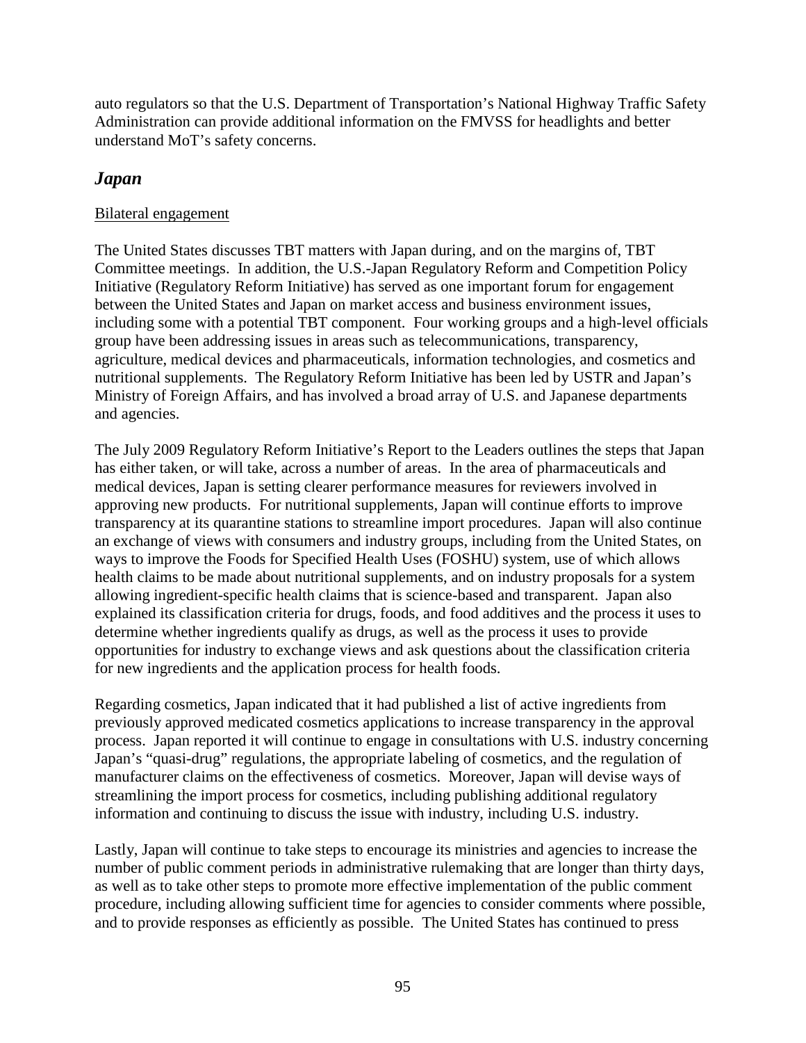auto regulators so that the U.S. Department of Transportation's National Highway Traffic Safety Administration can provide additional information on the FMVSS for headlights and better understand MoT's safety concerns.

## *Japan*

Bilateral engagement

The United States discusses TBT matters with Japan during, and on the margins of, TBT Committee meetings. In addition, the U.S.-Japan Regulatory Reform and Competition Policy Initiative (Regulatory Reform Initiative) has served as one important forum for engagement between the United States and Japan on market access and business environment issues, including some with a potential TBT component. Four working groups and a high-level officials group have been addressing issues in areas such as telecommunications, transparency, agriculture, medical devices and pharmaceuticals, information technologies, and cosmetics and nutritional supplements. The Regulatory Reform Initiative has been led by USTR and Japan's Ministry of Foreign Affairs, and has involved a broad array of U.S. and Japanese departments and agencies.

The July 2009 Regulatory Reform Initiative's Report to the Leaders outlines the steps that Japan has either taken, or will take, across a number of areas. In the area of pharmaceuticals and medical devices, Japan is setting clearer performance measures for reviewers involved in approving new products. For nutritional supplements, Japan will continue efforts to improve transparency at its quarantine stations to streamline import procedures. Japan will also continue an exchange of views with consumers and industry groups, including from the United States, on ways to improve the Foods for Specified Health Uses (FOSHU) system, use of which allows health claims to be made about nutritional supplements, and on industry proposals for a system allowing ingredient-specific health claims that is science-based and transparent. Japan also explained its classification criteria for drugs, foods, and food additives and the process it uses to determine whether ingredients qualify as drugs, as well as the process it uses to provide opportunities for industry to exchange views and ask questions about the classification criteria for new ingredients and the application process for health foods.

Regarding cosmetics, Japan indicated that it had published a list of active ingredients from previously approved medicated cosmetics applications to increase transparency in the approval process. Japan reported it will continue to engage in consultations with U.S. industry concerning Japan's "quasi-drug" regulations, the appropriate labeling of cosmetics, and the regulation of manufacturer claims on the effectiveness of cosmetics. Moreover, Japan will devise ways of streamlining the import process for cosmetics, including publishing additional regulatory information and continuing to discuss the issue with industry, including U.S. industry.

Lastly, Japan will continue to take steps to encourage its ministries and agencies to increase the number of public comment periods in administrative rulemaking that are longer than thirty days, as well as to take other steps to promote more effective implementation of the public comment procedure, including allowing sufficient time for agencies to consider comments where possible, and to provide responses as efficiently as possible. The United States has continued to press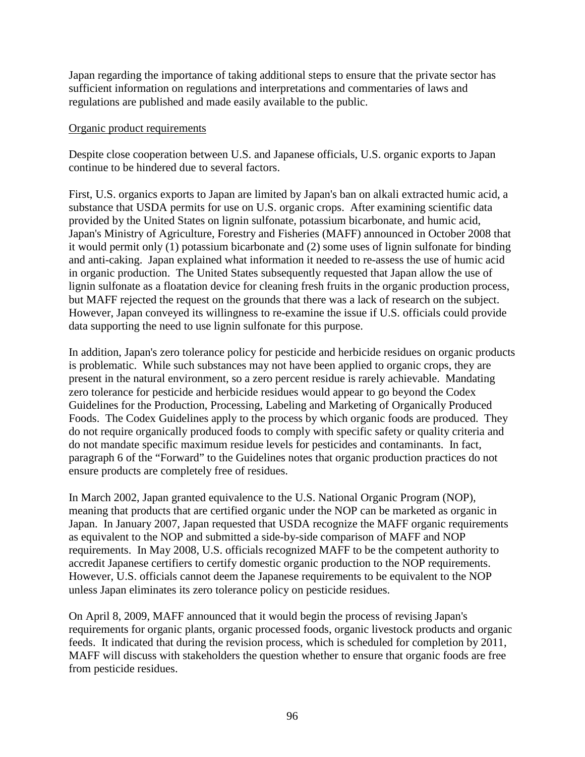Japan regarding the importance of taking additional steps to ensure that the private sector has sufficient information on regulations and interpretations and commentaries of laws and regulations are published and made easily available to the public.

Organic product requirements

Despite close cooperation between U.S. and Japanese officials, U.S. organic exports to Japan continue to be hindered due to several factors.

First, U.S. organics exports to Japan are limited by Japan's ban on alkali extracted humic acid, a substance that USDA permits for use on U.S. organic crops. After examining scientific data provided by the United States on lignin sulfonate, potassium bicarbonate, and humic acid, Japan's Ministry of Agriculture, Forestry and Fisheries (MAFF) announced in October 2008 that it would permit only (1) potassium bicarbonate and (2) some uses of lignin sulfonate for binding and anti-caking. Japan explained what information it needed to re-assess the use of humic acid in organic production. The United States subsequently requested that Japan allow the use of lignin sulfonate as a floatation device for cleaning fresh fruits in the organic production process, but MAFF rejected the request on the grounds that there was a lack of research on the subject. However, Japan conveyed its willingness to re-examine the issue if U.S. officials could provide data supporting the need to use lignin sulfonate for this purpose.

In addition, Japan's zero tolerance policy for pesticide and herbicide residues on organic products is problematic. While such substances may not have been applied to organic crops, they are present in the natural environment, so a zero percent residue is rarely achievable. Mandating zero tolerance for pesticide and herbicide residues would appear to go beyond the Codex Guidelines for the Production, Processing, Labeling and Marketing of Organically Produced Foods. The Codex Guidelines apply to the process by which organic foods are produced. They do not require organically produced foods to comply with specific safety or quality criteria and do not mandate specific maximum residue levels for pesticides and contaminants. In fact, paragraph 6 of the "Forward" to the Guidelines notes that organic production practices do not ensure products are completely free of residues.

In March 2002, Japan granted equivalence to the U.S. National Organic Program (NOP), meaning that products that are certified organic under the NOP can be marketed as organic in Japan. In January 2007, Japan requested that USDA recognize the MAFF organic requirements as equivalent to the NOP and submitted a side-by-side comparison of MAFF and NOP requirements. In May 2008, U.S. officials recognized MAFF to be the competent authority to accredit Japanese certifiers to certify domestic organic production to the NOP requirements. However, U.S. officials cannot deem the Japanese requirements to be equivalent to the NOP unless Japan eliminates its zero tolerance policy on pesticide residues.

On April 8, 2009, MAFF announced that it would begin the process of revising Japan's requirements for organic plants, organic processed foods, organic livestock products and organic feeds. It indicated that during the revision process, which is scheduled for completion by 2011, MAFF will discuss with stakeholders the question whether to ensure that organic foods are free from pesticide residues.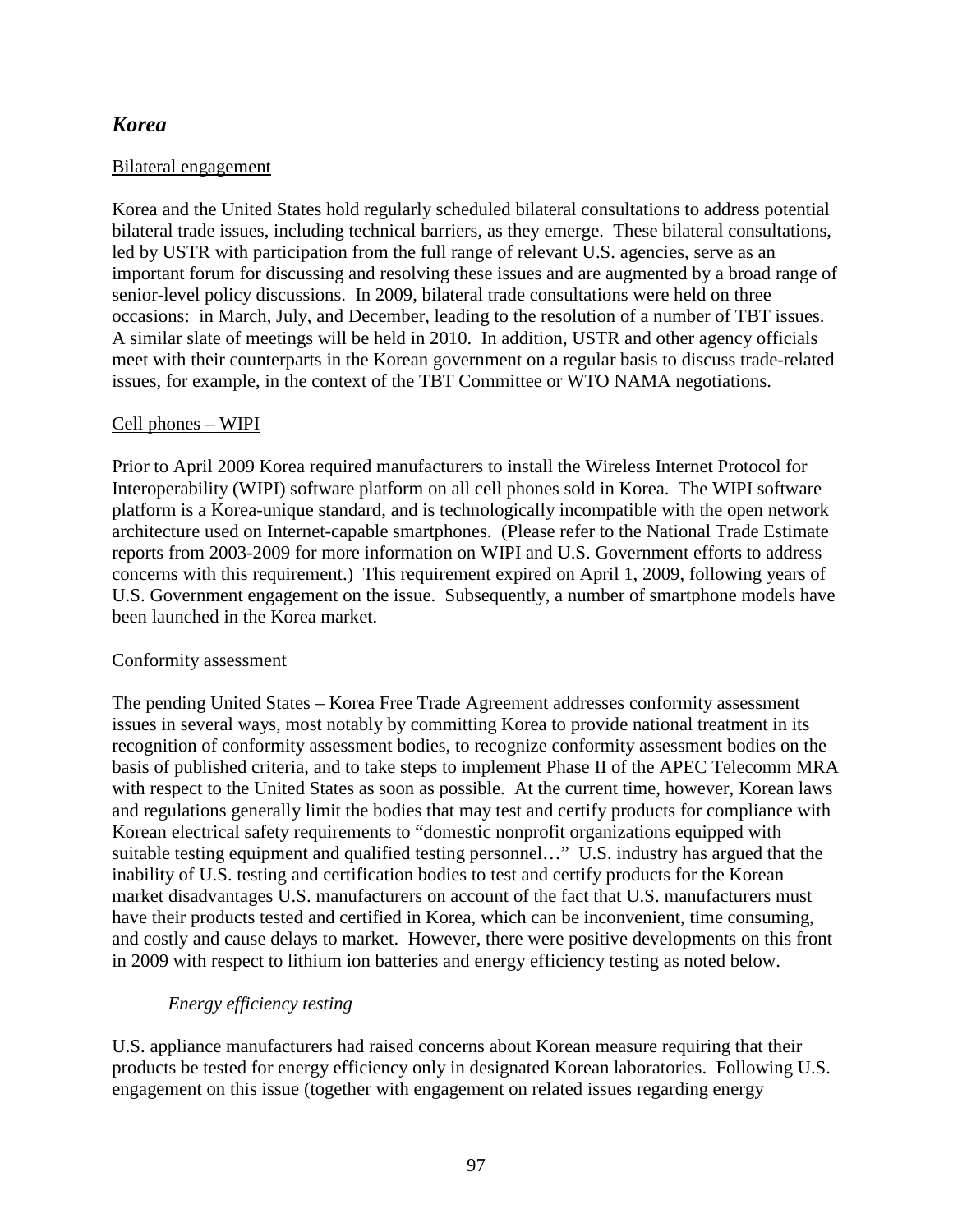## *Korea*

Bilateral engagement

Korea and the United States hold regularly scheduled bilateral consultations to address potential bilateral trade issues, including technical barriers, as they emerge. These bilateral consultations, led by USTR with participation from the full range of relevant U.S. agencies, serve as an important forum for discussing and resolving these issues and are augmented by a broad range of senior-level policy discussions. In 2009, bilateral trade consultations were held on three occasions: in March, July, and December, leading to the resolution of a number of TBT issues. A similar slate of meetings will be held in 2010. In addition, USTR and other agency officials meet with their counterparts in the Korean government on a regular basis to discuss trade-related issues, for example, in the context of the TBT Committee or WTO NAMA negotiations.

Cell phones – WIPI

Prior to April 2009 Korea required manufacturers to install the Wireless Internet Protocol for Interoperability (WIPI) software platform on all cell phones sold in Korea. The WIPI software platform is a Korea-unique standard, and is technologically incompatible with the open network architecture used on Internet-capable smartphones. (Please refer to the National Trade Estimate reports from 2003-2009 for more information on WIPI and U.S. Government efforts to address concerns with this requirement.) This requirement expired on April 1, 2009, following years of U.S. Government engagement on the issue. Subsequently, a number of smartphone models have been launched in the Korea market.

Conformity assessment

The pending United States – Korea Free Trade Agreement addresses conformity assessment issues in several ways, most notably by committing Korea to provide national treatment in its recognition of conformity assessment bodies, to recognize conformity assessment bodies on the basis of published criteria, and to take steps to implement Phase II of the APEC Telecomm MRA with respect to the United States as soon as possible. At the current time, however, Korean laws and regulations generally limit the bodies that may test and certify products for compliance with Korean electrical safety requirements to "domestic nonprofit organizations equipped with suitable testing equipment and qualified testing personnel…" U.S. industry has argued that the inability of U.S. testing and certification bodies to test and certify products for the Korean market disadvantages U.S. manufacturers on account of the fact that U.S. manufacturers must have their products tested and certified in Korea, which can be inconvenient, time consuming, and costly and cause delays to market. However, there were positive developments on this front in 2009 with respect to lithium ion batteries and energy efficiency testing as noted below.

*Energy efficiency testing*

U.S. appliance manufacturers had raised concerns about Korean measure requiring that their products be tested for energy efficiency only in designated Korean laboratories. Following U.S. engagement on this issue (together with engagement on related issues regarding energy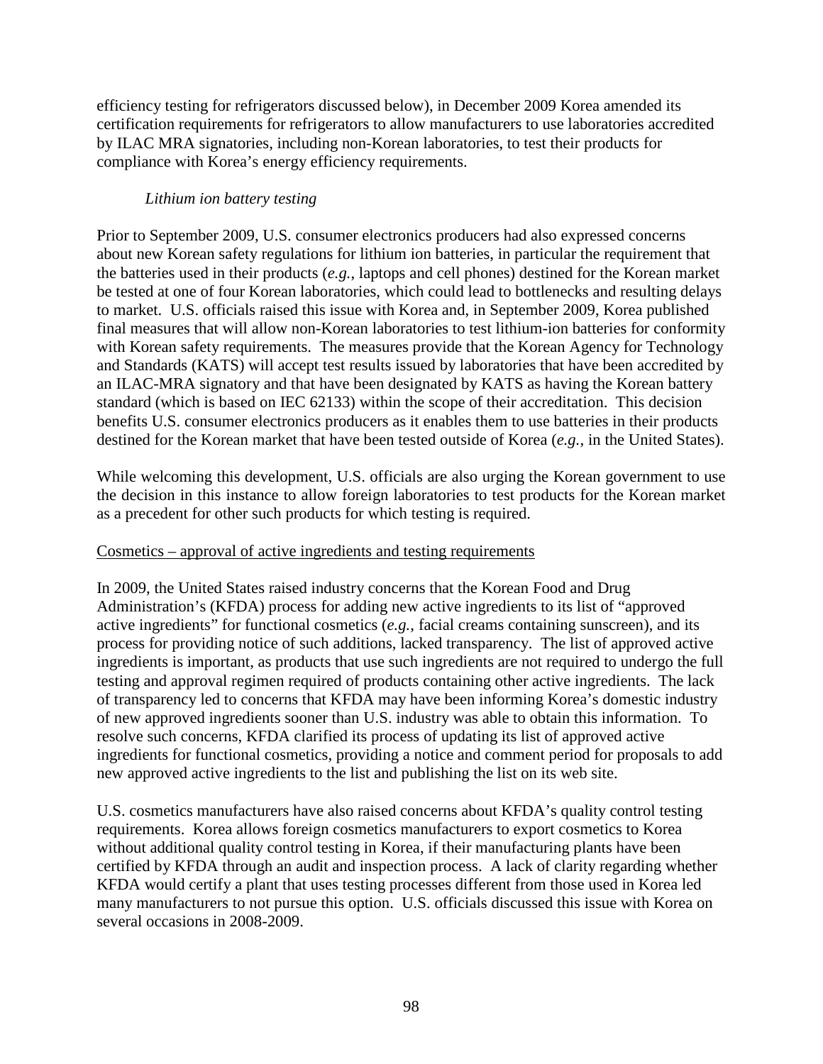efficiency testing for refrigerators discussed below), in December 2009 Korea amended its certification requirements for refrigerators to allow manufacturers to use laboratories accredited by ILAC MRA signatories, including non-Korean laboratories, to test their products for compliance with Korea's energy efficiency requirements.

*Lithium ion battery testing*

Prior to September 2009, U.S. consumer electronics producers had also expressed concerns about new Korean safety regulations for lithium ion batteries, in particular the requirement that the batteries used in their products (*e.g.*, laptops and cell phones) destined for the Korean market be tested at one of four Korean laboratories, which could lead to bottlenecks and resulting delays to market. U.S. officials raised this issue with Korea and, in September 2009, Korea published final measures that will allow non-Korean laboratories to test lithium-ion batteries for conformity with Korean safety requirements. The measures provide that the Korean Agency for Technology and Standards (KATS) will accept test results issued by laboratories that have been accredited by an ILAC-MRA signatory and that have been designated by KATS as having the Korean battery standard (which is based on IEC 62133) within the scope of their accreditation. This decision benefits U.S. consumer electronics producers as it enables them to use batteries in their products destined for the Korean market that have been tested outside of Korea (*e.g.*, in the United States).

While welcoming this development, U.S. officials are also urging the Korean government to use the decision in this instance to allow foreign laboratories to test products for the Korean market as a precedent for other such products for which testing is required.

<u>Cosmetics – approval of active ingredients and testing requirements</u>

In 2009, the United States raised industry concerns that the Korean Food and Drug Administration's (KFDA) process for adding new active ingredients to its list of "approved active ingredients" for functional cosmetics (*e.g.*, facial creams containing sunscreen), and its process for providing notice of such additions, lacked transparency. The list of approved active ingredients is important, as products that use such ingredients are not required to undergo the full testing and approval regimen required of products containing other active ingredients. The lack of transparency led to concerns that KFDA may have been informing Korea's domestic industry of new approved ingredients sooner than U.S. industry was able to obtain this information. To resolve such concerns, KFDA clarified its process of updating its list of approved active ingredients for functional cosmetics, providing a notice and comment period for proposals to add new approved active ingredients to the list and publishing the list on its web site.

U.S. cosmetics manufacturers have also raised concerns about KFDA's quality control testing requirements. Korea allows foreign cosmetics manufacturers to export cosmetics to Korea without additional quality control testing in Korea, if their manufacturing plants have been certified by KFDA through an audit and inspection process. A lack of clarity regarding whether KFDA would certify a plant that uses testing processes different from those used in Korea led many manufacturers to not pursue this option. U.S. officials discussed this issue with Korea on several occasions in 2008-2009.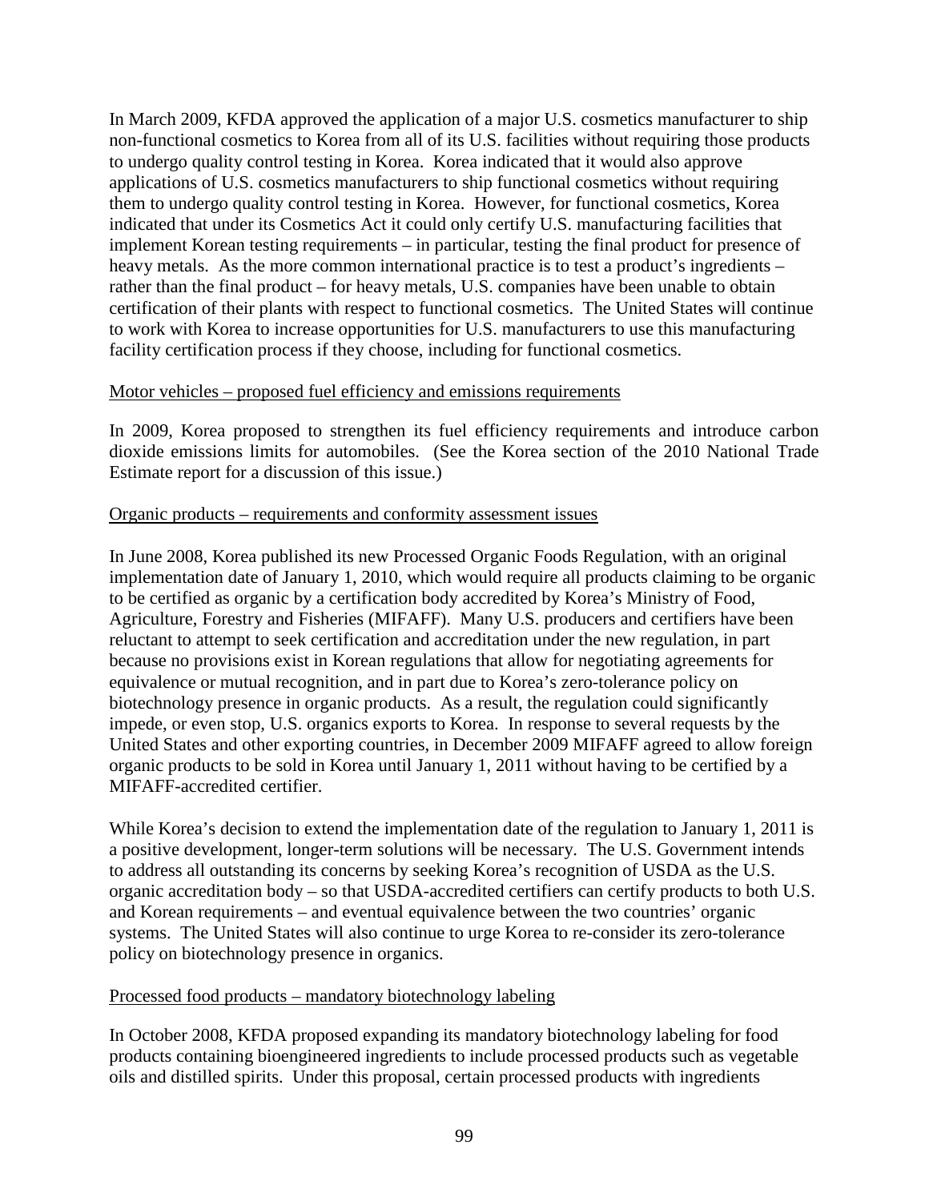In March 2009, KFDA approved the application of a major U.S. cosmetics manufacturer to ship non-functional cosmetics to Korea from all of its U.S. facilities without requiring those products to undergo quality control testing in Korea. Korea indicated that it would also approve applications of U.S. cosmetics manufacturers to ship functional cosmetics without requiring them to undergo quality control testing in Korea. However, for functional cosmetics, Korea indicated that under its Cosmetics Act it could only certify U.S. manufacturing facilities that implement Korean testing requirements – in particular, testing the final product for presence of heavy metals. As the more common international practice is to test a product's ingredients – rather than the final product – for heavy metals, U.S. companies have been unable to obtain certification of their plants with respect to functional cosmetics. The United States will continue to work with Korea to increase opportunities for U.S. manufacturers to use this manufacturing facility certification process if they choose, including for functional cosmetics.

Motor vehicles – proposed fuel efficiency and emissions requirements

In 2009, Korea proposed to strengthen its fuel efficiency requirements and introduce carbon dioxide emissions limits for automobiles. (See the Korea section of the 2010 National Trade Estimate report for a discussion of this issue.)

Organic products – requirements and conformity assessment issues

In June 2008, Korea published its new Processed Organic Foods Regulation, with an original implementation date of January 1, 2010, which would require all products claiming to be organic to be certified as organic by a certification body accredited by Korea's Ministry of Food, Agriculture, Forestry and Fisheries (MIFAFF). Many U.S. producers and certifiers have been reluctant to attempt to seek certification and accreditation under the new regulation, in part because no provisions exist in Korean regulations that allow for negotiating agreements for equivalence or mutual recognition, and in part due to Korea's zero-tolerance policy on biotechnology presence in organic products. As a result, the regulation could significantly impede, or even stop, U.S. organics exports to Korea. In response to several requests by the United States and other exporting countries, in December 2009 MIFAFF agreed to allow foreign organic products to be sold in Korea until January 1, 2011 without having to be certified by a MIFAFF-accredited certifier.

While Korea's decision to extend the implementation date of the regulation to January 1, 2011 is a positive development, longer-term solutions will be necessary. The U.S. Government intends to address all outstanding its concerns by seeking Korea's recognition of USDA as the U.S. organic accreditation body – so that USDA-accredited certifiers can certify products to both U.S. and Korean requirements – and eventual equivalence between the two countries' organic systems. The United States will also continue to urge Korea to re-consider its zero-tolerance policy on biotechnology presence in organics.

Processed food products – mandatory biotechnology labeling

In October 2008, KFDA proposed expanding its mandatory biotechnology labeling for food products containing bioengineered ingredients to include processed products such as vegetable oils and distilled spirits. Under this proposal, certain processed products with ingredients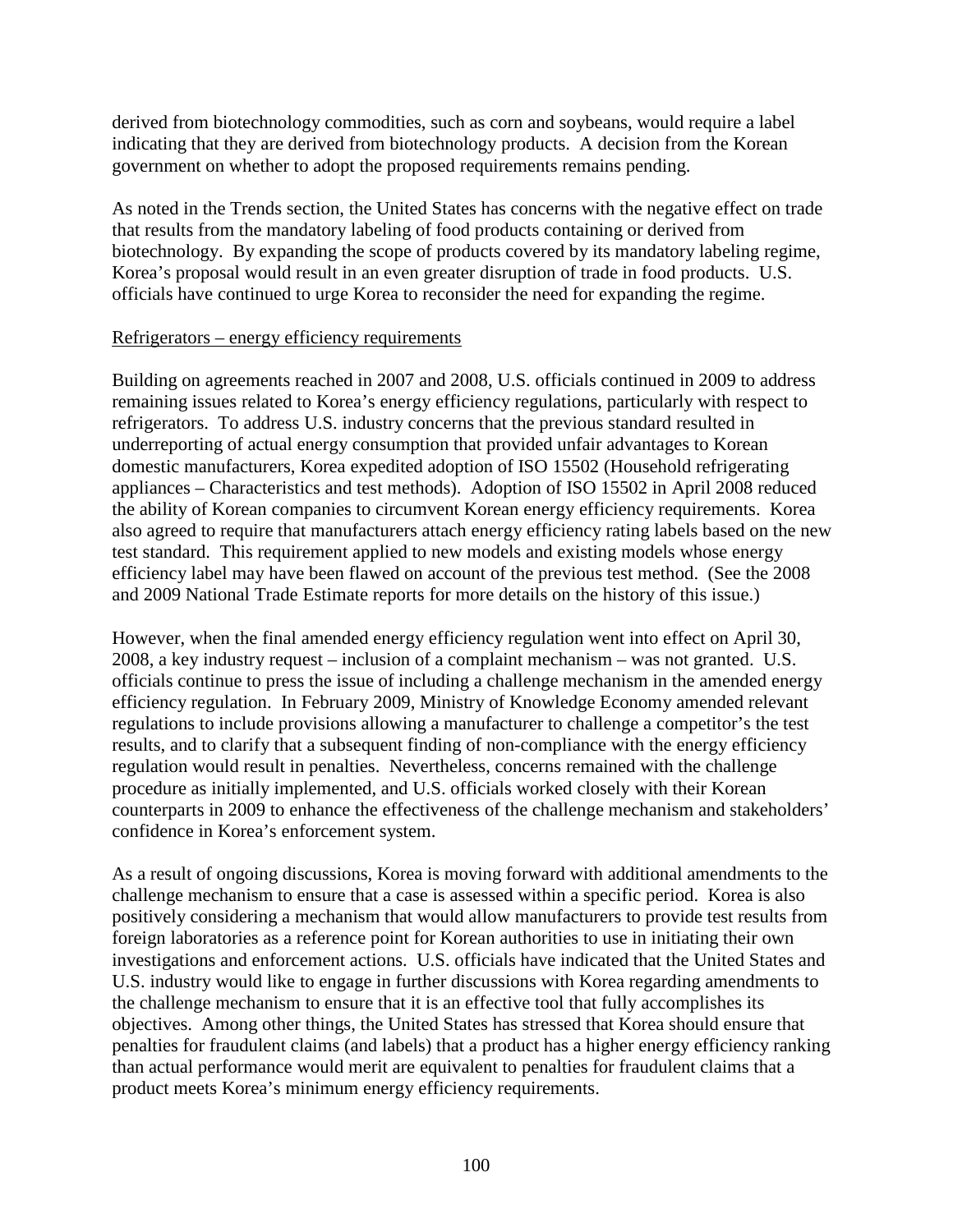derived from biotechnology commodities, such as corn and soybeans, would require a label indicating that they are derived from biotechnology products. A decision from the Korean government on whether to adopt the proposed requirements remains pending.

As noted in the Trends section, the United States has concerns with the negative effect on trade that results from the mandatory labeling of food products containing or derived from biotechnology. By expanding the scope of products covered by its mandatory labeling regime, Korea's proposal would result in an even greater disruption of trade in food products. U.S. officials have continued to urge Korea to reconsider the need for expanding the regime.

Refrigerators – energy efficiency requirements

Building on agreements reached in 2007 and 2008, U.S. officials continued in 2009 to address remaining issues related to Korea's energy efficiency regulations, particularly with respect to refrigerators. To address U.S. industry concerns that the previous standard resulted in underreporting of actual energy consumption that provided unfair advantages to Korean domestic manufacturers, Korea expedited adoption of ISO 15502 (Household refrigerating appliances – Characteristics and test methods). Adoption of ISO 15502 in April 2008 reduced the ability of Korean companies to circumvent Korean energy efficiency requirements. Korea also agreed to require that manufacturers attach energy efficiency rating labels based on the new test standard. This requirement applied to new models and existing models whose energy efficiency label may have been flawed on account of the previous test method. (See the 2008 and 2009 National Trade Estimate reports for more details on the history of this issue.)

However, when the final amended energy efficiency regulation went into effect on April 30, 2008, a key industry request – inclusion of a complaint mechanism – was not granted. U.S. officials continue to press the issue of including a challenge mechanism in the amended energy efficiency regulation. In February 2009, Ministry of Knowledge Economy amended relevant regulations to include provisions allowing a manufacturer to challenge a competitor's the test results, and to clarify that a subsequent finding of non-compliance with the energy efficiency regulation would result in penalties. Nevertheless, concerns remained with the challenge procedure as initially implemented, and U.S. officials worked closely with their Korean counterparts in 2009 to enhance the effectiveness of the challenge mechanism and stakeholders' confidence in Korea's enforcement system.

As a result of ongoing discussions, Korea is moving forward with additional amendments to the challenge mechanism to ensure that a case is assessed within a specific period. Korea is also positively considering a mechanism that would allow manufacturers to provide test results from foreign laboratories as a reference point for Korean authorities to use in initiating their own investigations and enforcement actions. U.S. officials have indicated that the United States and U.S. industry would like to engage in further discussions with Korea regarding amendments to the challenge mechanism to ensure that it is an effective tool that fully accomplishes its objectives. Among other things, the United States has stressed that Korea should ensure that penalties for fraudulent claims (and labels) that a product has a higher energy efficiency ranking than actual performance would merit are equivalent to penalties for fraudulent claims that a product meets Korea's minimum energy efficiency requirements.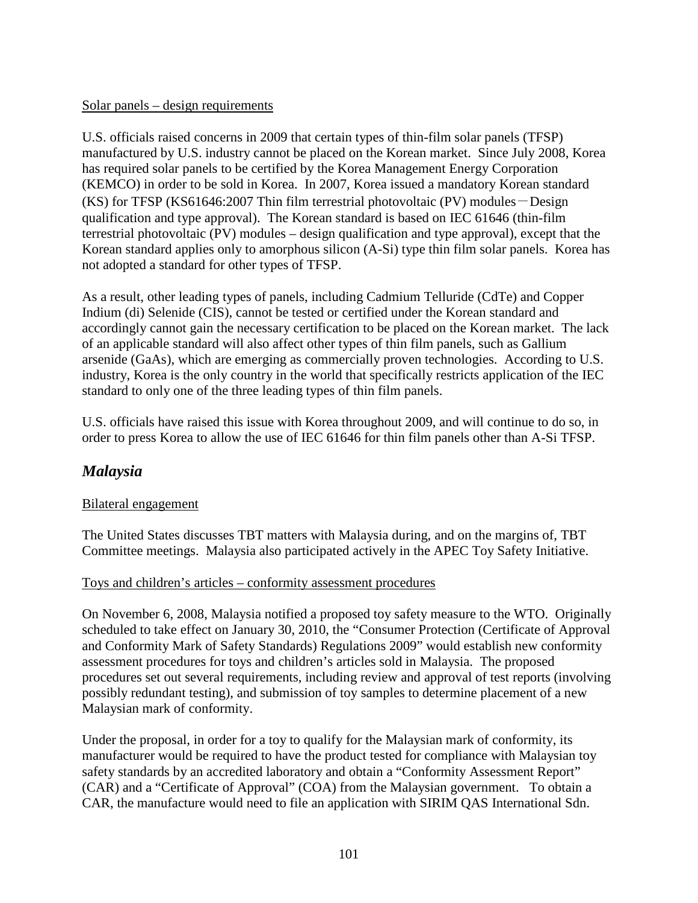Solar panels – design requirements

U.S. officials raised concerns in 2009 that certain types of thin-film solar panels (TFSP) manufactured by U.S. industry cannot be placed on the Korean market. Since July 2008, Korea has required solar panels to be certified by the Korea Management Energy Corporation (KEMCO) in order to be sold in Korea. In 2007, Korea issued a mandatory Korean standard (KS) for TFSP (KS61646:2007 Thin film terrestrial photovoltaic (PV) modules－Design qualification and type approval). The Korean standard is based on IEC 61646 (thin-film terrestrial photovoltaic (PV) modules – design qualification and type approval), except that the Korean standard applies only to amorphous silicon (A-Si) type thin film solar panels. Korea has not adopted a standard for other types of TFSP.

As a result, other leading types of panels, including Cadmium Telluride (CdTe) and Copper Indium (di) Selenide (CIS), cannot be tested or certified under the Korean standard and accordingly cannot gain the necessary certification to be placed on the Korean market. The lack of an applicable standard will also affect other types of thin film panels, such as Gallium arsenide (GaAs), which are emerging as commercially proven technologies. According to U.S. industry, Korea is the only country in the world that specifically restricts application of the IEC standard to only one of the three leading types of thin film panels.

U.S. officials have raised this issue with Korea throughout 2009, and will continue to do so, in order to press Korea to allow the use of IEC 61646 for thin film panels other than A-Si TFSP.

## *Malaysia*

Bilateral engagement

The United States discusses TBT matters with Malaysia during, and on the margins of, TBT Committee meetings. Malaysia also participated actively in the APEC Toy Safety Initiative.

Toys and children's articles – conformity assessment procedures

On November 6, 2008, Malaysia notified a proposed toy safety measure to the WTO. Originally scheduled to take effect on January 30, 2010, the "Consumer Protection (Certificate of Approval and Conformity Mark of Safety Standards) Regulations 2009" would establish new conformity assessment procedures for toys and children's articles sold in Malaysia. The proposed procedures set out several requirements, including review and approval of test reports (involving possibly redundant testing), and submission of toy samples to determine placement of a new Malaysian mark of conformity.

Under the proposal, in order for a toy to qualify for the Malaysian mark of conformity, its manufacturer would be required to have the product tested for compliance with Malaysian toy safety standards by an accredited laboratory and obtain a "Conformity Assessment Report" (CAR) and a "Certificate of Approval" (COA) from the Malaysian government. To obtain a CAR, the manufacture would need to file an application with SIRIM QAS International Sdn.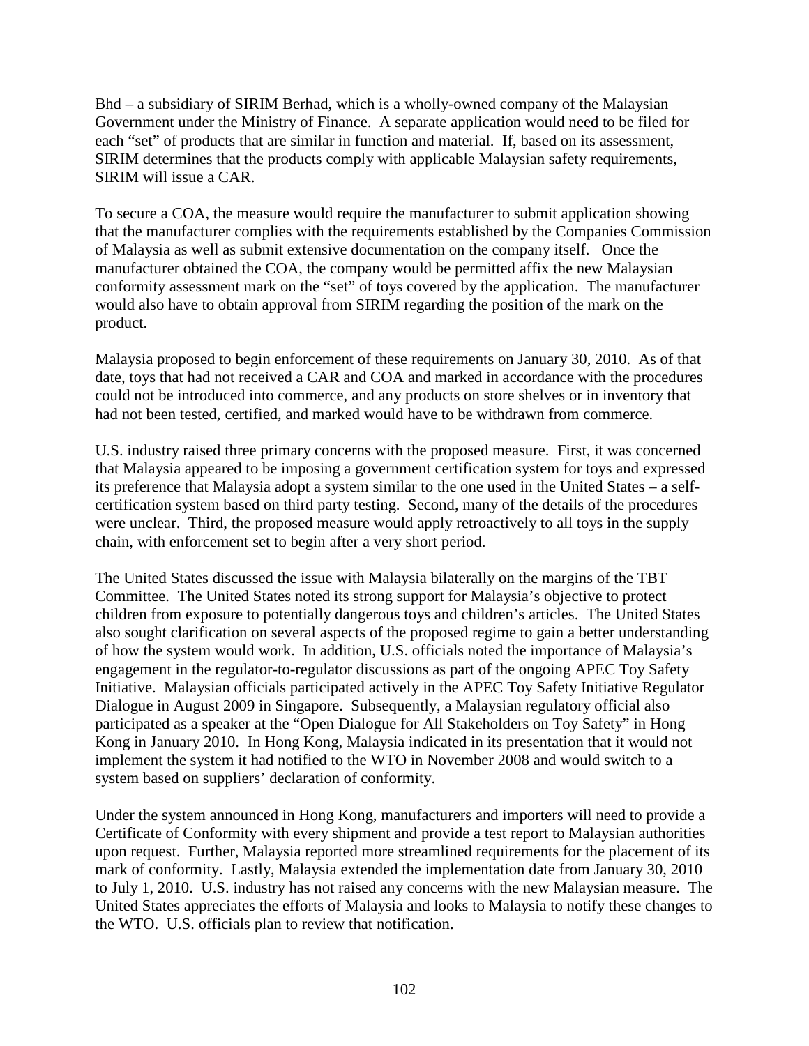Bhd – a subsidiary of SIRIM Berhad, which is a wholly-owned company of the Malaysian Government under the Ministry of Finance. A separate application would need to be filed for each "set" of products that are similar in function and material. If, based on its assessment, SIRIM determines that the products comply with applicable Malaysian safety requirements, SIRIM will issue a CAR.

To secure a COA, the measure would require the manufacturer to submit application showing that the manufacturer complies with the requirements established by the Companies Commission of Malaysia as well as submit extensive documentation on the company itself. Once the manufacturer obtained the COA, the company would be permitted affix the new Malaysian conformity assessment mark on the "set" of toys covered by the application. The manufacturer would also have to obtain approval from SIRIM regarding the position of the mark on the product.

Malaysia proposed to begin enforcement of these requirements on January 30, 2010. As of that date, toys that had not received a CAR and COA and marked in accordance with the procedures could not be introduced into commerce, and any products on store shelves or in inventory that had not been tested, certified, and marked would have to be withdrawn from commerce.

U.S. industry raised three primary concerns with the proposed measure. First, it was concerned that Malaysia appeared to be imposing a government certification system for toys and expressed its preference that Malaysia adopt a system similar to the one used in the United States – a self-certification system based on third party testing. Second, many of the details of the procedures were unclear. Third, the proposed measure would apply retroactively to all toys in the supply chain, with enforcement set to begin after a very short period.

The United States discussed the issue with Malaysia bilaterally on the margins of the TBT Committee. The United States noted its strong support for Malaysia's objective to protect children from exposure to potentially dangerous toys and children's articles. The United States also sought clarification on several aspects of the proposed regime to gain a better understanding of how the system would work. In addition, U.S. officials noted the importance of Malaysia's engagement in the regulator-to-regulator discussions as part of the ongoing APEC Toy Safety Initiative. Malaysian officials participated actively in the APEC Toy Safety Initiative Regulator Dialogue in August 2009 in Singapore. Subsequently, a Malaysian regulatory official also participated as a speaker at the "Open Dialogue for All Stakeholders on Toy Safety" in Hong Kong in January 2010. In Hong Kong, Malaysia indicated in its presentation that it would not implement the system it had notified to the WTO in November 2008 and would switch to a system based on suppliers' declaration of conformity.

Under the system announced in Hong Kong, manufacturers and importers will need to provide a Certificate of Conformity with every shipment and provide a test report to Malaysian authorities upon request. Further, Malaysia reported more streamlined requirements for the placement of its mark of conformity. Lastly, Malaysia extended the implementation date from January 30, 2010 to July 1, 2010. U.S. industry has not raised any concerns with the new Malaysian measure. The United States appreciates the efforts of Malaysia and looks to Malaysia to notify these changes to the WTO. U.S. officials plan to review that notification.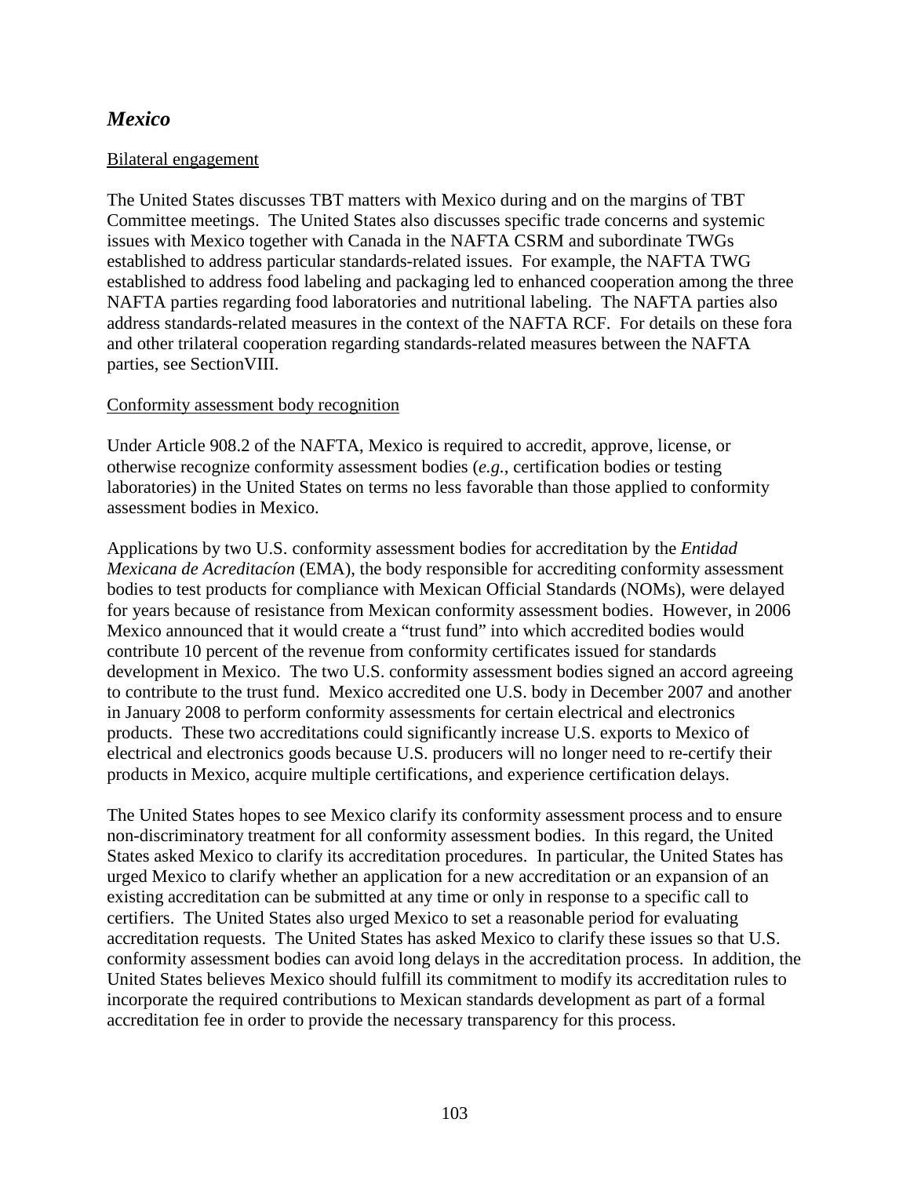## *Mexico*

Bilateral engagement

The United States discusses TBT matters with Mexico during and on the margins of TBT Committee meetings. The United States also discusses specific trade concerns and systemic issues with Mexico together with Canada in the NAFTA CSRM and subordinate TWGs established to address particular standards-related issues. For example, the NAFTA TWG established to address food labeling and packaging led to enhanced cooperation among the three NAFTA parties regarding food laboratories and nutritional labeling. The NAFTA parties also address standards-related measures in the context of the NAFTA RCF. For details on these fora and other trilateral cooperation regarding standards-related measures between the NAFTA parties, see SectionVIII.

Conformity assessment body recognition

Under Article 908.2 of the NAFTA, Mexico is required to accredit, approve, license, or otherwise recognize conformity assessment bodies (*e.g.*, certification bodies or testing laboratories) in the United States on terms no less favorable than those applied to conformity assessment bodies in Mexico.

Applications by two U.S. conformity assessment bodies for accreditation by the *Entidad Mexicana de Acreditacíon* (EMA), the body responsible for accrediting conformity assessment bodies to test products for compliance with Mexican Official Standards (NOMs), were delayed for years because of resistance from Mexican conformity assessment bodies. However, in 2006 Mexico announced that it would create a "trust fund" into which accredited bodies would contribute 10 percent of the revenue from conformity certificates issued for standards development in Mexico. The two U.S. conformity assessment bodies signed an accord agreeing to contribute to the trust fund. Mexico accredited one U.S. body in December 2007 and another in January 2008 to perform conformity assessments for certain electrical and electronics products. These two accreditations could significantly increase U.S. exports to Mexico of electrical and electronics goods because U.S. producers will no longer need to re-certify their products in Mexico, acquire multiple certifications, and experience certification delays.

The United States hopes to see Mexico clarify its conformity assessment process and to ensure non-discriminatory treatment for all conformity assessment bodies. In this regard, the United States asked Mexico to clarify its accreditation procedures. In particular, the United States has urged Mexico to clarify whether an application for a new accreditation or an expansion of an existing accreditation can be submitted at any time or only in response to a specific call to certifiers. The United States also urged Mexico to set a reasonable period for evaluating accreditation requests. The United States has asked Mexico to clarify these issues so that U.S. conformity assessment bodies can avoid long delays in the accreditation process. In addition, the United States believes Mexico should fulfill its commitment to modify its accreditation rules to incorporate the required contributions to Mexican standards development as part of a formal accreditation fee in order to provide the necessary transparency for this process.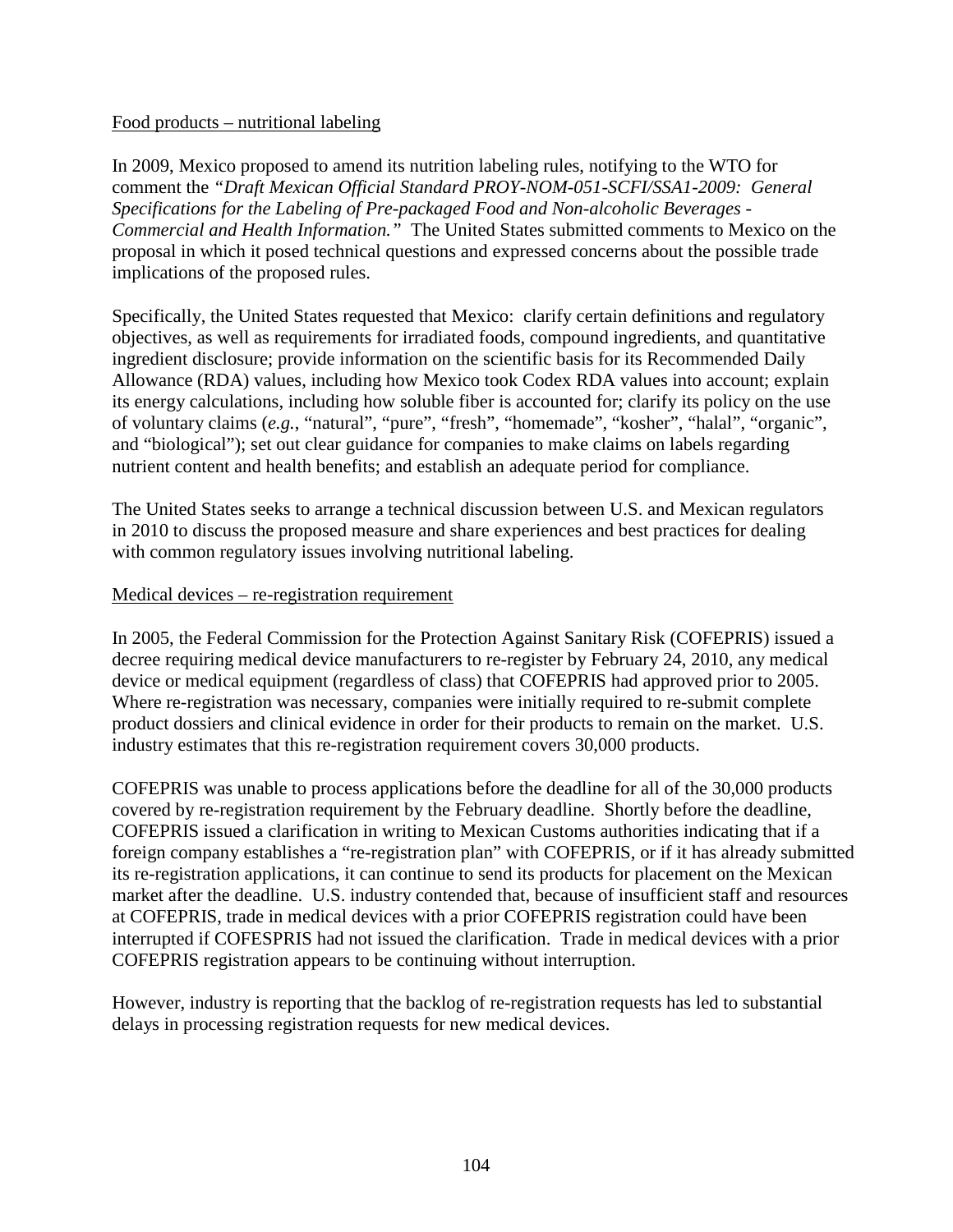Food products – nutritional labeling

In 2009, Mexico proposed to amend its nutrition labeling rules, notifying to the WTO for comment the *"Draft Mexican Official Standard PROY-NOM-051-SCFI/SSA1-2009: General Specifications for the Labeling of Pre-packaged Food and Non-alcoholic Beverages - Commercial and Health Information."* The United States submitted comments to Mexico on the proposal in which it posed technical questions and expressed concerns about the possible trade implications of the proposed rules.

Specifically, the United States requested that Mexico: clarify certain definitions and regulatory objectives, as well as requirements for irradiated foods, compound ingredients, and quantitative ingredient disclosure; provide information on the scientific basis for its Recommended Daily Allowance (RDA) values, including how Mexico took Codex RDA values into account; explain its energy calculations, including how soluble fiber is accounted for; clarify its policy on the use of voluntary claims (*e.g.*, "natural", "pure", "fresh", "homemade", "kosher", "halal", "organic", and "biological"); set out clear guidance for companies to make claims on labels regarding nutrient content and health benefits; and establish an adequate period for compliance.

The United States seeks to arrange a technical discussion between U.S. and Mexican regulators in 2010 to discuss the proposed measure and share experiences and best practices for dealing with common regulatory issues involving nutritional labeling.

Medical devices – re-registration requirement

In 2005, the Federal Commission for the Protection Against Sanitary Risk (COFEPRIS) issued a decree requiring medical device manufacturers to re-register by February 24, 2010, any medical device or medical equipment (regardless of class) that COFEPRIS had approved prior to 2005. Where re-registration was necessary, companies were initially required to re-submit complete product dossiers and clinical evidence in order for their products to remain on the market. U.S. industry estimates that this re-registration requirement covers 30,000 products.

COFEPRIS was unable to process applications before the deadline for all of the 30,000 products covered by re-registration requirement by the February deadline. Shortly before the deadline, COFEPRIS issued a clarification in writing to Mexican Customs authorities indicating that if a foreign company establishes a "re-registration plan" with COFEPRIS, or if it has already submitted its re-registration applications, it can continue to send its products for placement on the Mexican market after the deadline. U.S. industry contended that, because of insufficient staff and resources at COFEPRIS, trade in medical devices with a prior COFEPRIS registration could have been interrupted if COFESPRIS had not issued the clarification. Trade in medical devices with a prior COFEPRIS registration appears to be continuing without interruption.

However, industry is reporting that the backlog of re-registration requests has led to substantial delays in processing registration requests for new medical devices.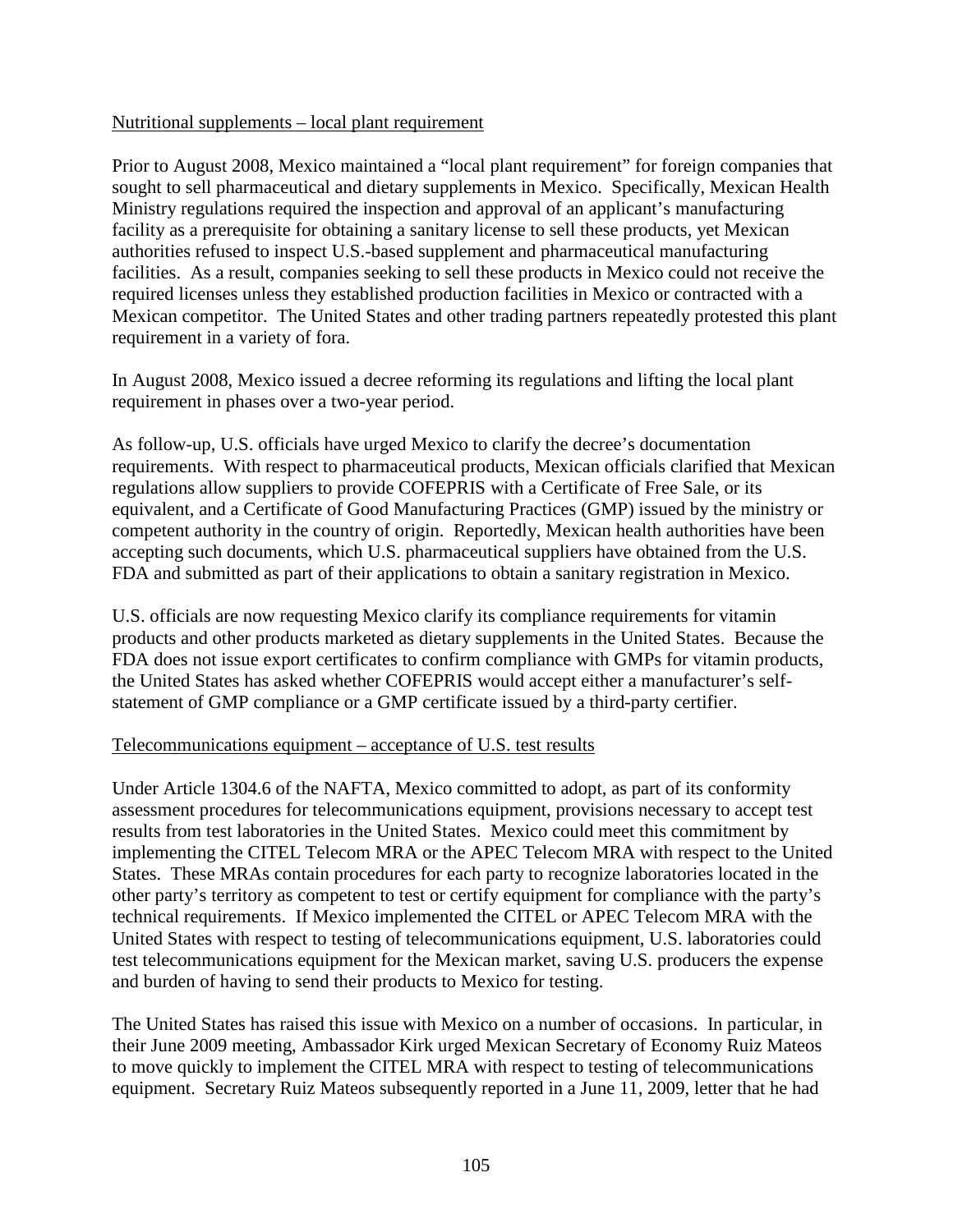Nutritional supplements – local plant requirement

Prior to August 2008, Mexico maintained a "local plant requirement" for foreign companies that sought to sell pharmaceutical and dietary supplements in Mexico. Specifically, Mexican Health Ministry regulations required the inspection and approval of an applicant's manufacturing facility as a prerequisite for obtaining a sanitary license to sell these products, yet Mexican authorities refused to inspect U.S.-based supplement and pharmaceutical manufacturing facilities. As a result, companies seeking to sell these products in Mexico could not receive the required licenses unless they established production facilities in Mexico or contracted with a Mexican competitor. The United States and other trading partners repeatedly protested this plant requirement in a variety of fora.

In August 2008, Mexico issued a decree reforming its regulations and lifting the local plant requirement in phases over a two-year period.

As follow-up, U.S. officials have urged Mexico to clarify the decree's documentation requirements. With respect to pharmaceutical products, Mexican officials clarified that Mexican regulations allow suppliers to provide COFEPRIS with a Certificate of Free Sale, or its equivalent, and a Certificate of Good Manufacturing Practices (GMP) issued by the ministry or competent authority in the country of origin. Reportedly, Mexican health authorities have been accepting such documents, which U.S. pharmaceutical suppliers have obtained from the U.S. FDA and submitted as part of their applications to obtain a sanitary registration in Mexico.

U.S. officials are now requesting Mexico clarify its compliance requirements for vitamin products and other products marketed as dietary supplements in the United States. Because the FDA does not issue export certificates to confirm compliance with GMPs for vitamin products, the United States has asked whether COFEPRIS would accept either a manufacturer's self-statement of GMP compliance or a GMP certificate issued by a third-party certifier.

Telecommunications equipment – acceptance of U.S. test results

Under Article 1304.6 of the NAFTA, Mexico committed to adopt, as part of its conformity assessment procedures for telecommunications equipment, provisions necessary to accept test results from test laboratories in the United States. Mexico could meet this commitment by implementing the CITEL Telecom MRA or the APEC Telecom MRA with respect to the United States. These MRAs contain procedures for each party to recognize laboratories located in the other party's territory as competent to test or certify equipment for compliance with the party's technical requirements. If Mexico implemented the CITEL or APEC Telecom MRA with the United States with respect to testing of telecommunications equipment, U.S. laboratories could test telecommunications equipment for the Mexican market, saving U.S. producers the expense and burden of having to send their products to Mexico for testing.

The United States has raised this issue with Mexico on a number of occasions. In particular, in their June 2009 meeting, Ambassador Kirk urged Mexican Secretary of Economy Ruiz Mateos to move quickly to implement the CITEL MRA with respect to testing of telecommunications equipment. Secretary Ruiz Mateos subsequently reported in a June 11, 2009, letter that he had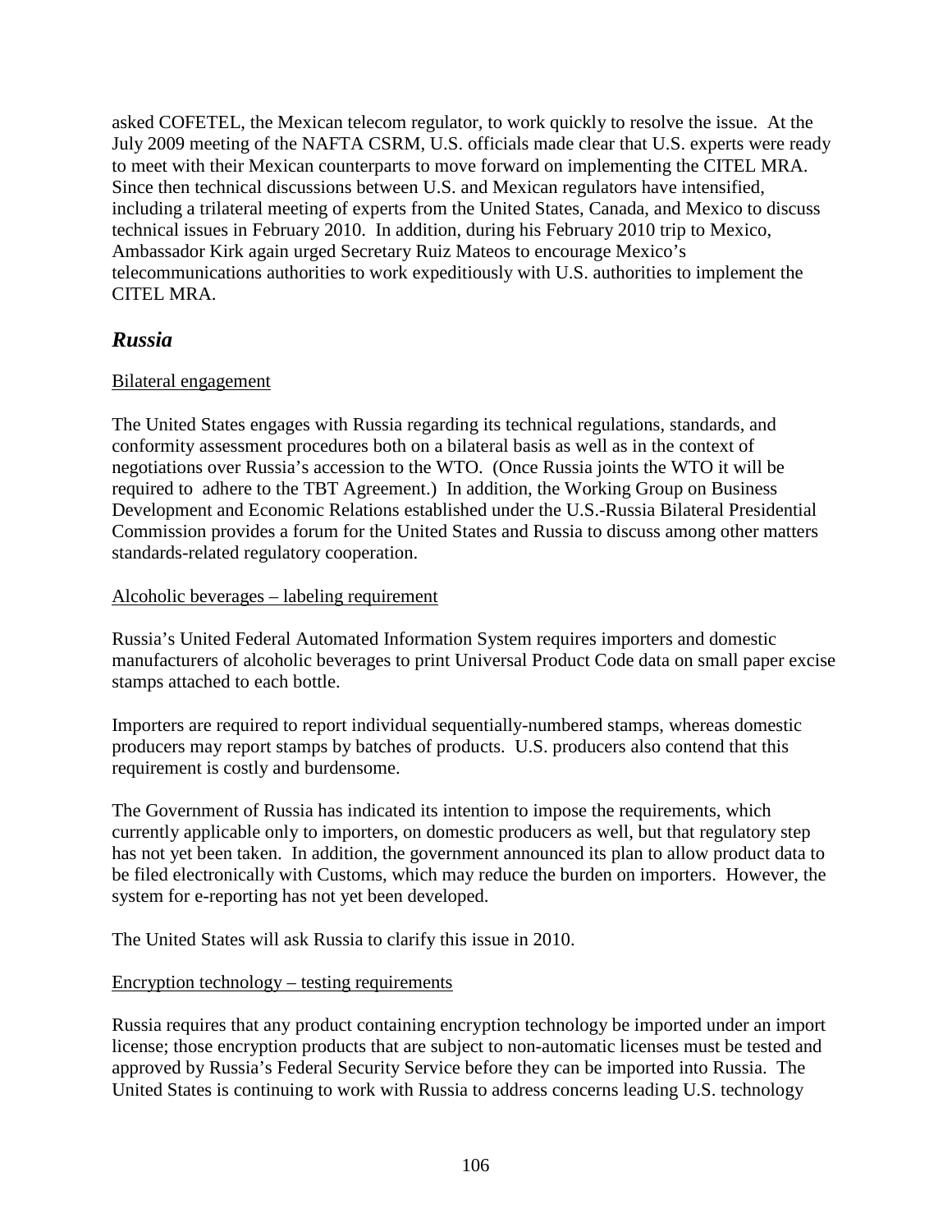asked COFETEL, the Mexican telecom regulator, to work quickly to resolve the issue. At the July 2009 meeting of the NAFTA CSRM, U.S. officials made clear that U.S. experts were ready to meet with their Mexican counterparts to move forward on implementing the CITEL MRA. Since then technical discussions between U.S. and Mexican regulators have intensified, including a trilateral meeting of experts from the United States, Canada, and Mexico to discuss technical issues in February 2010. In addition, during his February 2010 trip to Mexico, Ambassador Kirk again urged Secretary Ruiz Mateos to encourage Mexico's telecommunications authorities to work expeditiously with U.S. authorities to implement the CITEL MRA.

## *Russia*

Bilateral engagement

The United States engages with Russia regarding its technical regulations, standards, and conformity assessment procedures both on a bilateral basis as well as in the context of negotiations over Russia's accession to the WTO. (Once Russia joints the WTO it will be required to adhere to the TBT Agreement.) In addition, the Working Group on Business Development and Economic Relations established under the U.S.-Russia Bilateral Presidential Commission provides a forum for the United States and Russia to discuss among other matters standards-related regulatory cooperation.

Alcoholic beverages – labeling requirement

Russia's United Federal Automated Information System requires importers and domestic manufacturers of alcoholic beverages to print Universal Product Code data on small paper excise stamps attached to each bottle.

Importers are required to report individual sequentially-numbered stamps, whereas domestic producers may report stamps by batches of products. U.S. producers also contend that this requirement is costly and burdensome.

The Government of Russia has indicated its intention to impose the requirements, which currently applicable only to importers, on domestic producers as well, but that regulatory step has not yet been taken. In addition, the government announced its plan to allow product data to be filed electronically with Customs, which may reduce the burden on importers. However, the system for e-reporting has not yet been developed.

The United States will ask Russia to clarify this issue in 2010.

Encryption technology – testing requirements

Russia requires that any product containing encryption technology be imported under an import license; those encryption products that are subject to non-automatic licenses must be tested and approved by Russia's Federal Security Service before they can be imported into Russia. The United States is continuing to work with Russia to address concerns leading U.S. technology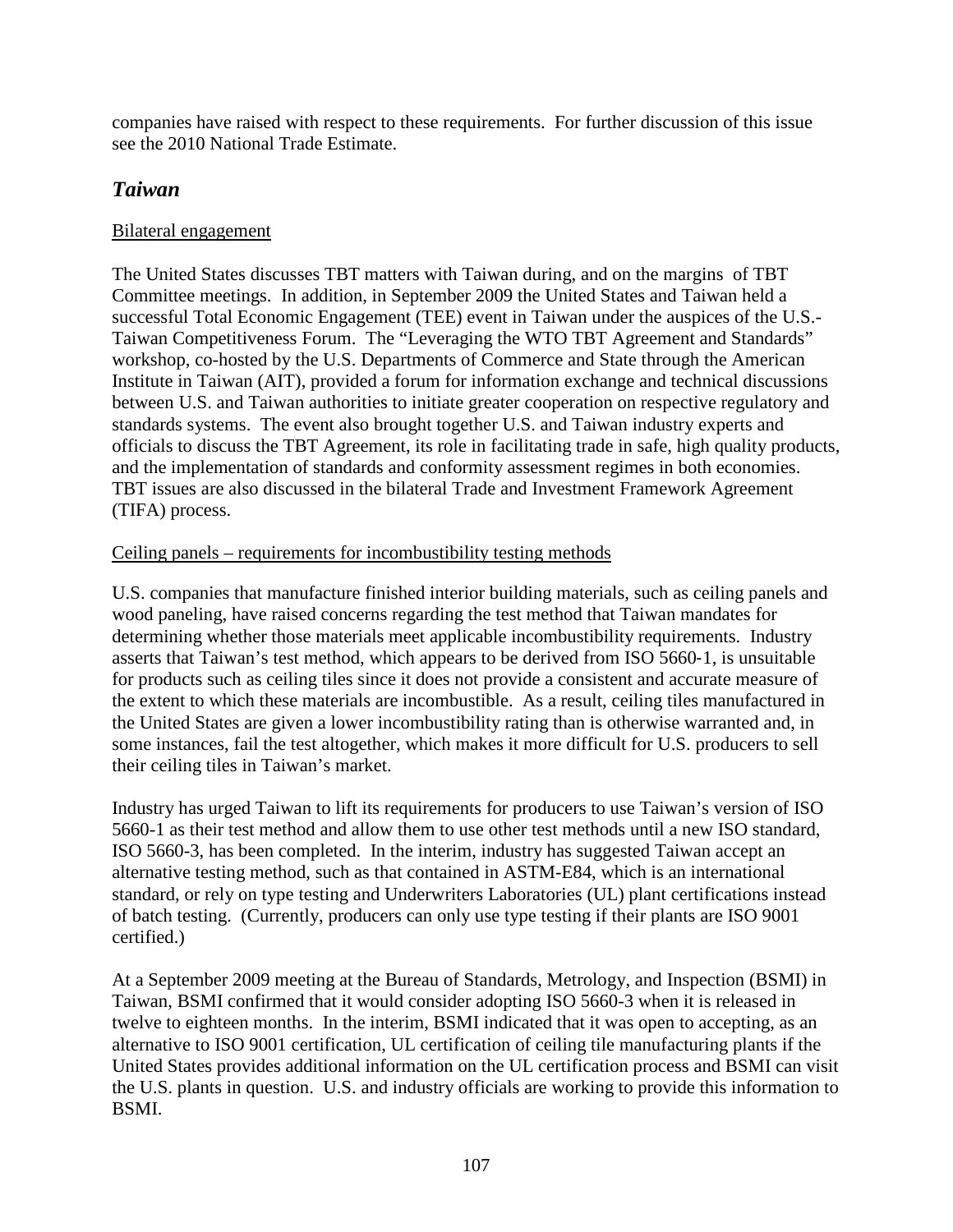companies have raised with respect to these requirements. For further discussion of this issue see the 2010 National Trade Estimate.

## *Taiwan*

Bilateral engagement

The United States discusses TBT matters with Taiwan during, and on the margins of TBT Committee meetings. In addition, in September 2009 the United States and Taiwan held a successful Total Economic Engagement (TEE) event in Taiwan under the auspices of the U.S.-Taiwan Competitiveness Forum. The "Leveraging the WTO TBT Agreement and Standards" workshop, co-hosted by the U.S. Departments of Commerce and State through the American Institute in Taiwan (AIT), provided a forum for information exchange and technical discussions between U.S. and Taiwan authorities to initiate greater cooperation on respective regulatory and standards systems. The event also brought together U.S. and Taiwan industry experts and officials to discuss the TBT Agreement, its role in facilitating trade in safe, high quality products, and the implementation of standards and conformity assessment regimes in both economies. TBT issues are also discussed in the bilateral Trade and Investment Framework Agreement (TIFA) process.

Ceiling panels – requirements for incombustibility testing methods

U.S. companies that manufacture finished interior building materials, such as ceiling panels and wood paneling, have raised concerns regarding the test method that Taiwan mandates for determining whether those materials meet applicable incombustibility requirements. Industry asserts that Taiwan's test method, which appears to be derived from ISO 5660-1, is unsuitable for products such as ceiling tiles since it does not provide a consistent and accurate measure of the extent to which these materials are incombustible. As a result, ceiling tiles manufactured in the United States are given a lower incombustibility rating than is otherwise warranted and, in some instances, fail the test altogether, which makes it more difficult for U.S. producers to sell their ceiling tiles in Taiwan's market.

Industry has urged Taiwan to lift its requirements for producers to use Taiwan's version of ISO 5660-1 as their test method and allow them to use other test methods until a new ISO standard, ISO 5660-3, has been completed. In the interim, industry has suggested Taiwan accept an alternative testing method, such as that contained in ASTM-E84, which is an international standard, or rely on type testing and Underwriters Laboratories (UL) plant certifications instead of batch testing. (Currently, producers can only use type testing if their plants are ISO 9001 certified.)

At a September 2009 meeting at the Bureau of Standards, Metrology, and Inspection (BSMI) in Taiwan, BSMI confirmed that it would consider adopting ISO 5660-3 when it is released in twelve to eighteen months. In the interim, BSMI indicated that it was open to accepting, as an alternative to ISO 9001 certification, UL certification of ceiling tile manufacturing plants if the United States provides additional information on the UL certification process and BSMI can visit the U.S. plants in question. U.S. and industry officials are working to provide this information to BSMI.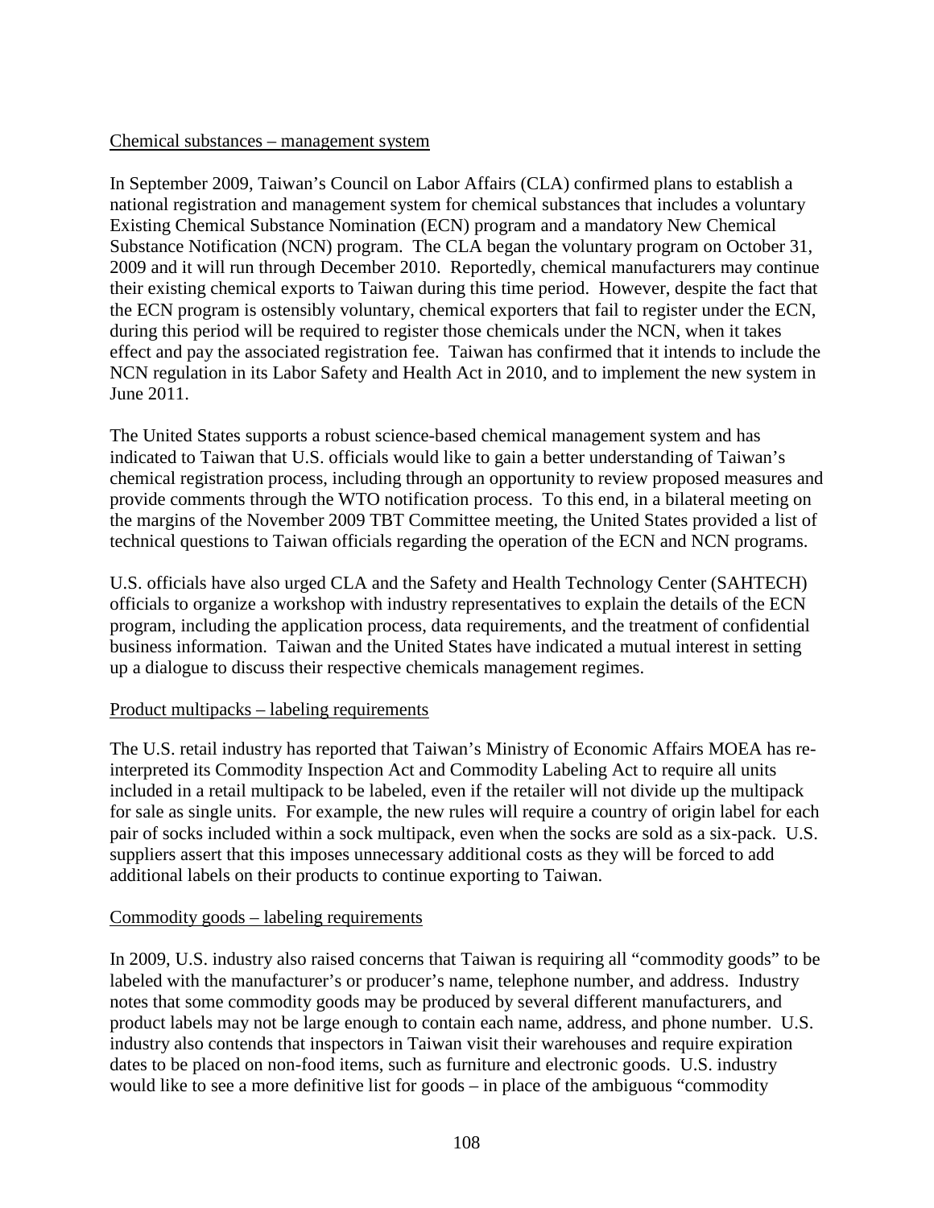Chemical substances – management system

In September 2009, Taiwan's Council on Labor Affairs (CLA) confirmed plans to establish a national registration and management system for chemical substances that includes a voluntary Existing Chemical Substance Nomination (ECN) program and a mandatory New Chemical Substance Notification (NCN) program. The CLA began the voluntary program on October 31, 2009 and it will run through December 2010. Reportedly, chemical manufacturers may continue their existing chemical exports to Taiwan during this time period. However, despite the fact that the ECN program is ostensibly voluntary, chemical exporters that fail to register under the ECN, during this period will be required to register those chemicals under the NCN, when it takes effect and pay the associated registration fee. Taiwan has confirmed that it intends to include the NCN regulation in its Labor Safety and Health Act in 2010, and to implement the new system in June 2011.

The United States supports a robust science-based chemical management system and has indicated to Taiwan that U.S. officials would like to gain a better understanding of Taiwan's chemical registration process, including through an opportunity to review proposed measures and provide comments through the WTO notification process. To this end, in a bilateral meeting on the margins of the November 2009 TBT Committee meeting, the United States provided a list of technical questions to Taiwan officials regarding the operation of the ECN and NCN programs.

U.S. officials have also urged CLA and the Safety and Health Technology Center (SAHTECH) officials to organize a workshop with industry representatives to explain the details of the ECN program, including the application process, data requirements, and the treatment of confidential business information. Taiwan and the United States have indicated a mutual interest in setting up a dialogue to discuss their respective chemicals management regimes.

Product multipacks – labeling requirements

The U.S. retail industry has reported that Taiwan's Ministry of Economic Affairs MOEA has re-interpreted its Commodity Inspection Act and Commodity Labeling Act to require all units included in a retail multipack to be labeled, even if the retailer will not divide up the multipack for sale as single units. For example, the new rules will require a country of origin label for each pair of socks included within a sock multipack, even when the socks are sold as a six-pack. U.S. suppliers assert that this imposes unnecessary additional costs as they will be forced to add additional labels on their products to continue exporting to Taiwan.

Commodity goods – labeling requirements

In 2009, U.S. industry also raised concerns that Taiwan is requiring all "commodity goods" to be labeled with the manufacturer's or producer's name, telephone number, and address. Industry notes that some commodity goods may be produced by several different manufacturers, and product labels may not be large enough to contain each name, address, and phone number. U.S. industry also contends that inspectors in Taiwan visit their warehouses and require expiration dates to be placed on non-food items, such as furniture and electronic goods. U.S. industry would like to see a more definitive list for goods – in place of the ambiguous "commodity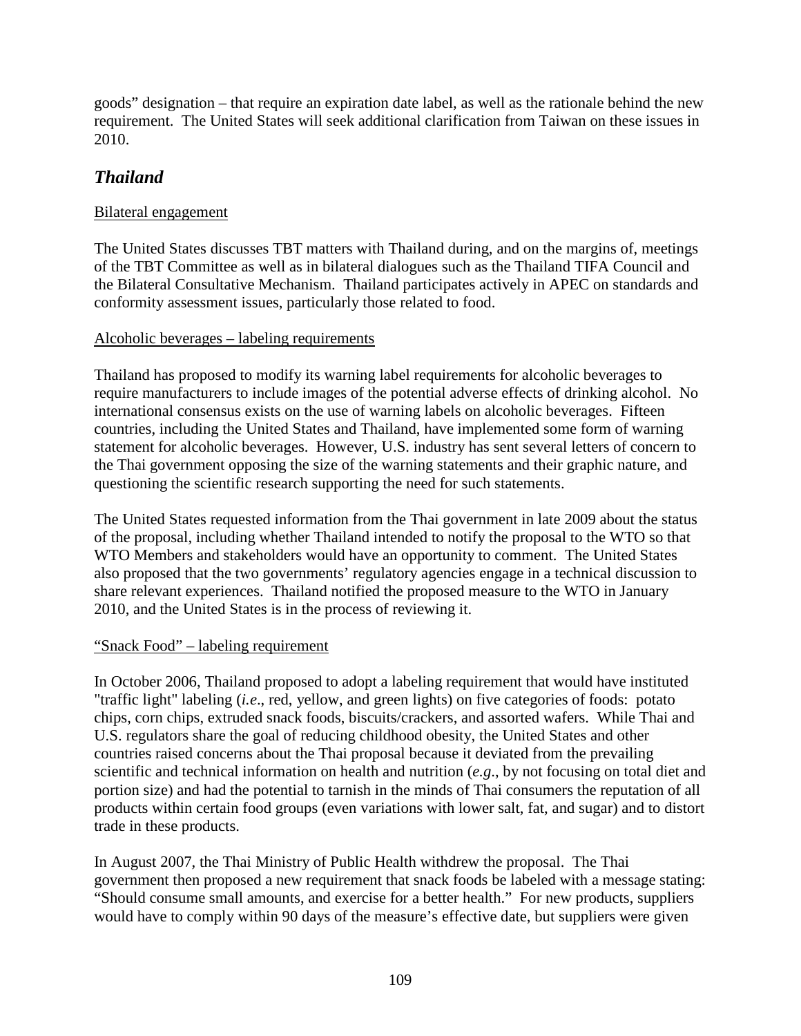goods" designation – that require an expiration date label, as well as the rationale behind the new requirement. The United States will seek additional clarification from Taiwan on these issues in 2010.

## *Thailand*

Bilateral engagement

The United States discusses TBT matters with Thailand during, and on the margins of, meetings of the TBT Committee as well as in bilateral dialogues such as the Thailand TIFA Council and the Bilateral Consultative Mechanism. Thailand participates actively in APEC on standards and conformity assessment issues, particularly those related to food.

Alcoholic beverages – labeling requirements

Thailand has proposed to modify its warning label requirements for alcoholic beverages to require manufacturers to include images of the potential adverse effects of drinking alcohol. No international consensus exists on the use of warning labels on alcoholic beverages. Fifteen countries, including the United States and Thailand, have implemented some form of warning statement for alcoholic beverages. However, U.S. industry has sent several letters of concern to the Thai government opposing the size of the warning statements and their graphic nature, and questioning the scientific research supporting the need for such statements.

The United States requested information from the Thai government in late 2009 about the status of the proposal, including whether Thailand intended to notify the proposal to the WTO so that WTO Members and stakeholders would have an opportunity to comment. The United States also proposed that the two governments' regulatory agencies engage in a technical discussion to share relevant experiences. Thailand notified the proposed measure to the WTO in January 2010, and the United States is in the process of reviewing it.

"Snack Food" – labeling requirement

In October 2006, Thailand proposed to adopt a labeling requirement that would have instituted "traffic light" labeling (*i.e*., red, yellow, and green lights) on five categories of foods: potato chips, corn chips, extruded snack foods, biscuits/crackers, and assorted wafers. While Thai and U.S. regulators share the goal of reducing childhood obesity, the United States and other countries raised concerns about the Thai proposal because it deviated from the prevailing scientific and technical information on health and nutrition (*e.g*., by not focusing on total diet and portion size) and had the potential to tarnish in the minds of Thai consumers the reputation of all products within certain food groups (even variations with lower salt, fat, and sugar) and to distort trade in these products.

In August 2007, the Thai Ministry of Public Health withdrew the proposal. The Thai government then proposed a new requirement that snack foods be labeled with a message stating: "Should consume small amounts, and exercise for a better health." For new products, suppliers would have to comply within 90 days of the measure's effective date, but suppliers were given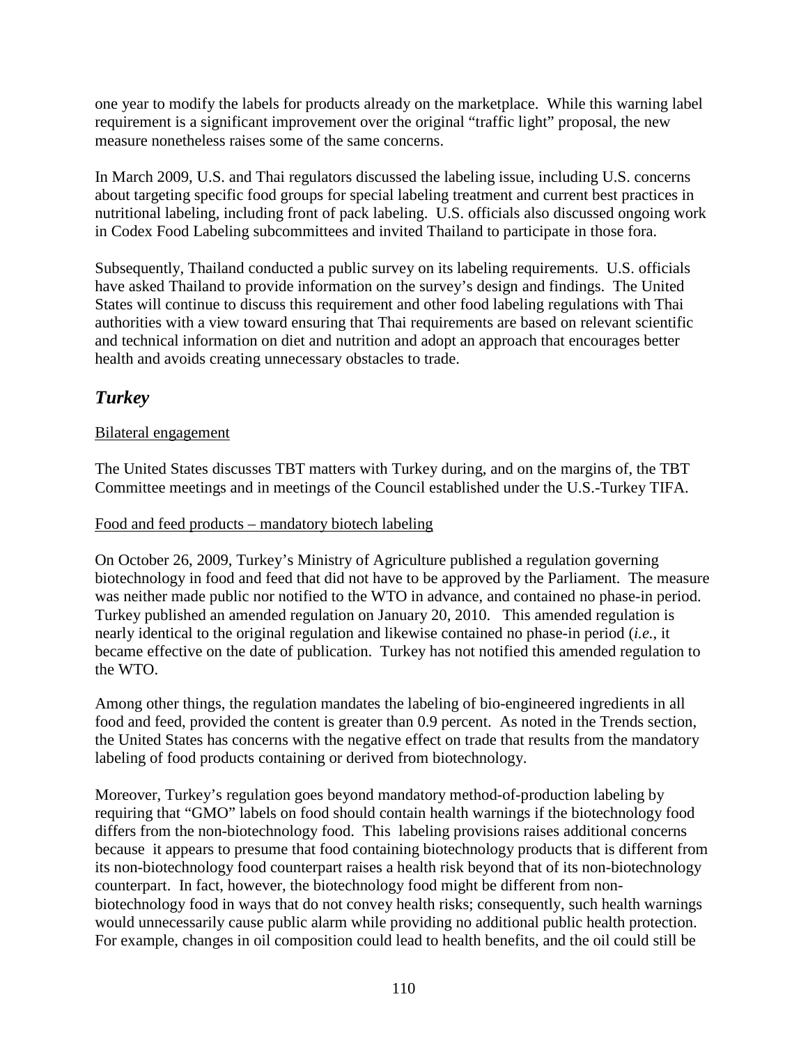one year to modify the labels for products already on the marketplace. While this warning label requirement is a significant improvement over the original "traffic light" proposal, the new measure nonetheless raises some of the same concerns.

In March 2009, U.S. and Thai regulators discussed the labeling issue, including U.S. concerns about targeting specific food groups for special labeling treatment and current best practices in nutritional labeling, including front of pack labeling. U.S. officials also discussed ongoing work in Codex Food Labeling subcommittees and invited Thailand to participate in those fora.

Subsequently, Thailand conducted a public survey on its labeling requirements. U.S. officials have asked Thailand to provide information on the survey's design and findings. The United States will continue to discuss this requirement and other food labeling regulations with Thai authorities with a view toward ensuring that Thai requirements are based on relevant scientific and technical information on diet and nutrition and adopt an approach that encourages better health and avoids creating unnecessary obstacles to trade.

## *Turkey*

Bilateral engagement

The United States discusses TBT matters with Turkey during, and on the margins of, the TBT Committee meetings and in meetings of the Council established under the U.S.-Turkey TIFA.

Food and feed products – mandatory biotech labeling

On October 26, 2009, Turkey's Ministry of Agriculture published a regulation governing biotechnology in food and feed that did not have to be approved by the Parliament. The measure was neither made public nor notified to the WTO in advance, and contained no phase-in period. Turkey published an amended regulation on January 20, 2010. This amended regulation is nearly identical to the original regulation and likewise contained no phase-in period (*i.e.*, it became effective on the date of publication. Turkey has not notified this amended regulation to the WTO.

Among other things, the regulation mandates the labeling of bio-engineered ingredients in all food and feed, provided the content is greater than 0.9 percent. As noted in the Trends section, the United States has concerns with the negative effect on trade that results from the mandatory labeling of food products containing or derived from biotechnology.

Moreover, Turkey's regulation goes beyond mandatory method-of-production labeling by requiring that "GMO" labels on food should contain health warnings if the biotechnology food differs from the non-biotechnology food. This labeling provisions raises additional concerns because it appears to presume that food containing biotechnology products that is different from its non-biotechnology food counterpart raises a health risk beyond that of its non-biotechnology counterpart. In fact, however, the biotechnology food might be different from non-biotechnology food in ways that do not convey health risks; consequently, such health warnings would unnecessarily cause public alarm while providing no additional public health protection. For example, changes in oil composition could lead to health benefits, and the oil could still be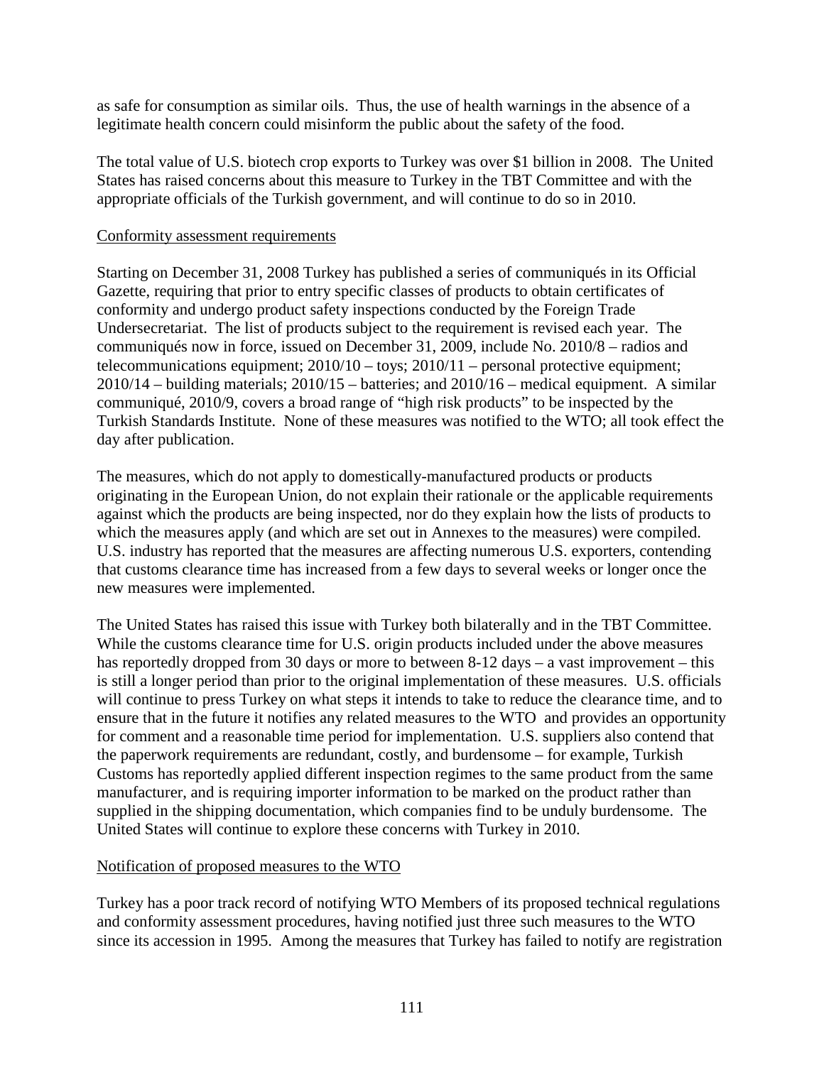as safe for consumption as similar oils. Thus, the use of health warnings in the absence of a legitimate health concern could misinform the public about the safety of the food.

The total value of U.S. biotech crop exports to Turkey was over $1 billion in 2008. The United States has raised concerns about this measure to Turkey in the TBT Committee and with the appropriate officials of the Turkish government, and will continue to do so in 2010.

<u>Conformity assessment requirements</u>

Starting on December 31, 2008 Turkey has published a series of communiqués in its Official Gazette, requiring that prior to entry specific classes of products to obtain certificates of conformity and undergo product safety inspections conducted by the Foreign Trade Undersecretariat. The list of products subject to the requirement is revised each year. The communiqués now in force, issued on December 31, 2009, include No. 2010/8 – radios and telecommunications equipment; 2010/10 – toys; 2010/11 – personal protective equipment; 2010/14 – building materials; 2010/15 – batteries; and 2010/16 – medical equipment. A similar communiqué, 2010/9, covers a broad range of "high risk products" to be inspected by the Turkish Standards Institute. None of these measures was notified to the WTO; all took effect the day after publication.

The measures, which do not apply to domestically-manufactured products or products originating in the European Union, do not explain their rationale or the applicable requirements against which the products are being inspected, nor do they explain how the lists of products to which the measures apply (and which are set out in Annexes to the measures) were compiled. U.S. industry has reported that the measures are affecting numerous U.S. exporters, contending that customs clearance time has increased from a few days to several weeks or longer once the new measures were implemented.

The United States has raised this issue with Turkey both bilaterally and in the TBT Committee. While the customs clearance time for U.S. origin products included under the above measures has reportedly dropped from 30 days or more to between 8-12 days – a vast improvement – this is still a longer period than prior to the original implementation of these measures. U.S. officials will continue to press Turkey on what steps it intends to take to reduce the clearance time, and to ensure that in the future it notifies any related measures to the WTO and provides an opportunity for comment and a reasonable time period for implementation. U.S. suppliers also contend that the paperwork requirements are redundant, costly, and burdensome – for example, Turkish Customs has reportedly applied different inspection regimes to the same product from the same manufacturer, and is requiring importer information to be marked on the product rather than supplied in the shipping documentation, which companies find to be unduly burdensome. The United States will continue to explore these concerns with Turkey in 2010.

<u>Notification of proposed measures to the WTO</u>

Turkey has a poor track record of notifying WTO Members of its proposed technical regulations and conformity assessment procedures, having notified just three such measures to the WTO since its accession in 1995. Among the measures that Turkey has failed to notify are registration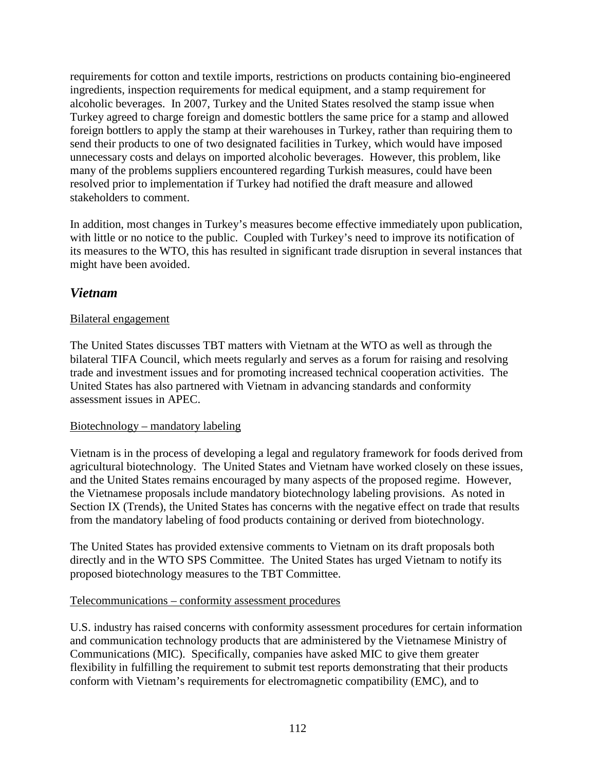requirements for cotton and textile imports, restrictions on products containing bio-engineered ingredients, inspection requirements for medical equipment, and a stamp requirement for alcoholic beverages. In 2007, Turkey and the United States resolved the stamp issue when Turkey agreed to charge foreign and domestic bottlers the same price for a stamp and allowed foreign bottlers to apply the stamp at their warehouses in Turkey, rather than requiring them to send their products to one of two designated facilities in Turkey, which would have imposed unnecessary costs and delays on imported alcoholic beverages. However, this problem, like many of the problems suppliers encountered regarding Turkish measures, could have been resolved prior to implementation if Turkey had notified the draft measure and allowed stakeholders to comment.

In addition, most changes in Turkey's measures become effective immediately upon publication, with little or no notice to the public. Coupled with Turkey's need to improve its notification of its measures to the WTO, this has resulted in significant trade disruption in several instances that might have been avoided.

## *Vietnam*

<u>Bilateral engagement</u>

The United States discusses TBT matters with Vietnam at the WTO as well as through the bilateral TIFA Council, which meets regularly and serves as a forum for raising and resolving trade and investment issues and for promoting increased technical cooperation activities. The United States has also partnered with Vietnam in advancing standards and conformity assessment issues in APEC.

<u>Biotechnology – mandatory labeling</u>

Vietnam is in the process of developing a legal and regulatory framework for foods derived from agricultural biotechnology. The United States and Vietnam have worked closely on these issues, and the United States remains encouraged by many aspects of the proposed regime. However, the Vietnamese proposals include mandatory biotechnology labeling provisions. As noted in Section IX (Trends), the United States has concerns with the negative effect on trade that results from the mandatory labeling of food products containing or derived from biotechnology.

The United States has provided extensive comments to Vietnam on its draft proposals both directly and in the WTO SPS Committee. The United States has urged Vietnam to notify its proposed biotechnology measures to the TBT Committee.

<u>Telecommunications – conformity assessment procedures</u>

U.S. industry has raised concerns with conformity assessment procedures for certain information and communication technology products that are administered by the Vietnamese Ministry of Communications (MIC). Specifically, companies have asked MIC to give them greater flexibility in fulfilling the requirement to submit test reports demonstrating that their products conform with Vietnam's requirements for electromagnetic compatibility (EMC), and to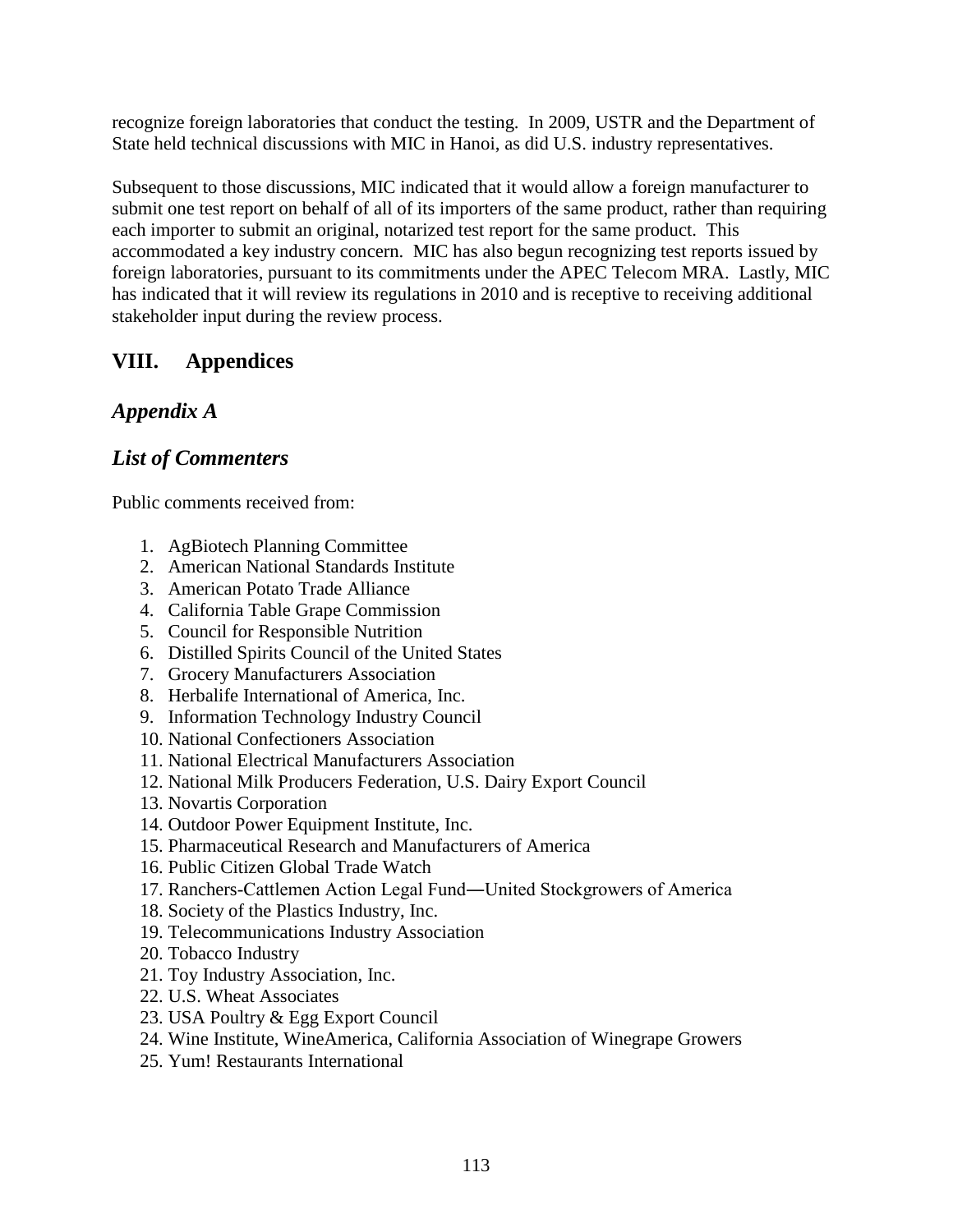recognize foreign laboratories that conduct the testing. In 2009, USTR and the Department of State held technical discussions with MIC in Hanoi, as did U.S. industry representatives.

Subsequent to those discussions, MIC indicated that it would allow a foreign manufacturer to submit one test report on behalf of all of its importers of the same product, rather than requiring each importer to submit an original, notarized test report for the same product. This accommodated a key industry concern. MIC has also begun recognizing test reports issued by foreign laboratories, pursuant to its commitments under the APEC Telecom MRA. Lastly, MIC has indicated that it will review its regulations in 2010 and is receptive to receiving additional stakeholder input during the review process.

## VIII. Appendices

### *Appendix A*

### *List of Commenters*

Public comments received from:

1. AgBiotech Planning Committee
2. American National Standards Institute
3. American Potato Trade Alliance
4. California Table Grape Commission
5. Council for Responsible Nutrition
6. Distilled Spirits Council of the United States
7. Grocery Manufacturers Association
8. Herbalife International of America, Inc.
9. Information Technology Industry Council
10. National Confectioners Association
11. National Electrical Manufacturers Association
12. National Milk Producers Federation, U.S. Dairy Export Council
13. Novartis Corporation
14. Outdoor Power Equipment Institute, Inc.
15. Pharmaceutical Research and Manufacturers of America
16. Public Citizen Global Trade Watch
17. Ranchers-Cattlemen Action Legal Fund—United Stockgrowers of America
18. Society of the Plastics Industry, Inc.
19. Telecommunications Industry Association
20. Tobacco Industry
21. Toy Industry Association, Inc.
22. U.S. Wheat Associates
23. USA Poultry & Egg Export Council
24. Wine Institute, WineAmerica, California Association of Winegrape Growers
25. Yum! Restaurants International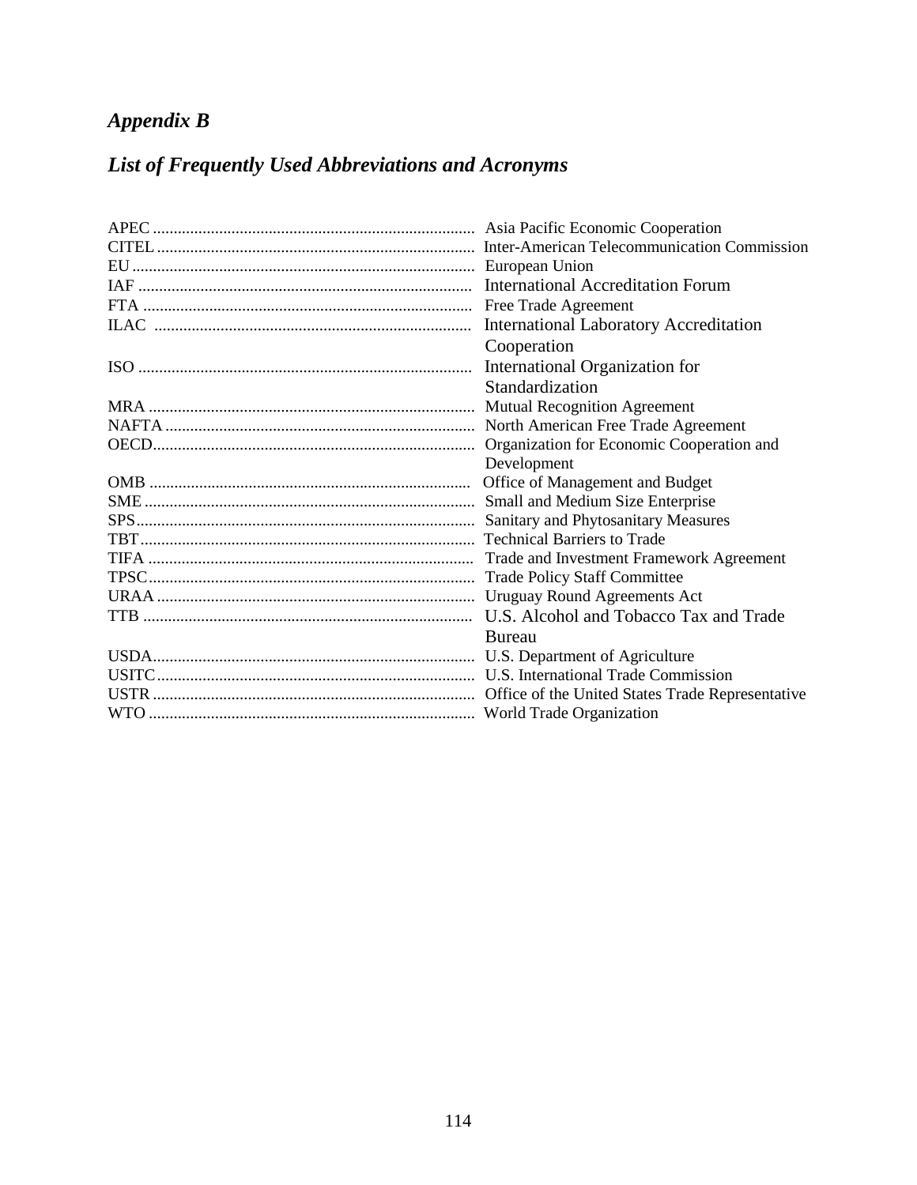# *Appendix B*

## *List of Frequently Used Abbreviations and Acronyms*

APEC ............................................................................. Asia Pacific Economic Cooperation
CITEL ............................................................................ Inter-American Telecommunication Commission
EU .................................................................................. European Union
IAF ................................................................................. International Accreditation Forum
FTA ................................................................................ Free Trade Agreement
ILAC ............................................................................. International Laboratory Accreditation Cooperation
ISO ................................................................................. International Organization for Standardization
MRA ............................................................................... Mutual Recognition Agreement
NAFTA ........................................................................... North American Free Trade Agreement
OECD............................................................................. Organization for Economic Cooperation and Development
OMB .............................................................................. Office of Management and Budget
SME ................................................................................ Small and Medium Size Enterprise
SPS.................................................................................. Sanitary and Phytosanitary Measures
TBT................................................................................. Technical Barriers to Trade
TIFA ............................................................................... Trade and Investment Framework Agreement
TPSC............................................................................... Trade Policy Staff Committee
URAA ............................................................................. Uruguay Round Agreements Act
TTB ................................................................................ U.S. Alcohol and Tobacco Tax and Trade Bureau
USDA.............................................................................. U.S. Department of Agriculture
USITC............................................................................. U.S. International Trade Commission
USTR .............................................................................. Office of the United States Trade Representative
WTO ............................................................................... World Trade Organization